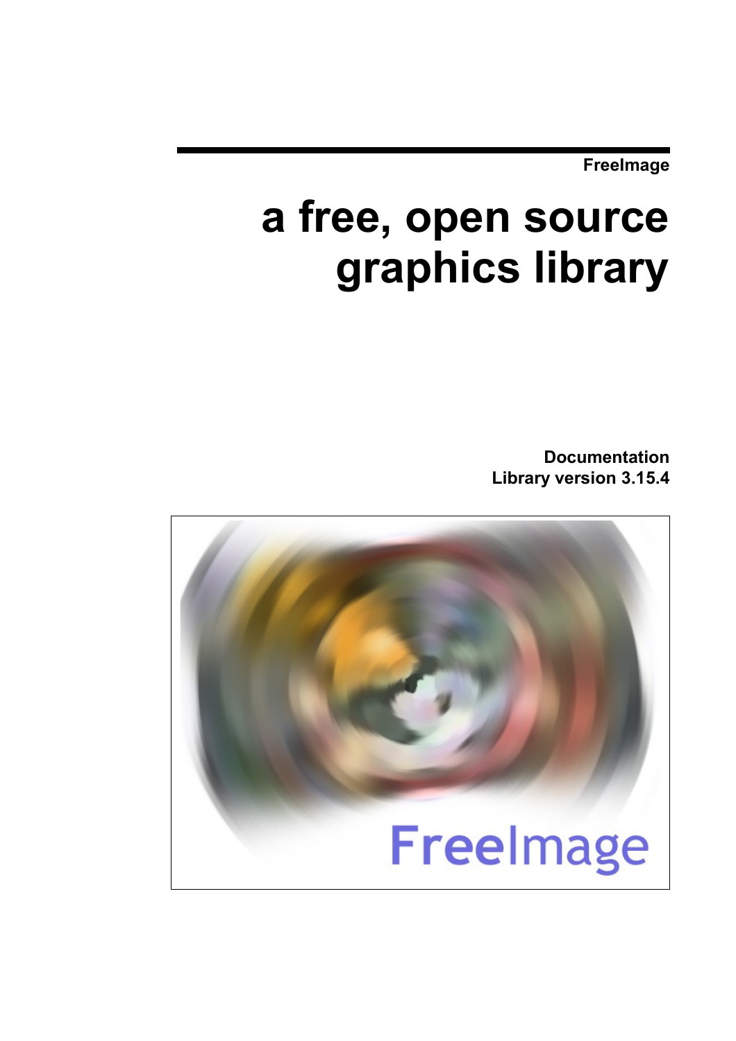FreeImage

# a free, open source graphics library

**Documentation**
**Library version 3.15.4**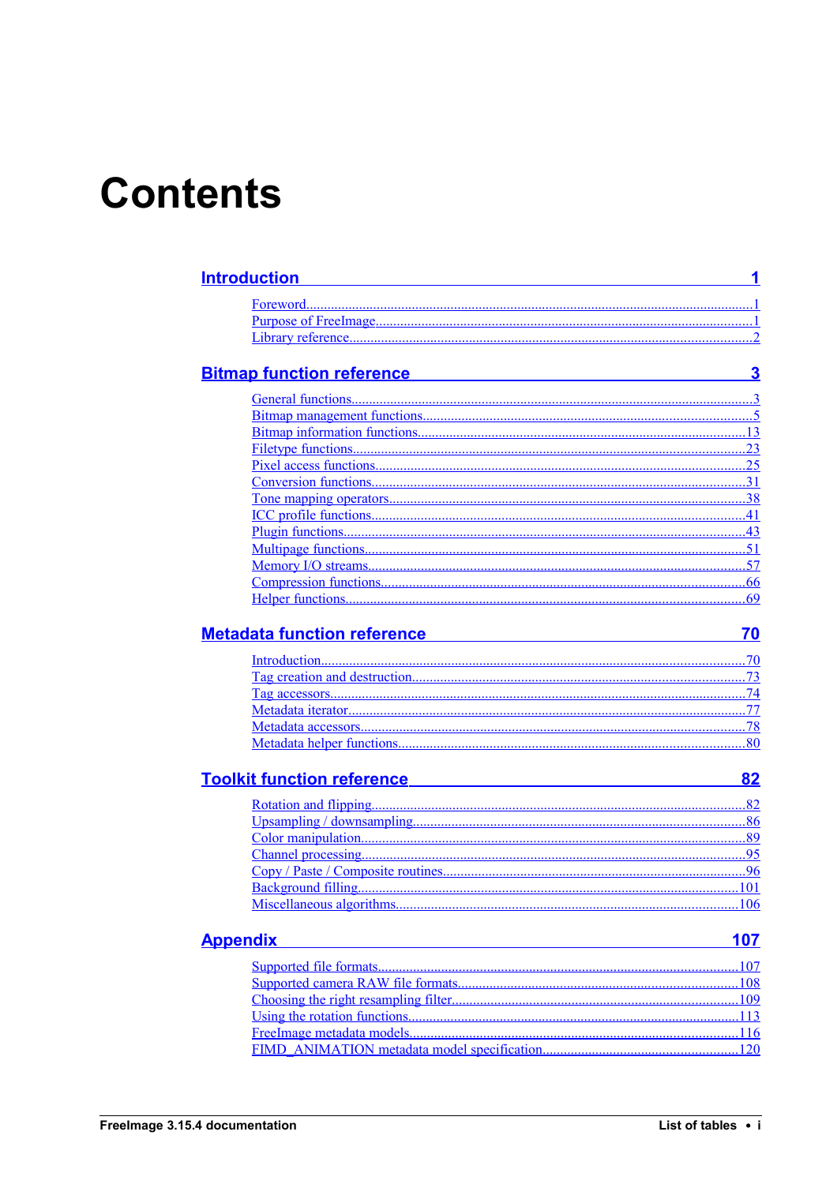# Contents

## Introduction ... 1

- Foreword ... 1
- Purpose of FreeImage ... 1
- Library reference ... 2

## Bitmap function reference ... 3

- General functions ... 3
- Bitmap management functions ... 5
- Bitmap information functions ... 13
- Filetype functions ... 23
- Pixel access functions ... 25
- Conversion functions ... 31
- Tone mapping operators ... 38
- ICC profile functions ... 41
- Plugin functions ... 43
- Multipage functions ... 51
- Memory I/O streams ... 57
- Compression functions ... 66
- Helper functions ... 69

## Metadata function reference ... 70

- Introduction ... 70
- Tag creation and destruction ... 73
- Tag accessors ... 74
- Metadata iterator ... 77
- Metadata accessors ... 78
- Metadata helper functions ... 80

## Toolkit function reference ... 82

- Rotation and flipping ... 82
- Upsampling / downsampling ... 86
- Color manipulation ... 89
- Channel processing ... 95
- Copy / Paste / Composite routines ... 96
- Background filling ... 101
- Miscellaneous algorithms ... 106

## Appendix ... 107

- Supported file formats ... 107
- Supported camera RAW file formats ... 108
- Choosing the right resampling filter ... 109
- Using the rotation functions ... 113
- FreeImage metadata models ... 116
- FIMD_ANIMATION metadata model specification ... 120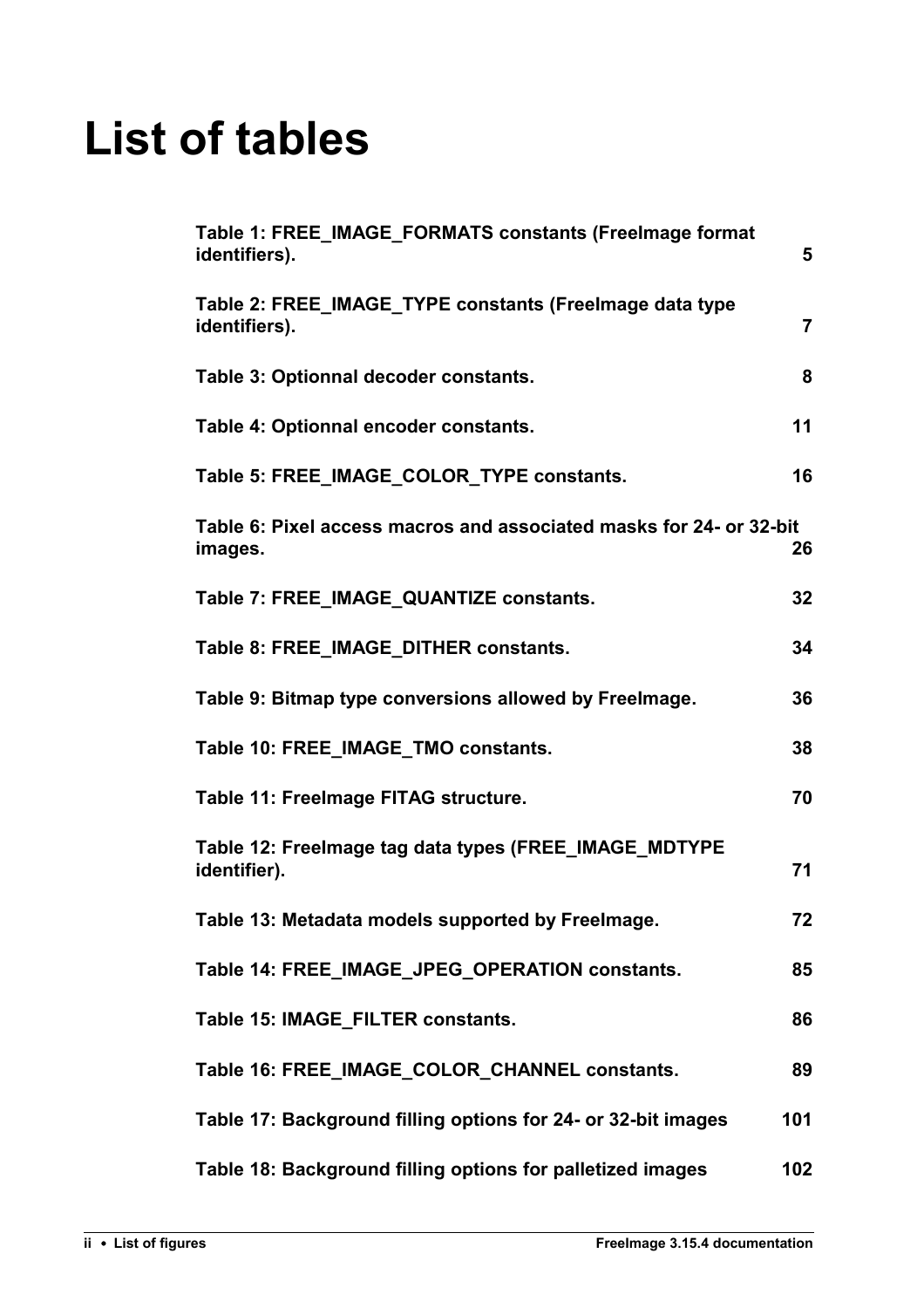# List of tables

| | |
|---|---|
| Table 1: FREE_IMAGE_FORMATS constants (FreeImage format identifiers). | 5 |
| Table 2: FREE_IMAGE_TYPE constants (FreeImage data type identifiers). | 7 |
| Table 3: Optionnal decoder constants. | 8 |
| Table 4: Optionnal encoder constants. | 11 |
| Table 5: FREE_IMAGE_COLOR_TYPE constants. | 16 |
| Table 6: Pixel access macros and associated masks for 24- or 32-bit images. | 26 |
| Table 7: FREE_IMAGE_QUANTIZE constants. | 32 |
| Table 8: FREE_IMAGE_DITHER constants. | 34 |
| Table 9: Bitmap type conversions allowed by FreeImage. | 36 |
| Table 10: FREE_IMAGE_TMO constants. | 38 |
| Table 11: FreeImage FITAG structure. | 70 |
| Table 12: FreeImage tag data types (FREE_IMAGE_MDTYPE identifier). | 71 |
| Table 13: Metadata models supported by FreeImage. | 72 |
| Table 14: FREE_IMAGE_JPEG_OPERATION constants. | 85 |
| Table 15: IMAGE_FILTER constants. | 86 |
| Table 16: FREE_IMAGE_COLOR_CHANNEL constants. | 89 |
| Table 17: Background filling options for 24- or 32-bit images | 101 |
| Table 18: Background filling options for palletized images | 102 |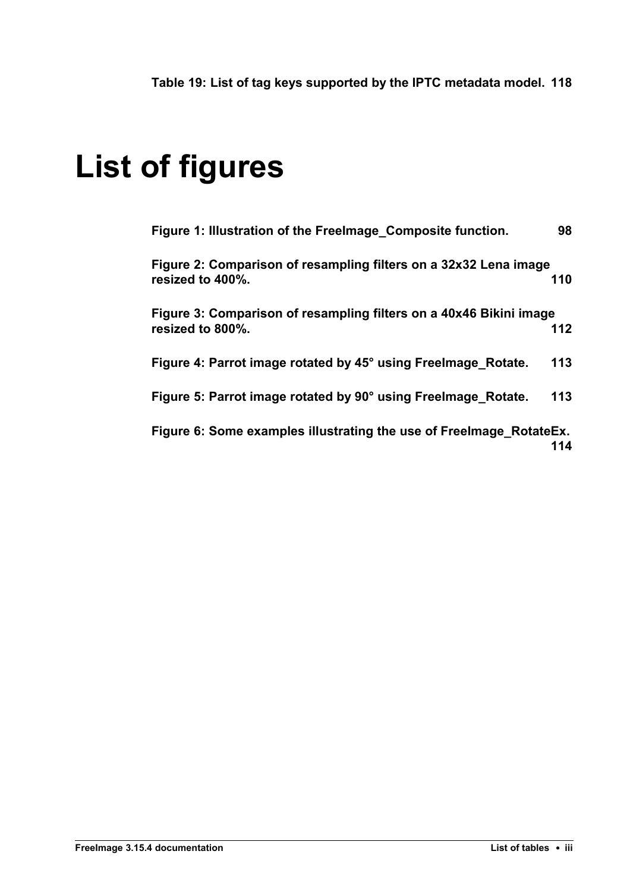**Table 19: List of tag keys supported by the IPTC metadata model. 118**

# List of figures

**Figure 1: Illustration of the FreeImage_Composite function. 98**

**Figure 2: Comparison of resampling filters on a 32x32 Lena image resized to 400%. 110**

**Figure 3: Comparison of resampling filters on a 40x46 Bikini image resized to 800%. 112**

**Figure 4: Parrot image rotated by 45° using FreeImage_Rotate. 113**

**Figure 5: Parrot image rotated by 90° using FreeImage_Rotate. 113**

**Figure 6: Some examples illustrating the use of FreeImage_RotateEx. 114**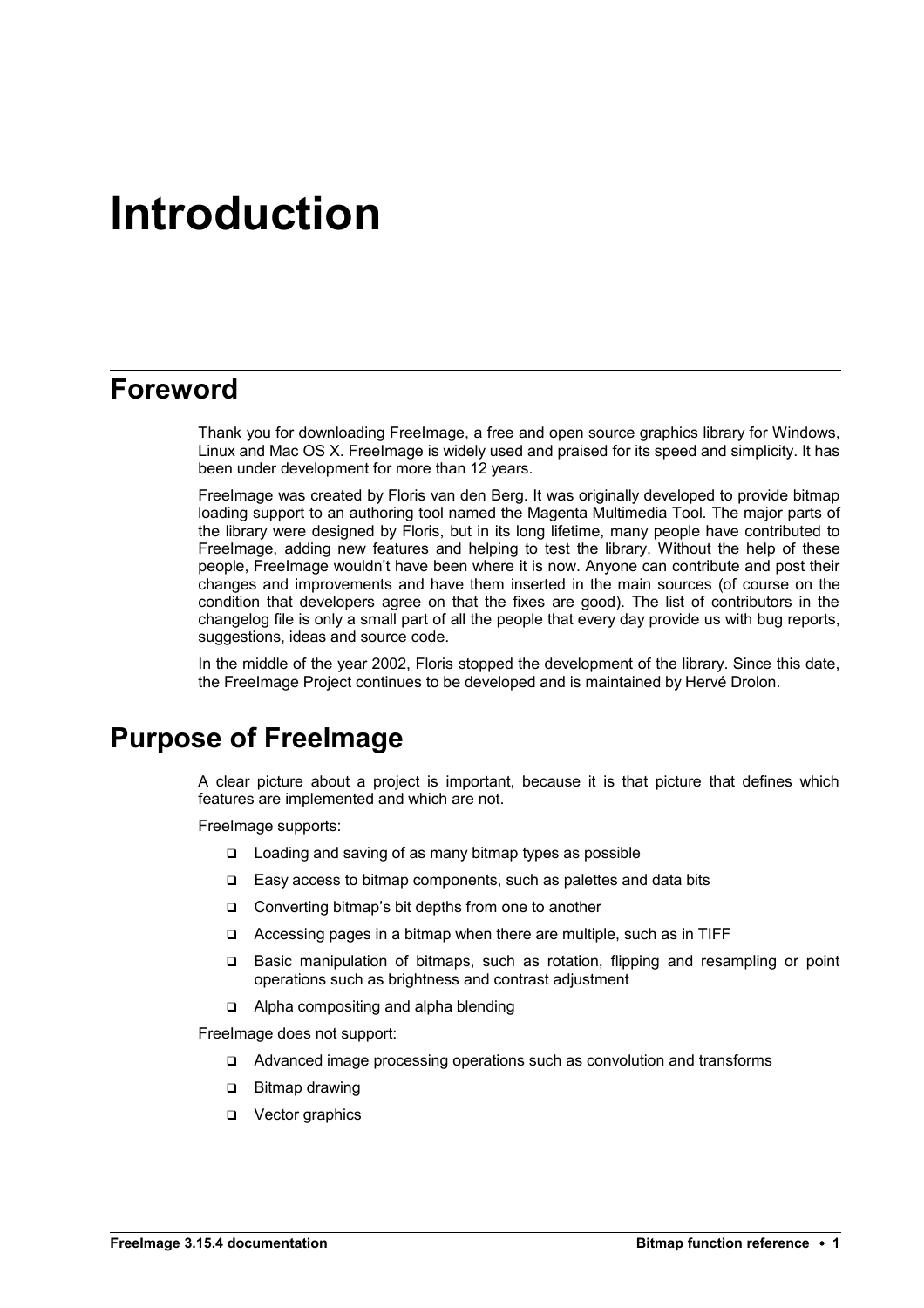# Introduction

## Foreword

Thank you for downloading FreeImage, a free and open source graphics library for Windows, Linux and Mac OS X. FreeImage is widely used and praised for its speed and simplicity. It has been under development for more than 12 years.

FreeImage was created by Floris van den Berg. It was originally developed to provide bitmap loading support to an authoring tool named the Magenta Multimedia Tool. The major parts of the library were designed by Floris, but in its long lifetime, many people have contributed to FreeImage, adding new features and helping to test the library. Without the help of these people, FreeImage wouldn't have been where it is now. Anyone can contribute and post their changes and improvements and have them inserted in the main sources (of course on the condition that developers agree on that the fixes are good). The list of contributors in the changelog file is only a small part of all the people that every day provide us with bug reports, suggestions, ideas and source code.

In the middle of the year 2002, Floris stopped the development of the library. Since this date, the FreeImage Project continues to be developed and is maintained by Hervé Drolon.

## Purpose of FreeImage

A clear picture about a project is important, because it is that picture that defines which features are implemented and which are not.

FreeImage supports:

- Loading and saving of as many bitmap types as possible
- Easy access to bitmap components, such as palettes and data bits
- Converting bitmap's bit depths from one to another
- Accessing pages in a bitmap when there are multiple, such as in TIFF
- Basic manipulation of bitmaps, such as rotation, flipping and resampling or point operations such as brightness and contrast adjustment
- Alpha compositing and alpha blending

FreeImage does not support:

- Advanced image processing operations such as convolution and transforms
- Bitmap drawing
- Vector graphics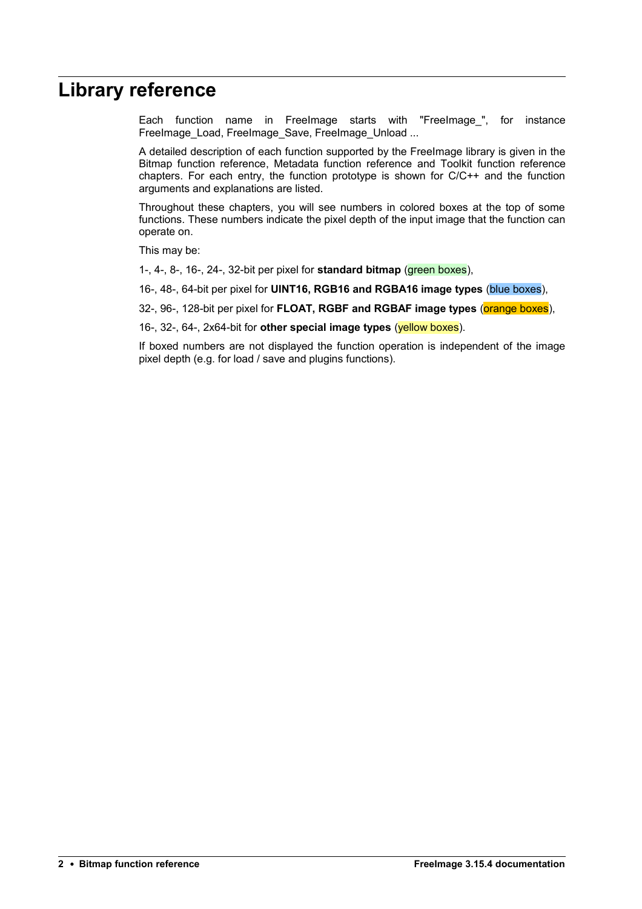# Library reference

Each function name in FreeImage starts with "FreeImage_", for instance FreeImage_Load, FreeImage_Save, FreeImage_Unload ...

A detailed description of each function supported by the FreeImage library is given in the Bitmap function reference, Metadata function reference and Toolkit function reference chapters. For each entry, the function prototype is shown for C/C++ and the function arguments and explanations are listed.

Throughout these chapters, you will see numbers in colored boxes at the top of some functions. These numbers indicate the pixel depth of the input image that the function can operate on.

This may be:

1-, 4-, 8-, 16-, 24-, 32-bit per pixel for **standard bitmap** (green boxes),

16-, 48-, 64-bit per pixel for **UINT16, RGB16 and RGBA16 image types** (blue boxes),

32-, 96-, 128-bit per pixel for **FLOAT, RGBF and RGBAF image types** (orange boxes),

16-, 32-, 64-, 2x64-bit for **other special image types** (yellow boxes).

If boxed numbers are not displayed the function operation is independent of the image pixel depth (e.g. for load / save and plugins functions).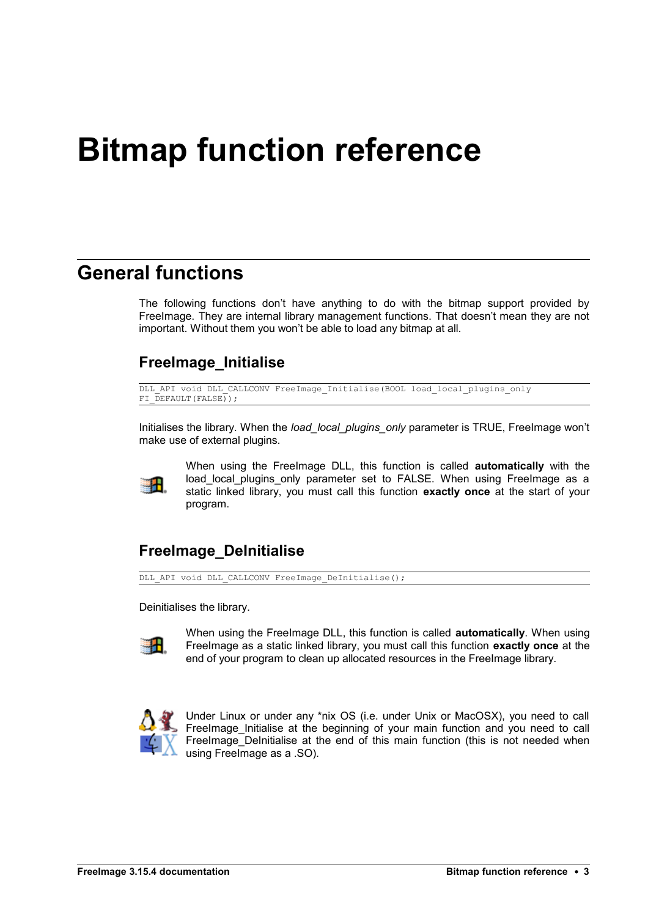# Bitmap function reference

## General functions

The following functions don't have anything to do with the bitmap support provided by FreeImage. They are internal library management functions. That doesn't mean they are not important. Without them you won't be able to load any bitmap at all.

### FreeImage_Initialise

```
DLL_API void DLL_CALLCONV FreeImage_Initialise(BOOL load_local_plugins_only
FI_DEFAULT(FALSE));
```

Initialises the library. When the *load_local_plugins_only* parameter is TRUE, FreeImage won't make use of external plugins.

When using the FreeImage DLL, this function is called **automatically** with the load_local_plugins_only parameter set to FALSE. When using FreeImage as a static linked library, you must call this function **exactly once** at the start of your program.

### FreeImage_DeInitialise

```
DLL_API void DLL_CALLCONV FreeImage_DeInitialise();
```

Deinitialises the library.

When using the FreeImage DLL, this function is called **automatically**. When using FreeImage as a static linked library, you must call this function **exactly once** at the end of your program to clean up allocated resources in the FreeImage library.

Under Linux or under any *nix OS (i.e. under Unix or MacOSX), you need to call FreeImage_Initialise at the beginning of your main function and you need to call FreeImage_DeInitialise at the end of this main function (this is not needed when using FreeImage as a .SO).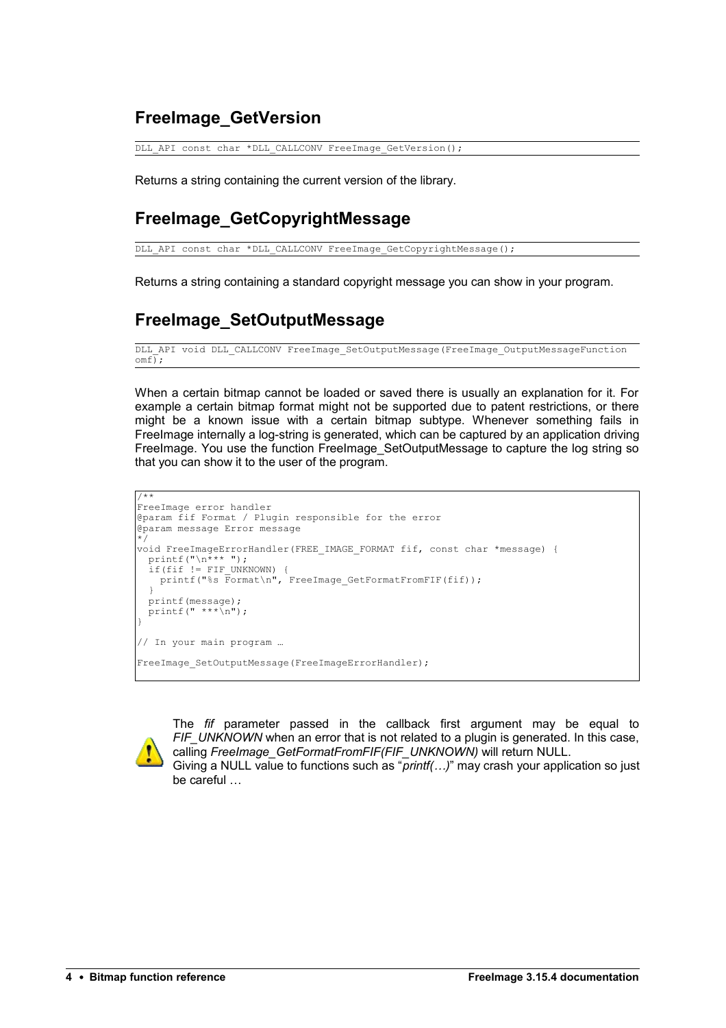## FreeImage_GetVersion

```
DLL_API const char *DLL_CALLCONV FreeImage_GetVersion();
```

Returns a string containing the current version of the library.

## FreeImage_GetCopyrightMessage

```
DLL_API const char *DLL_CALLCONV FreeImage_GetCopyrightMessage();
```

Returns a string containing a standard copyright message you can show in your program.

## FreeImage_SetOutputMessage

```
DLL_API void DLL_CALLCONV FreeImage_SetOutputMessage(FreeImage_OutputMessageFunction
omf);
```

When a certain bitmap cannot be loaded or saved there is usually an explanation for it. For example a certain bitmap format might not be supported due to patent restrictions, or there might be a known issue with a certain bitmap subtype. Whenever something fails in FreeImage internally a log-string is generated, which can be captured by an application driving FreeImage. You use the function FreeImage_SetOutputMessage to capture the log string so that you can show it to the user of the program.

```
/**
FreeImage error handler
@param fif Format / Plugin responsible for the error
@param message Error message
*/
void FreeImageErrorHandler(FREE_IMAGE_FORMAT fif, const char *message) {
  printf("\n*** ");
  if(fif != FIF_UNKNOWN) {
    printf("%s Format\n", FreeImage_GetFormatFromFIF(fif));
  }
  printf(message);
  printf(" ***\n");
}

// In your main program …

FreeImage_SetOutputMessage(FreeImageErrorHandler);
```

The *fif* parameter passed in the callback first argument may be equal to *FIF_UNKNOWN* when an error that is not related to a plugin is generated. In this case, calling *FreeImage_GetFormatFromFIF(FIF_UNKNOWN)* will return NULL.
Giving a NULL value to functions such as "*printf(…)*" may crash your application so just be careful …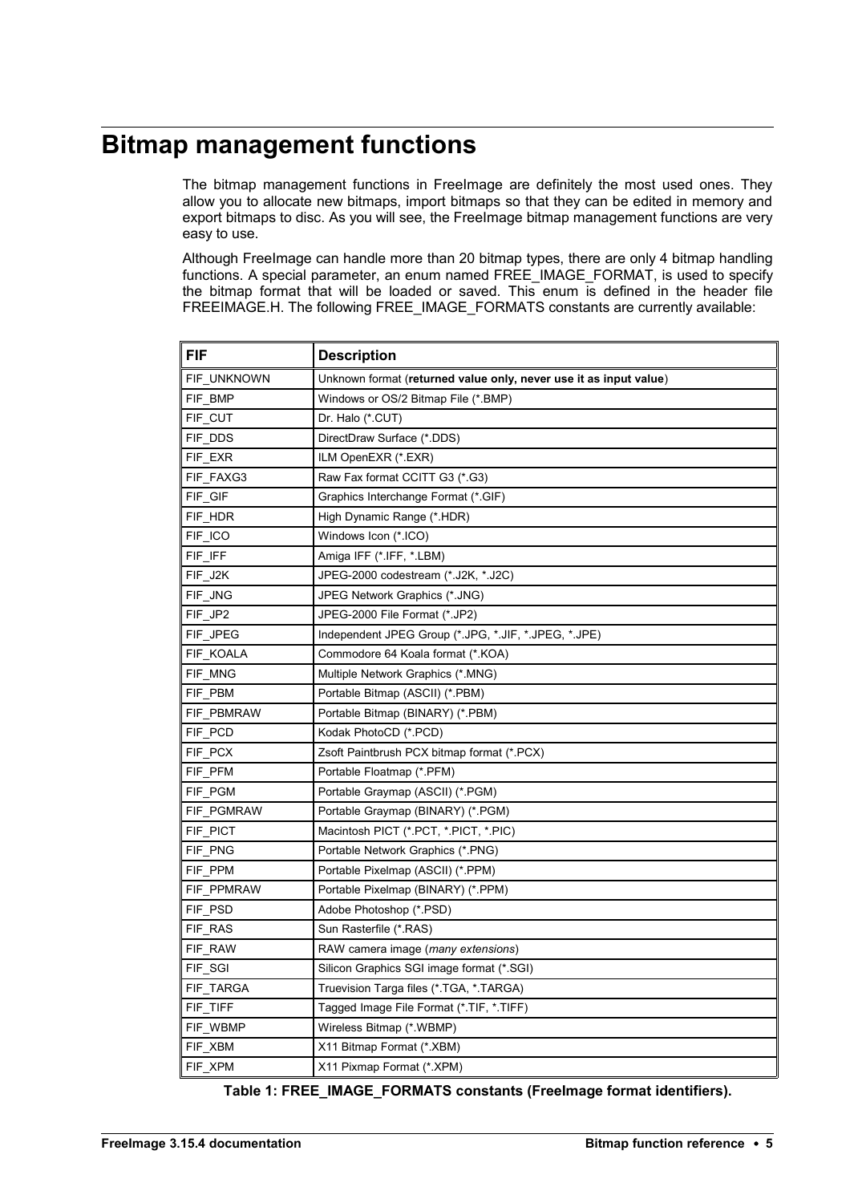# Bitmap management functions

The bitmap management functions in FreeImage are definitely the most used ones. They allow you to allocate new bitmaps, import bitmaps so that they can be edited in memory and export bitmaps to disc. As you will see, the FreeImage bitmap management functions are very easy to use.

Although FreeImage can handle more than 20 bitmap types, there are only 4 bitmap handling functions. A special parameter, an enum named FREE_IMAGE_FORMAT, is used to specify the bitmap format that will be loaded or saved. This enum is defined in the header file FREEIMAGE.H. The following FREE_IMAGE_FORMATS constants are currently available:

| FIF | Description |
|---|---|
| FIF_UNKNOWN | Unknown format (**returned value only, never use it as input value**) |
| FIF_BMP | Windows or OS/2 Bitmap File (*.BMP) |
| FIF_CUT | Dr. Halo (*.CUT) |
| FIF_DDS | DirectDraw Surface (*.DDS) |
| FIF_EXR | ILM OpenEXR (*.EXR) |
| FIF_FAXG3 | Raw Fax format CCITT G3 (*.G3) |
| FIF_GIF | Graphics Interchange Format (*.GIF) |
| FIF_HDR | High Dynamic Range (*.HDR) |
| FIF_ICO | Windows Icon (*.ICO) |
| FIF_IFF | Amiga IFF (*.IFF, *.LBM) |
| FIF_J2K | JPEG-2000 codestream (*.J2K, *.J2C) |
| FIF_JNG | JPEG Network Graphics (*.JNG) |
| FIF_JP2 | JPEG-2000 File Format (*.JP2) |
| FIF_JPEG | Independent JPEG Group (*.JPG, *.JIF, *.JPEG, *.JPE) |
| FIF_KOALA | Commodore 64 Koala format (*.KOA) |
| FIF_MNG | Multiple Network Graphics (*.MNG) |
| FIF_PBM | Portable Bitmap (ASCII) (*.PBM) |
| FIF_PBMRAW | Portable Bitmap (BINARY) (*.PBM) |
| FIF_PCD | Kodak PhotoCD (*.PCD) |
| FIF_PCX | Zsoft Paintbrush PCX bitmap format (*.PCX) |
| FIF_PFM | Portable Floatmap (*.PFM) |
| FIF_PGM | Portable Graymap (ASCII) (*.PGM) |
| FIF_PGMRAW | Portable Graymap (BINARY) (*.PGM) |
| FIF_PICT | Macintosh PICT (*.PCT, *.PICT, *.PIC) |
| FIF_PNG | Portable Network Graphics (*.PNG) |
| FIF_PPM | Portable Pixelmap (ASCII) (*.PPM) |
| FIF_PPMRAW | Portable Pixelmap (BINARY) (*.PPM) |
| FIF_PSD | Adobe Photoshop (*.PSD) |
| FIF_RAS | Sun Rasterfile (*.RAS) |
| FIF_RAW | RAW camera image (*many extensions*) |
| FIF_SGI | Silicon Graphics SGI image format (*.SGI) |
| FIF_TARGA | Truevision Targa files (*.TGA, *.TARGA) |
| FIF_TIFF | Tagged Image File Format (*.TIF, *.TIFF) |
| FIF_WBMP | Wireless Bitmap (*.WBMP) |
| FIF_XBM | X11 Bitmap Format (*.XBM) |
| FIF_XPM | X11 Pixmap Format (*.XPM) |

**Table 1: FREE_IMAGE_FORMATS constants (FreeImage format identifiers).**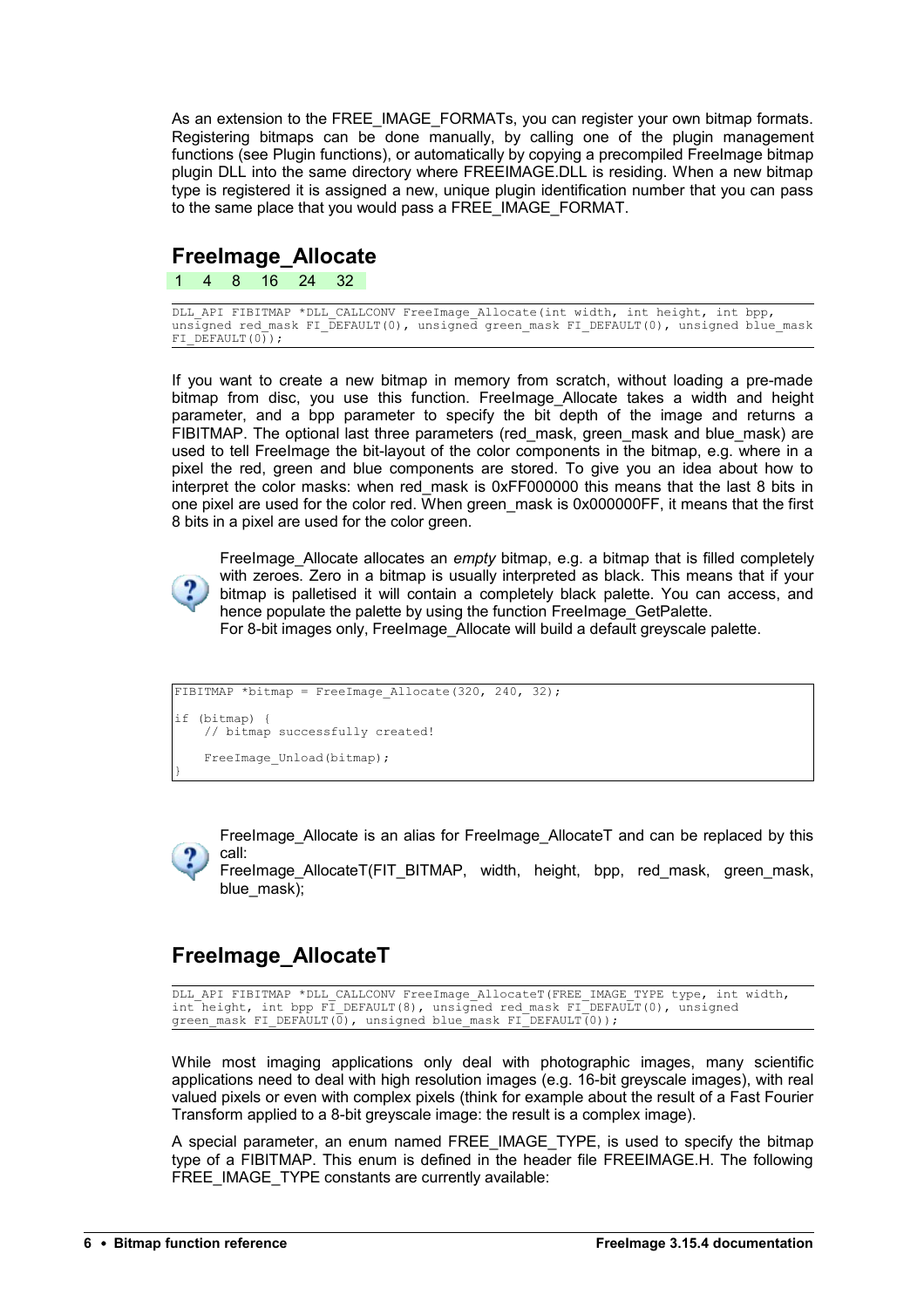As an extension to the FREE_IMAGE_FORMATs, you can register your own bitmap formats. Registering bitmaps can be done manually, by calling one of the plugin management functions (see Plugin functions), or automatically by copying a precompiled FreeImage bitmap plugin DLL into the same directory where FREEIMAGE.DLL is residing. When a new bitmap type is registered it is assigned a new, unique plugin identification number that you can pass to the same place that you would pass a FREE_IMAGE_FORMAT.

## FreeImage_Allocate

1 4 8 16 24 32

```
DLL_API FIBITMAP *DLL_CALLCONV FreeImage_Allocate(int width, int height, int bpp,
unsigned red_mask FI_DEFAULT(0), unsigned green_mask FI_DEFAULT(0), unsigned blue_mask
FI_DEFAULT(0));
```

If you want to create a new bitmap in memory from scratch, without loading a pre-made bitmap from disc, you use this function. FreeImage_Allocate takes a width and height parameter, and a bpp parameter to specify the bit depth of the image and returns a FIBITMAP. The optional last three parameters (red_mask, green_mask and blue_mask) are used to tell FreeImage the bit-layout of the color components in the bitmap, e.g. where in a pixel the red, green and blue components are stored. To give you an idea about how to interpret the color masks: when red_mask is 0xFF000000 this means that the last 8 bits in one pixel are used for the color red. When green_mask is 0x000000FF, it means that the first 8 bits in a pixel are used for the color green.

FreeImage_Allocate allocates an *empty* bitmap, e.g. a bitmap that is filled completely with zeroes. Zero in a bitmap is usually interpreted as black. This means that if your bitmap is palletised it will contain a completely black palette. You can access, and hence populate the palette by using the function FreeImage_GetPalette.
For 8-bit images only, FreeImage_Allocate will build a default greyscale palette.

```
FIBITMAP *bitmap = FreeImage_Allocate(320, 240, 32);

if (bitmap) {
    // bitmap successfully created!

    FreeImage_Unload(bitmap);
}
```

FreeImage_Allocate is an alias for FreeImage_AllocateT and can be replaced by this call:
FreeImage_AllocateT(FIT_BITMAP, width, height, bpp, red_mask, green_mask, blue_mask);

## FreeImage_AllocateT

```
DLL_API FIBITMAP *DLL_CALLCONV FreeImage_AllocateT(FREE_IMAGE_TYPE type, int width,
int height, int bpp FI_DEFAULT(8), unsigned red_mask FI_DEFAULT(0), unsigned
green_mask FI_DEFAULT(0), unsigned blue_mask FI_DEFAULT(0));
```

While most imaging applications only deal with photographic images, many scientific applications need to deal with high resolution images (e.g. 16-bit greyscale images), with real valued pixels or even with complex pixels (think for example about the result of a Fast Fourier Transform applied to a 8-bit greyscale image: the result is a complex image).

A special parameter, an enum named FREE_IMAGE_TYPE, is used to specify the bitmap type of a FIBITMAP. This enum is defined in the header file FREEIMAGE.H. The following FREE_IMAGE_TYPE constants are currently available: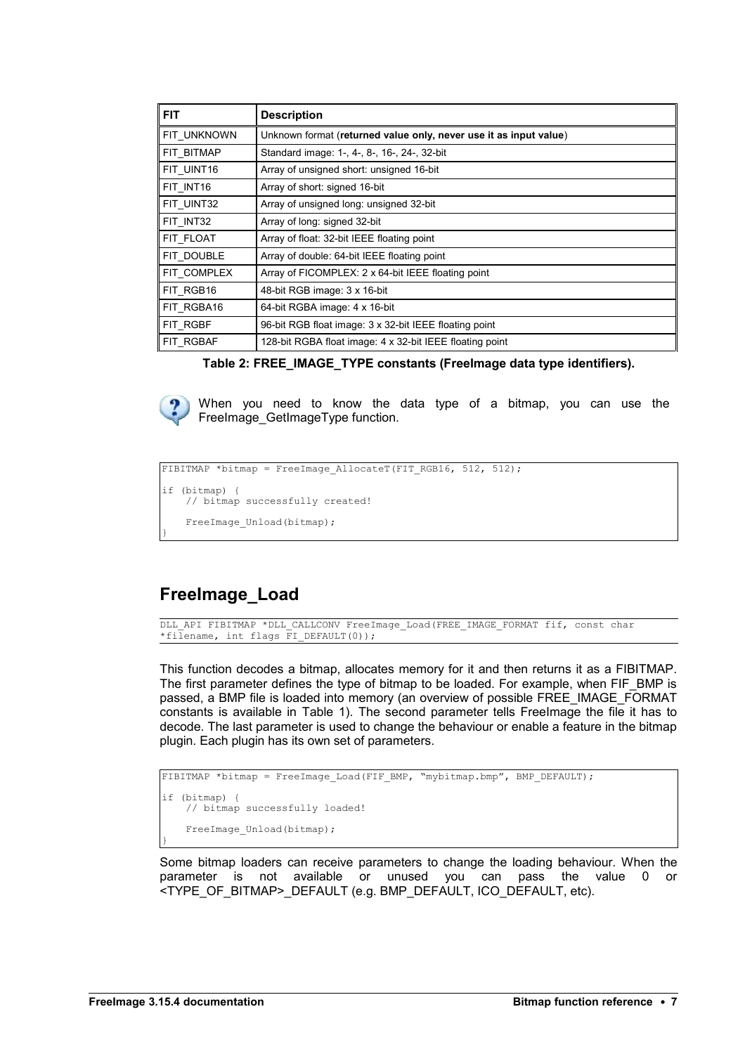| FIT | Description |
|---|---|
| FIT_UNKNOWN | Unknown format (**returned value only, never use it as input value**) |
| FIT_BITMAP | Standard image: 1-, 4-, 8-, 16-, 24-, 32-bit |
| FIT_UINT16 | Array of unsigned short: unsigned 16-bit |
| FIT_INT16 | Array of short: signed 16-bit |
| FIT_UINT32 | Array of unsigned long: unsigned 32-bit |
| FIT_INT32 | Array of long: signed 32-bit |
| FIT_FLOAT | Array of float: 32-bit IEEE floating point |
| FIT_DOUBLE | Array of double: 64-bit IEEE floating point |
| FIT_COMPLEX | Array of FICOMPLEX: 2 x 64-bit IEEE floating point |
| FIT_RGB16 | 48-bit RGB image: 3 x 16-bit |
| FIT_RGBA16 | 64-bit RGBA image: 4 x 16-bit |
| FIT_RGBF | 96-bit RGB float image: 3 x 32-bit IEEE floating point |
| FIT_RGBAF | 128-bit RGBA float image: 4 x 32-bit IEEE floating point |

**Table 2: FREE_IMAGE_TYPE constants (FreeImage data type identifiers).**

When you need to know the data type of a bitmap, you can use the FreeImage_GetImageType function.

```
FIBITMAP *bitmap = FreeImage_AllocateT(FIT_RGB16, 512, 512);

if (bitmap) {
    // bitmap successfully created!

    FreeImage_Unload(bitmap);
}
```

## FreeImage_Load

```
DLL_API FIBITMAP *DLL_CALLCONV FreeImage_Load(FREE_IMAGE_FORMAT fif, const char
*filename, int flags FI_DEFAULT(0));
```

This function decodes a bitmap, allocates memory for it and then returns it as a FIBITMAP. The first parameter defines the type of bitmap to be loaded. For example, when FIF_BMP is passed, a BMP file is loaded into memory (an overview of possible FREE_IMAGE_FORMAT constants is available in Table 1). The second parameter tells FreeImage the file it has to decode. The last parameter is used to change the behaviour or enable a feature in the bitmap plugin. Each plugin has its own set of parameters.

```
FIBITMAP *bitmap = FreeImage_Load(FIF_BMP, "mybitmap.bmp", BMP_DEFAULT);

if (bitmap) {
    // bitmap successfully loaded!

    FreeImage_Unload(bitmap);
}
```

Some bitmap loaders can receive parameters to change the loading behaviour. When the parameter is not available or unused you can pass the value 0 or <TYPE_OF_BITMAP>_DEFAULT (e.g. BMP_DEFAULT, ICO_DEFAULT, etc).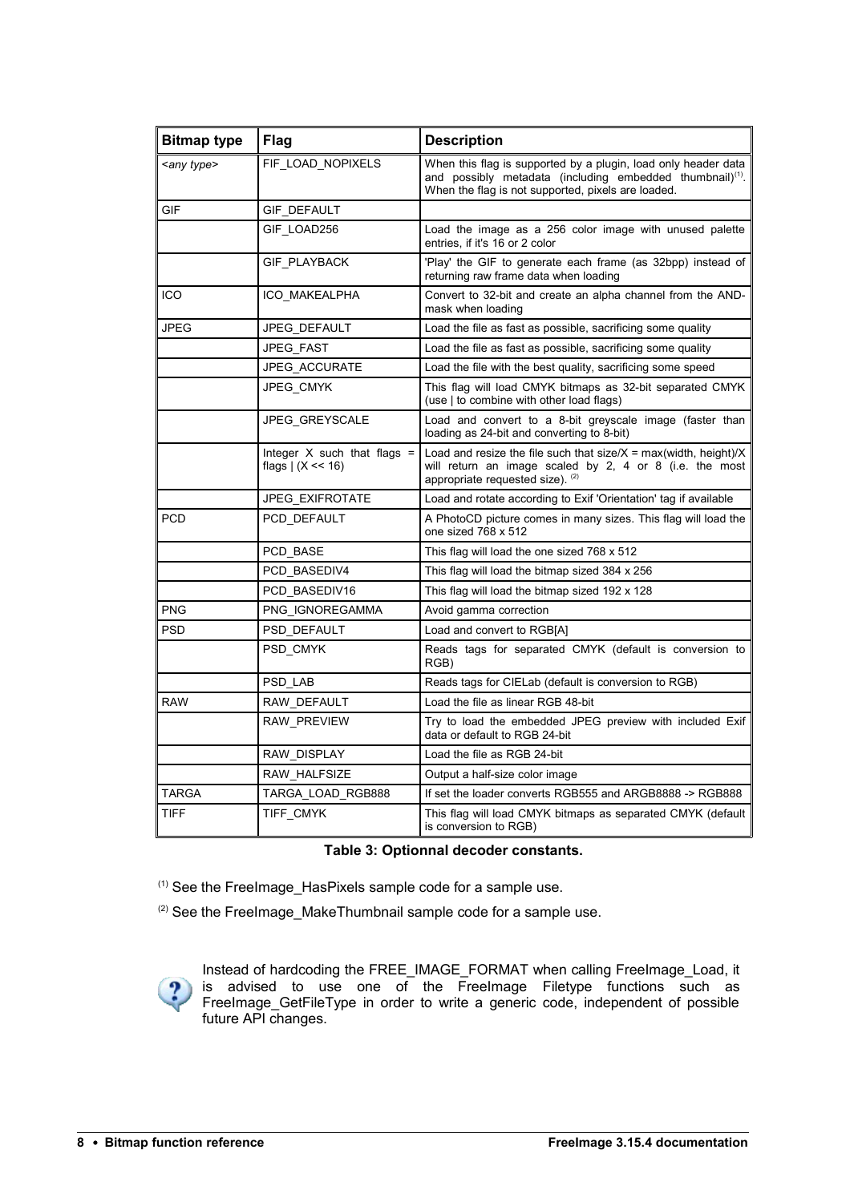| Bitmap type | Flag | Description |
|---|---|---|
| *<any type>* | FIF_LOAD_NOPIXELS | When this flag is supported by a plugin, load only header data and possibly metadata (including embedded thumbnail)[1]. When the flag is not supported, pixels are loaded. |
| GIF | GIF_DEFAULT | |
| | GIF_LOAD256 | Load the image as a 256 color image with unused palette entries, if it's 16 or 2 color |
| | GIF_PLAYBACK | 'Play' the GIF to generate each frame (as 32bpp) instead of returning raw frame data when loading |
| ICO | ICO_MAKEALPHA | Convert to 32-bit and create an alpha channel from the AND-mask when loading |
| JPEG | JPEG_DEFAULT | Load the file as fast as possible, sacrificing some quality |
| | JPEG_FAST | Load the file as fast as possible, sacrificing some quality |
| | JPEG_ACCURATE | Load the file with the best quality, sacrificing some speed |
| | JPEG_CMYK | This flag will load CMYK bitmaps as 32-bit separated CMYK (use \| to combine with other load flags) |
| | JPEG_GREYSCALE | Load and convert to a 8-bit greyscale image (faster than loading as 24-bit and converting to 8-bit) |
| | Integer X such that flags = flags \| (X << 16) | Load and resize the file such that size/X = max(width, height)/X will return an image scaled by 2, 4 or 8 (i.e. the most appropriate requested size). [2] |
| | JPEG_EXIFROTATE | Load and rotate according to Exif 'Orientation' tag if available |
| PCD | PCD_DEFAULT | A PhotoCD picture comes in many sizes. This flag will load the one sized 768 x 512 |
| | PCD_BASE | This flag will load the one sized 768 x 512 |
| | PCD_BASEDIV4 | This flag will load the bitmap sized 384 x 256 |
| | PCD_BASEDIV16 | This flag will load the bitmap sized 192 x 128 |
| PNG | PNG_IGNOREGAMMA | Avoid gamma correction |
| PSD | PSD_DEFAULT | Load and convert to RGB[A] |
| | PSD_CMYK | Reads tags for separated CMYK (default is conversion to RGB) |
| | PSD_LAB | Reads tags for CIELab (default is conversion to RGB) |
| RAW | RAW_DEFAULT | Load the file as linear RGB 48-bit |
| | RAW_PREVIEW | Try to load the embedded JPEG preview with included Exif data or default to RGB 24-bit |
| | RAW_DISPLAY | Load the file as RGB 24-bit |
| | RAW_HALFSIZE | Output a half-size color image |
| TARGA | TARGA_LOAD_RGB888 | If set the loader converts RGB555 and ARGB8888 -> RGB888 |
| TIFF | TIFF_CMYK | This flag will load CMYK bitmaps as separated CMYK (default is conversion to RGB) |

**Table 3: Optionnal decoder constants.**

[1] See the FreeImage_HasPixels sample code for a sample use.

[2] See the FreeImage_MakeThumbnail sample code for a sample use.

Instead of hardcoding the FREE_IMAGE_FORMAT when calling FreeImage_Load, it is advised to use one of the FreeImage Filetype functions such as FreeImage_GetFileType in order to write a generic code, independent of possible future API changes.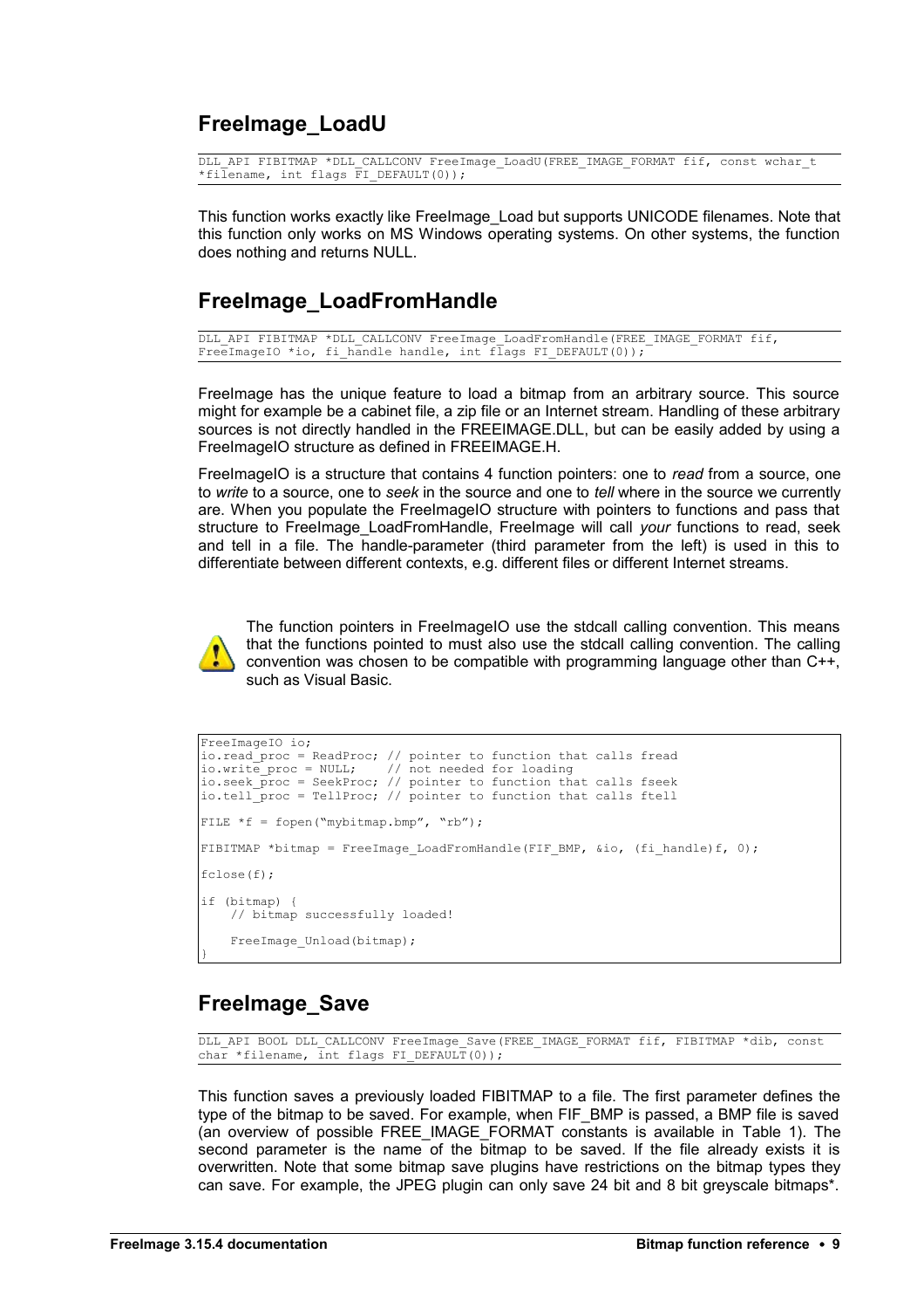## FreeImage_LoadU

```
DLL_API FIBITMAP *DLL_CALLCONV FreeImage_LoadU(FREE_IMAGE_FORMAT fif, const wchar_t
*filename, int flags FI_DEFAULT(0));
```

This function works exactly like FreeImage_Load but supports UNICODE filenames. Note that this function only works on MS Windows operating systems. On other systems, the function does nothing and returns NULL.

## FreeImage_LoadFromHandle

```
DLL_API FIBITMAP *DLL_CALLCONV FreeImage_LoadFromHandle(FREE_IMAGE_FORMAT fif,
FreeImageIO *io, fi_handle handle, int flags FI_DEFAULT(0));
```

FreeImage has the unique feature to load a bitmap from an arbitrary source. This source might for example be a cabinet file, a zip file or an Internet stream. Handling of these arbitrary sources is not directly handled in the FREEIMAGE.DLL, but can be easily added by using a FreeImageIO structure as defined in FREEIMAGE.H.

FreeImageIO is a structure that contains 4 function pointers: one to *read* from a source, one to *write* to a source, one to *seek* in the source and one to *tell* where in the source we currently are. When you populate the FreeImageIO structure with pointers to functions and pass that structure to FreeImage_LoadFromHandle, FreeImage will call *your* functions to read, seek and tell in a file. The handle-parameter (third parameter from the left) is used in this to differentiate between different contexts, e.g. different files or different Internet streams.

The function pointers in FreeImageIO use the stdcall calling convention. This means that the functions pointed to must also use the stdcall calling convention. The calling convention was chosen to be compatible with programming language other than C++, such as Visual Basic.

```
FreeImageIO io;
io.read_proc = ReadProc; // pointer to function that calls fread
io.write_proc = NULL;    // not needed for loading
io.seek_proc = SeekProc; // pointer to function that calls fseek
io.tell_proc = TellProc; // pointer to function that calls ftell

FILE *f = fopen("mybitmap.bmp", "rb");

FIBITMAP *bitmap = FreeImage_LoadFromHandle(FIF_BMP, &io, (fi_handle)f, 0);

fclose(f);

if (bitmap) {
    // bitmap successfully loaded!

    FreeImage_Unload(bitmap);
}
```

## FreeImage_Save

```
DLL_API BOOL DLL_CALLCONV FreeImage_Save(FREE_IMAGE_FORMAT fif, FIBITMAP *dib, const
char *filename, int flags FI_DEFAULT(0));
```

This function saves a previously loaded FIBITMAP to a file. The first parameter defines the type of the bitmap to be saved. For example, when FIF_BMP is passed, a BMP file is saved (an overview of possible FREE_IMAGE_FORMAT constants is available in Table 1). The second parameter is the name of the bitmap to be saved. If the file already exists it is overwritten. Note that some bitmap save plugins have restrictions on the bitmap types they can save. For example, the JPEG plugin can only save 24 bit and 8 bit greyscale bitmaps*.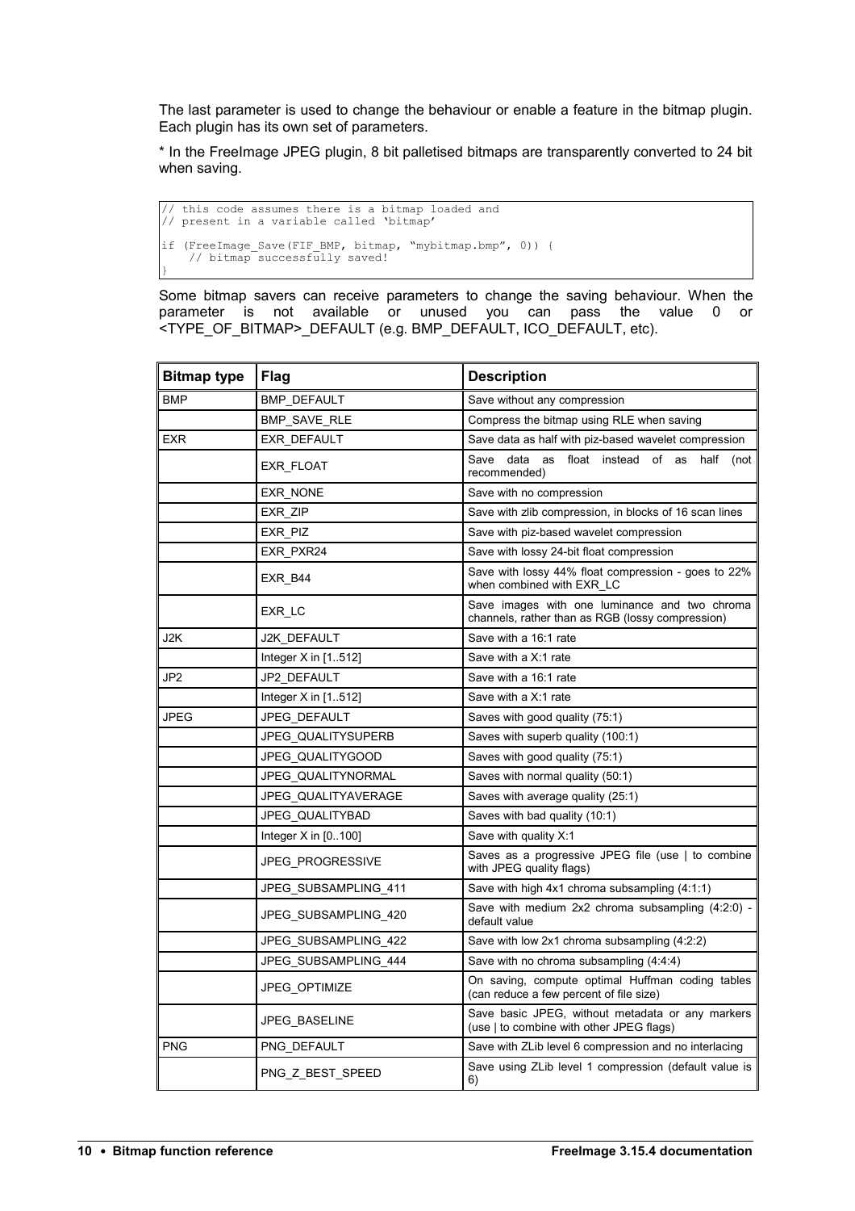The last parameter is used to change the behaviour or enable a feature in the bitmap plugin. Each plugin has its own set of parameters.

* In the FreeImage JPEG plugin, 8 bit palletised bitmaps are transparently converted to 24 bit when saving.

```
// this code assumes there is a bitmap loaded and
// present in a variable called 'bitmap'

if (FreeImage_Save(FIF_BMP, bitmap, "mybitmap.bmp", 0)) {
    // bitmap successfully saved!
}
```

Some bitmap savers can receive parameters to change the saving behaviour. When the parameter is not available or unused you can pass the value 0 or <TYPE_OF_BITMAP>_DEFAULT (e.g. BMP_DEFAULT, ICO_DEFAULT, etc).

| Bitmap type | Flag | Description |
|---|---|---|
| BMP | BMP_DEFAULT | Save without any compression |
| | BMP_SAVE_RLE | Compress the bitmap using RLE when saving |
| EXR | EXR_DEFAULT | Save data as half with piz-based wavelet compression |
| | EXR_FLOAT | Save data as float instead of as half (not recommended) |
| | EXR_NONE | Save with no compression |
| | EXR_ZIP | Save with zlib compression, in blocks of 16 scan lines |
| | EXR_PIZ | Save with piz-based wavelet compression |
| | EXR_PXR24 | Save with lossy 24-bit float compression |
| | EXR_B44 | Save with lossy 44% float compression - goes to 22% when combined with EXR_LC |
| | EXR_LC | Save images with one luminance and two chroma channels, rather than as RGB (lossy compression) |
| J2K | J2K_DEFAULT | Save with a 16:1 rate |
| | Integer X in [1..512] | Save with a X:1 rate |
| JP2 | JP2_DEFAULT | Save with a 16:1 rate |
| | Integer X in [1..512] | Save with a X:1 rate |
| JPEG | JPEG_DEFAULT | Saves with good quality (75:1) |
| | JPEG_QUALITYSUPERB | Saves with superb quality (100:1) |
| | JPEG_QUALITYGOOD | Saves with good quality (75:1) |
| | JPEG_QUALITYNORMAL | Saves with normal quality (50:1) |
| | JPEG_QUALITYAVERAGE | Saves with average quality (25:1) |
| | JPEG_QUALITYBAD | Saves with bad quality (10:1) |
| | Integer X in [0..100] | Save with quality X:1 |
| | JPEG_PROGRESSIVE | Saves as a progressive JPEG file (use \| to combine with JPEG quality flags) |
| | JPEG_SUBSAMPLING_411 | Save with high 4x1 chroma subsampling (4:1:1) |
| | JPEG_SUBSAMPLING_420 | Save with medium 2x2 chroma subsampling (4:2:0) - default value |
| | JPEG_SUBSAMPLING_422 | Save with low 2x1 chroma subsampling (4:2:2) |
| | JPEG_SUBSAMPLING_444 | Save with no chroma subsampling (4:4:4) |
| | JPEG_OPTIMIZE | On saving, compute optimal Huffman coding tables (can reduce a few percent of file size) |
| | JPEG_BASELINE | Save basic JPEG, without metadata or any markers (use \| to combine with other JPEG flags) |
| PNG | PNG_DEFAULT | Save with ZLib level 6 compression and no interlacing |
| | PNG_Z_BEST_SPEED | Save using ZLib level 1 compression (default value is 6) |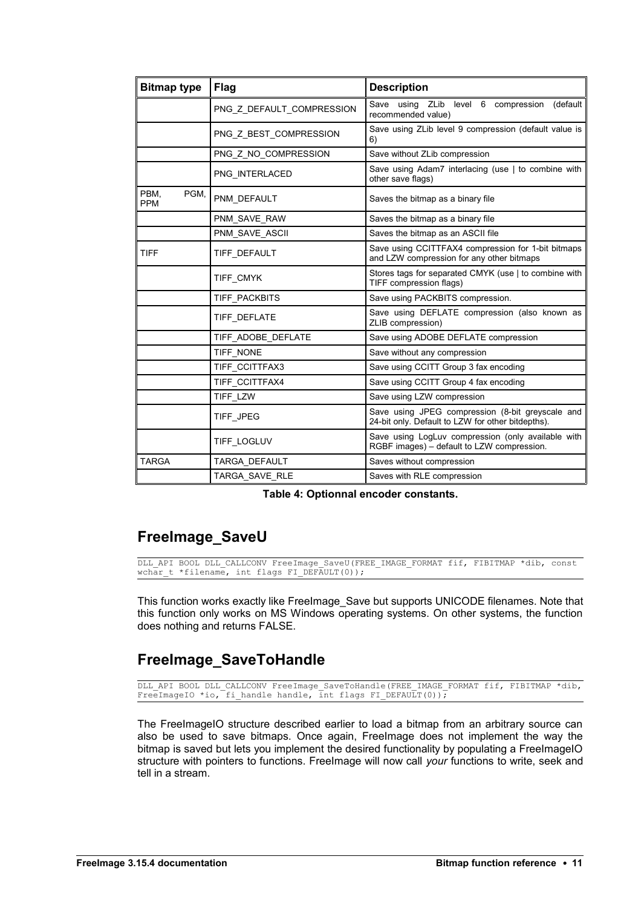| Bitmap type | Flag | Description |
| --- | --- | --- |
| | PNG_Z_DEFAULT_COMPRESSION | Save using ZLib level 6 compression (default recommended value) |
| | PNG_Z_BEST_COMPRESSION | Save using ZLib level 9 compression (default value is 6) |
| | PNG_Z_NO_COMPRESSION | Save without ZLib compression |
| | PNG_INTERLACED | Save using Adam7 interlacing (use \| to combine with other save flags) |
| PBM, PGM, PPM | PNM_DEFAULT | Saves the bitmap as a binary file |
| | PNM_SAVE_RAW | Saves the bitmap as a binary file |
| | PNM_SAVE_ASCII | Saves the bitmap as an ASCII file |
| TIFF | TIFF_DEFAULT | Save using CCITTFAX4 compression for 1-bit bitmaps and LZW compression for any other bitmaps |
| | TIFF_CMYK | Stores tags for separated CMYK (use \| to combine with TIFF compression flags) |
| | TIFF_PACKBITS | Save using PACKBITS compression. |
| | TIFF_DEFLATE | Save using DEFLATE compression (also known as ZLIB compression) |
| | TIFF_ADOBE_DEFLATE | Save using ADOBE DEFLATE compression |
| | TIFF_NONE | Save without any compression |
| | TIFF_CCITTFAX3 | Save using CCITT Group 3 fax encoding |
| | TIFF_CCITTFAX4 | Save using CCITT Group 4 fax encoding |
| | TIFF_LZW | Save using LZW compression |
| | TIFF_JPEG | Save using JPEG compression (8-bit greyscale and 24-bit only. Default to LZW for other bitdepths). |
| | TIFF_LOGLUV | Save using LogLuv compression (only available with RGBF images) – default to LZW compression. |
| TARGA | TARGA_DEFAULT | Saves without compression |
| | TARGA_SAVE_RLE | Saves with RLE compression |

**Table 4: Optionnal encoder constants.**

## FreeImage_SaveU

```
DLL_API BOOL DLL_CALLCONV FreeImage_SaveU(FREE_IMAGE_FORMAT fif, FIBITMAP *dib, const
wchar_t *filename, int flags FI_DEFAULT(0));
```

This function works exactly like FreeImage_Save but supports UNICODE filenames. Note that this function only works on MS Windows operating systems. On other systems, the function does nothing and returns FALSE.

## FreeImage_SaveToHandle

```
DLL_API BOOL DLL_CALLCONV FreeImage_SaveToHandle(FREE_IMAGE_FORMAT fif, FIBITMAP *dib,
FreeImageIO *io, fi_handle handle, int flags FI_DEFAULT(0));
```

The FreeImageIO structure described earlier to load a bitmap from an arbitrary source can also be used to save bitmaps. Once again, FreeImage does not implement the way the bitmap is saved but lets you implement the desired functionality by populating a FreeImageIO structure with pointers to functions. FreeImage will now call *your* functions to write, seek and tell in a stream.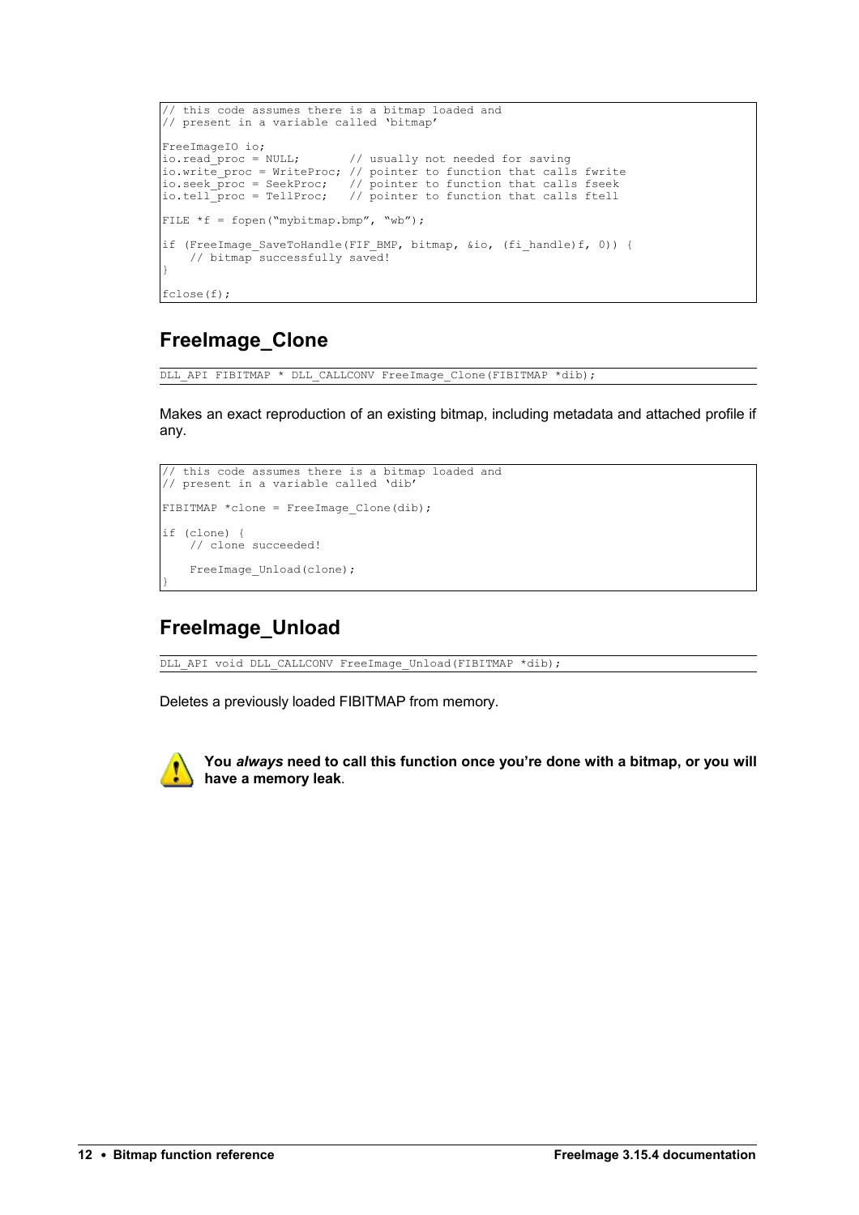```
// this code assumes there is a bitmap loaded and
// present in a variable called 'bitmap'

FreeImageIO io;
io.read_proc = NULL;       // usually not needed for saving
io.write_proc = WriteProc; // pointer to function that calls fwrite
io.seek_proc = SeekProc;   // pointer to function that calls fseek
io.tell_proc = TellProc;   // pointer to function that calls ftell

FILE *f = fopen("mybitmap.bmp", "wb");

if (FreeImage_SaveToHandle(FIF_BMP, bitmap, &io, (fi_handle)f, 0)) {
    // bitmap successfully saved!
}

fclose(f);
```

## FreeImage_Clone

```
DLL_API FIBITMAP * DLL_CALLCONV FreeImage_Clone(FIBITMAP *dib);
```

Makes an exact reproduction of an existing bitmap, including metadata and attached profile if any.

```
// this code assumes there is a bitmap loaded and
// present in a variable called 'dib'

FIBITMAP *clone = FreeImage_Clone(dib);

if (clone) {
    // clone succeeded!

    FreeImage_Unload(clone);
}
```

## FreeImage_Unload

```
DLL_API void DLL_CALLCONV FreeImage_Unload(FIBITMAP *dib);
```

Deletes a previously loaded FIBITMAP from memory.

**You *always* need to call this function once you're done with a bitmap, or you will have a memory leak**.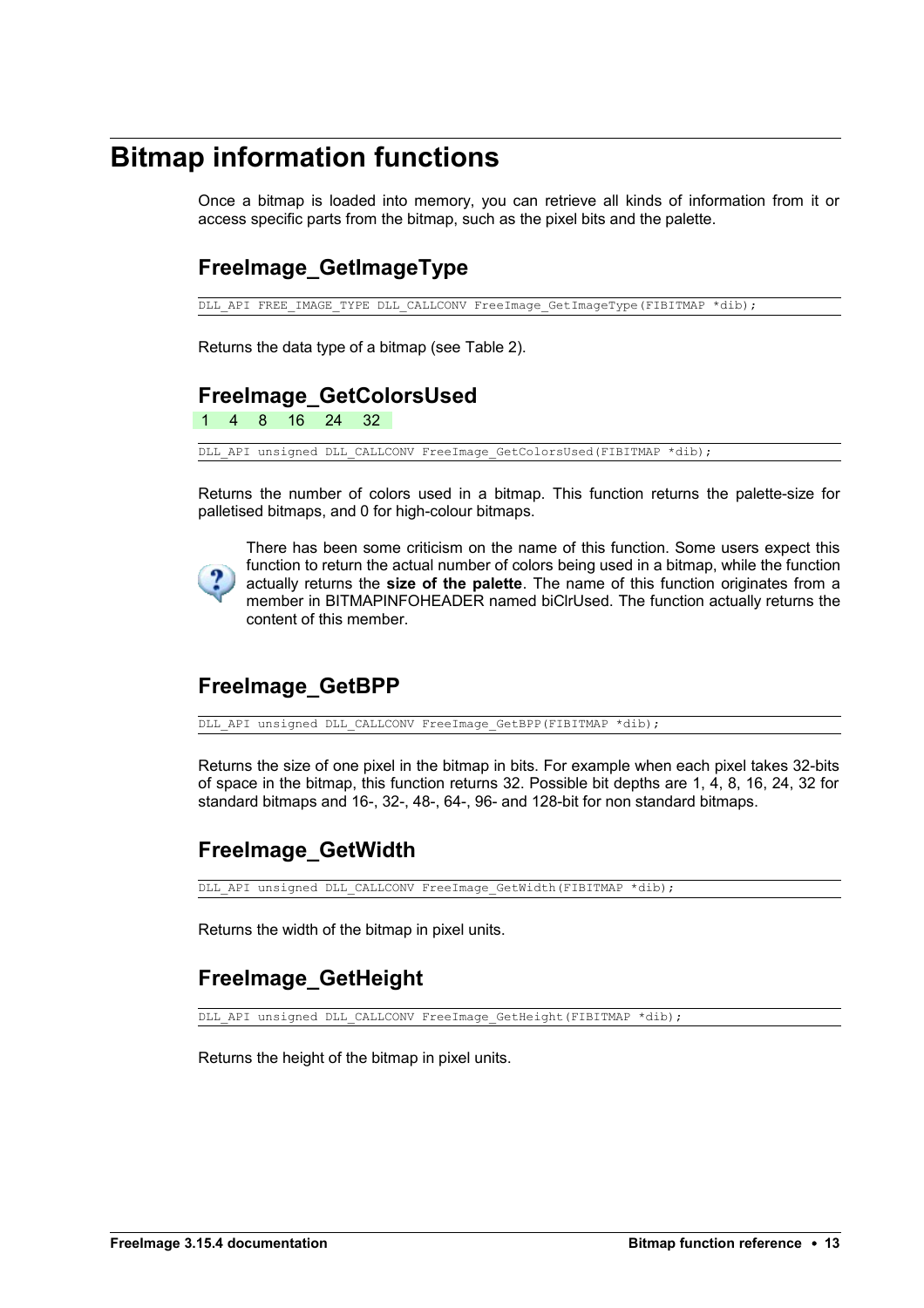# Bitmap information functions

Once a bitmap is loaded into memory, you can retrieve all kinds of information from it or access specific parts from the bitmap, such as the pixel bits and the palette.

## FreeImage_GetImageType

```
DLL_API FREE_IMAGE_TYPE DLL_CALLCONV FreeImage_GetImageType(FIBITMAP *dib);
```

Returns the data type of a bitmap (see Table 2).

## FreeImage_GetColorsUsed

1 4 8 16 24 32

```
DLL_API unsigned DLL_CALLCONV FreeImage_GetColorsUsed(FIBITMAP *dib);
```

Returns the number of colors used in a bitmap. This function returns the palette-size for palletised bitmaps, and 0 for high-colour bitmaps.

There has been some criticism on the name of this function. Some users expect this function to return the actual number of colors being used in a bitmap, while the function actually returns the **size of the palette**. The name of this function originates from a member in BITMAPINFOHEADER named biClrUsed. The function actually returns the content of this member.

## FreeImage_GetBPP

```
DLL_API unsigned DLL_CALLCONV FreeImage_GetBPP(FIBITMAP *dib);
```

Returns the size of one pixel in the bitmap in bits. For example when each pixel takes 32-bits of space in the bitmap, this function returns 32. Possible bit depths are 1, 4, 8, 16, 24, 32 for standard bitmaps and 16-, 32-, 48-, 64-, 96- and 128-bit for non standard bitmaps.

## FreeImage_GetWidth

```
DLL_API unsigned DLL_CALLCONV FreeImage_GetWidth(FIBITMAP *dib);
```

Returns the width of the bitmap in pixel units.

## FreeImage_GetHeight

```
DLL_API unsigned DLL_CALLCONV FreeImage_GetHeight(FIBITMAP *dib);
```

Returns the height of the bitmap in pixel units.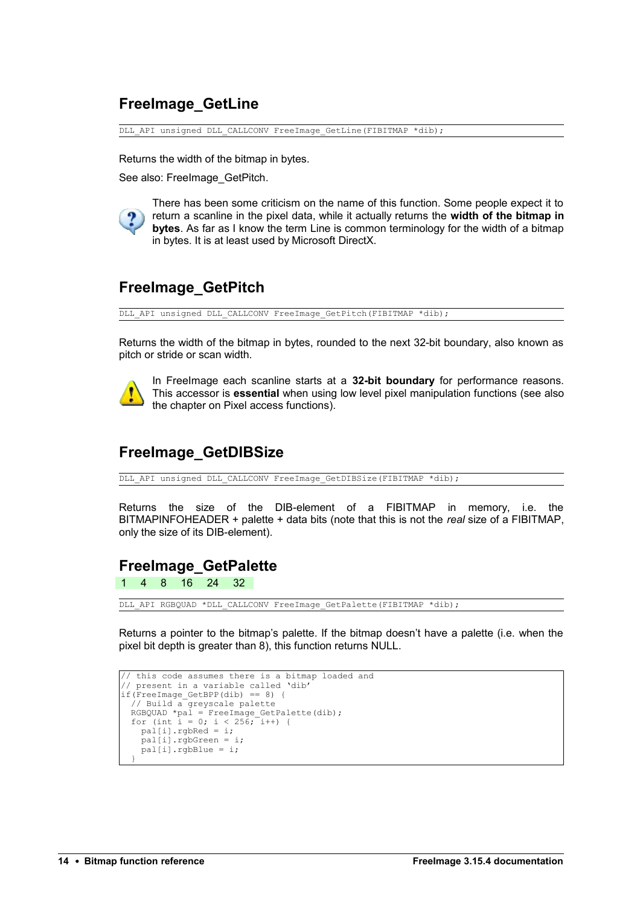## FreeImage_GetLine

```
DLL_API unsigned DLL_CALLCONV FreeImage_GetLine(FIBITMAP *dib);
```

Returns the width of the bitmap in bytes.

See also: FreeImage_GetPitch.

There has been some criticism on the name of this function. Some people expect it to return a scanline in the pixel data, while it actually returns the **width of the bitmap in bytes**. As far as I know the term Line is common terminology for the width of a bitmap in bytes. It is at least used by Microsoft DirectX.

## FreeImage_GetPitch

```
DLL_API unsigned DLL_CALLCONV FreeImage_GetPitch(FIBITMAP *dib);
```

Returns the width of the bitmap in bytes, rounded to the next 32-bit boundary, also known as pitch or stride or scan width.

In FreeImage each scanline starts at a **32-bit boundary** for performance reasons. This accessor is **essential** when using low level pixel manipulation functions (see also the chapter on Pixel access functions).

## FreeImage_GetDIBSize

```
DLL_API unsigned DLL_CALLCONV FreeImage_GetDIBSize(FIBITMAP *dib);
```

Returns the size of the DIB-element of a FIBITMAP in memory, i.e. the BITMAPINFOHEADER + palette + data bits (note that this is not the *real* size of a FIBITMAP, only the size of its DIB-element).

## FreeImage_GetPalette

1 4 8 16 24 32

```
DLL_API RGBQUAD *DLL_CALLCONV FreeImage_GetPalette(FIBITMAP *dib);
```

Returns a pointer to the bitmap's palette. If the bitmap doesn't have a palette (i.e. when the pixel bit depth is greater than 8), this function returns NULL.

```
// this code assumes there is a bitmap loaded and
// present in a variable called 'dib'
if(FreeImage_GetBPP(dib) == 8) {
  // Build a greyscale palette
  RGBQUAD *pal = FreeImage_GetPalette(dib);
  for (int i = 0; i < 256; i++) {
    pal[i].rgbRed = i;
    pal[i].rgbGreen = i;
    pal[i].rgbBlue = i;
  }
```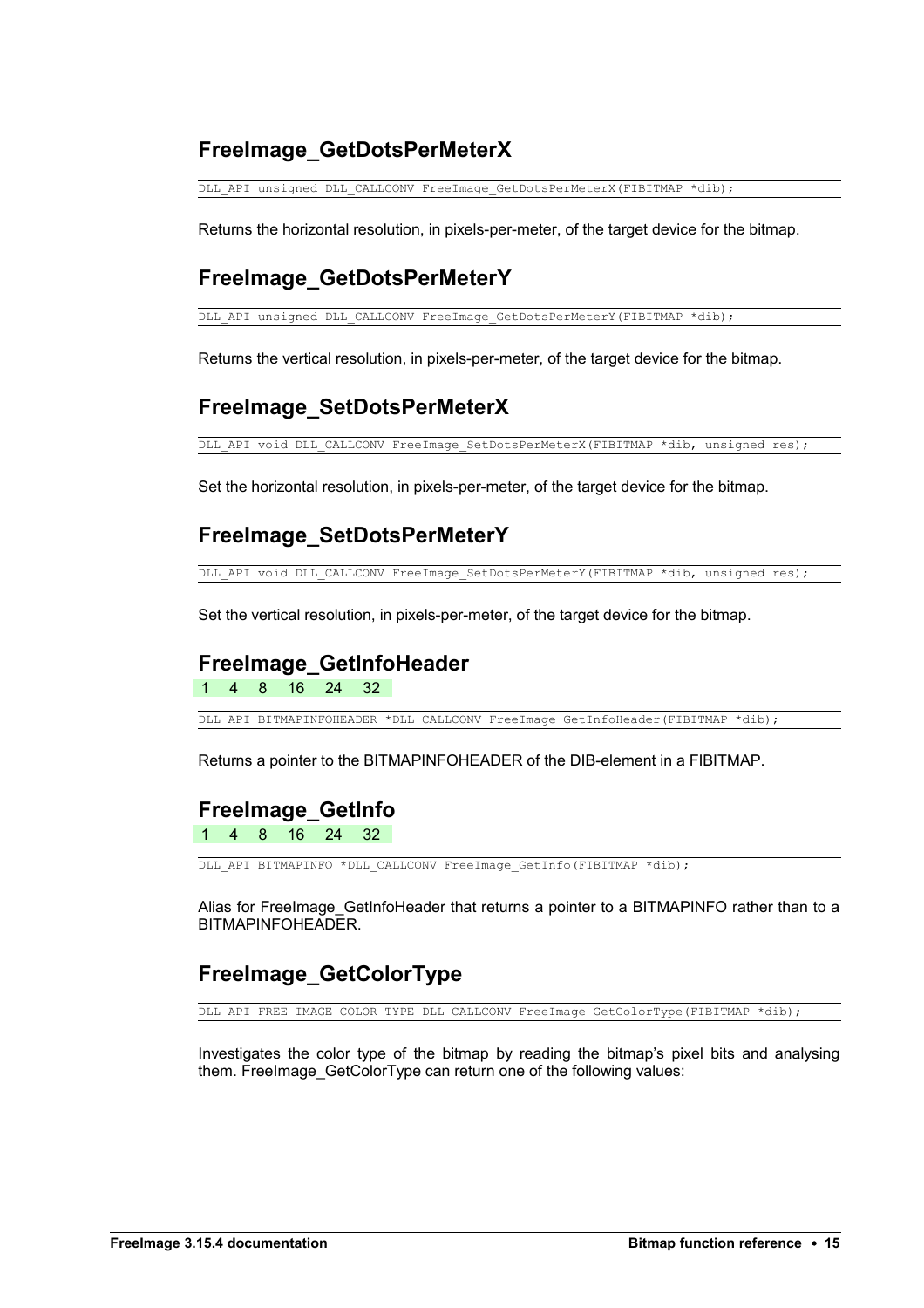## FreeImage_GetDotsPerMeterX

```
DLL_API unsigned DLL_CALLCONV FreeImage_GetDotsPerMeterX(FIBITMAP *dib);
```

Returns the horizontal resolution, in pixels-per-meter, of the target device for the bitmap.

## FreeImage_GetDotsPerMeterY

```
DLL_API unsigned DLL_CALLCONV FreeImage_GetDotsPerMeterY(FIBITMAP *dib);
```

Returns the vertical resolution, in pixels-per-meter, of the target device for the bitmap.

## FreeImage_SetDotsPerMeterX

```
DLL_API void DLL_CALLCONV FreeImage_SetDotsPerMeterX(FIBITMAP *dib, unsigned res);
```

Set the horizontal resolution, in pixels-per-meter, of the target device for the bitmap.

## FreeImage_SetDotsPerMeterY

```
DLL_API void DLL_CALLCONV FreeImage_SetDotsPerMeterY(FIBITMAP *dib, unsigned res);
```

Set the vertical resolution, in pixels-per-meter, of the target device for the bitmap.

## FreeImage_GetInfoHeader

1 4 8 16 24 32

```
DLL_API BITMAPINFOHEADER *DLL_CALLCONV FreeImage_GetInfoHeader(FIBITMAP *dib);
```

Returns a pointer to the BITMAPINFOHEADER of the DIB-element in a FIBITMAP.

## FreeImage_GetInfo

1 4 8 16 24 32

```
DLL_API BITMAPINFO *DLL_CALLCONV FreeImage_GetInfo(FIBITMAP *dib);
```

Alias for FreeImage_GetInfoHeader that returns a pointer to a BITMAPINFO rather than to a BITMAPINFOHEADER.

## FreeImage_GetColorType

```
DLL_API FREE_IMAGE_COLOR_TYPE DLL_CALLCONV FreeImage_GetColorType(FIBITMAP *dib);
```

Investigates the color type of the bitmap by reading the bitmap's pixel bits and analysing them. FreeImage_GetColorType can return one of the following values: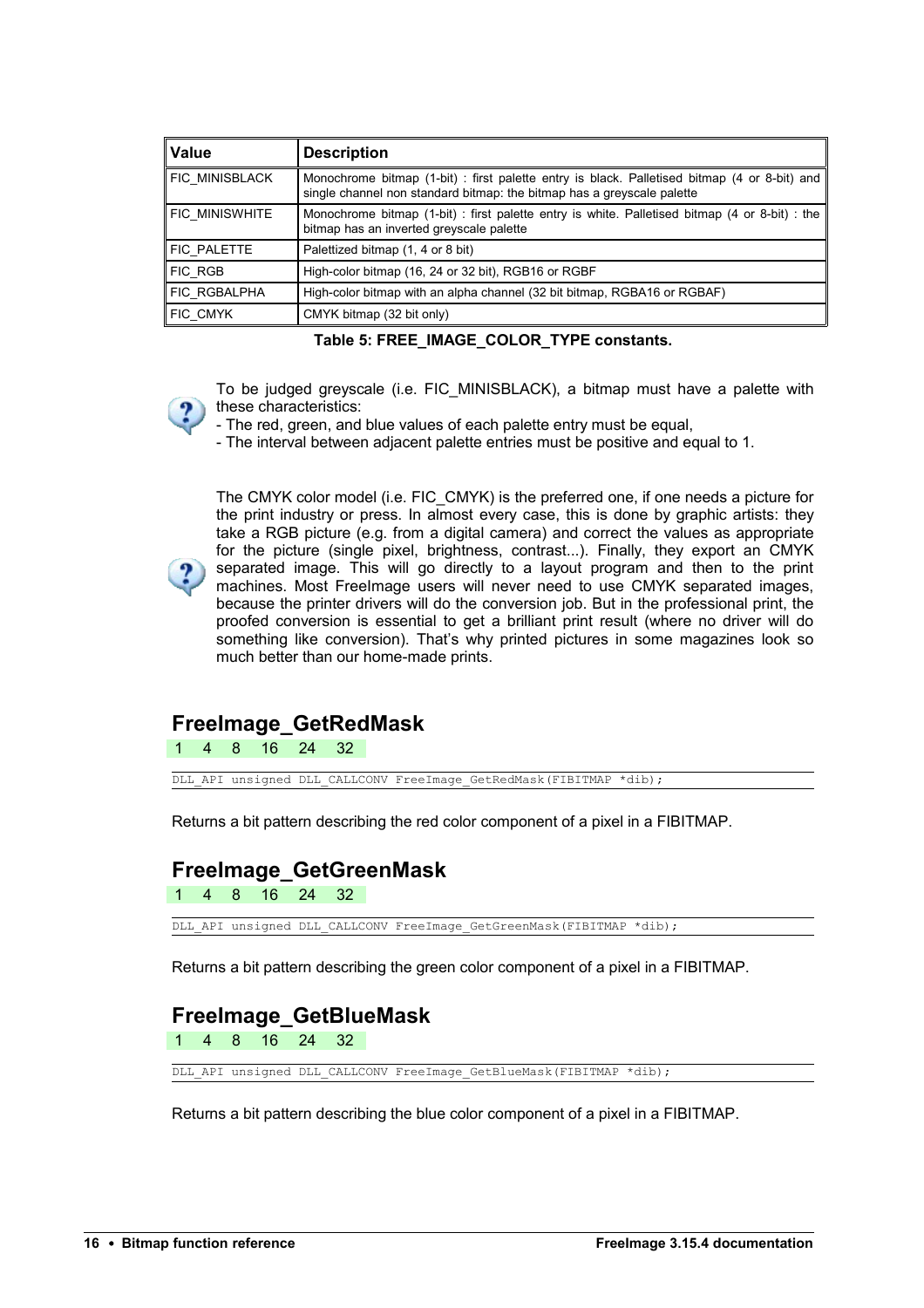| Value | Description |
|---|---|
| FIC_MINISBLACK | Monochrome bitmap (1-bit) : first palette entry is black. Palletised bitmap (4 or 8-bit) and single channel non standard bitmap: the bitmap has a greyscale palette |
| FIC_MINISWHITE | Monochrome bitmap (1-bit) : first palette entry is white. Palletised bitmap (4 or 8-bit) : the bitmap has an inverted greyscale palette |
| FIC_PALETTE | Palettized bitmap (1, 4 or 8 bit) |
| FIC_RGB | High-color bitmap (16, 24 or 32 bit), RGB16 or RGBF |
| FIC_RGBALPHA | High-color bitmap with an alpha channel (32 bit bitmap, RGBA16 or RGBAF) |
| FIC_CMYK | CMYK bitmap (32 bit only) |

**Table 5: FREE_IMAGE_COLOR_TYPE constants.**

To be judged greyscale (i.e. FIC_MINISBLACK), a bitmap must have a palette with these characteristics:
- The red, green, and blue values of each palette entry must be equal,
- The interval between adjacent palette entries must be positive and equal to 1.

The CMYK color model (i.e. FIC_CMYK) is the preferred one, if one needs a picture for the print industry or press. In almost every case, this is done by graphic artists: they take a RGB picture (e.g. from a digital camera) and correct the values as appropriate for the picture (single pixel, brightness, contrast...). Finally, they export an CMYK separated image. This will go directly to a layout program and then to the print machines. Most FreeImage users will never need to use CMYK separated images, because the printer drivers will do the conversion job. But in the professional print, the proofed conversion is essential to get a brilliant print result (where no driver will do something like conversion). That's why printed pictures in some magazines look so much better than our home-made prints.

## FreeImage_GetRedMask

1 4 8 16 24 32

```
DLL_API unsigned DLL_CALLCONV FreeImage_GetRedMask(FIBITMAP *dib);
```

Returns a bit pattern describing the red color component of a pixel in a FIBITMAP.

## FreeImage_GetGreenMask

1 4 8 16 24 32

```
DLL_API unsigned DLL_CALLCONV FreeImage_GetGreenMask(FIBITMAP *dib);
```

Returns a bit pattern describing the green color component of a pixel in a FIBITMAP.

## FreeImage_GetBlueMask

1 4 8 16 24 32

```
DLL_API unsigned DLL_CALLCONV FreeImage_GetBlueMask(FIBITMAP *dib);
```

Returns a bit pattern describing the blue color component of a pixel in a FIBITMAP.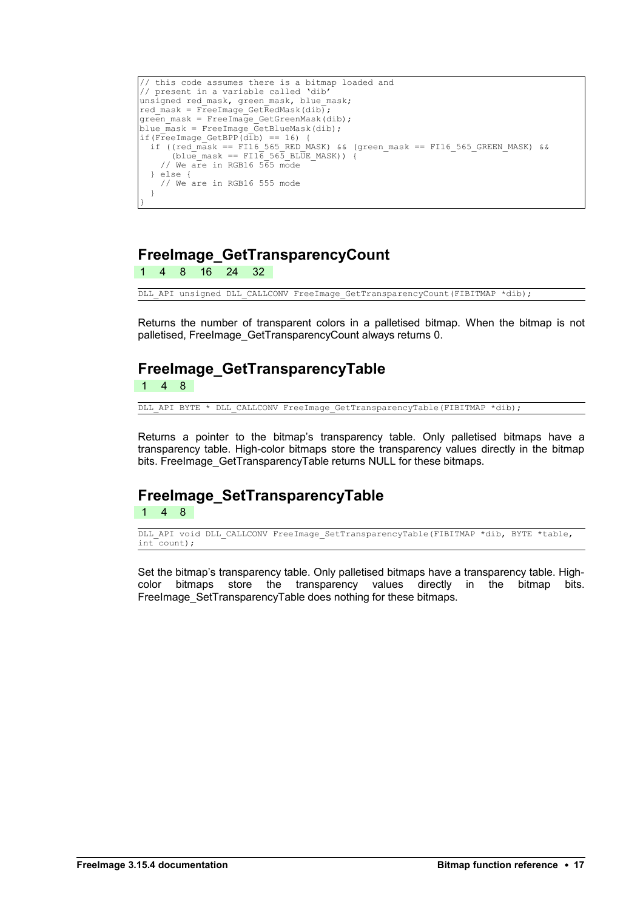```
// this code assumes there is a bitmap loaded and
// present in a variable called 'dib'
unsigned red_mask, green_mask, blue_mask;
red_mask = FreeImage_GetRedMask(dib);
green_mask = FreeImage_GetGreenMask(dib);
blue_mask = FreeImage_GetBlueMask(dib);
if(FreeImage_GetBPP(dib) == 16) {
  if ((red_mask == FI16_565_RED_MASK) && (green_mask == FI16_565_GREEN_MASK) &&
      (blue_mask == FI16_565_BLUE_MASK)) {
    // We are in RGB16 565 mode
  } else {
    // We are in RGB16 555 mode
  }
}
```

## FreeImage_GetTransparencyCount

1 4 8 16 24 32

```
DLL_API unsigned DLL_CALLCONV FreeImage_GetTransparencyCount(FIBITMAP *dib);
```

Returns the number of transparent colors in a palletised bitmap. When the bitmap is not palletised, FreeImage_GetTransparencyCount always returns 0.

## FreeImage_GetTransparencyTable

1 4 8

```
DLL_API BYTE * DLL_CALLCONV FreeImage_GetTransparencyTable(FIBITMAP *dib);
```

Returns a pointer to the bitmap's transparency table. Only palletised bitmaps have a transparency table. High-color bitmaps store the transparency values directly in the bitmap bits. FreeImage_GetTransparencyTable returns NULL for these bitmaps.

## FreeImage_SetTransparencyTable

1 4 8

```
DLL_API void DLL_CALLCONV FreeImage_SetTransparencyTable(FIBITMAP *dib, BYTE *table,
int count);
```

Set the bitmap's transparency table. Only palletised bitmaps have a transparency table. High-color bitmaps store the transparency values directly in the bitmap bits. FreeImage_SetTransparencyTable does nothing for these bitmaps.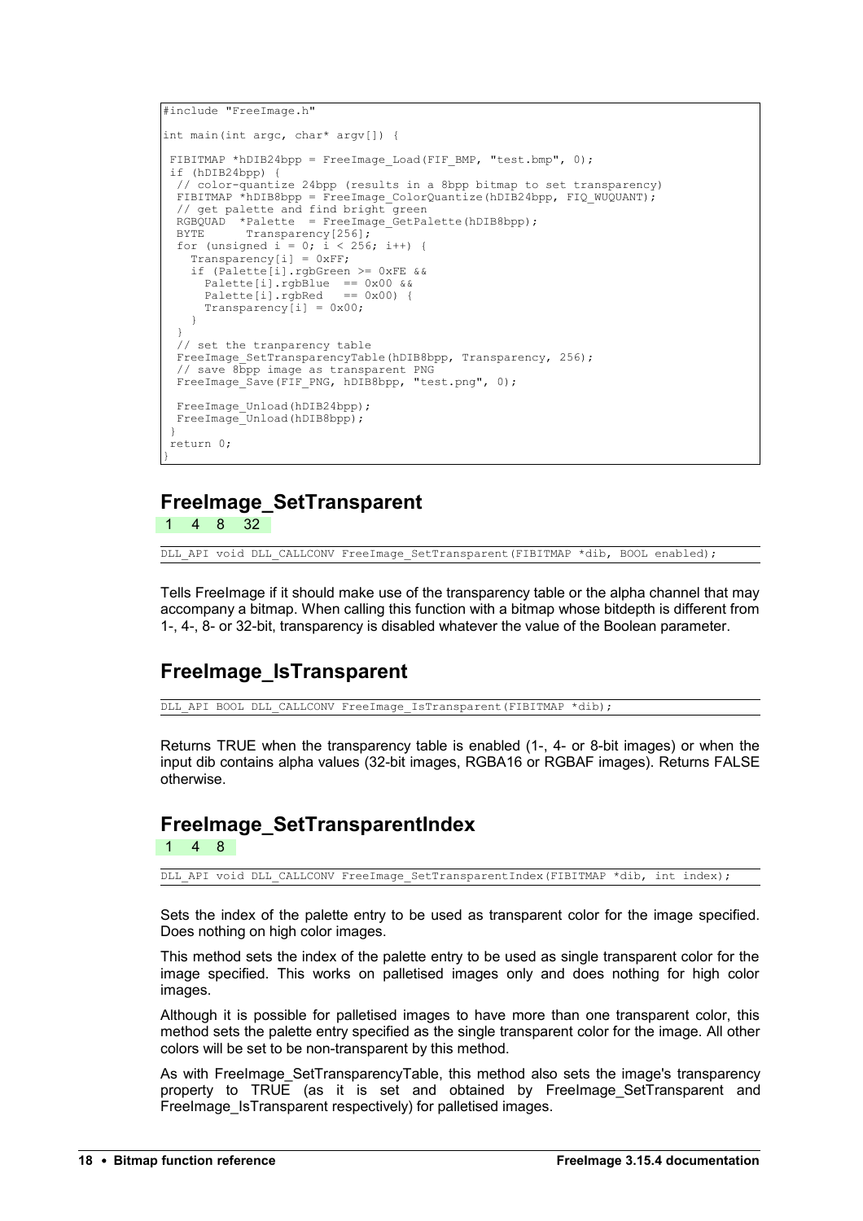```
#include "FreeImage.h"

int main(int argc, char* argv[]) {

 FIBITMAP *hDIB24bpp = FreeImage_Load(FIF_BMP, "test.bmp", 0);
 if (hDIB24bpp) {
  // color-quantize 24bpp (results in a 8bpp bitmap to set transparency)
  FIBITMAP *hDIB8bpp = FreeImage_ColorQuantize(hDIB24bpp, FIQ_WUQUANT);
  // get palette and find bright green
  RGBQUAD  *Palette  = FreeImage_GetPalette(hDIB8bpp);
  BYTE      Transparency[256];
  for (unsigned i = 0; i < 256; i++) {
    Transparency[i] = 0xFF;
    if (Palette[i].rgbGreen >= 0xFE &&
      Palette[i].rgbBlue  == 0x00 &&
      Palette[i].rgbRed   == 0x00) {
      Transparency[i] = 0x00;
    }
  }
  // set the tranparency table
  FreeImage_SetTransparencyTable(hDIB8bpp, Transparency, 256);
  // save 8bpp image as transparent PNG
  FreeImage_Save(FIF_PNG, hDIB8bpp, "test.png", 0);

  FreeImage_Unload(hDIB24bpp);
  FreeImage_Unload(hDIB8bpp);
 }
 return 0;
}
```

## FreeImage_SetTransparent

1 4 8 32

```
DLL_API void DLL_CALLCONV FreeImage_SetTransparent(FIBITMAP *dib, BOOL enabled);
```

Tells FreeImage if it should make use of the transparency table or the alpha channel that may accompany a bitmap. When calling this function with a bitmap whose bitdepth is different from 1-, 4-, 8- or 32-bit, transparency is disabled whatever the value of the Boolean parameter.

## FreeImage_IsTransparent

```
DLL_API BOOL DLL_CALLCONV FreeImage_IsTransparent(FIBITMAP *dib);
```

Returns TRUE when the transparency table is enabled (1-, 4- or 8-bit images) or when the input dib contains alpha values (32-bit images, RGBA16 or RGBAF images). Returns FALSE otherwise.

## FreeImage_SetTransparentIndex

1 4 8

```
DLL_API void DLL_CALLCONV FreeImage_SetTransparentIndex(FIBITMAP *dib, int index);
```

Sets the index of the palette entry to be used as transparent color for the image specified. Does nothing on high color images.

This method sets the index of the palette entry to be used as single transparent color for the image specified. This works on palletised images only and does nothing for high color images.

Although it is possible for palletised images to have more than one transparent color, this method sets the palette entry specified as the single transparent color for the image. All other colors will be set to be non-transparent by this method.

As with FreeImage_SetTransparencyTable, this method also sets the image's transparency property to TRUE (as it is set and obtained by FreeImage_SetTransparent and FreeImage_IsTransparent respectively) for palletised images.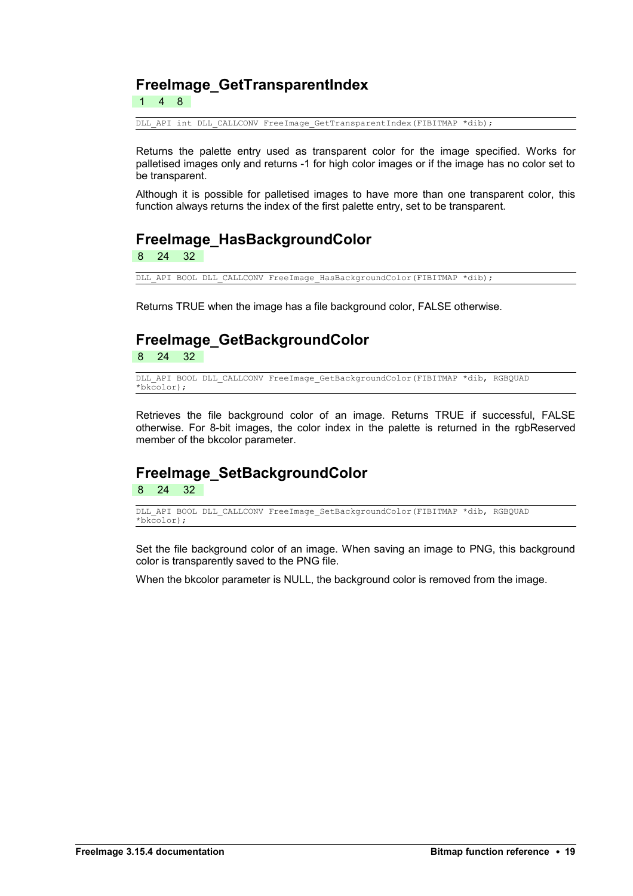## FreeImage_GetTransparentIndex

1 4 8

```
DLL_API int DLL_CALLCONV FreeImage_GetTransparentIndex(FIBITMAP *dib);
```

Returns the palette entry used as transparent color for the image specified. Works for palletised images only and returns -1 for high color images or if the image has no color set to be transparent.

Although it is possible for palletised images to have more than one transparent color, this function always returns the index of the first palette entry, set to be transparent.

## FreeImage_HasBackgroundColor

8 24 32

```
DLL_API BOOL DLL_CALLCONV FreeImage_HasBackgroundColor(FIBITMAP *dib);
```

Returns TRUE when the image has a file background color, FALSE otherwise.

## FreeImage_GetBackgroundColor

8 24 32

```
DLL_API BOOL DLL_CALLCONV FreeImage_GetBackgroundColor(FIBITMAP *dib, RGBQUAD *bkcolor);
```

Retrieves the file background color of an image. Returns TRUE if successful, FALSE otherwise. For 8-bit images, the color index in the palette is returned in the rgbReserved member of the bkcolor parameter.

## FreeImage_SetBackgroundColor

8 24 32

```
DLL_API BOOL DLL_CALLCONV FreeImage_SetBackgroundColor(FIBITMAP *dib, RGBQUAD *bkcolor);
```

Set the file background color of an image. When saving an image to PNG, this background color is transparently saved to the PNG file.

When the bkcolor parameter is NULL, the background color is removed from the image.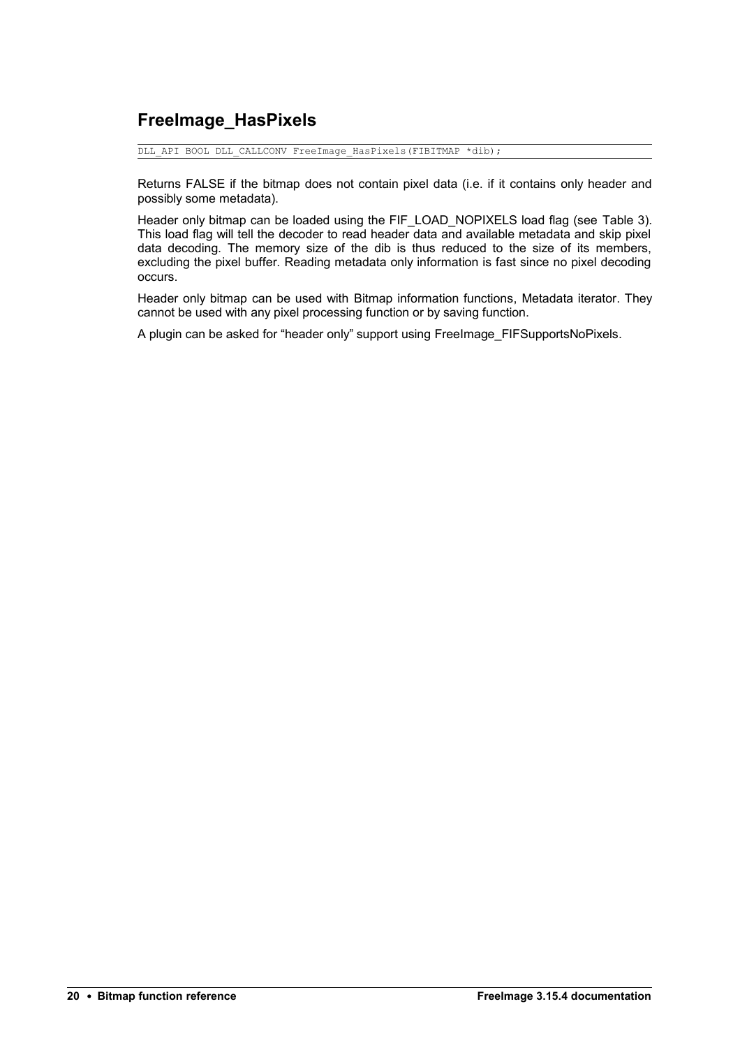## FreeImage_HasPixels

```
DLL_API BOOL DLL_CALLCONV FreeImage_HasPixels(FIBITMAP *dib);
```

Returns FALSE if the bitmap does not contain pixel data (i.e. if it contains only header and possibly some metadata).

Header only bitmap can be loaded using the FIF_LOAD_NOPIXELS load flag (see Table 3). This load flag will tell the decoder to read header data and available metadata and skip pixel data decoding. The memory size of the dib is thus reduced to the size of its members, excluding the pixel buffer. Reading metadata only information is fast since no pixel decoding occurs.

Header only bitmap can be used with Bitmap information functions, Metadata iterator. They cannot be used with any pixel processing function or by saving function.

A plugin can be asked for "header only" support using FreeImage_FIFSupportsNoPixels.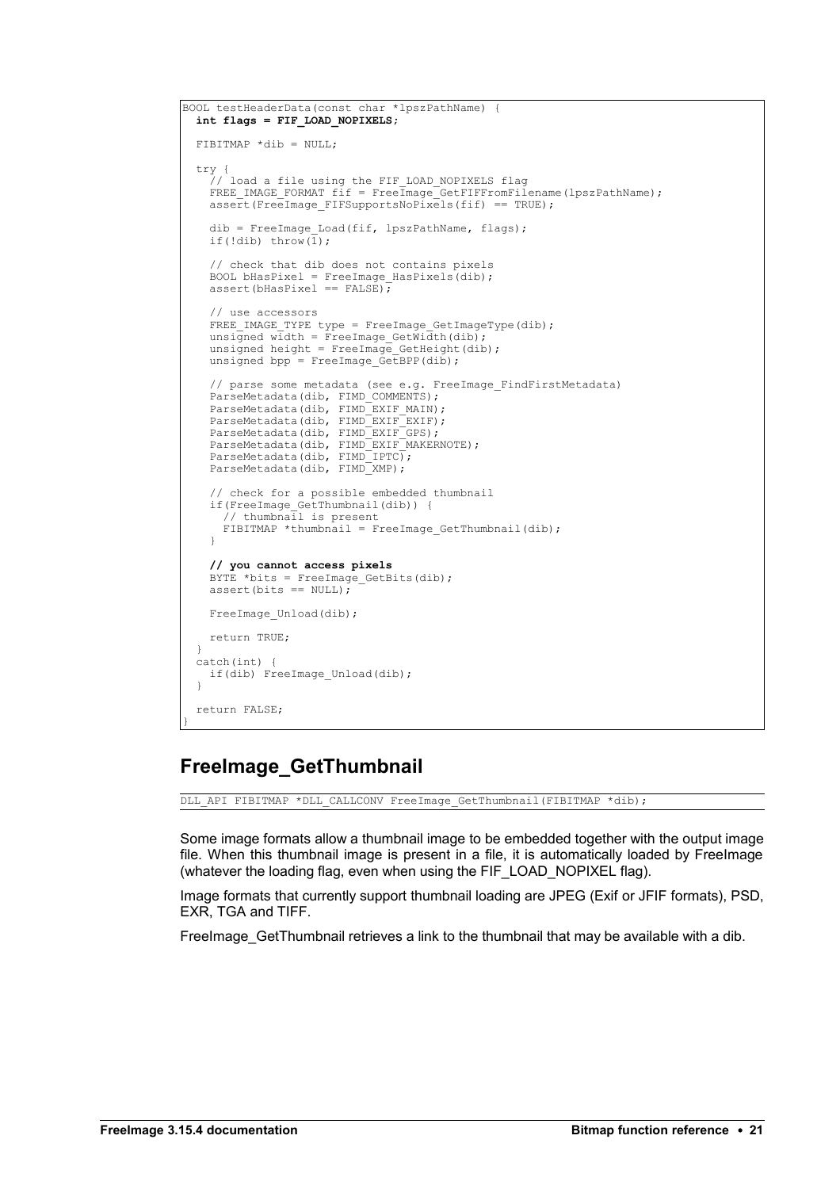```
BOOL testHeaderData(const char *lpszPathName) {
  int flags = FIF_LOAD_NOPIXELS;

  FIBITMAP *dib = NULL;

  try {
    // load a file using the FIF_LOAD_NOPIXELS flag
    FREE_IMAGE_FORMAT fif = FreeImage_GetFIFFromFilename(lpszPathName);
    assert(FreeImage_FIFSupportsNoPixels(fif) == TRUE);

    dib = FreeImage_Load(fif, lpszPathName, flags);
    if(!dib) throw(1);

    // check that dib does not contains pixels
    BOOL bHasPixel = FreeImage_HasPixels(dib);
    assert(bHasPixel == FALSE);

    // use accessors
    FREE_IMAGE_TYPE type = FreeImage_GetImageType(dib);
    unsigned width = FreeImage_GetWidth(dib);
    unsigned height = FreeImage_GetHeight(dib);
    unsigned bpp = FreeImage_GetBPP(dib);

    // parse some metadata (see e.g. FreeImage_FindFirstMetadata)
    ParseMetadata(dib, FIMD_COMMENTS);
    ParseMetadata(dib, FIMD_EXIF_MAIN);
    ParseMetadata(dib, FIMD_EXIF_EXIF);
    ParseMetadata(dib, FIMD_EXIF_GPS);
    ParseMetadata(dib, FIMD_EXIF_MAKERNOTE);
    ParseMetadata(dib, FIMD_IPTC);
    ParseMetadata(dib, FIMD_XMP);

    // check for a possible embedded thumbnail
    if(FreeImage_GetThumbnail(dib)) {
      // thumbnail is present
      FIBITMAP *thumbnail = FreeImage_GetThumbnail(dib);
    }

    // you cannot access pixels
    BYTE *bits = FreeImage_GetBits(dib);
    assert(bits == NULL);

    FreeImage_Unload(dib);

    return TRUE;
  }
  catch(int) {
    if(dib) FreeImage_Unload(dib);
  }

  return FALSE;
}
```

## FreeImage_GetThumbnail

```
DLL_API FIBITMAP *DLL_CALLCONV FreeImage_GetThumbnail(FIBITMAP *dib);
```

Some image formats allow a thumbnail image to be embedded together with the output image file. When this thumbnail image is present in a file, it is automatically loaded by FreeImage (whatever the loading flag, even when using the FIF_LOAD_NOPIXEL flag).

Image formats that currently support thumbnail loading are JPEG (Exif or JFIF formats), PSD, EXR, TGA and TIFF.

FreeImage_GetThumbnail retrieves a link to the thumbnail that may be available with a dib.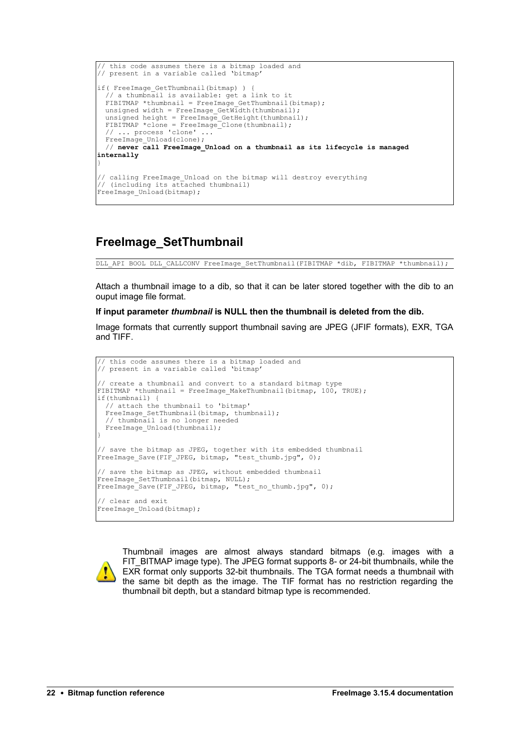```
// this code assumes there is a bitmap loaded and
// present in a variable called 'bitmap'

if( FreeImage_GetThumbnail(bitmap) ) {
  // a thumbnail is available: get a link to it
  FIBITMAP *thumbnail = FreeImage_GetThumbnail(bitmap);
  unsigned width = FreeImage_GetWidth(thumbnail);
  unsigned height = FreeImage_GetHeight(thumbnail);
  FIBITMAP *clone = FreeImage_Clone(thumbnail);
  // ... process 'clone' ...
  FreeImage_Unload(clone);
  // never call FreeImage_Unload on a thumbnail as its lifecycle is managed
internally
}

// calling FreeImage_Unload on the bitmap will destroy everything
// (including its attached thumbnail)
FreeImage_Unload(bitmap);
```

## FreeImage_SetThumbnail

```
DLL_API BOOL DLL_CALLCONV FreeImage_SetThumbnail(FIBITMAP *dib, FIBITMAP *thumbnail);
```

Attach a thumbnail image to a dib, so that it can be later stored together with the dib to an ouput image file format.

**If input parameter *thumbnail* is NULL then the thumbnail is deleted from the dib.**

Image formats that currently support thumbnail saving are JPEG (JFIF formats), EXR, TGA and TIFF.

```
// this code assumes there is a bitmap loaded and
// present in a variable called 'bitmap'

// create a thumbnail and convert to a standard bitmap type
FIBITMAP *thumbnail = FreeImage_MakeThumbnail(bitmap, 100, TRUE);
if(thumbnail) {
  // attach the thumbnail to 'bitmap'
  FreeImage_SetThumbnail(bitmap, thumbnail);
  // thumbnail is no longer needed
  FreeImage_Unload(thumbnail);
}

// save the bitmap as JPEG, together with its embedded thumbnail
FreeImage_Save(FIF_JPEG, bitmap, "test_thumb.jpg", 0);

// save the bitmap as JPEG, without embedded thumbnail
FreeImage_SetThumbnail(bitmap, NULL);
FreeImage_Save(FIF_JPEG, bitmap, "test_no_thumb.jpg", 0);

// clear and exit
FreeImage_Unload(bitmap);
```

Thumbnail images are almost always standard bitmaps (e.g. images with a FIT_BITMAP image type). The JPEG format supports 8- or 24-bit thumbnails, while the EXR format only supports 32-bit thumbnails. The TGA format needs a thumbnail with the same bit depth as the image. The TIF format has no restriction regarding the thumbnail bit depth, but a standard bitmap type is recommended.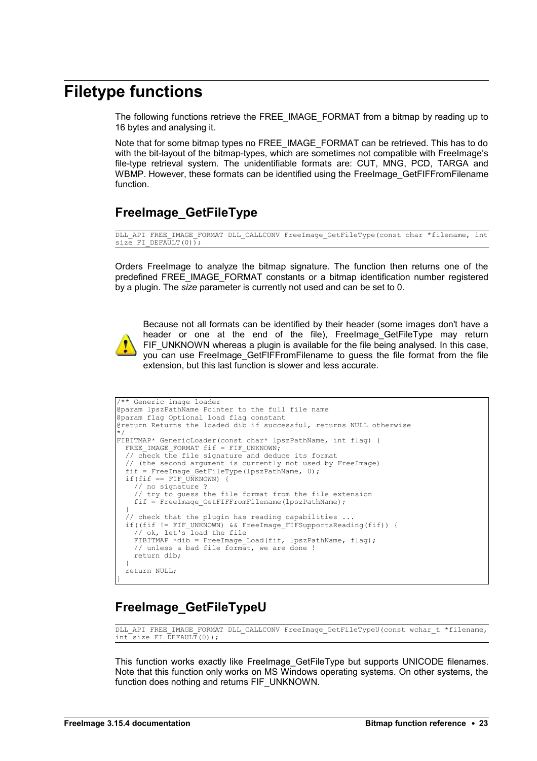# Filetype functions

The following functions retrieve the FREE_IMAGE_FORMAT from a bitmap by reading up to 16 bytes and analysing it.

Note that for some bitmap types no FREE_IMAGE_FORMAT can be retrieved. This has to do with the bit-layout of the bitmap-types, which are sometimes not compatible with FreeImage's file-type retrieval system. The unidentifiable formats are: CUT, MNG, PCD, TARGA and WBMP. However, these formats can be identified using the FreeImage_GetFIFFromFilename function.

## FreeImage_GetFileType

```
DLL_API FREE_IMAGE_FORMAT DLL_CALLCONV FreeImage_GetFileType(const char *filename, int size FI_DEFAULT(0));
```

Orders FreeImage to analyze the bitmap signature. The function then returns one of the predefined FREE_IMAGE_FORMAT constants or a bitmap identification number registered by a plugin. The *size* parameter is currently not used and can be set to 0.

Because not all formats can be identified by their header (some images don't have a header or one at the end of the file), FreeImage_GetFileType may return FIF_UNKNOWN whereas a plugin is available for the file being analysed. In this case, you can use FreeImage_GetFIFFromFilename to guess the file format from the file extension, but this last function is slower and less accurate.

```
/** Generic image loader
@param lpszPathName Pointer to the full file name
@param flag Optional load flag constant
@return Returns the loaded dib if successful, returns NULL otherwise
*/
FIBITMAP* GenericLoader(const char* lpszPathName, int flag) {
  FREE_IMAGE_FORMAT fif = FIF_UNKNOWN;
  // check the file signature and deduce its format
  // (the second argument is currently not used by FreeImage)
  fif = FreeImage_GetFileType(lpszPathName, 0);
  if(fif == FIF_UNKNOWN) {
    // no signature ?
    // try to guess the file format from the file extension
    fif = FreeImage_GetFIFFromFilename(lpszPathName);
  }
  // check that the plugin has reading capabilities ...
  if((fif != FIF_UNKNOWN) && FreeImage_FIFSupportsReading(fif)) {
    // ok, let's load the file
    FIBITMAP *dib = FreeImage_Load(fif, lpszPathName, flag);
    // unless a bad file format, we are done !
    return dib;
  }
  return NULL;
}
```

## FreeImage_GetFileTypeU

```
DLL_API FREE_IMAGE_FORMAT DLL_CALLCONV FreeImage_GetFileTypeU(const wchar_t *filename, int size FI_DEFAULT(0));
```

This function works exactly like FreeImage_GetFileType but supports UNICODE filenames. Note that this function only works on MS Windows operating systems. On other systems, the function does nothing and returns FIF_UNKNOWN.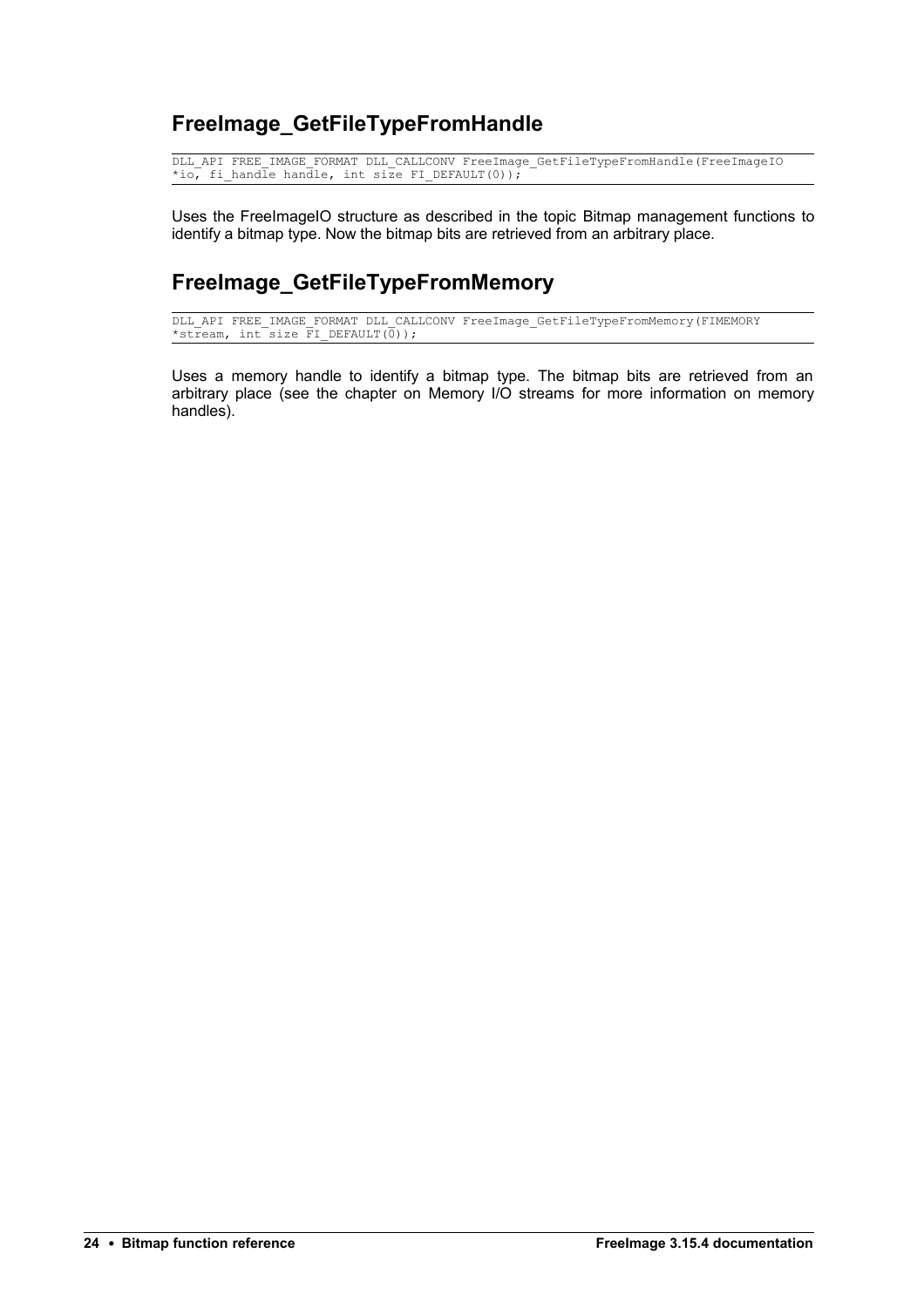## FreeImage_GetFileTypeFromHandle

```
DLL_API FREE_IMAGE_FORMAT DLL_CALLCONV FreeImage_GetFileTypeFromHandle(FreeImageIO
*io, fi_handle handle, int size FI_DEFAULT(0));
```

Uses the FreeImageIO structure as described in the topic Bitmap management functions to identify a bitmap type. Now the bitmap bits are retrieved from an arbitrary place.

## FreeImage_GetFileTypeFromMemory

```
DLL_API FREE_IMAGE_FORMAT DLL_CALLCONV FreeImage_GetFileTypeFromMemory(FIMEMORY
*stream, int size FI_DEFAULT(0));
```

Uses a memory handle to identify a bitmap type. The bitmap bits are retrieved from an arbitrary place (see the chapter on Memory I/O streams for more information on memory handles).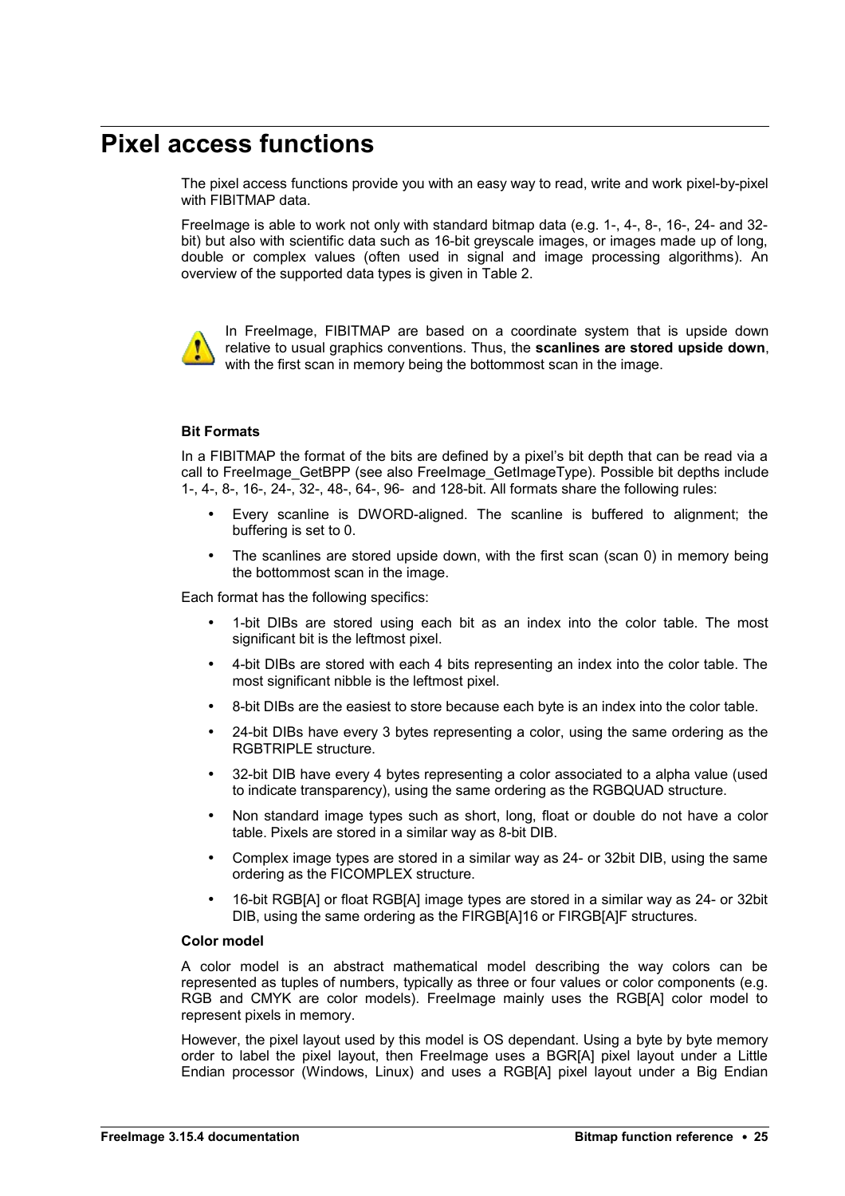# Pixel access functions

The pixel access functions provide you with an easy way to read, write and work pixel-by-pixel with FIBITMAP data.

FreeImage is able to work not only with standard bitmap data (e.g. 1-, 4-, 8-, 16-, 24- and 32-bit) but also with scientific data such as 16-bit greyscale images, or images made up of long, double or complex values (often used in signal and image processing algorithms). An overview of the supported data types is given in Table 2.

In FreeImage, FIBITMAP are based on a coordinate system that is upside down relative to usual graphics conventions. Thus, the **scanlines are stored upside down**, with the first scan in memory being the bottommost scan in the image.

**Bit Formats**

In a FIBITMAP the format of the bits are defined by a pixel's bit depth that can be read via a call to FreeImage_GetBPP (see also FreeImage_GetImageType). Possible bit depths include 1-, 4-, 8-, 16-, 24-, 32-, 48-, 64-, 96- and 128-bit. All formats share the following rules:

- Every scanline is DWORD-aligned. The scanline is buffered to alignment; the buffering is set to 0.
- The scanlines are stored upside down, with the first scan (scan 0) in memory being the bottommost scan in the image.

Each format has the following specifics:

- 1-bit DIBs are stored using each bit as an index into the color table. The most significant bit is the leftmost pixel.
- 4-bit DIBs are stored with each 4 bits representing an index into the color table. The most significant nibble is the leftmost pixel.
- 8-bit DIBs are the easiest to store because each byte is an index into the color table.
- 24-bit DIBs have every 3 bytes representing a color, using the same ordering as the RGBTRIPLE structure.
- 32-bit DIB have every 4 bytes representing a color associated to a alpha value (used to indicate transparency), using the same ordering as the RGBQUAD structure.
- Non standard image types such as short, long, float or double do not have a color table. Pixels are stored in a similar way as 8-bit DIB.
- Complex image types are stored in a similar way as 24- or 32bit DIB, using the same ordering as the FICOMPLEX structure.
- 16-bit RGB[A] or float RGB[A] image types are stored in a similar way as 24- or 32bit DIB, using the same ordering as the FIRGB[A]16 or FIRGB[A]F structures.

**Color model**

A color model is an abstract mathematical model describing the way colors can be represented as tuples of numbers, typically as three or four values or color components (e.g. RGB and CMYK are color models). FreeImage mainly uses the RGB[A] color model to represent pixels in memory.

However, the pixel layout used by this model is OS dependant. Using a byte by byte memory order to label the pixel layout, then FreeImage uses a BGR[A] pixel layout under a Little Endian processor (Windows, Linux) and uses a RGB[A] pixel layout under a Big Endian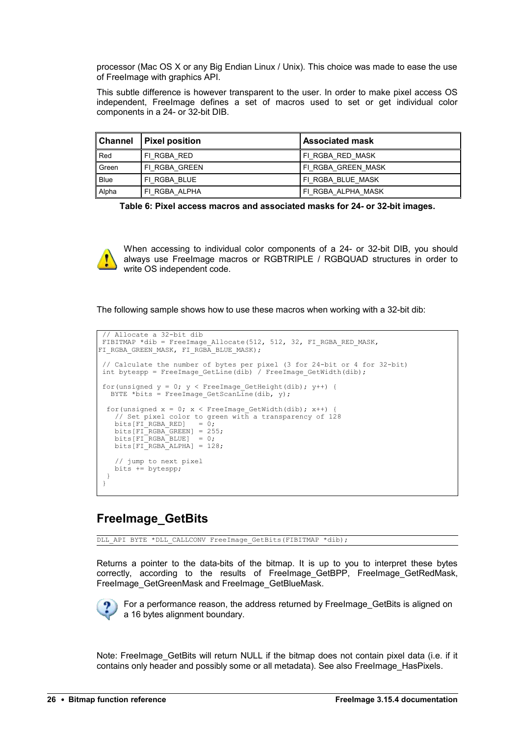processor (Mac OS X or any Big Endian Linux / Unix). This choice was made to ease the use of FreeImage with graphics API.

This subtle difference is however transparent to the user. In order to make pixel access OS independent, FreeImage defines a set of macros used to set or get individual color components in a 24- or 32-bit DIB.

| Channel | Pixel position | Associated mask |
|---|---|---|
| Red | FI_RGBA_RED | FI_RGBA_RED_MASK |
| Green | FI_RGBA_GREEN | FI_RGBA_GREEN_MASK |
| Blue | FI_RGBA_BLUE | FI_RGBA_BLUE_MASK |
| Alpha | FI_RGBA_ALPHA | FI_RGBA_ALPHA_MASK |

**Table 6: Pixel access macros and associated masks for 24- or 32-bit images.**

When accessing to individual color components of a 24- or 32-bit DIB, you should always use FreeImage macros or RGBTRIPLE / RGBQUAD structures in order to write OS independent code.

The following sample shows how to use these macros when working with a 32-bit dib:

```
 // Allocate a 32-bit dib
 FIBITMAP *dib = FreeImage_Allocate(512, 512, 32, FI_RGBA_RED_MASK,
FI_RGBA_GREEN_MASK, FI_RGBA_BLUE_MASK);

 // Calculate the number of bytes per pixel (3 for 24-bit or 4 for 32-bit)
 int bytespp = FreeImage_GetLine(dib) / FreeImage_GetWidth(dib);

 for(unsigned y = 0; y < FreeImage_GetHeight(dib); y++) {
   BYTE *bits = FreeImage_GetScanLine(dib, y);

  for(unsigned x = 0; x < FreeImage_GetWidth(dib); x++) {
    // Set pixel color to green with a transparency of 128
    bits[FI_RGBA_RED]   = 0;
    bits[FI_RGBA_GREEN] = 255;
    bits[FI_RGBA_BLUE]  = 0;
    bits[FI_RGBA_ALPHA] = 128;

    // jump to next pixel
    bits += bytespp;
  }
 }
```

## FreeImage_GetBits

```
DLL_API BYTE *DLL_CALLCONV FreeImage_GetBits(FIBITMAP *dib);
```

Returns a pointer to the data-bits of the bitmap. It is up to you to interpret these bytes correctly, according to the results of FreeImage_GetBPP, FreeImage_GetRedMask, FreeImage_GetGreenMask and FreeImage_GetBlueMask.

For a performance reason, the address returned by FreeImage_GetBits is aligned on a 16 bytes alignment boundary.

Note: FreeImage_GetBits will return NULL if the bitmap does not contain pixel data (i.e. if it contains only header and possibly some or all metadata). See also FreeImage_HasPixels.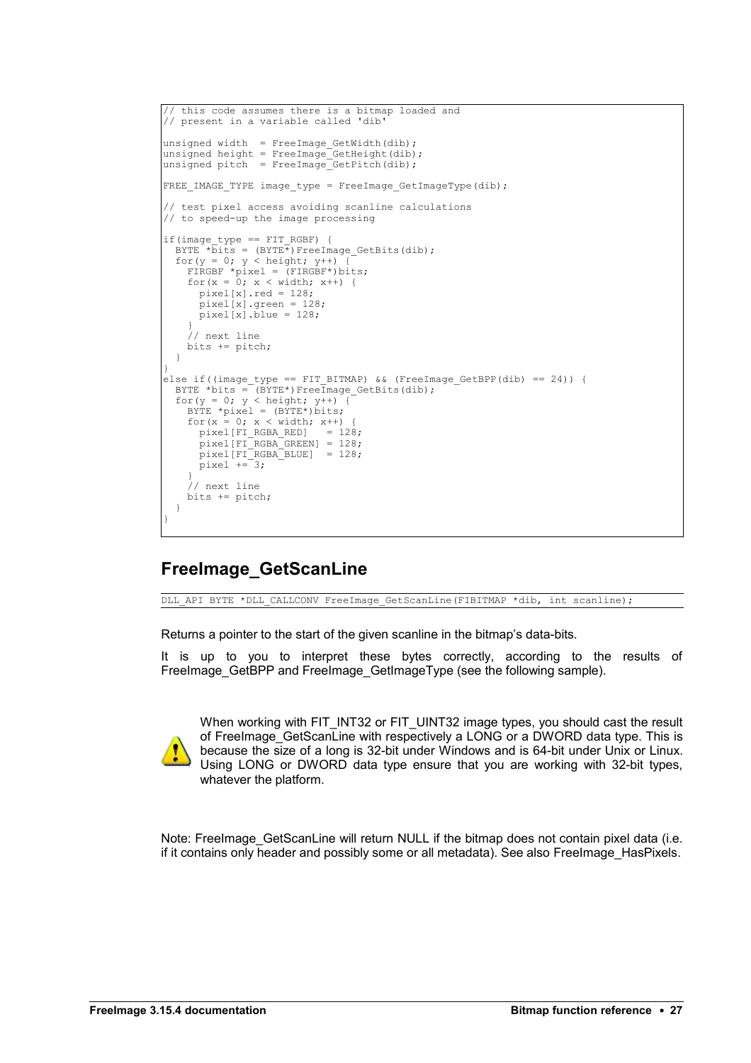```
// this code assumes there is a bitmap loaded and
// present in a variable called 'dib'

unsigned width  = FreeImage_GetWidth(dib);
unsigned height = FreeImage_GetHeight(dib);
unsigned pitch  = FreeImage_GetPitch(dib);

FREE_IMAGE_TYPE image_type = FreeImage_GetImageType(dib);

// test pixel access avoiding scanline calculations
// to speed-up the image processing

if(image_type == FIT_RGBF) {
  BYTE *bits = (BYTE*)FreeImage_GetBits(dib);
  for(y = 0; y < height; y++) {
    FIRGBF *pixel = (FIRGBF*)bits;
    for(x = 0; x < width; x++) {
      pixel[x].red = 128;
      pixel[x].green = 128;
      pixel[x].blue = 128;
    }
    // next line
    bits += pitch;
  }
}
else if((image_type == FIT_BITMAP) && (FreeImage_GetBPP(dib) == 24)) {
  BYTE *bits = (BYTE*)FreeImage_GetBits(dib);
  for(y = 0; y < height; y++) {
    BYTE *pixel = (BYTE*)bits;
    for(x = 0; x < width; x++) {
      pixel[FI_RGBA_RED]   = 128;
      pixel[FI_RGBA_GREEN] = 128;
      pixel[FI_RGBA_BLUE]  = 128;
      pixel += 3;
    }
    // next line
    bits += pitch;
  }
}
```

## FreeImage_GetScanLine

```
DLL_API BYTE *DLL_CALLCONV FreeImage_GetScanLine(FIBITMAP *dib, int scanline);
```

Returns a pointer to the start of the given scanline in the bitmap's data-bits.

It is up to you to interpret these bytes correctly, according to the results of FreeImage_GetBPP and FreeImage_GetImageType (see the following sample).

When working with FIT_INT32 or FIT_UINT32 image types, you should cast the result of FreeImage_GetScanLine with respectively a LONG or a DWORD data type. This is because the size of a long is 32-bit under Windows and is 64-bit under Unix or Linux. Using LONG or DWORD data type ensure that you are working with 32-bit types, whatever the platform.

Note: FreeImage_GetScanLine will return NULL if the bitmap does not contain pixel data (i.e. if it contains only header and possibly some or all metadata). See also FreeImage_HasPixels.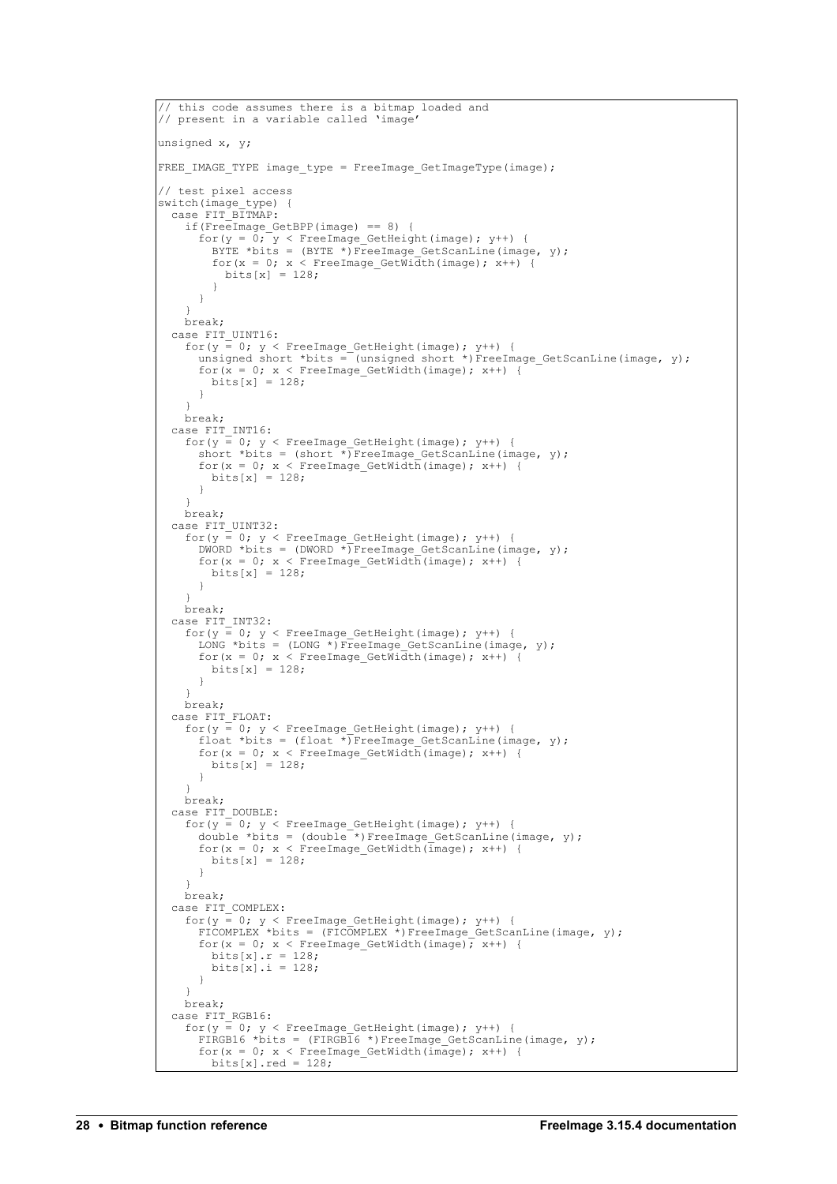```
// this code assumes there is a bitmap loaded and
// present in a variable called 'image'

unsigned x, y;

FREE_IMAGE_TYPE image_type = FreeImage_GetImageType(image);

// test pixel access
switch(image_type) {
  case FIT_BITMAP:
    if(FreeImage_GetBPP(image) == 8) {
      for(y = 0; y < FreeImage_GetHeight(image); y++) {
        BYTE *bits = (BYTE *)FreeImage_GetScanLine(image, y);
        for(x = 0; x < FreeImage_GetWidth(image); x++) {
          bits[x] = 128;
        }
      }
    }
    break;
  case FIT_UINT16:
    for(y = 0; y < FreeImage_GetHeight(image); y++) {
      unsigned short *bits = (unsigned short *)FreeImage_GetScanLine(image, y);
      for(x = 0; x < FreeImage_GetWidth(image); x++) {
        bits[x] = 128;
      }
    }
    break;
  case FIT_INT16:
    for(y = 0; y < FreeImage_GetHeight(image); y++) {
      short *bits = (short *)FreeImage_GetScanLine(image, y);
      for(x = 0; x < FreeImage_GetWidth(image); x++) {
        bits[x] = 128;
      }
    }
    break;
  case FIT_UINT32:
    for(y = 0; y < FreeImage_GetHeight(image); y++) {
      DWORD *bits = (DWORD *)FreeImage_GetScanLine(image, y);
      for(x = 0; x < FreeImage_GetWidth(image); x++) {
        bits[x] = 128;
      }
    }
    break;
  case FIT_INT32:
    for(y = 0; y < FreeImage_GetHeight(image); y++) {
      LONG *bits = (LONG *)FreeImage_GetScanLine(image, y);
      for(x = 0; x < FreeImage_GetWidth(image); x++) {
        bits[x] = 128;
      }
    }
    break;
  case FIT_FLOAT:
    for(y = 0; y < FreeImage_GetHeight(image); y++) {
      float *bits = (float *)FreeImage_GetScanLine(image, y);
      for(x = 0; x < FreeImage_GetWidth(image); x++) {
        bits[x] = 128;
      }
    }
    break;
  case FIT_DOUBLE:
    for(y = 0; y < FreeImage_GetHeight(image); y++) {
      double *bits = (double *)FreeImage_GetScanLine(image, y);
      for(x = 0; x < FreeImage_GetWidth(image); x++) {
        bits[x] = 128;
      }
    }
    break;
  case FIT_COMPLEX:
    for(y = 0; y < FreeImage_GetHeight(image); y++) {
      FICOMPLEX *bits = (FICOMPLEX *)FreeImage_GetScanLine(image, y);
      for(x = 0; x < FreeImage_GetWidth(image); x++) {
        bits[x].r = 128;
        bits[x].i = 128;
      }
    }
    break;
  case FIT_RGB16:
    for(y = 0; y < FreeImage_GetHeight(image); y++) {
      FIRGB16 *bits = (FIRGB16 *)FreeImage_GetScanLine(image, y);
      for(x = 0; x < FreeImage_GetWidth(image); x++) {
        bits[x].red = 128;
```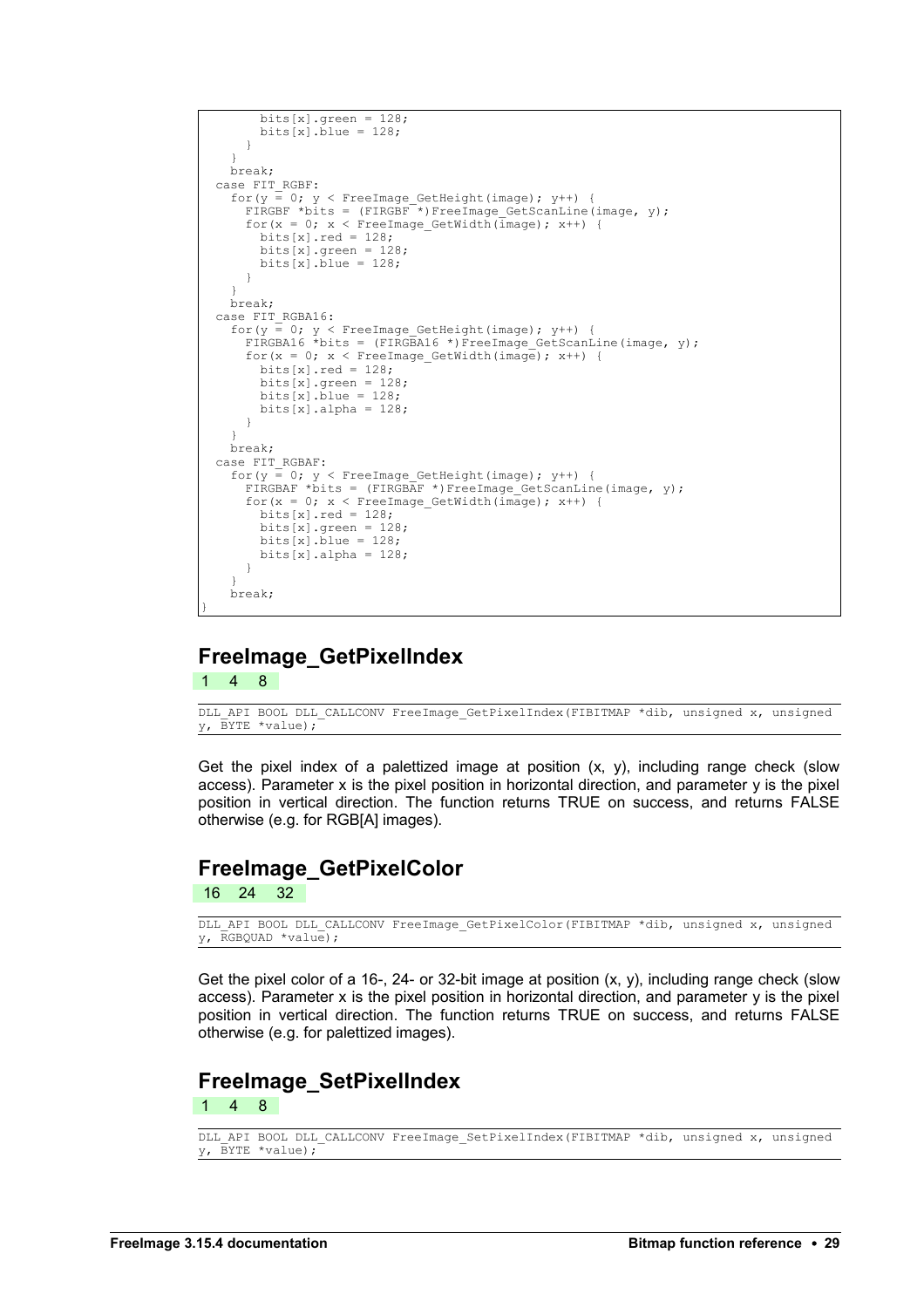```
        bits[x].green = 128;
        bits[x].blue = 128;
      }
    }
    break;
  case FIT_RGBF:
    for(y = 0; y < FreeImage_GetHeight(image); y++) {
      FIRGBF *bits = (FIRGBF *)FreeImage_GetScanLine(image, y);
      for(x = 0; x < FreeImage_GetWidth(image); x++) {
        bits[x].red = 128;
        bits[x].green = 128;
        bits[x].blue = 128;
      }
    }
    break;
  case FIT_RGBA16:
    for(y = 0; y < FreeImage_GetHeight(image); y++) {
      FIRGBA16 *bits = (FIRGBA16 *)FreeImage_GetScanLine(image, y);
      for(x = 0; x < FreeImage_GetWidth(image); x++) {
        bits[x].red = 128;
        bits[x].green = 128;
        bits[x].blue = 128;
        bits[x].alpha = 128;
      }
    }
    break;
  case FIT_RGBAF:
    for(y = 0; y < FreeImage_GetHeight(image); y++) {
      FIRGBAF *bits = (FIRGBAF *)FreeImage_GetScanLine(image, y);
      for(x = 0; x < FreeImage_GetWidth(image); x++) {
        bits[x].red = 128;
        bits[x].green = 128;
        bits[x].blue = 128;
        bits[x].alpha = 128;
      }
    }
    break;
}
```

## FreeImage_GetPixelIndex

1 4 8

```
DLL_API BOOL DLL_CALLCONV FreeImage_GetPixelIndex(FIBITMAP *dib, unsigned x, unsigned
y, BYTE *value);
```

Get the pixel index of a palettized image at position (x, y), including range check (slow access). Parameter x is the pixel position in horizontal direction, and parameter y is the pixel position in vertical direction. The function returns TRUE on success, and returns FALSE otherwise (e.g. for RGB[A] images).

## FreeImage_GetPixelColor

16 24 32

```
DLL_API BOOL DLL_CALLCONV FreeImage_GetPixelColor(FIBITMAP *dib, unsigned x, unsigned
y, RGBQUAD *value);
```

Get the pixel color of a 16-, 24- or 32-bit image at position (x, y), including range check (slow access). Parameter x is the pixel position in horizontal direction, and parameter y is the pixel position in vertical direction. The function returns TRUE on success, and returns FALSE otherwise (e.g. for palettized images).

## FreeImage_SetPixelIndex

1 4 8

```
DLL_API BOOL DLL_CALLCONV FreeImage_SetPixelIndex(FIBITMAP *dib, unsigned x, unsigned
y, BYTE *value);
```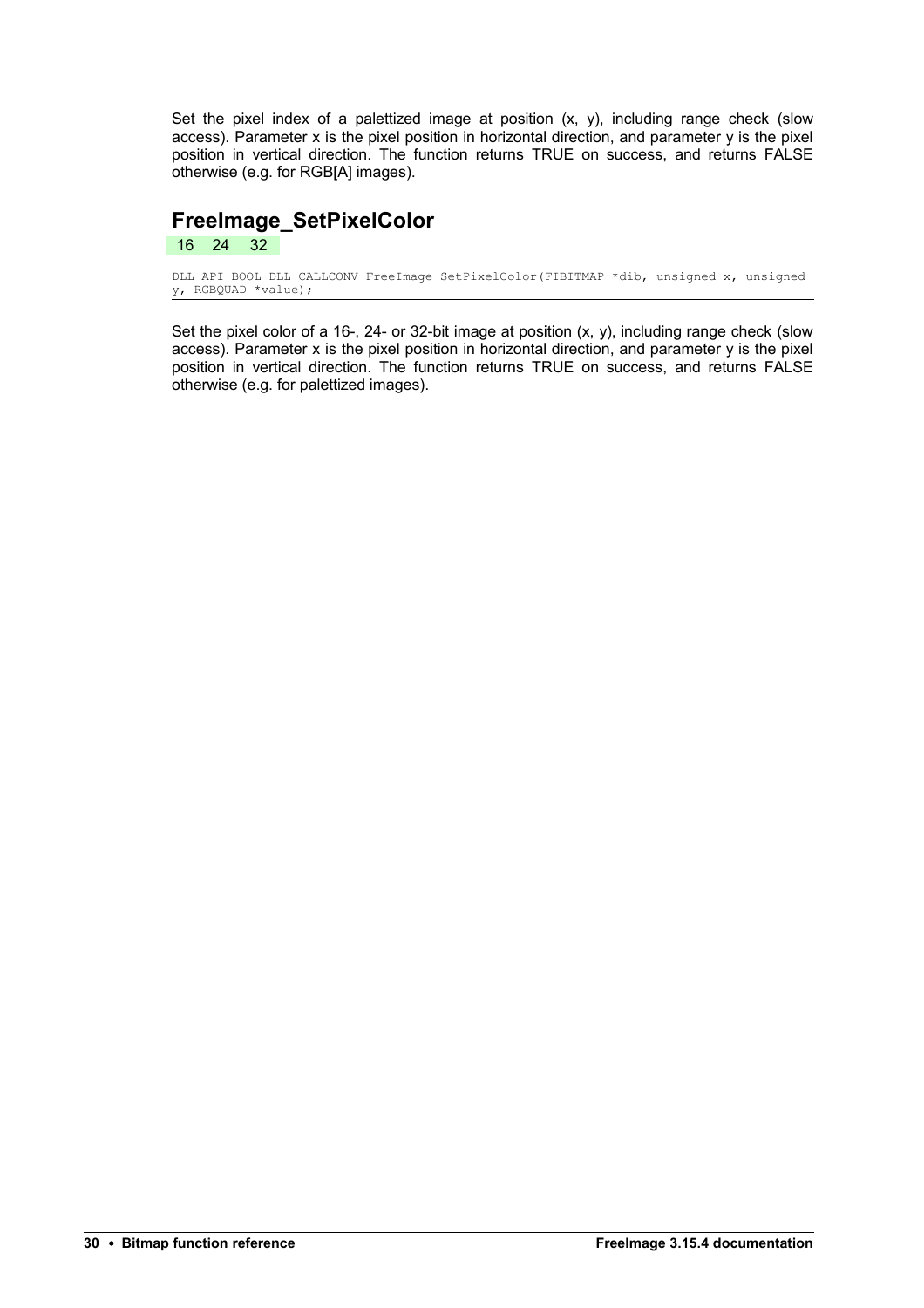Set the pixel index of a palettized image at position (x, y), including range check (slow access). Parameter x is the pixel position in horizontal direction, and parameter y is the pixel position in vertical direction. The function returns TRUE on success, and returns FALSE otherwise (e.g. for RGB[A] images).

## FreeImage_SetPixelColor

16 24 32

```
DLL_API BOOL DLL_CALLCONV FreeImage_SetPixelColor(FIBITMAP *dib, unsigned x, unsigned
y, RGBQUAD *value);
```

Set the pixel color of a 16-, 24- or 32-bit image at position (x, y), including range check (slow access). Parameter x is the pixel position in horizontal direction, and parameter y is the pixel position in vertical direction. The function returns TRUE on success, and returns FALSE otherwise (e.g. for palettized images).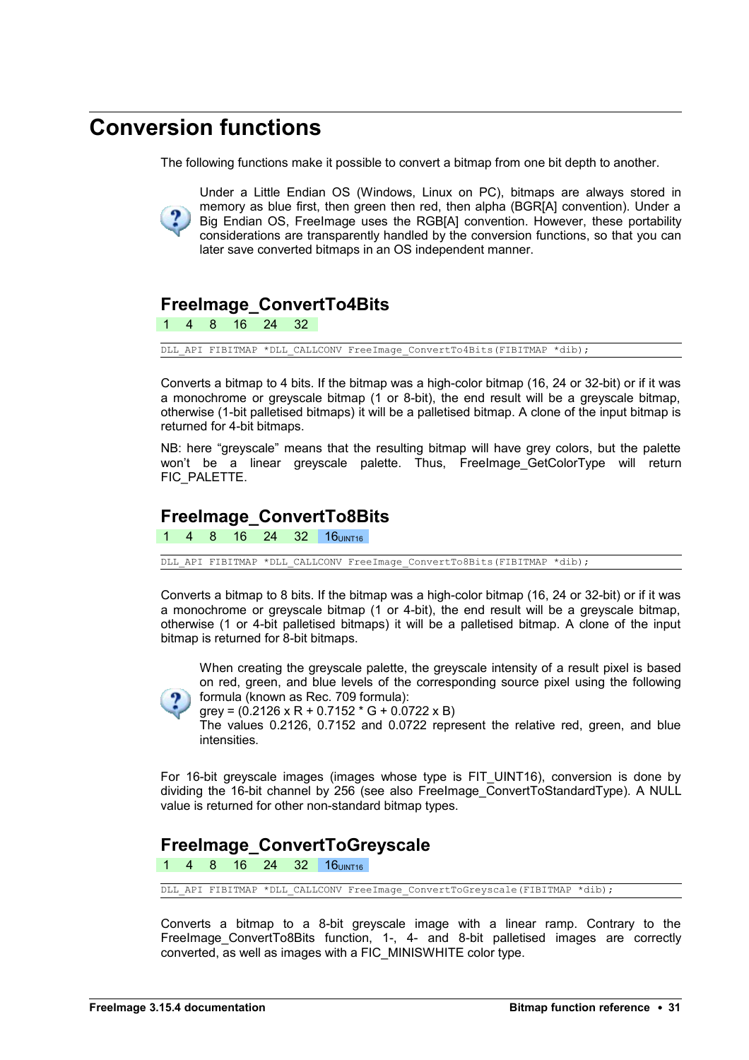# Conversion functions

The following functions make it possible to convert a bitmap from one bit depth to another.

Under a Little Endian OS (Windows, Linux on PC), bitmaps are always stored in memory as blue first, then green then red, then alpha (BGR[A] convention). Under a Big Endian OS, FreeImage uses the RGB[A] convention. However, these portability considerations are transparently handled by the conversion functions, so that you can later save converted bitmaps in an OS independent manner.

## FreeImage_ConvertTo4Bits

1 4 8 16 24 32

```
DLL_API FIBITMAP *DLL_CALLCONV FreeImage_ConvertTo4Bits(FIBITMAP *dib);
```

Converts a bitmap to 4 bits. If the bitmap was a high-color bitmap (16, 24 or 32-bit) or if it was a monochrome or greyscale bitmap (1 or 8-bit), the end result will be a greyscale bitmap, otherwise (1-bit palletised bitmaps) it will be a palletised bitmap. A clone of the input bitmap is returned for 4-bit bitmaps.

NB: here “greyscale” means that the resulting bitmap will have grey colors, but the palette won’t be a linear greyscale palette. Thus, FreeImage_GetColorType will return FIC_PALETTE.

## FreeImage_ConvertTo8Bits

1 4 8 16 24 32 $16_{UINT16}$

```
DLL_API FIBITMAP *DLL_CALLCONV FreeImage_ConvertTo8Bits(FIBITMAP *dib);
```

Converts a bitmap to 8 bits. If the bitmap was a high-color bitmap (16, 24 or 32-bit) or if it was a monochrome or greyscale bitmap (1 or 4-bit), the end result will be a greyscale bitmap, otherwise (1 or 4-bit palletised bitmaps) it will be a palletised bitmap. A clone of the input bitmap is returned for 8-bit bitmaps.

When creating the greyscale palette, the greyscale intensity of a result pixel is based on red, green, and blue levels of the corresponding source pixel using the following formula (known as Rec. 709 formula):
grey = (0.2126 x R + 0.7152 * G + 0.0722 x B)
The values 0.2126, 0.7152 and 0.0722 represent the relative red, green, and blue intensities.

For 16-bit greyscale images (images whose type is FIT_UINT16), conversion is done by dividing the 16-bit channel by 256 (see also FreeImage_ConvertToStandardType). A NULL value is returned for other non-standard bitmap types.

## FreeImage_ConvertToGreyscale

1 4 8 16 24 32 $16_{UINT16}$

```
DLL_API FIBITMAP *DLL_CALLCONV FreeImage_ConvertToGreyscale(FIBITMAP *dib);
```

Converts a bitmap to a 8-bit greyscale image with a linear ramp. Contrary to the FreeImage_ConvertTo8Bits function, 1-, 4- and 8-bit palletised images are correctly converted, as well as images with a FIC_MINISWHITE color type.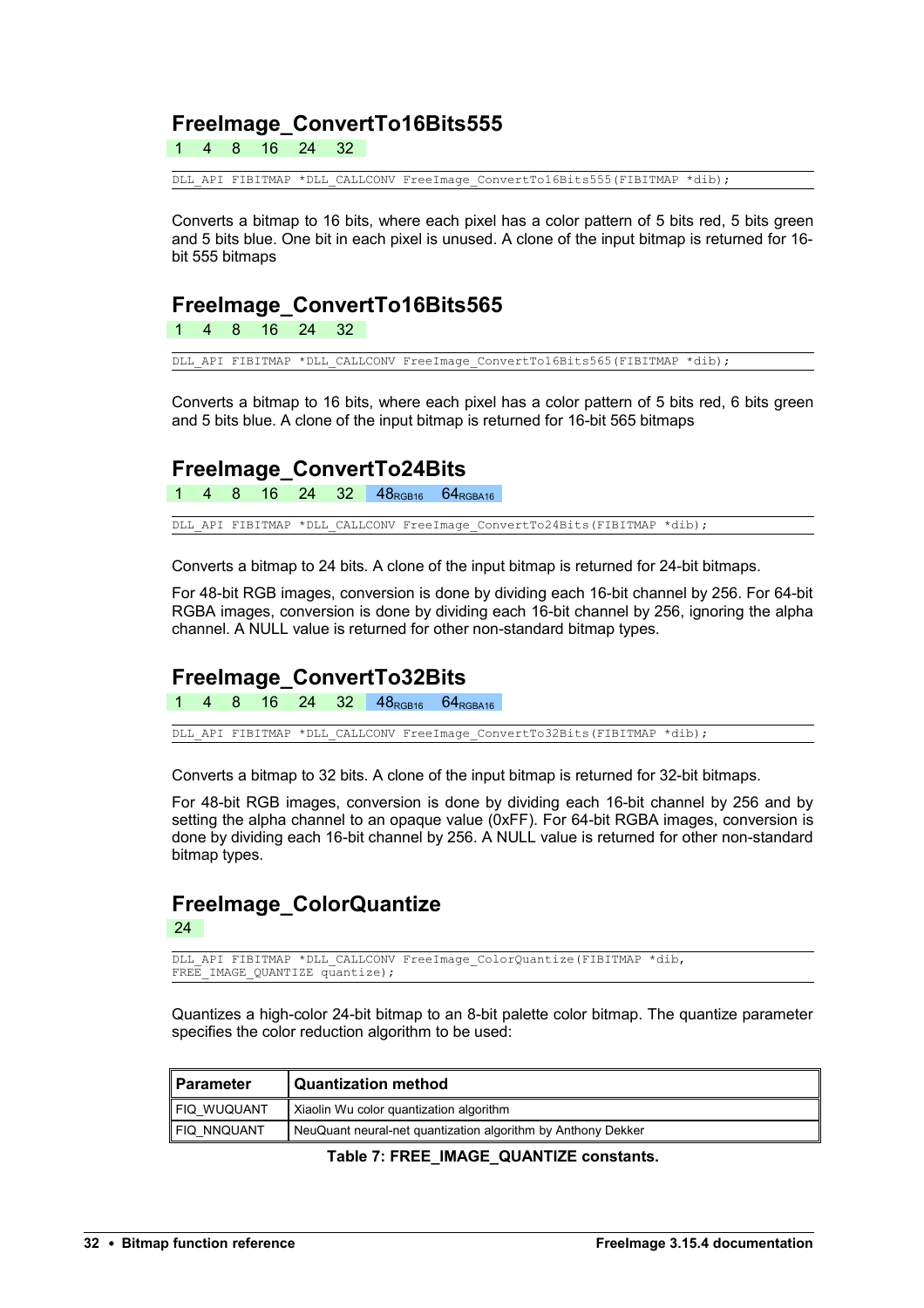## FreeImage_ConvertTo16Bits555

1 4 8 16 24 32

```
DLL_API FIBITMAP *DLL_CALLCONV FreeImage_ConvertTo16Bits555(FIBITMAP *dib);
```

Converts a bitmap to 16 bits, where each pixel has a color pattern of 5 bits red, 5 bits green and 5 bits blue. One bit in each pixel is unused. A clone of the input bitmap is returned for 16-bit 555 bitmaps

## FreeImage_ConvertTo16Bits565

1 4 8 16 24 32

```
DLL_API FIBITMAP *DLL_CALLCONV FreeImage_ConvertTo16Bits565(FIBITMAP *dib);
```

Converts a bitmap to 16 bits, where each pixel has a color pattern of 5 bits red, 6 bits green and 5 bits blue. A clone of the input bitmap is returned for 16-bit 565 bitmaps

## FreeImage_ConvertTo24Bits

1 4 8 16 24 32 $48_{RGB16}$ $64_{RGBA16}$

```
DLL_API FIBITMAP *DLL_CALLCONV FreeImage_ConvertTo24Bits(FIBITMAP *dib);
```

Converts a bitmap to 24 bits. A clone of the input bitmap is returned for 24-bit bitmaps.

For 48-bit RGB images, conversion is done by dividing each 16-bit channel by 256. For 64-bit RGBA images, conversion is done by dividing each 16-bit channel by 256, ignoring the alpha channel. A NULL value is returned for other non-standard bitmap types.

## FreeImage_ConvertTo32Bits

1 4 8 16 24 32 $48_{RGB16}$ $64_{RGBA16}$

```
DLL_API FIBITMAP *DLL_CALLCONV FreeImage_ConvertTo32Bits(FIBITMAP *dib);
```

Converts a bitmap to 32 bits. A clone of the input bitmap is returned for 32-bit bitmaps.

For 48-bit RGB images, conversion is done by dividing each 16-bit channel by 256 and by setting the alpha channel to an opaque value (0xFF). For 64-bit RGBA images, conversion is done by dividing each 16-bit channel by 256. A NULL value is returned for other non-standard bitmap types.

## FreeImage_ColorQuantize

24

```
DLL_API FIBITMAP *DLL_CALLCONV FreeImage_ColorQuantize(FIBITMAP *dib,
FREE_IMAGE_QUANTIZE quantize);
```

Quantizes a high-color 24-bit bitmap to an 8-bit palette color bitmap. The quantize parameter specifies the color reduction algorithm to be used:

| Parameter | Quantization method |
|---|---|
| FIQ_WUQUANT | Xiaolin Wu color quantization algorithm |
| FIQ_NNQUANT | NeuQuant neural-net quantization algorithm by Anthony Dekker |

**Table 7: FREE_IMAGE_QUANTIZE constants.**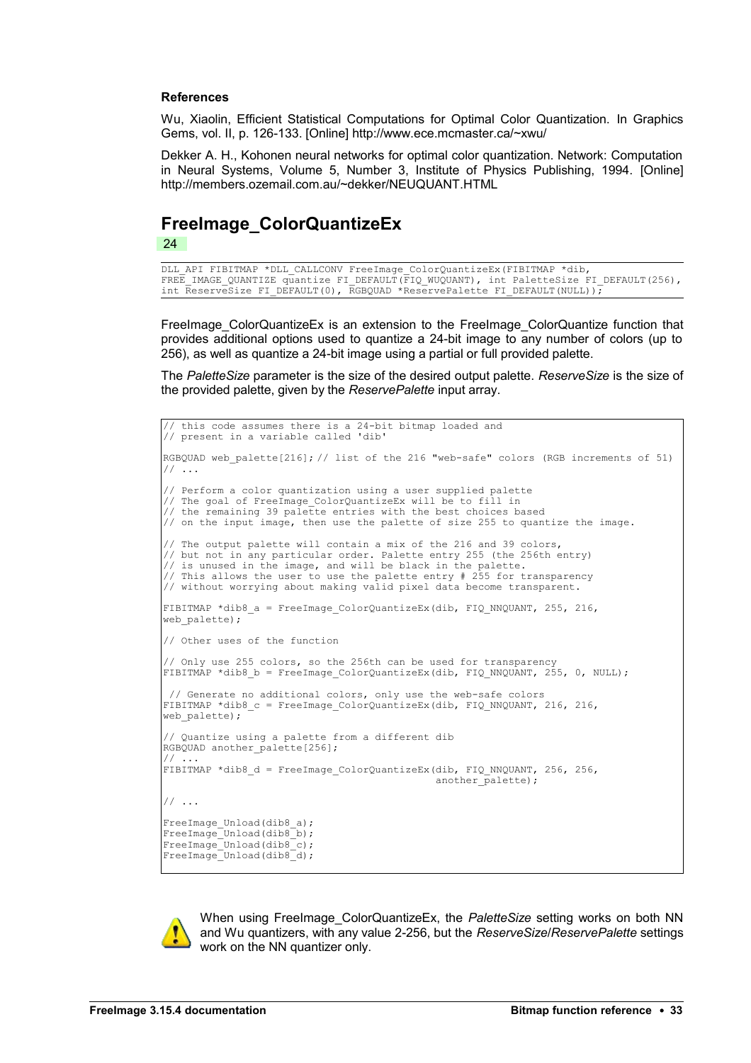**References**

Wu, Xiaolin, Efficient Statistical Computations for Optimal Color Quantization. In Graphics Gems, vol. II, p. 126-133. [Online] http://www.ece.mcmaster.ca/~xwu/

Dekker A. H., Kohonen neural networks for optimal color quantization. Network: Computation in Neural Systems, Volume 5, Number 3, Institute of Physics Publishing, 1994. [Online] http://members.ozemail.com.au/~dekker/NEUQUANT.HTML

## FreeImage_ColorQuantizeEx

24

```
DLL_API FIBITMAP *DLL_CALLCONV FreeImage_ColorQuantizeEx(FIBITMAP *dib,
FREE_IMAGE_QUANTIZE quantize FI_DEFAULT(FIQ_WUQUANT), int PaletteSize FI_DEFAULT(256),
int ReserveSize FI_DEFAULT(0), RGBQUAD *ReservePalette FI_DEFAULT(NULL));
```

FreeImage_ColorQuantizeEx is an extension to the FreeImage_ColorQuantize function that provides additional options used to quantize a 24-bit image to any number of colors (up to 256), as well as quantize a 24-bit image using a partial or full provided palette.

The *PaletteSize* parameter is the size of the desired output palette. *ReserveSize* is the size of the provided palette, given by the *ReservePalette* input array.

```
// this code assumes there is a 24-bit bitmap loaded and
// present in a variable called 'dib'

RGBQUAD web_palette[216]; // list of the 216 "web-safe" colors (RGB increments of 51)
// ...

// Perform a color quantization using a user supplied palette
// The goal of FreeImage_ColorQuantizeEx will be to fill in
// the remaining 39 palette entries with the best choices based
// on the input image, then use the palette of size 255 to quantize the image.

// The output palette will contain a mix of the 216 and 39 colors,
// but not in any particular order. Palette entry 255 (the 256th entry)
// is unused in the image, and will be black in the palette.
// This allows the user to use the palette entry # 255 for transparency
// without worrying about making valid pixel data become transparent.

FIBITMAP *dib8_a = FreeImage_ColorQuantizeEx(dib, FIQ_NNQUANT, 255, 216,
web_palette);

// Other uses of the function

// Only use 255 colors, so the 256th can be used for transparency
FIBITMAP *dib8_b = FreeImage_ColorQuantizeEx(dib, FIQ_NNQUANT, 255, 0, NULL);

 // Generate no additional colors, only use the web-safe colors
FIBITMAP *dib8_c = FreeImage_ColorQuantizeEx(dib, FIQ_NNQUANT, 216, 216,
web_palette);

// Quantize using a palette from a different dib
RGBQUAD another_palette[256];
// ...
FIBITMAP *dib8_d = FreeImage_ColorQuantizeEx(dib, FIQ_NNQUANT, 256, 256,
                                             another_palette);

// ...

FreeImage_Unload(dib8_a);
FreeImage_Unload(dib8_b);
FreeImage_Unload(dib8_c);
FreeImage_Unload(dib8_d);
```

When using FreeImage_ColorQuantizeEx, the *PaletteSize* setting works on both NN and Wu quantizers, with any value 2-256, but the *ReserveSize*/*ReservePalette* settings work on the NN quantizer only.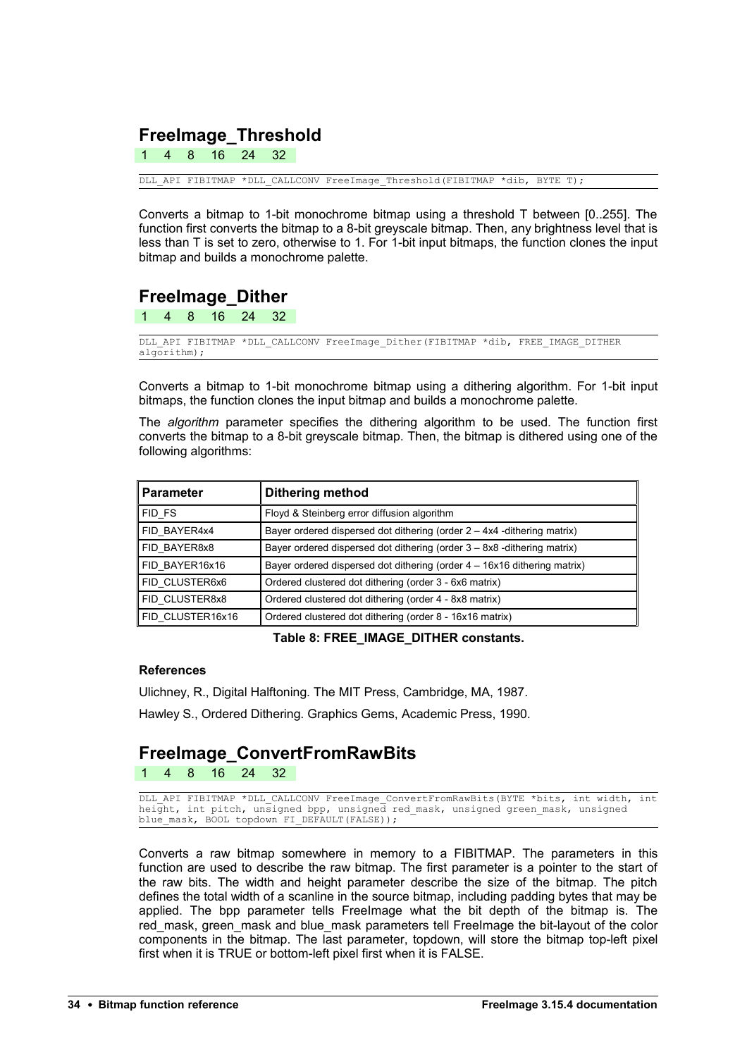## FreeImage_Threshold

1 4 8 16 24 32

```
DLL_API FIBITMAP *DLL_CALLCONV FreeImage_Threshold(FIBITMAP *dib, BYTE T);
```

Converts a bitmap to 1-bit monochrome bitmap using a threshold T between [0..255]. The function first converts the bitmap to a 8-bit greyscale bitmap. Then, any brightness level that is less than T is set to zero, otherwise to 1. For 1-bit input bitmaps, the function clones the input bitmap and builds a monochrome palette.

## FreeImage_Dither

1 4 8 16 24 32

```
DLL_API FIBITMAP *DLL_CALLCONV FreeImage_Dither(FIBITMAP *dib, FREE_IMAGE_DITHER
algorithm);
```

Converts a bitmap to 1-bit monochrome bitmap using a dithering algorithm. For 1-bit input bitmaps, the function clones the input bitmap and builds a monochrome palette.

The *algorithm* parameter specifies the dithering algorithm to be used. The function first converts the bitmap to a 8-bit greyscale bitmap. Then, the bitmap is dithered using one of the following algorithms:

| Parameter | Dithering method |
|---|---|
| FID_FS | Floyd & Steinberg error diffusion algorithm |
| FID_BAYER4x4 | Bayer ordered dispersed dot dithering (order 2 – 4x4 -dithering matrix) |
| FID_BAYER8x8 | Bayer ordered dispersed dot dithering (order 3 – 8x8 -dithering matrix) |
| FID_BAYER16x16 | Bayer ordered dispersed dot dithering (order 4 – 16x16 dithering matrix) |
| FID_CLUSTER6x6 | Ordered clustered dot dithering (order 3 - 6x6 matrix) |
| FID_CLUSTER8x8 | Ordered clustered dot dithering (order 4 - 8x8 matrix) |
| FID_CLUSTER16x16 | Ordered clustered dot dithering (order 8 - 16x16 matrix) |

**Table 8: FREE_IMAGE_DITHER constants.**

**References**

Ulichney, R., Digital Halftoning. The MIT Press, Cambridge, MA, 1987.

Hawley S., Ordered Dithering. Graphics Gems, Academic Press, 1990.

## FreeImage_ConvertFromRawBits

1 4 8 16 24 32

```
DLL_API FIBITMAP *DLL_CALLCONV FreeImage_ConvertFromRawBits(BYTE *bits, int width, int
height, int pitch, unsigned bpp, unsigned red_mask, unsigned green_mask, unsigned
blue_mask, BOOL topdown FI_DEFAULT(FALSE));
```

Converts a raw bitmap somewhere in memory to a FIBITMAP. The parameters in this function are used to describe the raw bitmap. The first parameter is a pointer to the start of the raw bits. The width and height parameter describe the size of the bitmap. The pitch defines the total width of a scanline in the source bitmap, including padding bytes that may be applied. The bpp parameter tells FreeImage what the bit depth of the bitmap is. The red_mask, green_mask and blue_mask parameters tell FreeImage the bit-layout of the color components in the bitmap. The last parameter, topdown, will store the bitmap top-left pixel first when it is TRUE or bottom-left pixel first when it is FALSE.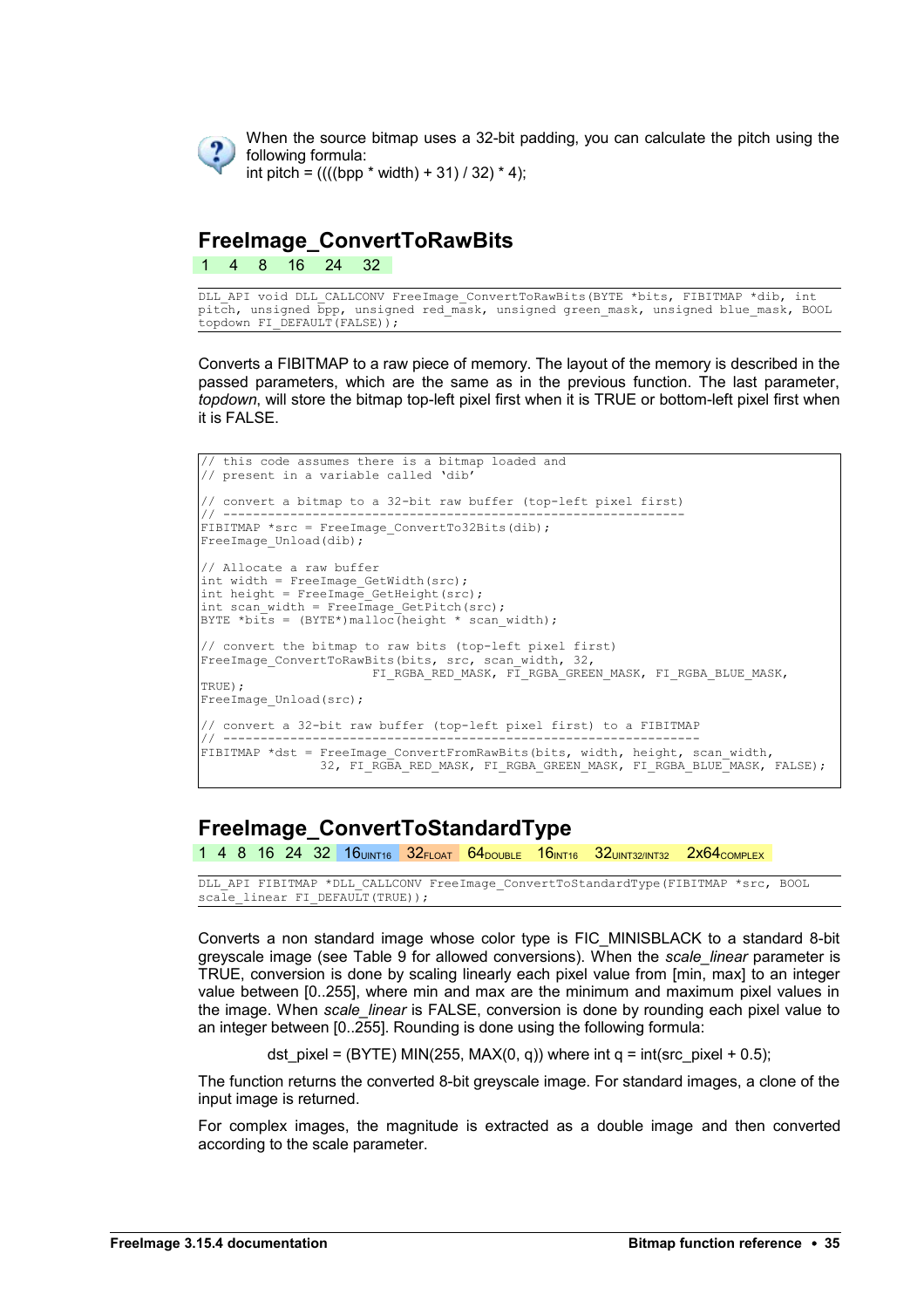When the source bitmap uses a 32-bit padding, you can calculate the pitch using the following formula:
int pitch = ((((bpp * width) + 31) / 32) * 4);

## FreeImage_ConvertToRawBits

1 4 8 16 24 32

```
DLL_API void DLL_CALLCONV FreeImage_ConvertToRawBits(BYTE *bits, FIBITMAP *dib, int
pitch, unsigned bpp, unsigned red_mask, unsigned green_mask, unsigned blue_mask, BOOL
topdown FI_DEFAULT(FALSE));
```

Converts a FIBITMAP to a raw piece of memory. The layout of the memory is described in the passed parameters, which are the same as in the previous function. The last parameter, *topdown*, will store the bitmap top-left pixel first when it is TRUE or bottom-left pixel first when it is FALSE.

```
// this code assumes there is a bitmap loaded and
// present in a variable called 'dib'

// convert a bitmap to a 32-bit raw buffer (top-left pixel first)
// --------------------------------------------------------------
FIBITMAP *src = FreeImage_ConvertTo32Bits(dib);
FreeImage_Unload(dib);

// Allocate a raw buffer
int width = FreeImage_GetWidth(src);
int height = FreeImage_GetHeight(src);
int scan_width = FreeImage_GetPitch(src);
BYTE *bits = (BYTE*)malloc(height * scan_width);

// convert the bitmap to raw bits (top-left pixel first)
FreeImage_ConvertToRawBits(bits, src, scan_width, 32,
                        FI_RGBA_RED_MASK, FI_RGBA_GREEN_MASK, FI_RGBA_BLUE_MASK,
TRUE);
FreeImage_Unload(src);

// convert a 32-bit raw buffer (top-left pixel first) to a FIBITMAP
// ----------------------------------------------------------------
FIBITMAP *dst = FreeImage_ConvertFromRawBits(bits, width, height, scan_width,
                32, FI_RGBA_RED_MASK, FI_RGBA_GREEN_MASK, FI_RGBA_BLUE_MASK, FALSE);
```

## FreeImage_ConvertToStandardType

1 4 8 16 24 32 $16_{UINT16}$ $32_{FLOAT}$ $64_{DOUBLE}$ $16_{INT16}$ $32_{UINT32/INT32}$ $2x64_{COMPLEX}$

```
DLL_API FIBITMAP *DLL_CALLCONV FreeImage_ConvertToStandardType(FIBITMAP *src, BOOL
scale_linear FI_DEFAULT(TRUE));
```

Converts a non standard image whose color type is FIC_MINISBLACK to a standard 8-bit greyscale image (see Table 9 for allowed conversions). When the *scale_linear* parameter is TRUE, conversion is done by scaling linearly each pixel value from [min, max] to an integer value between [0..255], where min and max are the minimum and maximum pixel values in the image. When *scale_linear* is FALSE, conversion is done by rounding each pixel value to an integer between [0..255]. Rounding is done using the following formula:

dst_pixel = (BYTE) MIN(255, MAX(0, q)) where int q = int(src_pixel + 0.5);

The function returns the converted 8-bit greyscale image. For standard images, a clone of the input image is returned.

For complex images, the magnitude is extracted as a double image and then converted according to the scale parameter.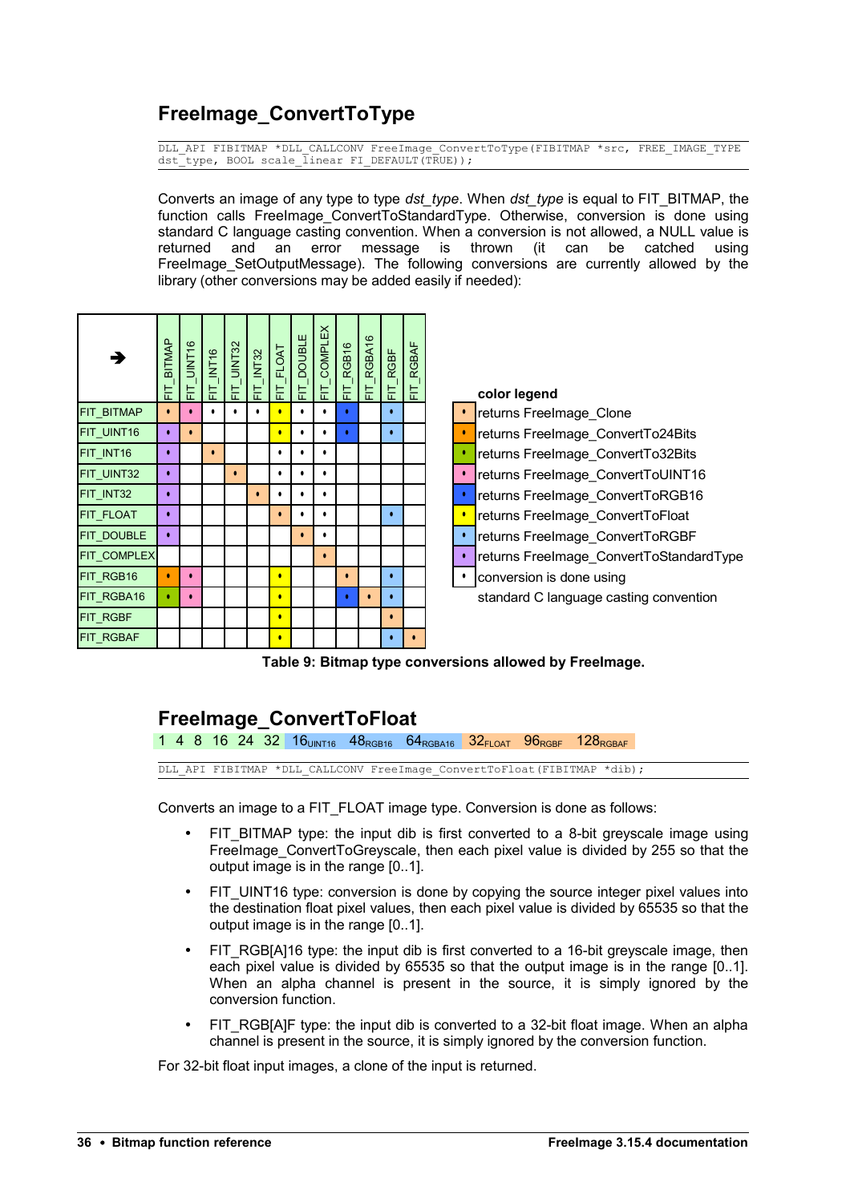## FreeImage_ConvertToType

```
DLL_API FIBITMAP *DLL_CALLCONV FreeImage_ConvertToType(FIBITMAP *src, FREE_IMAGE_TYPE
dst_type, BOOL scale_linear FI_DEFAULT(TRUE));
```

Converts an image of any type to type *dst_type*. When *dst_type* is equal to FIT_BITMAP, the function calls FreeImage_ConvertToStandardType. Otherwise, conversion is done using standard C language casting convention. When a conversion is not allowed, a NULL value is returned and an error message is thrown (it can be catched using FreeImage_SetOutputMessage). The following conversions are currently allowed by the library (other conversions may be added easily if needed):

| ➔ | FIT_BITMAP | FIT_UINT16 | FIT_INT16 | FIT_UINT32 | FIT_INT32 | FIT_FLOAT | FIT_DOUBLE | FIT_COMPLEX | FIT_RGB16 | FIT_RGBA16 | FIT_RGBF | FIT_RGBAF |
|---|---|---|---|---|---|---|---|---|---|---|---|---|
| FIT_BITMAP | • (Clone) | • (ConvertToUINT16) | • | • | • | • (ConvertToFloat) | • | • | • (ConvertToRGB16) | | • (ConvertToRGBF) | |
| FIT_UINT16 | • (ConvertToStandardType) | • (Clone) | | | | • (ConvertToFloat) | • | • | • (ConvertToRGB16) | | • (ConvertToRGBF) | |
| FIT_INT16 | • (ConvertToStandardType) | | • (Clone) | | | • | • | • | | | | |
| FIT_UINT32 | • (ConvertToStandardType) | | | • (Clone) | | • | • | • | | | | |
| FIT_INT32 | • (ConvertToStandardType) | | | | • (Clone) | • | • | • | | | | |
| FIT_FLOAT | • (ConvertToStandardType) | | | | | • (Clone) | • | • | | | • (ConvertToRGBF) | |
| FIT_DOUBLE | • (ConvertToStandardType) | | | | | | • (Clone) | • | | | | |
| FIT_COMPLEX | | | | | | | | • (Clone) | | | | |
| FIT_RGB16 | • (ConvertTo24Bits) | • (ConvertToUINT16) | | | | • (ConvertToFloat) | | | • (Clone) | | • (ConvertToRGBF) | |
| FIT_RGBA16 | • (ConvertTo32Bits) | • (ConvertToUINT16) | | | | • (ConvertToFloat) | | | • (ConvertToRGB16) | • (Clone) | • (ConvertToRGBF) | |
| FIT_RGBF | | | | | | • (ConvertToFloat) | | | | | • (Clone) | |
| FIT_RGBAF | | | | | | • (ConvertToFloat) | | | | | • (ConvertToRGBF) | • (Clone) |

**color legend**

- returns FreeImage_Clone
- returns FreeImage_ConvertTo24Bits
- returns FreeImage_ConvertTo32Bits
- returns FreeImage_ConvertToUINT16
- returns FreeImage_ConvertToRGB16
- returns FreeImage_ConvertToFloat
- returns FreeImage_ConvertToRGBF
- returns FreeImage_ConvertToStandardType
- • conversion is done using standard C language casting convention

**Table 9: Bitmap type conversions allowed by FreeImage.**

## FreeImage_ConvertToFloat

1 4 8 16 24 32 $16_{UINT16}$ $48_{RGB16}$ $64_{RGBA16}$ $32_{FLOAT}$ $96_{RGBF}$ $128_{RGBAF}$

```
DLL_API FIBITMAP *DLL_CALLCONV FreeImage_ConvertToFloat(FIBITMAP *dib);
```

Converts an image to a FIT_FLOAT image type. Conversion is done as follows:

- FIT_BITMAP type: the input dib is first converted to a 8-bit greyscale image using FreeImage_ConvertToGreyscale, then each pixel value is divided by 255 so that the output image is in the range [0..1].
- FIT_UINT16 type: conversion is done by copying the source integer pixel values into the destination float pixel values, then each pixel value is divided by 65535 so that the output image is in the range [0..1].
- FIT_RGB[A]16 type: the input dib is first converted to a 16-bit greyscale image, then each pixel value is divided by 65535 so that the output image is in the range [0..1]. When an alpha channel is present in the source, it is simply ignored by the conversion function.
- FIT_RGB[A]F type: the input dib is converted to a 32-bit float image. When an alpha channel is present in the source, it is simply ignored by the conversion function.

For 32-bit float input images, a clone of the input is returned.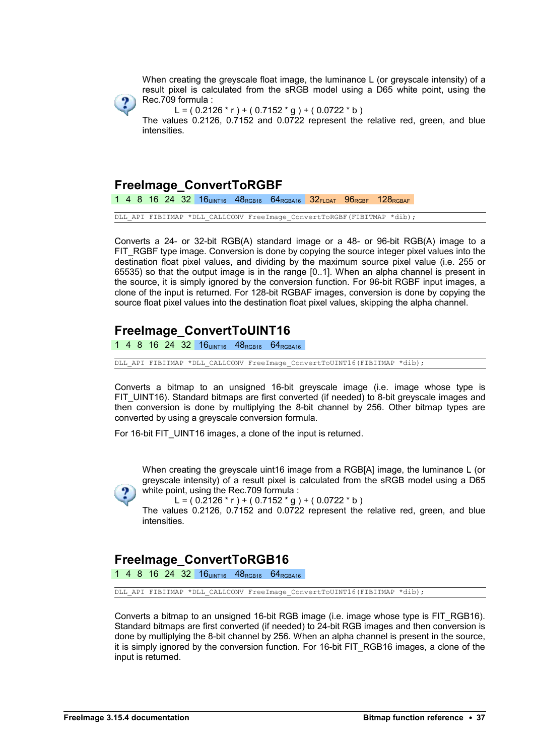When creating the greyscale float image, the luminance L (or greyscale intensity) of a result pixel is calculated from the sRGB model using a D65 white point, using the Rec.709 formula :

$$L = ( 0.2126 * r ) + ( 0.7152 * g ) + ( 0.0722 * b )$$

The values 0.2126, 0.7152 and 0.0722 represent the relative red, green, and blue intensities.

## FreeImage_ConvertToRGBF

1 4 8 16 24 32 $16_{UINT16}$ $48_{RGB16}$ $64_{RGBA16}$ $32_{FLOAT}$ $96_{RGBF}$ $128_{RGBAF}$

```
DLL_API FIBITMAP *DLL_CALLCONV FreeImage_ConvertToRGBF(FIBITMAP *dib);
```

Converts a 24- or 32-bit RGB(A) standard image or a 48- or 96-bit RGB(A) image to a FIT_RGBF type image. Conversion is done by copying the source integer pixel values into the destination float pixel values, and dividing by the maximum source pixel value (i.e. 255 or 65535) so that the output image is in the range [0..1]. When an alpha channel is present in the source, it is simply ignored by the conversion function. For 96-bit RGBF input images, a clone of the input is returned. For 128-bit RGBAF images, conversion is done by copying the source float pixel values into the destination float pixel values, skipping the alpha channel.

## FreeImage_ConvertToUINT16

1 4 8 16 24 32 $16_{UINT16}$ $48_{RGB16}$ $64_{RGBA16}$

```
DLL_API FIBITMAP *DLL_CALLCONV FreeImage_ConvertToUINT16(FIBITMAP *dib);
```

Converts a bitmap to an unsigned 16-bit greyscale image (i.e. image whose type is FIT_UINT16). Standard bitmaps are first converted (if needed) to 8-bit greyscale images and then conversion is done by multiplying the 8-bit channel by 256. Other bitmap types are converted by using a greyscale conversion formula.

For 16-bit FIT_UINT16 images, a clone of the input is returned.

When creating the greyscale uint16 image from a RGB[A] image, the luminance L (or greyscale intensity) of a result pixel is calculated from the sRGB model using a D65 white point, using the Rec.709 formula :

$$L = ( 0.2126 * r ) + ( 0.7152 * g ) + ( 0.0722 * b )$$

The values 0.2126, 0.7152 and 0.0722 represent the relative red, green, and blue intensities.

## FreeImage_ConvertToRGB16

1 4 8 16 24 32 $16_{UINT16}$ $48_{RGB16}$ $64_{RGBA16}$

```
DLL_API FIBITMAP *DLL_CALLCONV FreeImage_ConvertToUINT16(FIBITMAP *dib);
```

Converts a bitmap to an unsigned 16-bit RGB image (i.e. image whose type is FIT_RGB16). Standard bitmaps are first converted (if needed) to 24-bit RGB images and then conversion is done by multiplying the 8-bit channel by 256. When an alpha channel is present in the source, it is simply ignored by the conversion function. For 16-bit FIT_RGB16 images, a clone of the input is returned.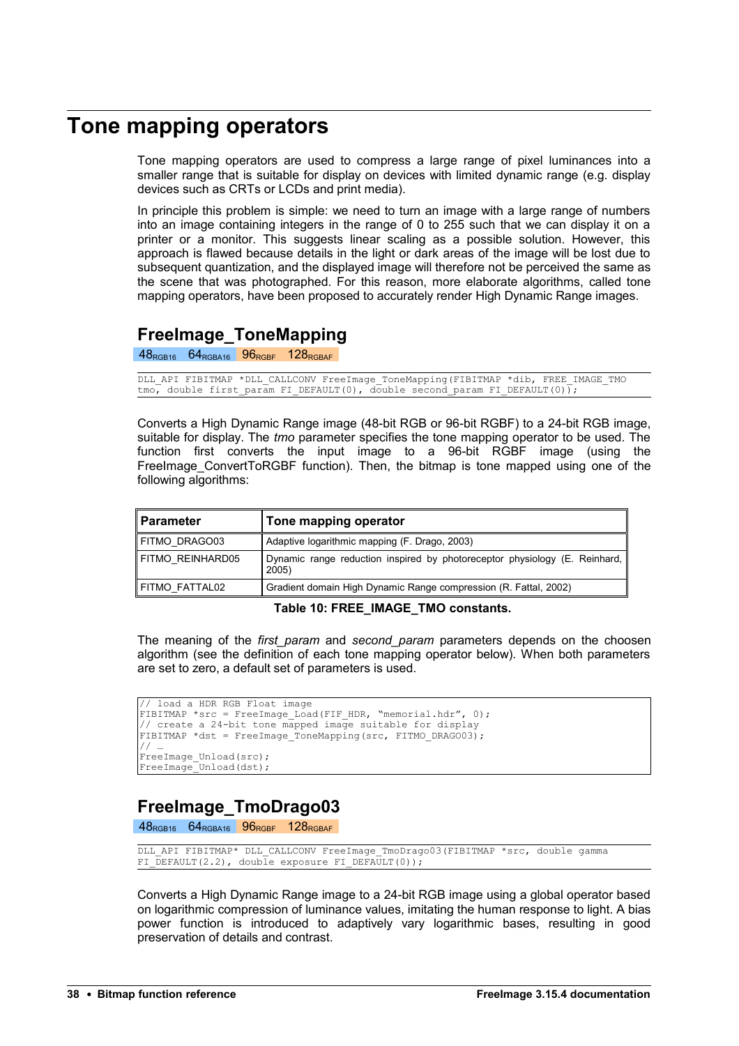# Tone mapping operators

Tone mapping operators are used to compress a large range of pixel luminances into a smaller range that is suitable for display on devices with limited dynamic range (e.g. display devices such as CRTs or LCDs and print media).

In principle this problem is simple: we need to turn an image with a large range of numbers into an image containing integers in the range of 0 to 255 such that we can display it on a printer or a monitor. This suggests linear scaling as a possible solution. However, this approach is flawed because details in the light or dark areas of the image will be lost due to subsequent quantization, and the displayed image will therefore not be perceived the same as the scene that was photographed. For this reason, more elaborate algorithms, called tone mapping operators, have been proposed to accurately render High Dynamic Range images.

## FreeImage_ToneMapping

48RGB16 64RGBA16 96RGBF 128RGBAF

```
DLL_API FIBITMAP *DLL_CALLCONV FreeImage_ToneMapping(FIBITMAP *dib, FREE_IMAGE_TMO
tmo, double first_param FI_DEFAULT(0), double second_param FI_DEFAULT(0));
```

Converts a High Dynamic Range image (48-bit RGB or 96-bit RGBF) to a 24-bit RGB image, suitable for display. The *tmo* parameter specifies the tone mapping operator to be used. The function first converts the input image to a 96-bit RGBF image (using the FreeImage_ConvertToRGBF function). Then, the bitmap is tone mapped using one of the following algorithms:

| Parameter | Tone mapping operator |
|---|---|
| FITMO_DRAGO03 | Adaptive logarithmic mapping (F. Drago, 2003) |
| FITMO_REINHARD05 | Dynamic range reduction inspired by photoreceptor physiology (E. Reinhard, 2005) |
| FITMO_FATTAL02 | Gradient domain High Dynamic Range compression (R. Fattal, 2002) |

**Table 10: FREE_IMAGE_TMO constants.**

The meaning of the *first_param* and *second_param* parameters depends on the choosen algorithm (see the definition of each tone mapping operator below). When both parameters are set to zero, a default set of parameters is used.

```
// load a HDR RGB Float image
FIBITMAP *src = FreeImage_Load(FIF_HDR, "memorial.hdr", 0);
// create a 24-bit tone mapped image suitable for display
FIBITMAP *dst = FreeImage_ToneMapping(src, FITMO_DRAGO03);
// …
FreeImage_Unload(src);
FreeImage_Unload(dst);
```

## FreeImage_TmoDrago03

48RGB16 64RGBA16 96RGBF 128RGBAF

```
DLL_API FIBITMAP* DLL_CALLCONV FreeImage_TmoDrago03(FIBITMAP *src, double gamma
FI_DEFAULT(2.2), double exposure FI_DEFAULT(0));
```

Converts a High Dynamic Range image to a 24-bit RGB image using a global operator based on logarithmic compression of luminance values, imitating the human response to light. A bias power function is introduced to adaptively vary logarithmic bases, resulting in good preservation of details and contrast.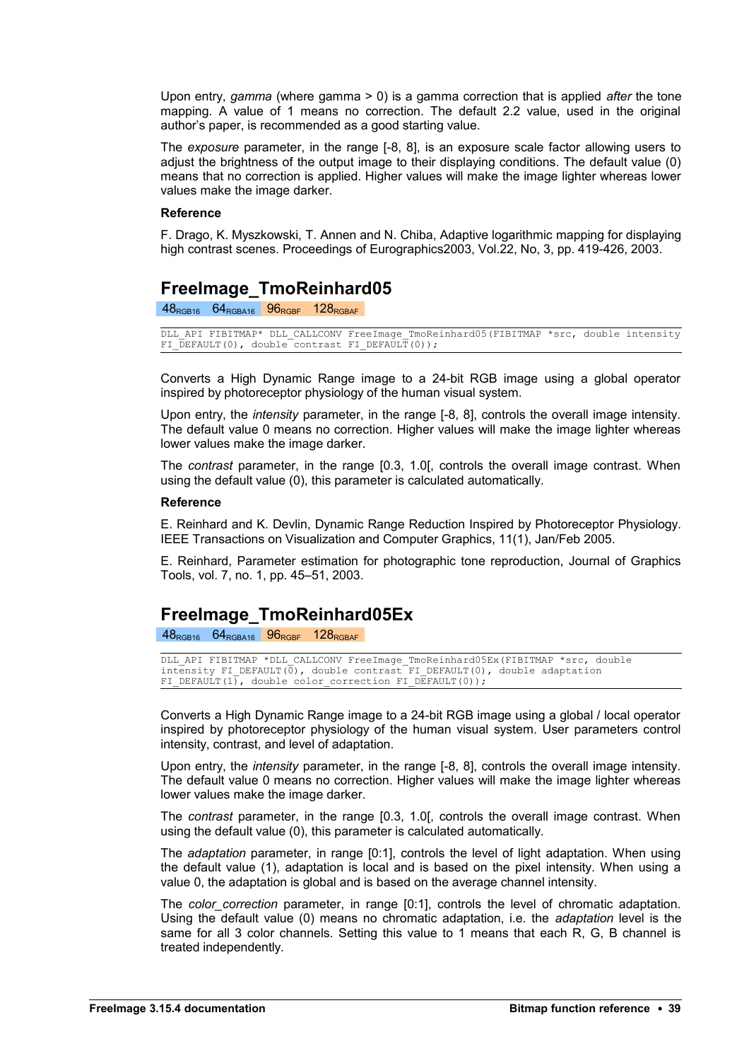Upon entry, *gamma* (where gamma > 0) is a gamma correction that is applied *after* the tone mapping. A value of 1 means no correction. The default 2.2 value, used in the original author's paper, is recommended as a good starting value.

The *exposure* parameter, in the range [-8, 8], is an exposure scale factor allowing users to adjust the brightness of the output image to their displaying conditions. The default value (0) means that no correction is applied. Higher values will make the image lighter whereas lower values make the image darker.

**Reference**

F. Drago, K. Myszkowski, T. Annen and N. Chiba, Adaptive logarithmic mapping for displaying high contrast scenes. Proceedings of Eurographics2003, Vol.22, No, 3, pp. 419-426, 2003.

## FreeImage_TmoReinhard05

$48_{RGB16}$ $64_{RGBA16}$ $96_{RGBF}$ $128_{RGBAF}$

```
DLL_API FIBITMAP* DLL_CALLCONV FreeImage_TmoReinhard05(FIBITMAP *src, double intensity
FI_DEFAULT(0), double contrast FI_DEFAULT(0));
```

Converts a High Dynamic Range image to a 24-bit RGB image using a global operator inspired by photoreceptor physiology of the human visual system.

Upon entry, the *intensity* parameter, in the range [-8, 8], controls the overall image intensity. The default value 0 means no correction. Higher values will make the image lighter whereas lower values make the image darker.

The *contrast* parameter, in the range [0.3, 1.0[, controls the overall image contrast. When using the default value (0), this parameter is calculated automatically.

**Reference**

E. Reinhard and K. Devlin, Dynamic Range Reduction Inspired by Photoreceptor Physiology. IEEE Transactions on Visualization and Computer Graphics, 11(1), Jan/Feb 2005.

E. Reinhard, Parameter estimation for photographic tone reproduction, Journal of Graphics Tools, vol. 7, no. 1, pp. 45–51, 2003.

## FreeImage_TmoReinhard05Ex

$48_{RGB16}$ $64_{RGBA16}$ $96_{RGBF}$ $128_{RGBAF}$

```
DLL_API FIBITMAP *DLL_CALLCONV FreeImage_TmoReinhard05Ex(FIBITMAP *src, double
intensity FI_DEFAULT(0), double contrast FI_DEFAULT(0), double adaptation
FI_DEFAULT(1), double color_correction FI_DEFAULT(0));
```

Converts a High Dynamic Range image to a 24-bit RGB image using a global / local operator inspired by photoreceptor physiology of the human visual system. User parameters control intensity, contrast, and level of adaptation.

Upon entry, the *intensity* parameter, in the range [-8, 8], controls the overall image intensity. The default value 0 means no correction. Higher values will make the image lighter whereas lower values make the image darker.

The *contrast* parameter, in the range [0.3, 1.0[, controls the overall image contrast. When using the default value (0), this parameter is calculated automatically.

The *adaptation* parameter, in range [0:1], controls the level of light adaptation. When using the default value (1), adaptation is local and is based on the pixel intensity. When using a value 0, the adaptation is global and is based on the average channel intensity.

The *color_correction* parameter, in range [0:1], controls the level of chromatic adaptation. Using the default value (0) means no chromatic adaptation, i.e. the *adaptation* level is the same for all 3 color channels. Setting this value to 1 means that each R, G, B channel is treated independently.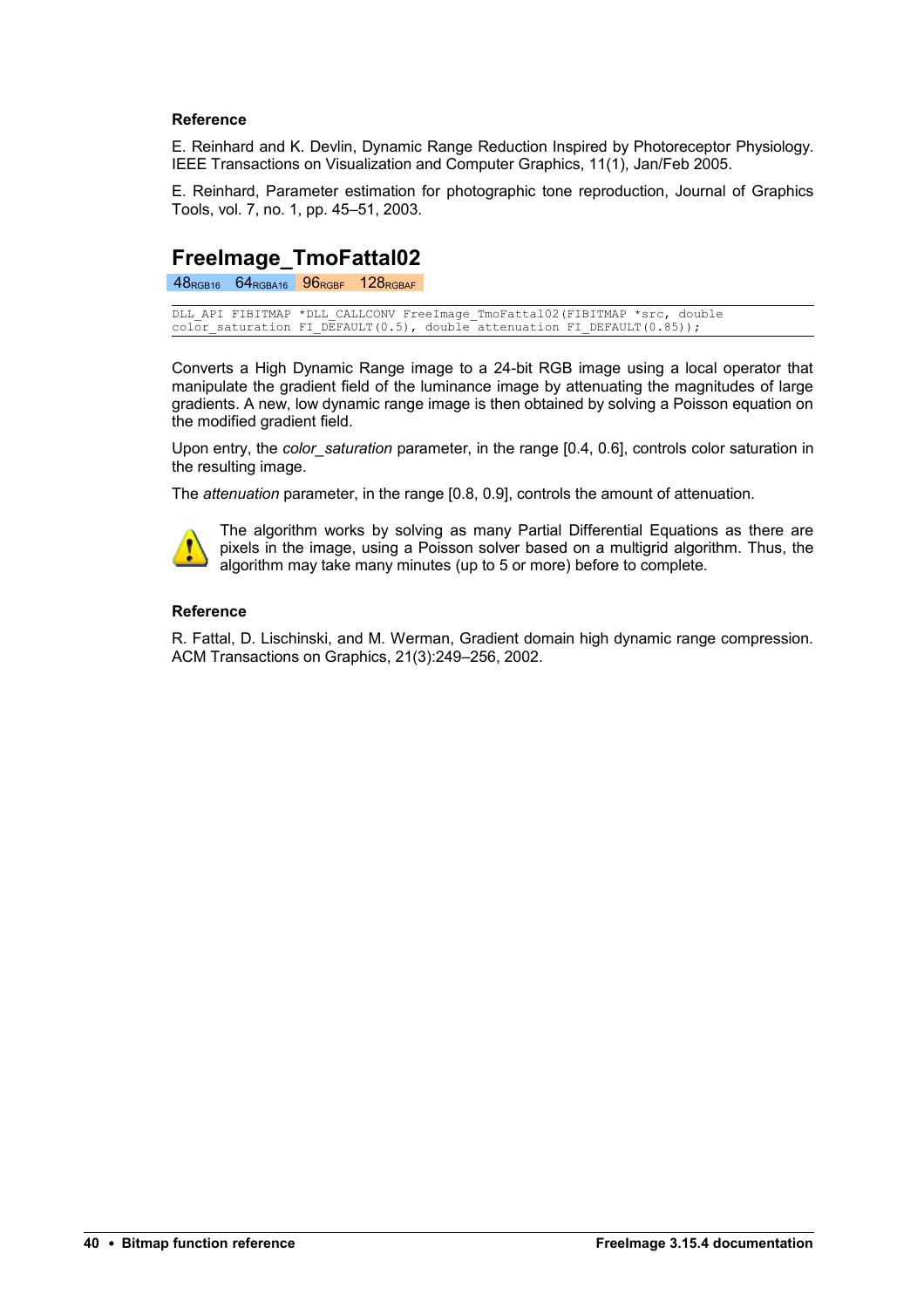#### Reference

E. Reinhard and K. Devlin, Dynamic Range Reduction Inspired by Photoreceptor Physiology. IEEE Transactions on Visualization and Computer Graphics, 11(1), Jan/Feb 2005.

E. Reinhard, Parameter estimation for photographic tone reproduction, Journal of Graphics Tools, vol. 7, no. 1, pp. 45–51, 2003.

## FreeImage_TmoFattal02

48 RGB16 | 64 RGBA16 | 96 RGBF | 128 RGBAF

```
DLL_API FIBITMAP *DLL_CALLCONV FreeImage_TmoFattal02(FIBITMAP *src, double
color_saturation FI_DEFAULT(0.5), double attenuation FI_DEFAULT(0.85));
```

Converts a High Dynamic Range image to a 24-bit RGB image using a local operator that manipulate the gradient field of the luminance image by attenuating the magnitudes of large gradients. A new, low dynamic range image is then obtained by solving a Poisson equation on the modified gradient field.

Upon entry, the *color_saturation* parameter, in the range [0.4, 0.6], controls color saturation in the resulting image.

The *attenuation* parameter, in the range [0.8, 0.9], controls the amount of attenuation.

The algorithm works by solving as many Partial Differential Equations as there are pixels in the image, using a Poisson solver based on a multigrid algorithm. Thus, the algorithm may take many minutes (up to 5 or more) before to complete.

#### Reference

R. Fattal, D. Lischinski, and M. Werman, Gradient domain high dynamic range compression. ACM Transactions on Graphics, 21(3):249–256, 2002.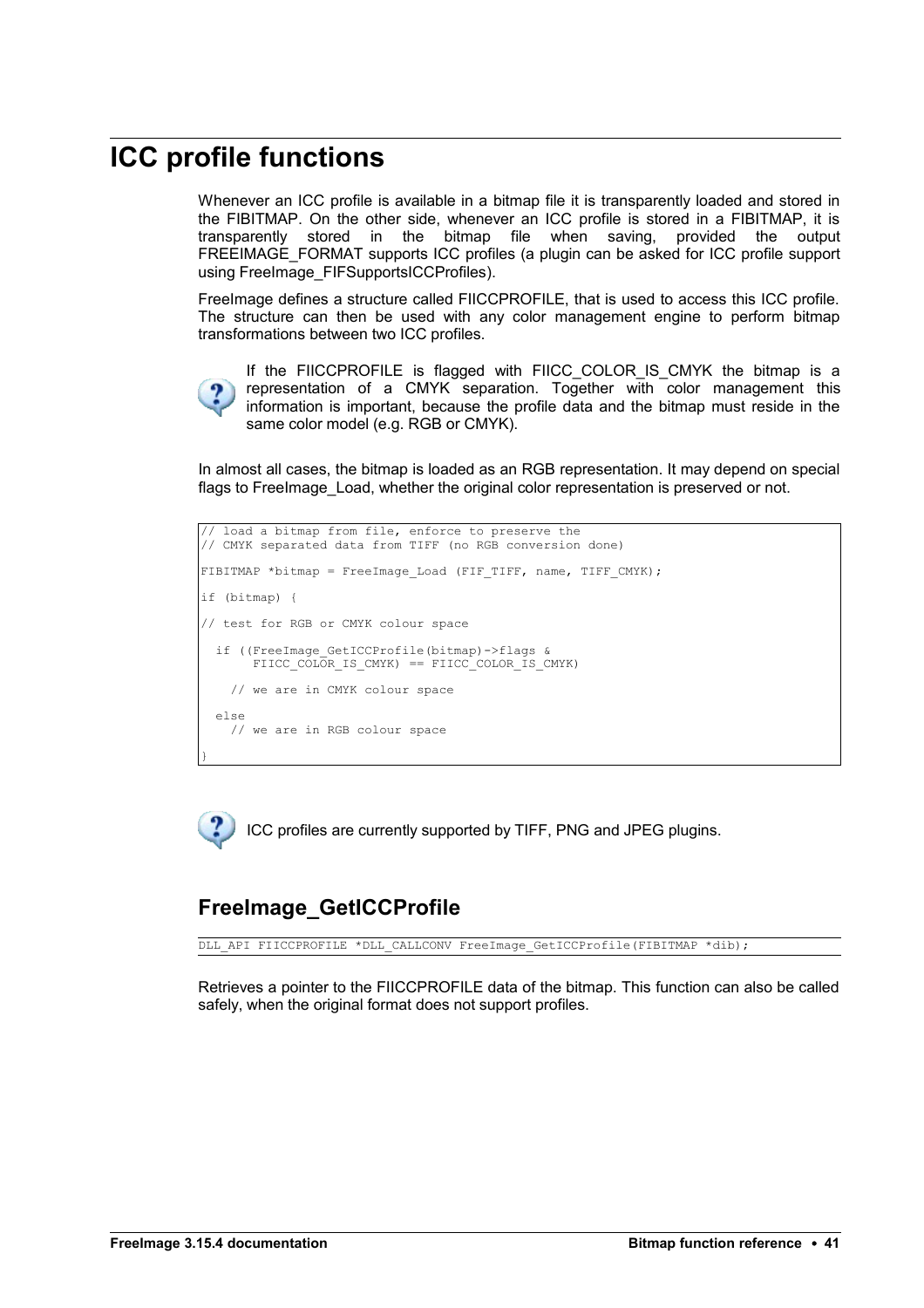# ICC profile functions

Whenever an ICC profile is available in a bitmap file it is transparently loaded and stored in the FIBITMAP. On the other side, whenever an ICC profile is stored in a FIBITMAP, it is transparently stored in the bitmap file when saving, provided the output FREEIMAGE_FORMAT supports ICC profiles (a plugin can be asked for ICC profile support using FreeImage_FIFSupportsICCProfiles).

FreeImage defines a structure called FIICCPROFILE, that is used to access this ICC profile. The structure can then be used with any color management engine to perform bitmap transformations between two ICC profiles.

If the FIICCPROFILE is flagged with FIICC_COLOR_IS_CMYK the bitmap is a representation of a CMYK separation. Together with color management this information is important, because the profile data and the bitmap must reside in the same color model (e.g. RGB or CMYK).

In almost all cases, the bitmap is loaded as an RGB representation. It may depend on special flags to FreeImage_Load, whether the original color representation is preserved or not.

```
// load a bitmap from file, enforce to preserve the
// CMYK separated data from TIFF (no RGB conversion done)

FIBITMAP *bitmap = FreeImage_Load (FIF_TIFF, name, TIFF_CMYK);

if (bitmap) {

// test for RGB or CMYK colour space

  if ((FreeImage_GetICCProfile(bitmap)->flags &
       FIICC_COLOR_IS_CMYK) == FIICC_COLOR_IS_CMYK)

    // we are in CMYK colour space

  else
    // we are in RGB colour space

}
```

ICC profiles are currently supported by TIFF, PNG and JPEG plugins.

## FreeImage_GetICCProfile

```
DLL_API FIICCPROFILE *DLL_CALLCONV FreeImage_GetICCProfile(FIBITMAP *dib);
```

Retrieves a pointer to the FIICCPROFILE data of the bitmap. This function can also be called safely, when the original format does not support profiles.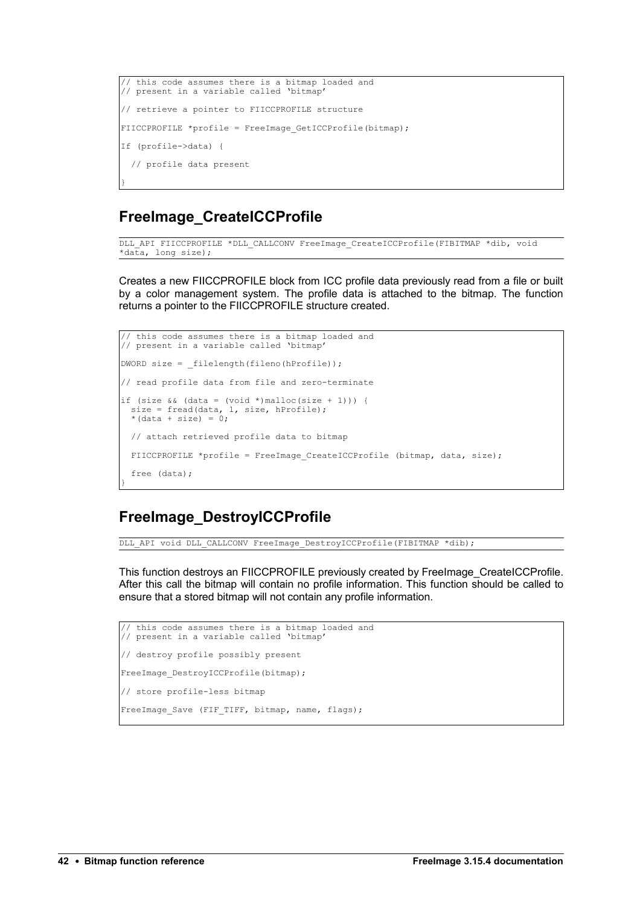```
// this code assumes there is a bitmap loaded and
// present in a variable called 'bitmap'

// retrieve a pointer to FIICCPROFILE structure

FIICCPROFILE *profile = FreeImage_GetICCProfile(bitmap);

If (profile->data) {

  // profile data present

}
```

## FreeImage_CreateICCProfile

```
DLL_API FIICCPROFILE *DLL_CALLCONV FreeImage_CreateICCProfile(FIBITMAP *dib, void
*data, long size);
```

Creates a new FIICCPROFILE block from ICC profile data previously read from a file or built by a color management system. The profile data is attached to the bitmap. The function returns a pointer to the FIICCPROFILE structure created.

```
// this code assumes there is a bitmap loaded and
// present in a variable called 'bitmap'

DWORD size = _filelength(fileno(hProfile));

// read profile data from file and zero-terminate

if (size && (data = (void *)malloc(size + 1))) {
  size = fread(data, 1, size, hProfile);
  *(data + size) = 0;

  // attach retrieved profile data to bitmap

  FIICCPROFILE *profile = FreeImage_CreateICCProfile (bitmap, data, size);

  free (data);
}
```

## FreeImage_DestroyICCProfile

```
DLL_API void DLL_CALLCONV FreeImage_DestroyICCProfile(FIBITMAP *dib);
```

This function destroys an FIICCPROFILE previously created by FreeImage_CreateICCProfile. After this call the bitmap will contain no profile information. This function should be called to ensure that a stored bitmap will not contain any profile information.

```
// this code assumes there is a bitmap loaded and
// present in a variable called 'bitmap'

// destroy profile possibly present

FreeImage_DestroyICCProfile(bitmap);

// store profile-less bitmap

FreeImage_Save (FIF_TIFF, bitmap, name, flags);
```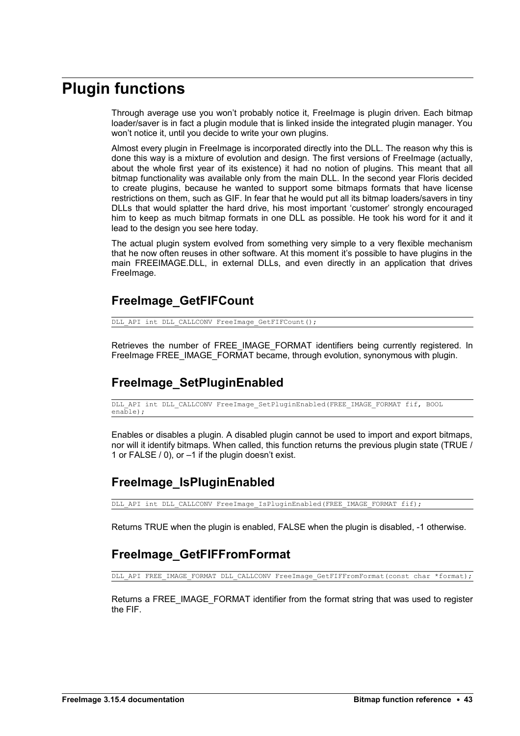# Plugin functions

Through average use you won't probably notice it, FreeImage is plugin driven. Each bitmap loader/saver is in fact a plugin module that is linked inside the integrated plugin manager. You won't notice it, until you decide to write your own plugins.

Almost every plugin in FreeImage is incorporated directly into the DLL. The reason why this is done this way is a mixture of evolution and design. The first versions of FreeImage (actually, about the whole first year of its existence) it had no notion of plugins. This meant that all bitmap functionality was available only from the main DLL. In the second year Floris decided to create plugins, because he wanted to support some bitmaps formats that have license restrictions on them, such as GIF. In fear that he would put all its bitmap loaders/savers in tiny DLLs that would splatter the hard drive, his most important 'customer' strongly encouraged him to keep as much bitmap formats in one DLL as possible. He took his word for it and it lead to the design you see here today.

The actual plugin system evolved from something very simple to a very flexible mechanism that he now often reuses in other software. At this moment it's possible to have plugins in the main FREEIMAGE.DLL, in external DLLs, and even directly in an application that drives FreeImage.

## FreeImage_GetFIFCount

```
DLL_API int DLL_CALLCONV FreeImage_GetFIFCount();
```

Retrieves the number of FREE_IMAGE_FORMAT identifiers being currently registered. In FreeImage FREE_IMAGE_FORMAT became, through evolution, synonymous with plugin.

## FreeImage_SetPluginEnabled

```
DLL_API int DLL_CALLCONV FreeImage_SetPluginEnabled(FREE_IMAGE_FORMAT fif, BOOL enable);
```

Enables or disables a plugin. A disabled plugin cannot be used to import and export bitmaps, nor will it identify bitmaps. When called, this function returns the previous plugin state (TRUE / 1 or FALSE / 0), or –1 if the plugin doesn't exist.

## FreeImage_IsPluginEnabled

```
DLL_API int DLL_CALLCONV FreeImage_IsPluginEnabled(FREE_IMAGE_FORMAT fif);
```

Returns TRUE when the plugin is enabled, FALSE when the plugin is disabled, -1 otherwise.

## FreeImage_GetFIFFromFormat

```
DLL_API FREE_IMAGE_FORMAT DLL_CALLCONV FreeImage_GetFIFFromFormat(const char *format);
```

Returns a FREE_IMAGE_FORMAT identifier from the format string that was used to register the FIF.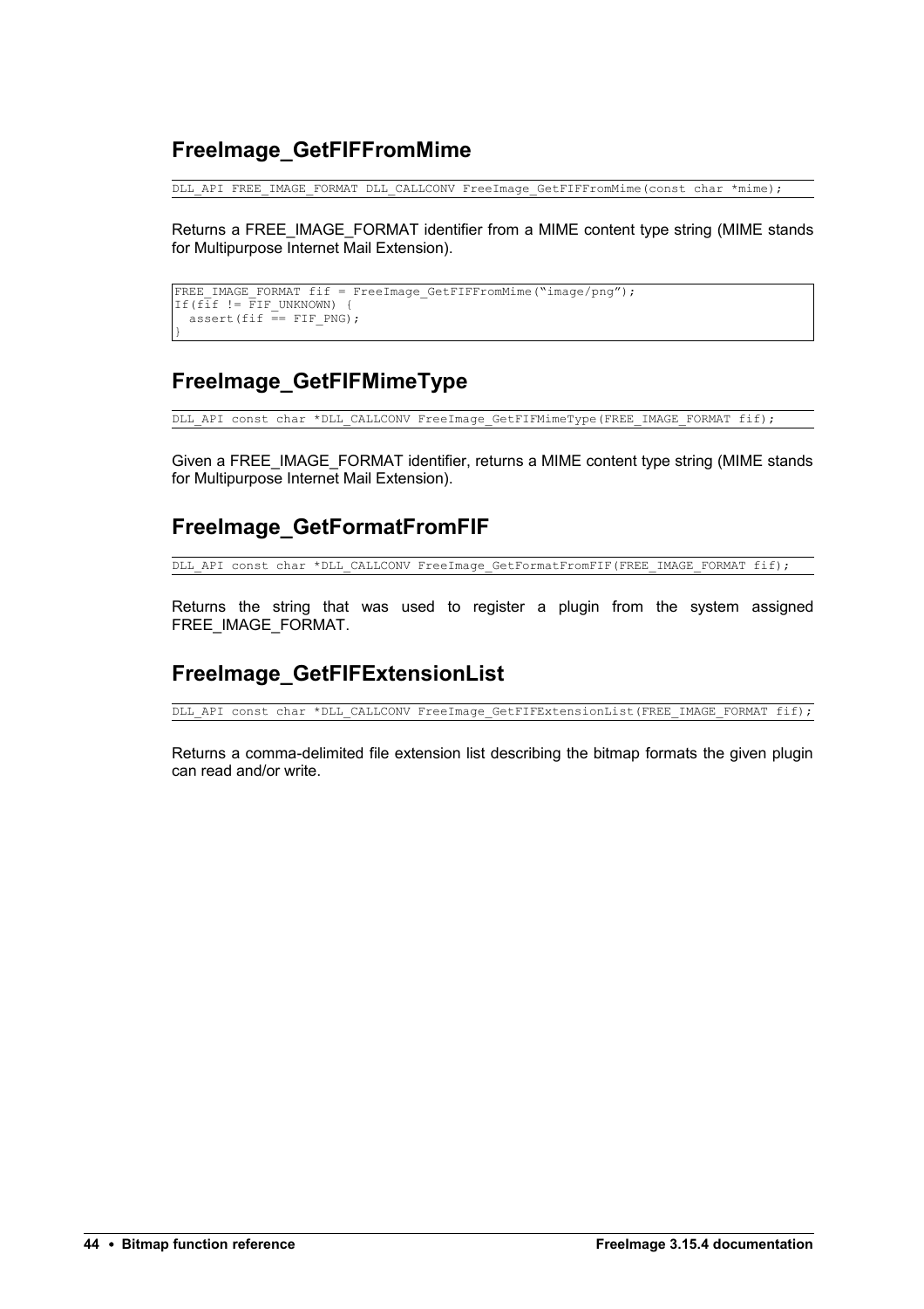## FreeImage_GetFIFFromMime

```
DLL_API FREE_IMAGE_FORMAT DLL_CALLCONV FreeImage_GetFIFFromMime(const char *mime);
```

Returns a FREE_IMAGE_FORMAT identifier from a MIME content type string (MIME stands for Multipurpose Internet Mail Extension).

```
FREE_IMAGE_FORMAT fif = FreeImage_GetFIFFromMime("image/png");
If(fif != FIF_UNKNOWN) {
  assert(fif == FIF_PNG);
}
```

## FreeImage_GetFIFMimeType

```
DLL_API const char *DLL_CALLCONV FreeImage_GetFIFMimeType(FREE_IMAGE_FORMAT fif);
```

Given a FREE_IMAGE_FORMAT identifier, returns a MIME content type string (MIME stands for Multipurpose Internet Mail Extension).

## FreeImage_GetFormatFromFIF

```
DLL_API const char *DLL_CALLCONV FreeImage_GetFormatFromFIF(FREE_IMAGE_FORMAT fif);
```

Returns the string that was used to register a plugin from the system assigned FREE_IMAGE_FORMAT.

## FreeImage_GetFIFExtensionList

```
DLL_API const char *DLL_CALLCONV FreeImage_GetFIFExtensionList(FREE_IMAGE_FORMAT fif);
```

Returns a comma-delimited file extension list describing the bitmap formats the given plugin can read and/or write.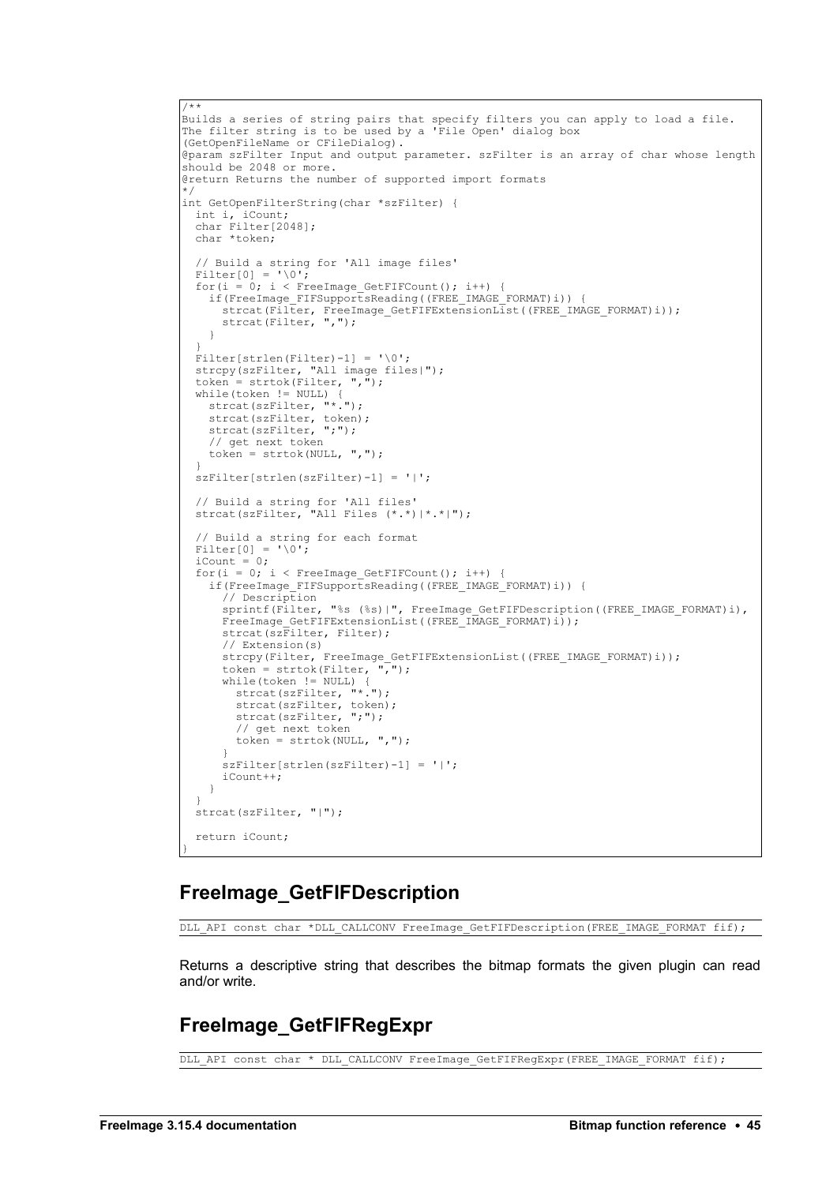```
/**
Builds a series of string pairs that specify filters you can apply to load a file.
The filter string is to be used by a 'File Open' dialog box
(GetOpenFileName or CFileDialog).
@param szFilter Input and output parameter. szFilter is an array of char whose length
should be 2048 or more.
@return Returns the number of supported import formats
*/
int GetOpenFilterString(char *szFilter) {
  int i, iCount;
  char Filter[2048];
  char *token;

  // Build a string for 'All image files'
  Filter[0] = '\0';
  for(i = 0; i < FreeImage_GetFIFCount(); i++) {
    if(FreeImage_FIFSupportsReading((FREE_IMAGE_FORMAT)i)) {
      strcat(Filter, FreeImage_GetFIFExtensionList((FREE_IMAGE_FORMAT)i));
      strcat(Filter, ",");
    }
  }
  Filter[strlen(Filter)-1] = '\0';
  strcpy(szFilter, "All image files|");
  token = strtok(Filter, ",");
  while(token != NULL) {
    strcat(szFilter, "*.");
    strcat(szFilter, token);
    strcat(szFilter, ";");
    // get next token
    token = strtok(NULL, ",");
  }
  szFilter[strlen(szFilter)-1] = '|';

  // Build a string for 'All files'
  strcat(szFilter, "All Files (*.*)|*.*|");

  // Build a string for each format
  Filter[0] = '\0';
  iCount = 0;
  for(i = 0; i < FreeImage_GetFIFCount(); i++) {
    if(FreeImage_FIFSupportsReading((FREE_IMAGE_FORMAT)i)) {
      // Description
      sprintf(Filter, "%s (%s)|", FreeImage_GetFIFDescription((FREE_IMAGE_FORMAT)i),
      FreeImage_GetFIFExtensionList((FREE_IMAGE_FORMAT)i));
      strcat(szFilter, Filter);
      // Extension(s)
      strcpy(Filter, FreeImage_GetFIFExtensionList((FREE_IMAGE_FORMAT)i));
      token = strtok(Filter, ",");
      while(token != NULL) {
        strcat(szFilter, "*.");
        strcat(szFilter, token);
        strcat(szFilter, ";");
        // get next token
        token = strtok(NULL, ",");
      }
      szFilter[strlen(szFilter)-1] = '|';
      iCount++;
    }
  }
  strcat(szFilter, "|");

  return iCount;
}
```

## FreeImage_GetFIFDescription

```
DLL_API const char *DLL_CALLCONV FreeImage_GetFIFDescription(FREE_IMAGE_FORMAT fif);
```

Returns a descriptive string that describes the bitmap formats the given plugin can read and/or write.

## FreeImage_GetFIFRegExpr

```
DLL_API const char * DLL_CALLCONV FreeImage_GetFIFRegExpr(FREE_IMAGE_FORMAT fif);
```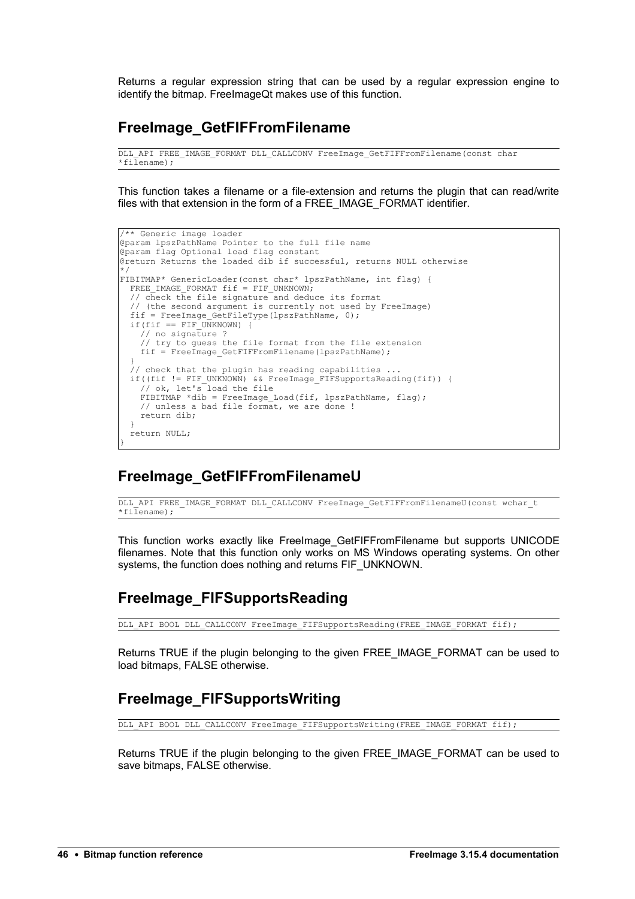Returns a regular expression string that can be used by a regular expression engine to identify the bitmap. FreeImageQt makes use of this function.

## FreeImage_GetFIFFromFilename

```
DLL_API FREE_IMAGE_FORMAT DLL_CALLCONV FreeImage_GetFIFFromFilename(const char
*filename);
```

This function takes a filename or a file-extension and returns the plugin that can read/write files with that extension in the form of a FREE_IMAGE_FORMAT identifier.

```
/** Generic image loader
@param lpszPathName Pointer to the full file name
@param flag Optional load flag constant
@return Returns the loaded dib if successful, returns NULL otherwise
*/
FIBITMAP* GenericLoader(const char* lpszPathName, int flag) {
  FREE_IMAGE_FORMAT fif = FIF_UNKNOWN;
  // check the file signature and deduce its format
  // (the second argument is currently not used by FreeImage)
  fif = FreeImage_GetFileType(lpszPathName, 0);
  if(fif == FIF_UNKNOWN) {
    // no signature ?
    // try to guess the file format from the file extension
    fif = FreeImage_GetFIFFromFilename(lpszPathName);
  }
  // check that the plugin has reading capabilities ...
  if((fif != FIF_UNKNOWN) && FreeImage_FIFSupportsReading(fif)) {
    // ok, let's load the file
    FIBITMAP *dib = FreeImage_Load(fif, lpszPathName, flag);
    // unless a bad file format, we are done !
    return dib;
  }
  return NULL;
}
```

## FreeImage_GetFIFFromFilenameU

```
DLL_API FREE_IMAGE_FORMAT DLL_CALLCONV FreeImage_GetFIFFromFilenameU(const wchar_t
*filename);
```

This function works exactly like FreeImage_GetFIFFromFilename but supports UNICODE filenames. Note that this function only works on MS Windows operating systems. On other systems, the function does nothing and returns FIF_UNKNOWN.

## FreeImage_FIFSupportsReading

```
DLL_API BOOL DLL_CALLCONV FreeImage_FIFSupportsReading(FREE_IMAGE_FORMAT fif);
```

Returns TRUE if the plugin belonging to the given FREE_IMAGE_FORMAT can be used to load bitmaps, FALSE otherwise.

## FreeImage_FIFSupportsWriting

```
DLL_API BOOL DLL_CALLCONV FreeImage_FIFSupportsWriting(FREE_IMAGE_FORMAT fif);
```

Returns TRUE if the plugin belonging to the given FREE_IMAGE_FORMAT can be used to save bitmaps, FALSE otherwise.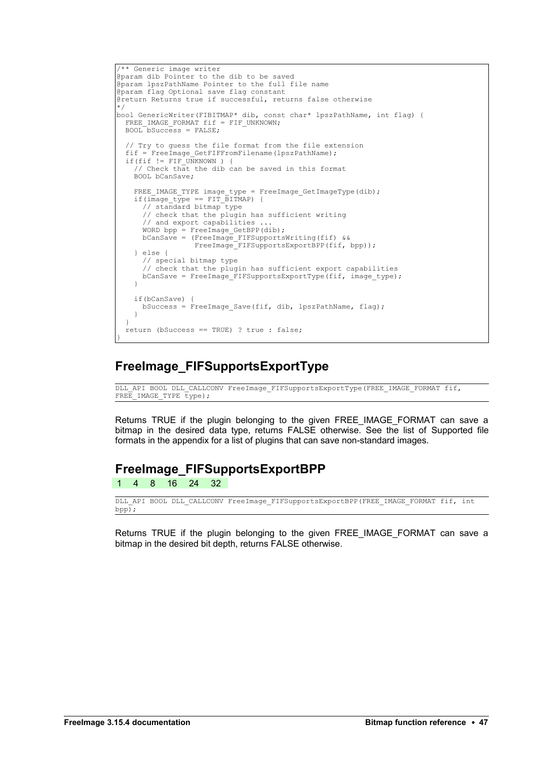```
/** Generic image writer
@param dib Pointer to the dib to be saved
@param lpszPathName Pointer to the full file name
@param flag Optional save flag constant
@return Returns true if successful, returns false otherwise
*/
bool GenericWriter(FIBITMAP* dib, const char* lpszPathName, int flag) {
  FREE_IMAGE_FORMAT fif = FIF_UNKNOWN;
  BOOL bSuccess = FALSE;

  // Try to guess the file format from the file extension
  fif = FreeImage_GetFIFFromFilename(lpszPathName);
  if(fif != FIF_UNKNOWN ) {
    // Check that the dib can be saved in this format
    BOOL bCanSave;

    FREE_IMAGE_TYPE image_type = FreeImage_GetImageType(dib);
    if(image_type == FIT_BITMAP) {
      // standard bitmap type
      // check that the plugin has sufficient writing
      // and export capabilities ...
      WORD bpp = FreeImage_GetBPP(dib);
      bCanSave = (FreeImage_FIFSupportsWriting(fif) &&
                  FreeImage_FIFSupportsExportBPP(fif, bpp));
    } else {
      // special bitmap type
      // check that the plugin has sufficient export capabilities
      bCanSave = FreeImage_FIFSupportsExportType(fif, image_type);
    }

    if(bCanSave) {
      bSuccess = FreeImage_Save(fif, dib, lpszPathName, flag);
    }
  }
  return (bSuccess == TRUE) ? true : false;
}
```

## FreeImage_FIFSupportsExportType

```
DLL_API BOOL DLL_CALLCONV FreeImage_FIFSupportsExportType(FREE_IMAGE_FORMAT fif,
FREE_IMAGE_TYPE type);
```

Returns TRUE if the plugin belonging to the given FREE_IMAGE_FORMAT can save a bitmap in the desired data type, returns FALSE otherwise. See the list of Supported file formats in the appendix for a list of plugins that can save non-standard images.

## FreeImage_FIFSupportsExportBPP

1 4 8 16 24 32

```
DLL_API BOOL DLL_CALLCONV FreeImage_FIFSupportsExportBPP(FREE_IMAGE_FORMAT fif, int
bpp);
```

Returns TRUE if the plugin belonging to the given FREE_IMAGE_FORMAT can save a bitmap in the desired bit depth, returns FALSE otherwise.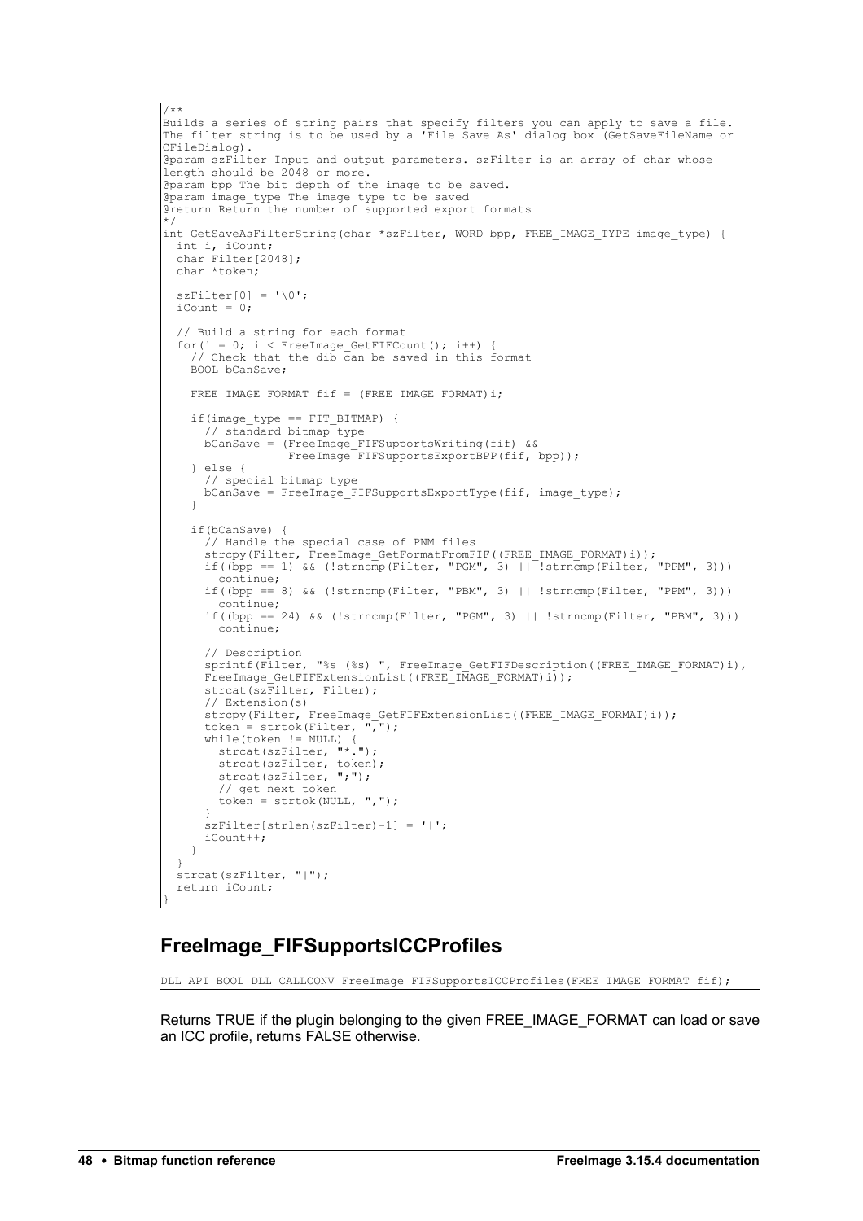```
/**
Builds a series of string pairs that specify filters you can apply to save a file.
The filter string is to be used by a 'File Save As' dialog box (GetSaveFileName or
CFileDialog).
@param szFilter Input and output parameters. szFilter is an array of char whose
length should be 2048 or more.
@param bpp The bit depth of the image to be saved.
@param image_type The image type to be saved
@return Return the number of supported export formats
*/
int GetSaveAsFilterString(char *szFilter, WORD bpp, FREE_IMAGE_TYPE image_type) {
  int i, iCount;
  char Filter[2048];
  char *token;

  szFilter[0] = '\0';
  iCount = 0;

  // Build a string for each format
  for(i = 0; i < FreeImage_GetFIFCount(); i++) {
    // Check that the dib can be saved in this format
    BOOL bCanSave;

    FREE_IMAGE_FORMAT fif = (FREE_IMAGE_FORMAT)i;

    if(image_type == FIT_BITMAP) {
      // standard bitmap type
      bCanSave = (FreeImage_FIFSupportsWriting(fif) &&
                  FreeImage_FIFSupportsExportBPP(fif, bpp));
    } else {
      // special bitmap type
      bCanSave = FreeImage_FIFSupportsExportType(fif, image_type);
    }

    if(bCanSave) {
      // Handle the special case of PNM files
      strcpy(Filter, FreeImage_GetFormatFromFIF((FREE_IMAGE_FORMAT)i));
      if((bpp == 1) && (!strncmp(Filter, "PGM", 3) || !strncmp(Filter, "PPM", 3)))
        continue;
      if((bpp == 8) && (!strncmp(Filter, "PBM", 3) || !strncmp(Filter, "PPM", 3)))
        continue;
      if((bpp == 24) && (!strncmp(Filter, "PGM", 3) || !strncmp(Filter, "PBM", 3)))
        continue;

      // Description
      sprintf(Filter, "%s (%s)|", FreeImage_GetFIFDescription((FREE_IMAGE_FORMAT)i),
      FreeImage_GetFIFExtensionList((FREE_IMAGE_FORMAT)i));
      strcat(szFilter, Filter);
      // Extension(s)
      strcpy(Filter, FreeImage_GetFIFExtensionList((FREE_IMAGE_FORMAT)i));
      token = strtok(Filter, ",");
      while(token != NULL) {
        strcat(szFilter, "*.");
        strcat(szFilter, token);
        strcat(szFilter, ";");
        // get next token
        token = strtok(NULL, ",");
      }
      szFilter[strlen(szFilter)-1] = '|';
      iCount++;
    }
  }
  strcat(szFilter, "|");
  return iCount;
}
```

## FreeImage_FIFSupportsICCProfiles

```
DLL_API BOOL DLL_CALLCONV FreeImage_FIFSupportsICCProfiles(FREE_IMAGE_FORMAT fif);
```

Returns TRUE if the plugin belonging to the given FREE_IMAGE_FORMAT can load or save an ICC profile, returns FALSE otherwise.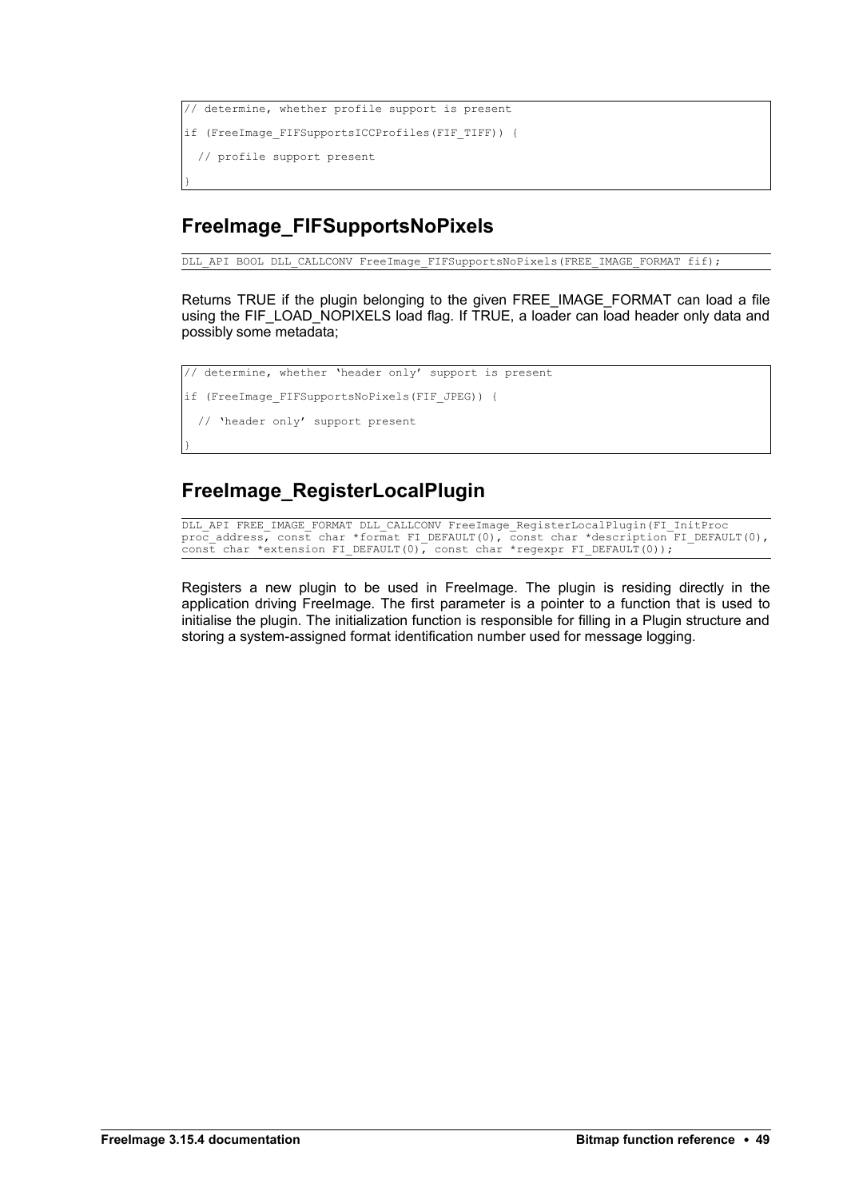```
// determine, whether profile support is present
if (FreeImage_FIFSupportsICCProfiles(FIF_TIFF)) {
  // profile support present
}
```

## FreeImage_FIFSupportsNoPixels

```
DLL_API BOOL DLL_CALLCONV FreeImage_FIFSupportsNoPixels(FREE_IMAGE_FORMAT fif);
```

Returns TRUE if the plugin belonging to the given FREE_IMAGE_FORMAT can load a file using the FIF_LOAD_NOPIXELS load flag. If TRUE, a loader can load header only data and possibly some metadata;

```
// determine, whether 'header only' support is present
if (FreeImage_FIFSupportsNoPixels(FIF_JPEG)) {
  // 'header only' support present
}
```

## FreeImage_RegisterLocalPlugin

```
DLL_API FREE_IMAGE_FORMAT DLL_CALLCONV FreeImage_RegisterLocalPlugin(FI_InitProc
proc_address, const char *format FI_DEFAULT(0), const char *description FI_DEFAULT(0),
const char *extension FI_DEFAULT(0), const char *regexpr FI_DEFAULT(0));
```

Registers a new plugin to be used in FreeImage. The plugin is residing directly in the application driving FreeImage. The first parameter is a pointer to a function that is used to initialise the plugin. The initialization function is responsible for filling in a Plugin structure and storing a system-assigned format identification number used for message logging.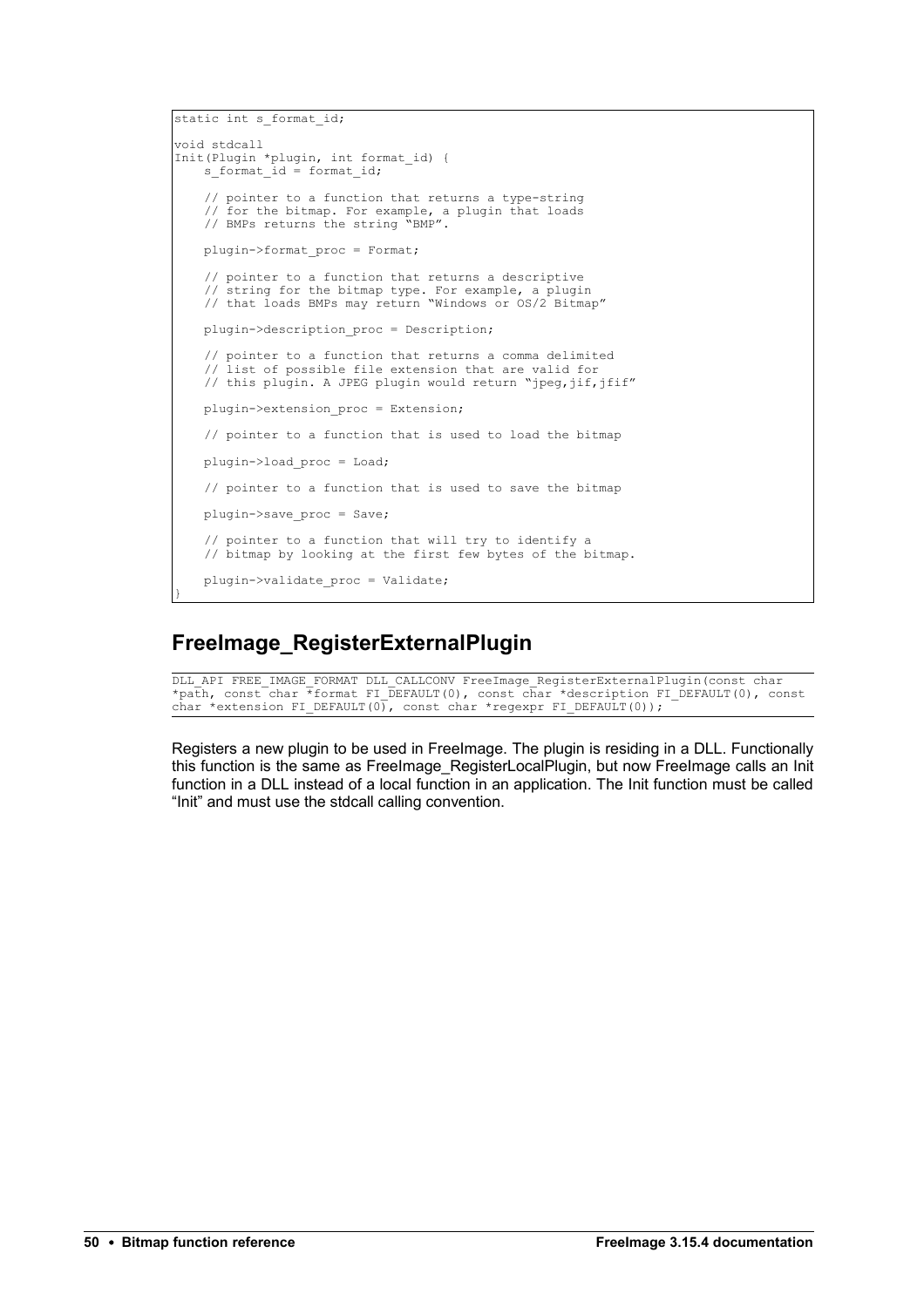```
static int s_format_id;

void stdcall
Init(Plugin *plugin, int format_id) {
    s_format_id = format_id;

    // pointer to a function that returns a type-string
    // for the bitmap. For example, a plugin that loads
    // BMPs returns the string "BMP".

    plugin->format_proc = Format;

    // pointer to a function that returns a descriptive
    // string for the bitmap type. For example, a plugin
    // that loads BMPs may return "Windows or OS/2 Bitmap"

    plugin->description_proc = Description;

    // pointer to a function that returns a comma delimited
    // list of possible file extension that are valid for
    // this plugin. A JPEG plugin would return "jpeg,jif,jfif"

    plugin->extension_proc = Extension;

    // pointer to a function that is used to load the bitmap

    plugin->load_proc = Load;

    // pointer to a function that is used to save the bitmap

    plugin->save_proc = Save;

    // pointer to a function that will try to identify a
    // bitmap by looking at the first few bytes of the bitmap.

    plugin->validate_proc = Validate;
}
```

## FreeImage_RegisterExternalPlugin

```
DLL_API FREE_IMAGE_FORMAT DLL_CALLCONV FreeImage_RegisterExternalPlugin(const char
*path, const char *format FI_DEFAULT(0), const char *description FI_DEFAULT(0), const
char *extension FI_DEFAULT(0), const char *regexpr FI_DEFAULT(0));
```

Registers a new plugin to be used in FreeImage. The plugin is residing in a DLL. Functionally this function is the same as FreeImage_RegisterLocalPlugin, but now FreeImage calls an Init function in a DLL instead of a local function in an application. The Init function must be called "Init" and must use the stdcall calling convention.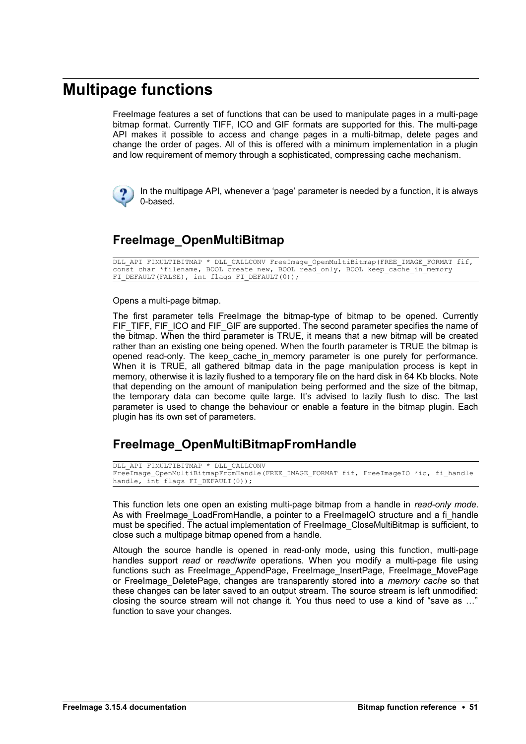# Multipage functions

FreeImage features a set of functions that can be used to manipulate pages in a multi-page bitmap format. Currently TIFF, ICO and GIF formats are supported for this. The multi-page API makes it possible to access and change pages in a multi-bitmap, delete pages and change the order of pages. All of this is offered with a minimum implementation in a plugin and low requirement of memory through a sophisticated, compressing cache mechanism.

In the multipage API, whenever a 'page' parameter is needed by a function, it is always 0-based.

## FreeImage_OpenMultiBitmap

```
DLL_API FIMULTIBITMAP * DLL_CALLCONV FreeImage_OpenMultiBitmap(FREE_IMAGE_FORMAT fif,
const char *filename, BOOL create_new, BOOL read_only, BOOL keep_cache_in_memory
FI_DEFAULT(FALSE), int flags FI_DEFAULT(0));
```

Opens a multi-page bitmap.

The first parameter tells FreeImage the bitmap-type of bitmap to be opened. Currently FIF_TIFF, FIF_ICO and FIF_GIF are supported. The second parameter specifies the name of the bitmap. When the third parameter is TRUE, it means that a new bitmap will be created rather than an existing one being opened. When the fourth parameter is TRUE the bitmap is opened read-only. The keep_cache_in_memory parameter is one purely for performance. When it is TRUE, all gathered bitmap data in the page manipulation process is kept in memory, otherwise it is lazily flushed to a temporary file on the hard disk in 64 Kb blocks. Note that depending on the amount of manipulation being performed and the size of the bitmap, the temporary data can become quite large. It's advised to lazily flush to disc. The last parameter is used to change the behaviour or enable a feature in the bitmap plugin. Each plugin has its own set of parameters.

## FreeImage_OpenMultiBitmapFromHandle

```
DLL_API FIMULTIBITMAP * DLL_CALLCONV
FreeImage_OpenMultiBitmapFromHandle(FREE_IMAGE_FORMAT fif, FreeImageIO *io, fi_handle
handle, int flags FI_DEFAULT(0));
```

This function lets one open an existing multi-page bitmap from a handle in *read-only mode*. As with FreeImage_LoadFromHandle, a pointer to a FreeImageIO structure and a fi_handle must be specified. The actual implementation of FreeImage_CloseMultiBitmap is sufficient, to close such a multipage bitmap opened from a handle.

Altough the source handle is opened in read-only mode, using this function, multi-page handles support *read* or *read/write* operations. When you modify a multi-page file using functions such as FreeImage_AppendPage, FreeImage_InsertPage, FreeImage_MovePage or FreeImage_DeletePage, changes are transparently stored into a *memory cache* so that these changes can be later saved to an output stream. The source stream is left unmodified: closing the source stream will not change it. You thus need to use a kind of "save as …" function to save your changes.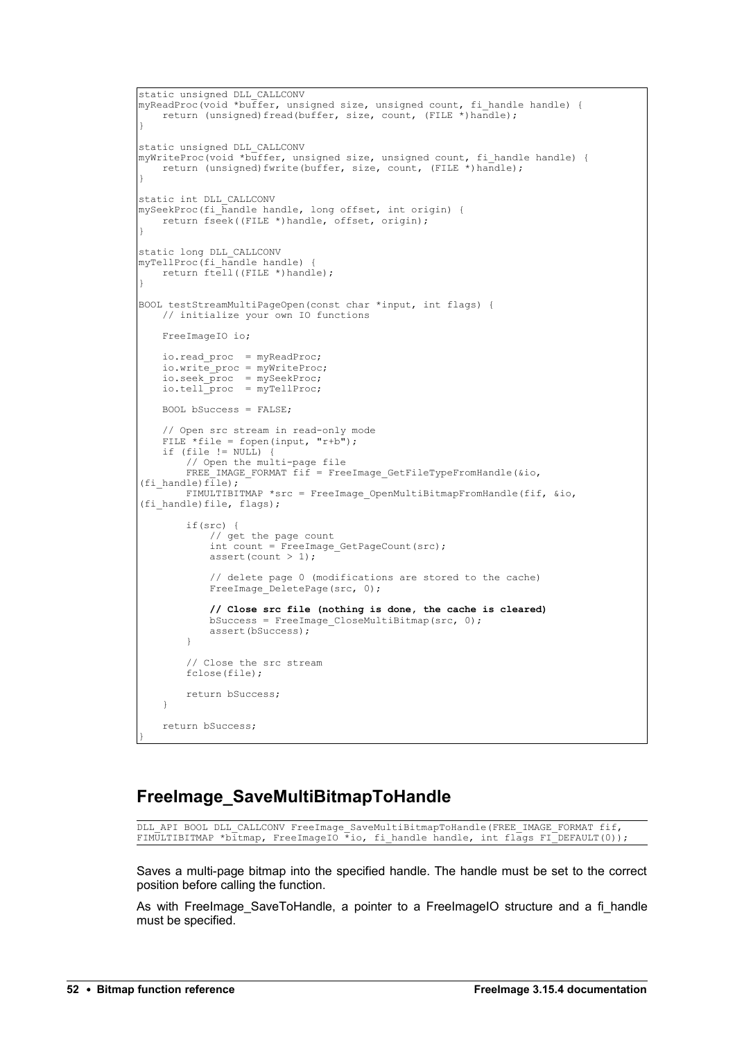```
static unsigned DLL_CALLCONV
myReadProc(void *buffer, unsigned size, unsigned count, fi_handle handle) {
    return (unsigned)fread(buffer, size, count, (FILE *)handle);
}

static unsigned DLL_CALLCONV
myWriteProc(void *buffer, unsigned size, unsigned count, fi_handle handle) {
    return (unsigned)fwrite(buffer, size, count, (FILE *)handle);
}

static int DLL_CALLCONV
mySeekProc(fi_handle handle, long offset, int origin) {
    return fseek((FILE *)handle, offset, origin);
}

static long DLL_CALLCONV
myTellProc(fi_handle handle) {
    return ftell((FILE *)handle);
}

BOOL testStreamMultiPageOpen(const char *input, int flags) {
    // initialize your own IO functions

    FreeImageIO io;

    io.read_proc  = myReadProc;
    io.write_proc = myWriteProc;
    io.seek_proc  = mySeekProc;
    io.tell_proc  = myTellProc;

    BOOL bSuccess = FALSE;

    // Open src stream in read-only mode
    FILE *file = fopen(input, "r+b");
    if (file != NULL) {
        // Open the multi-page file
        FREE_IMAGE_FORMAT fif = FreeImage_GetFileTypeFromHandle(&io,
(fi_handle)file);
        FIMULTIBITMAP *src = FreeImage_OpenMultiBitmapFromHandle(fif, &io,
(fi_handle)file, flags);

        if(src) {
            // get the page count
            int count = FreeImage_GetPageCount(src);
            assert(count > 1);

            // delete page 0 (modifications are stored to the cache)
            FreeImage_DeletePage(src, 0);

            // Close src file (nothing is done, the cache is cleared)
            bSuccess = FreeImage_CloseMultiBitmap(src, 0);
            assert(bSuccess);
        }

        // Close the src stream
        fclose(file);

        return bSuccess;
    }

    return bSuccess;
}
```

## FreeImage_SaveMultiBitmapToHandle

```
DLL_API BOOL DLL_CALLCONV FreeImage_SaveMultiBitmapToHandle(FREE_IMAGE_FORMAT fif,
FIMULTIBITMAP *bitmap, FreeImageIO *io, fi_handle handle, int flags FI_DEFAULT(0));
```

Saves a multi-page bitmap into the specified handle. The handle must be set to the correct position before calling the function.

As with FreeImage_SaveToHandle, a pointer to a FreeImageIO structure and a fi_handle must be specified.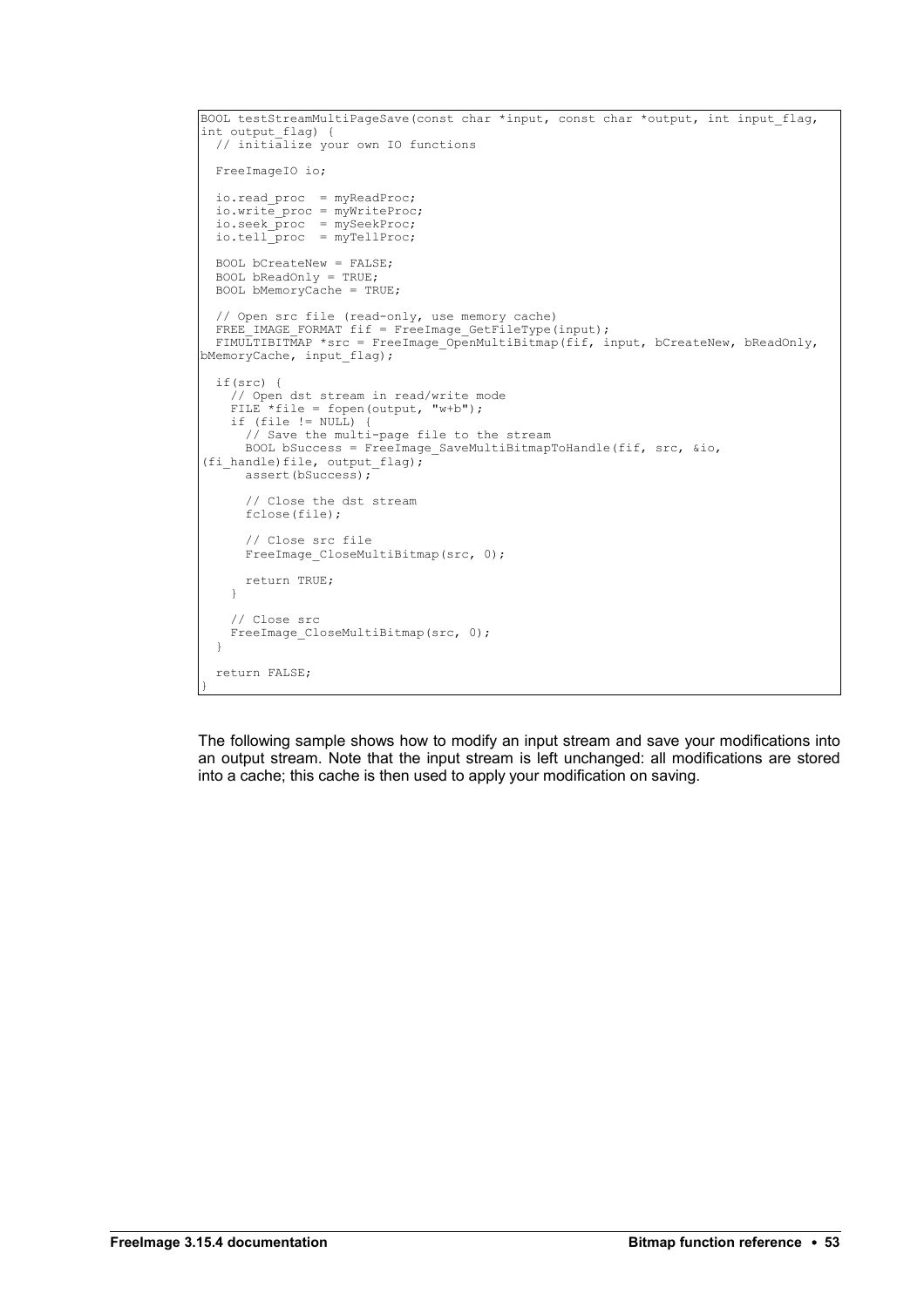```
BOOL testStreamMultiPageSave(const char *input, const char *output, int input_flag,
int output_flag) {
  // initialize your own IO functions

  FreeImageIO io;

  io.read_proc  = myReadProc;
  io.write_proc = myWriteProc;
  io.seek_proc  = mySeekProc;
  io.tell_proc  = myTellProc;

  BOOL bCreateNew = FALSE;
  BOOL bReadOnly = TRUE;
  BOOL bMemoryCache = TRUE;

  // Open src file (read-only, use memory cache)
  FREE_IMAGE_FORMAT fif = FreeImage_GetFileType(input);
  FIMULTIBITMAP *src = FreeImage_OpenMultiBitmap(fif, input, bCreateNew, bReadOnly,
bMemoryCache, input_flag);

  if(src) {
    // Open dst stream in read/write mode
    FILE *file = fopen(output, "w+b");
    if (file != NULL) {
      // Save the multi-page file to the stream
      BOOL bSuccess = FreeImage_SaveMultiBitmapToHandle(fif, src, &io,
(fi_handle)file, output_flag);
      assert(bSuccess);

      // Close the dst stream
      fclose(file);

      // Close src file
      FreeImage_CloseMultiBitmap(src, 0);

      return TRUE;
    }

    // Close src
    FreeImage_CloseMultiBitmap(src, 0);
  }

  return FALSE;
}
```

The following sample shows how to modify an input stream and save your modifications into an output stream. Note that the input stream is left unchanged: all modifications are stored into a cache; this cache is then used to apply your modification on saving.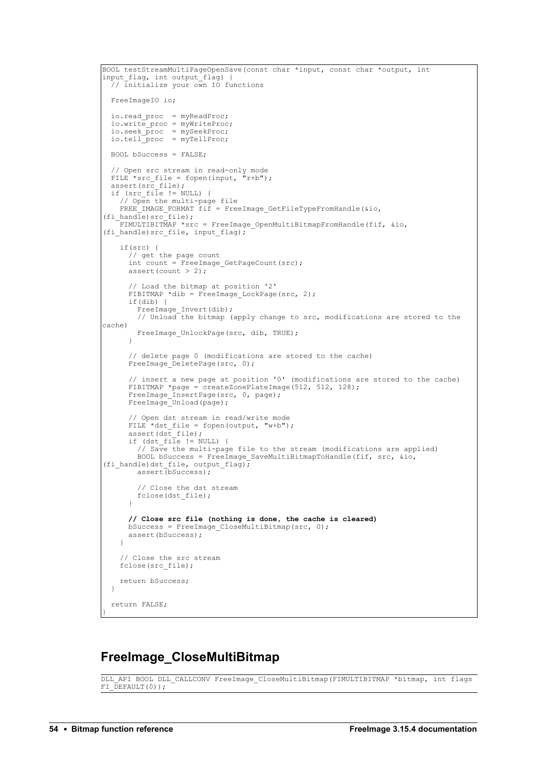```
BOOL testStreamMultiPageOpenSave(const char *input, const char *output, int 
input_flag, int output_flag) {
  // initialize your own IO functions

  FreeImageIO io;

  io.read_proc  = myReadProc;
  io.write_proc = myWriteProc;
  io.seek_proc  = mySeekProc;
  io.tell_proc  = myTellProc;

  BOOL bSuccess = FALSE;

  // Open src stream in read-only mode
  FILE *src_file = fopen(input, "r+b");
  assert(src_file);
  if (src_file != NULL) {
    // Open the multi-page file
    FREE_IMAGE_FORMAT fif = FreeImage_GetFileTypeFromHandle(&io, 
(fi_handle)src_file);
    FIMULTIBITMAP *src = FreeImage_OpenMultiBitmapFromHandle(fif, &io, 
(fi_handle)src_file, input_flag);

    if(src) {
      // get the page count
      int count = FreeImage_GetPageCount(src);
      assert(count > 2);

      // Load the bitmap at position '2'
      FIBITMAP *dib = FreeImage_LockPage(src, 2);
      if(dib) {
        FreeImage_Invert(dib);
        // Unload the bitmap (apply change to src, modifications are stored to the 
cache)
        FreeImage_UnlockPage(src, dib, TRUE);
      }

      // delete page 0 (modifications are stored to the cache)
      FreeImage_DeletePage(src, 0);

      // insert a new page at position '0' (modifications are stored to the cache)
      FIBITMAP *page = createZonePlateImage(512, 512, 128);
      FreeImage_InsertPage(src, 0, page);
      FreeImage_Unload(page);

      // Open dst stream in read/write mode
      FILE *dst_file = fopen(output, "w+b");
      assert(dst_file);
      if (dst_file != NULL) {
        // Save the multi-page file to the stream (modifications are applied)
        BOOL bSuccess = FreeImage_SaveMultiBitmapToHandle(fif, src, &io, 
(fi_handle)dst_file, output_flag);
        assert(bSuccess);

        // Close the dst stream
        fclose(dst_file);
      }

      // Close src file (nothing is done, the cache is cleared)
      bSuccess = FreeImage_CloseMultiBitmap(src, 0);
      assert(bSuccess);
    }

    // Close the src stream
    fclose(src_file);

    return bSuccess;
  }

  return FALSE;
}
```

## FreeImage_CloseMultiBitmap

```
DLL_API BOOL DLL_CALLCONV FreeImage_CloseMultiBitmap(FIMULTIBITMAP *bitmap, int flags 
FI_DEFAULT(0));
```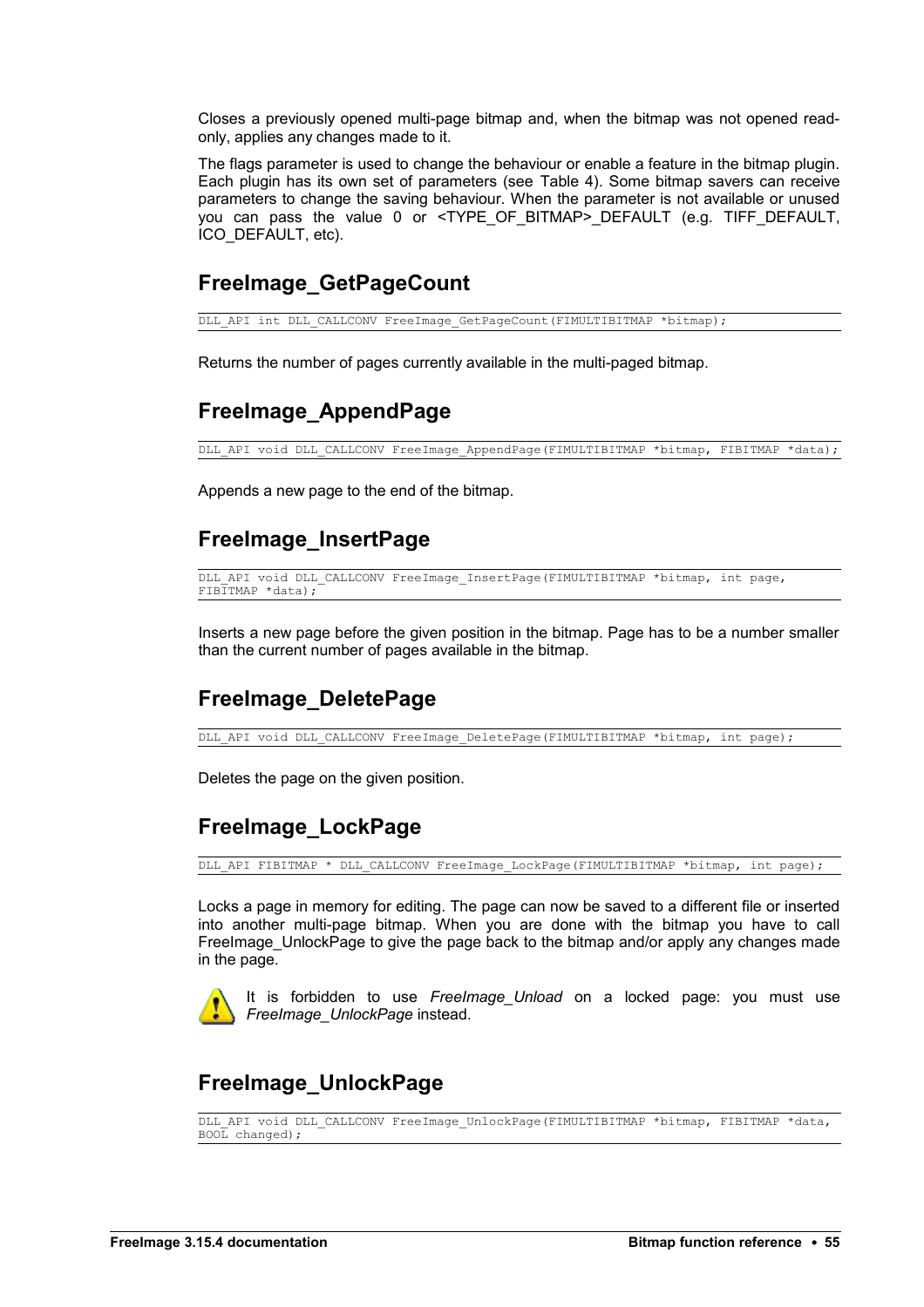Closes a previously opened multi-page bitmap and, when the bitmap was not opened read-only, applies any changes made to it.

The flags parameter is used to change the behaviour or enable a feature in the bitmap plugin. Each plugin has its own set of parameters (see Table 4). Some bitmap savers can receive parameters to change the saving behaviour. When the parameter is not available or unused you can pass the value 0 or <TYPE_OF_BITMAP>_DEFAULT (e.g. TIFF_DEFAULT, ICO_DEFAULT, etc).

## FreeImage_GetPageCount

```
DLL_API int DLL_CALLCONV FreeImage_GetPageCount(FIMULTIBITMAP *bitmap);
```

Returns the number of pages currently available in the multi-paged bitmap.

## FreeImage_AppendPage

```
DLL_API void DLL_CALLCONV FreeImage_AppendPage(FIMULTIBITMAP *bitmap, FIBITMAP *data);
```

Appends a new page to the end of the bitmap.

## FreeImage_InsertPage

```
DLL_API void DLL_CALLCONV FreeImage_InsertPage(FIMULTIBITMAP *bitmap, int page,
FIBITMAP *data);
```

Inserts a new page before the given position in the bitmap. Page has to be a number smaller than the current number of pages available in the bitmap.

## FreeImage_DeletePage

```
DLL_API void DLL_CALLCONV FreeImage_DeletePage(FIMULTIBITMAP *bitmap, int page);
```

Deletes the page on the given position.

## FreeImage_LockPage

```
DLL_API FIBITMAP * DLL_CALLCONV FreeImage_LockPage(FIMULTIBITMAP *bitmap, int page);
```

Locks a page in memory for editing. The page can now be saved to a different file or inserted into another multi-page bitmap. When you are done with the bitmap you have to call FreeImage_UnlockPage to give the page back to the bitmap and/or apply any changes made in the page.

It is forbidden to use *FreeImage_Unload* on a locked page: you must use *FreeImage_UnlockPage* instead.

## FreeImage_UnlockPage

```
DLL_API void DLL_CALLCONV FreeImage_UnlockPage(FIMULTIBITMAP *bitmap, FIBITMAP *data,
BOOL changed);
```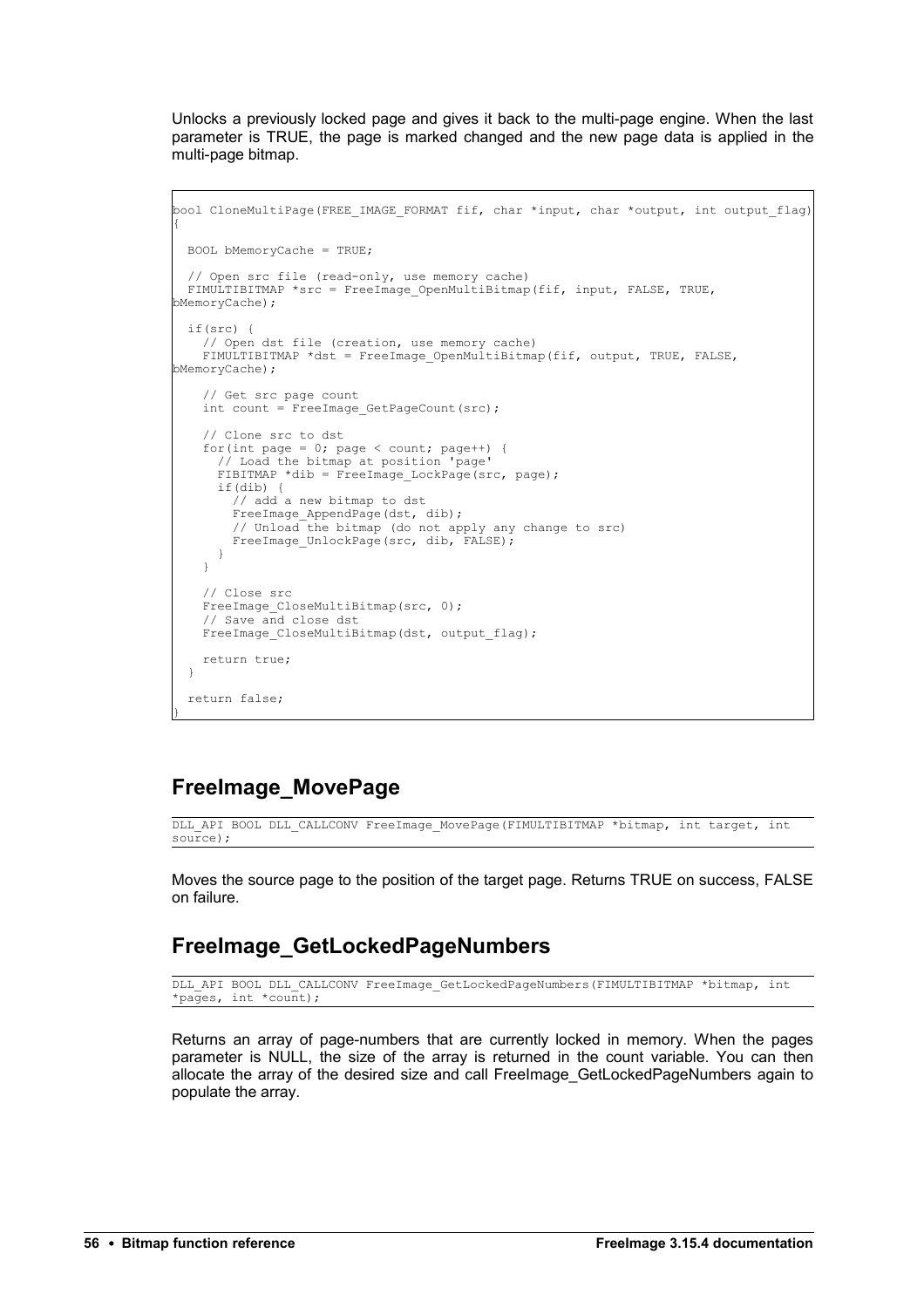Unlocks a previously locked page and gives it back to the multi-page engine. When the last parameter is TRUE, the page is marked changed and the new page data is applied in the multi-page bitmap.

```
bool CloneMultiPage(FREE_IMAGE_FORMAT fif, char *input, char *output, int output_flag)
{
  BOOL bMemoryCache = TRUE;

  // Open src file (read-only, use memory cache)
  FIMULTIBITMAP *src = FreeImage_OpenMultiBitmap(fif, input, FALSE, TRUE,
bMemoryCache);

  if(src) {
    // Open dst file (creation, use memory cache)
    FIMULTIBITMAP *dst = FreeImage_OpenMultiBitmap(fif, output, TRUE, FALSE,
bMemoryCache);

    // Get src page count
    int count = FreeImage_GetPageCount(src);

    // Clone src to dst
    for(int page = 0; page < count; page++) {
      // Load the bitmap at position 'page'
      FIBITMAP *dib = FreeImage_LockPage(src, page);
      if(dib) {
        // add a new bitmap to dst
        FreeImage_AppendPage(dst, dib);
        // Unload the bitmap (do not apply any change to src)
        FreeImage_UnlockPage(src, dib, FALSE);
      }
    }

    // Close src
    FreeImage_CloseMultiBitmap(src, 0);
    // Save and close dst
    FreeImage_CloseMultiBitmap(dst, output_flag);

    return true;
  }

  return false;
}
```

## FreeImage_MovePage

```
DLL_API BOOL DLL_CALLCONV FreeImage_MovePage(FIMULTIBITMAP *bitmap, int target, int
source);
```

Moves the source page to the position of the target page. Returns TRUE on success, FALSE on failure.

## FreeImage_GetLockedPageNumbers

```
DLL_API BOOL DLL_CALLCONV FreeImage_GetLockedPageNumbers(FIMULTIBITMAP *bitmap, int
*pages, int *count);
```

Returns an array of page-numbers that are currently locked in memory. When the pages parameter is NULL, the size of the array is returned in the count variable. You can then allocate the array of the desired size and call FreeImage_GetLockedPageNumbers again to populate the array.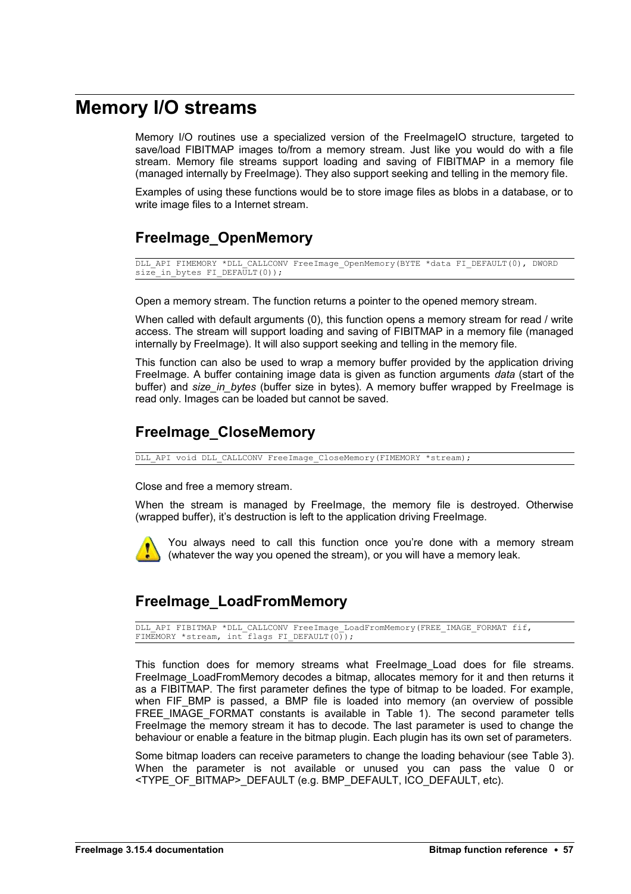# Memory I/O streams

Memory I/O routines use a specialized version of the FreeImageIO structure, targeted to save/load FIBITMAP images to/from a memory stream. Just like you would do with a file stream. Memory file streams support loading and saving of FIBITMAP in a memory file (managed internally by FreeImage). They also support seeking and telling in the memory file.

Examples of using these functions would be to store image files as blobs in a database, or to write image files to a Internet stream.

## FreeImage_OpenMemory

```
DLL_API FIMEMORY *DLL_CALLCONV FreeImage_OpenMemory(BYTE *data FI_DEFAULT(0), DWORD
size_in_bytes FI_DEFAULT(0));
```

Open a memory stream. The function returns a pointer to the opened memory stream.

When called with default arguments (0), this function opens a memory stream for read / write access. The stream will support loading and saving of FIBITMAP in a memory file (managed internally by FreeImage). It will also support seeking and telling in the memory file.

This function can also be used to wrap a memory buffer provided by the application driving FreeImage. A buffer containing image data is given as function arguments *data* (start of the buffer) and *size_in_bytes* (buffer size in bytes). A memory buffer wrapped by FreeImage is read only. Images can be loaded but cannot be saved.

## FreeImage_CloseMemory

```
DLL_API void DLL_CALLCONV FreeImage_CloseMemory(FIMEMORY *stream);
```

Close and free a memory stream.

When the stream is managed by FreeImage, the memory file is destroyed. Otherwise (wrapped buffer), it's destruction is left to the application driving FreeImage.

You always need to call this function once you're done with a memory stream (whatever the way you opened the stream), or you will have a memory leak.

## FreeImage_LoadFromMemory

```
DLL_API FIBITMAP *DLL_CALLCONV FreeImage_LoadFromMemory(FREE_IMAGE_FORMAT fif,
FIMEMORY *stream, int flags FI_DEFAULT(0));
```

This function does for memory streams what FreeImage_Load does for file streams. FreeImage_LoadFromMemory decodes a bitmap, allocates memory for it and then returns it as a FIBITMAP. The first parameter defines the type of bitmap to be loaded. For example, when FIF_BMP is passed, a BMP file is loaded into memory (an overview of possible FREE_IMAGE_FORMAT constants is available in Table 1). The second parameter tells FreeImage the memory stream it has to decode. The last parameter is used to change the behaviour or enable a feature in the bitmap plugin. Each plugin has its own set of parameters.

Some bitmap loaders can receive parameters to change the loading behaviour (see Table 3). When the parameter is not available or unused you can pass the value 0 or <TYPE_OF_BITMAP>_DEFAULT (e.g. BMP_DEFAULT, ICO_DEFAULT, etc).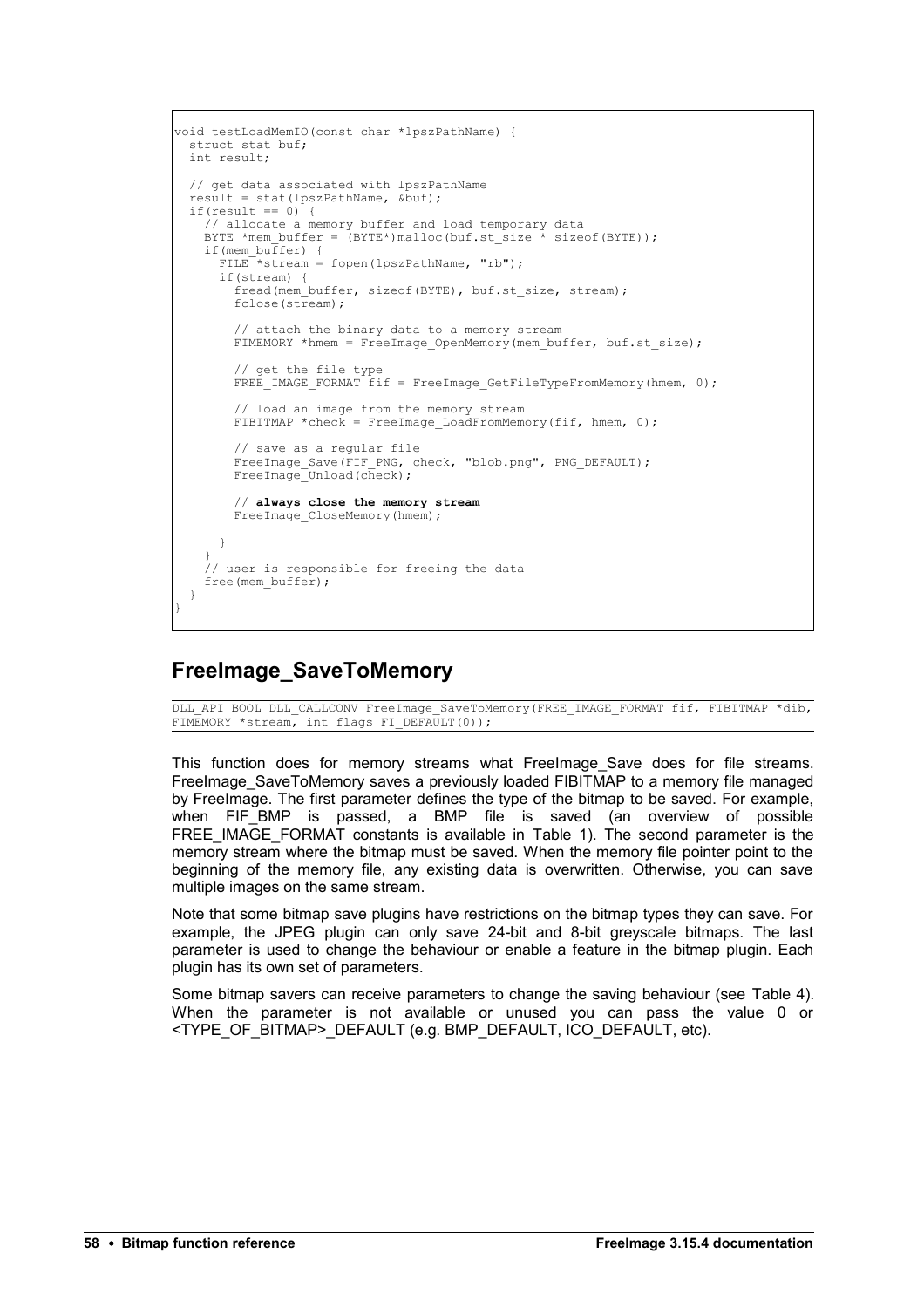```
void testLoadMemIO(const char *lpszPathName) {
  struct stat buf;
  int result;

  // get data associated with lpszPathName
  result = stat(lpszPathName, &buf);
  if(result == 0) {
    // allocate a memory buffer and load temporary data
    BYTE *mem_buffer = (BYTE*)malloc(buf.st_size * sizeof(BYTE));
    if(mem_buffer) {
      FILE *stream = fopen(lpszPathName, "rb");
      if(stream) {
        fread(mem_buffer, sizeof(BYTE), buf.st_size, stream);
        fclose(stream);

        // attach the binary data to a memory stream
        FIMEMORY *hmem = FreeImage_OpenMemory(mem_buffer, buf.st_size);

        // get the file type
        FREE_IMAGE_FORMAT fif = FreeImage_GetFileTypeFromMemory(hmem, 0);

        // load an image from the memory stream
        FIBITMAP *check = FreeImage_LoadFromMemory(fif, hmem, 0);

        // save as a regular file
        FreeImage_Save(FIF_PNG, check, "blob.png", PNG_DEFAULT);
        FreeImage_Unload(check);

        // always close the memory stream
        FreeImage_CloseMemory(hmem);

      }
    }
    // user is responsible for freeing the data
    free(mem_buffer);
  }
}
```

## FreeImage_SaveToMemory

```
DLL_API BOOL DLL_CALLCONV FreeImage_SaveToMemory(FREE_IMAGE_FORMAT fif, FIBITMAP *dib,
FIMEMORY *stream, int flags FI_DEFAULT(0));
```

This function does for memory streams what FreeImage_Save does for file streams. FreeImage_SaveToMemory saves a previously loaded FIBITMAP to a memory file managed by FreeImage. The first parameter defines the type of the bitmap to be saved. For example, when FIF_BMP is passed, a BMP file is saved (an overview of possible FREE_IMAGE_FORMAT constants is available in Table 1). The second parameter is the memory stream where the bitmap must be saved. When the memory file pointer point to the beginning of the memory file, any existing data is overwritten. Otherwise, you can save multiple images on the same stream.

Note that some bitmap save plugins have restrictions on the bitmap types they can save. For example, the JPEG plugin can only save 24-bit and 8-bit greyscale bitmaps. The last parameter is used to change the behaviour or enable a feature in the bitmap plugin. Each plugin has its own set of parameters.

Some bitmap savers can receive parameters to change the saving behaviour (see Table 4). When the parameter is not available or unused you can pass the value 0 or <TYPE_OF_BITMAP>_DEFAULT (e.g. BMP_DEFAULT, ICO_DEFAULT, etc).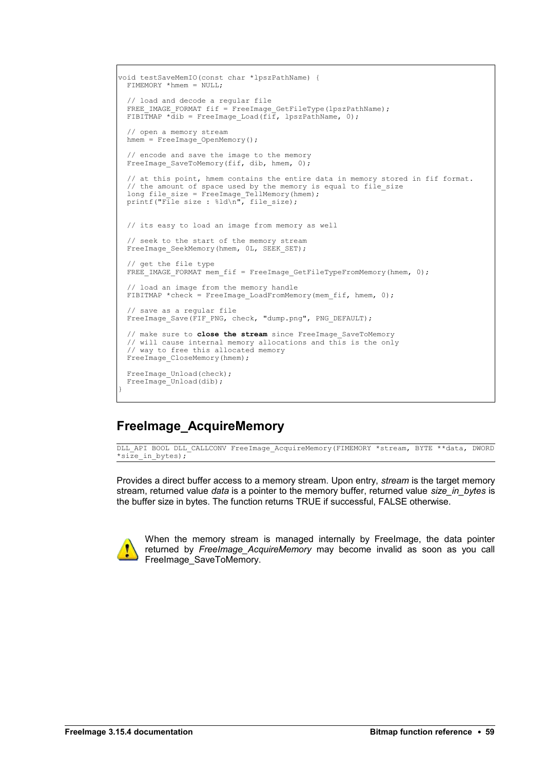```c
void testSaveMemIO(const char *lpszPathName) {
  FIMEMORY *hmem = NULL;

  // load and decode a regular file
  FREE_IMAGE_FORMAT fif = FreeImage_GetFileType(lpszPathName);
  FIBITMAP *dib = FreeImage_Load(fif, lpszPathName, 0);

  // open a memory stream
  hmem = FreeImage_OpenMemory();

  // encode and save the image to the memory
  FreeImage_SaveToMemory(fif, dib, hmem, 0);

  // at this point, hmem contains the entire data in memory stored in fif format.
  // the amount of space used by the memory is equal to file_size
  long file_size = FreeImage_TellMemory(hmem);
  printf("File size : %ld\n", file_size);


  // its easy to load an image from memory as well

  // seek to the start of the memory stream
  FreeImage_SeekMemory(hmem, 0L, SEEK_SET);

  // get the file type
  FREE_IMAGE_FORMAT mem_fif = FreeImage_GetFileTypeFromMemory(hmem, 0);

  // load an image from the memory handle
  FIBITMAP *check = FreeImage_LoadFromMemory(mem_fif, hmem, 0);

  // save as a regular file
  FreeImage_Save(FIF_PNG, check, "dump.png", PNG_DEFAULT);

  // make sure to close the stream since FreeImage_SaveToMemory
  // will cause internal memory allocations and this is the only
  // way to free this allocated memory
  FreeImage_CloseMemory(hmem);

  FreeImage_Unload(check);
  FreeImage_Unload(dib);
}
```

## FreeImage_AcquireMemory

```c
DLL_API BOOL DLL_CALLCONV FreeImage_AcquireMemory(FIMEMORY *stream, BYTE **data, DWORD *size_in_bytes);
```

Provides a direct buffer access to a memory stream. Upon entry, *stream* is the target memory stream, returned value *data* is a pointer to the memory buffer, returned value *size_in_bytes* is the buffer size in bytes. The function returns TRUE if successful, FALSE otherwise.

When the memory stream is managed internally by FreeImage, the data pointer returned by *FreeImage_AcquireMemory* may become invalid as soon as you call FreeImage_SaveToMemory.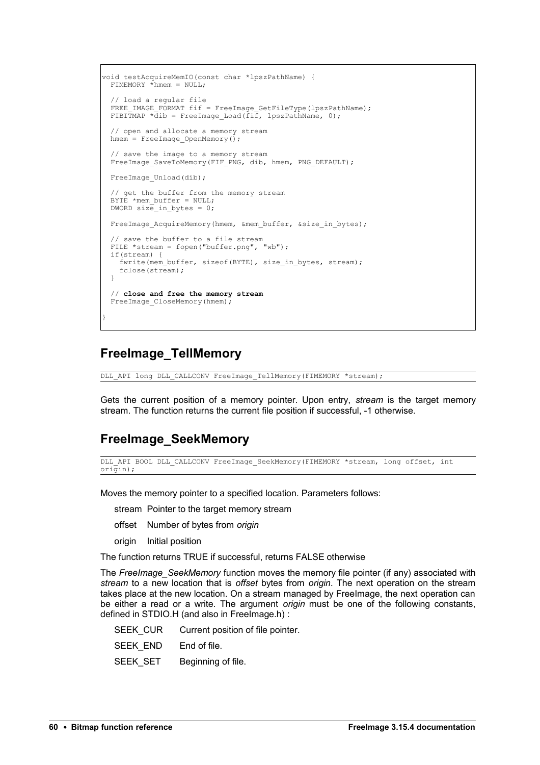```
void testAcquireMemIO(const char *lpszPathName) {
  FIMEMORY *hmem = NULL;

  // load a regular file
  FREE_IMAGE_FORMAT fif = FreeImage_GetFileType(lpszPathName);
  FIBITMAP *dib = FreeImage_Load(fif, lpszPathName, 0);

  // open and allocate a memory stream
  hmem = FreeImage_OpenMemory();

  // save the image to a memory stream
  FreeImage_SaveToMemory(FIF_PNG, dib, hmem, PNG_DEFAULT);

  FreeImage_Unload(dib);

  // get the buffer from the memory stream
  BYTE *mem_buffer = NULL;
  DWORD size_in_bytes = 0;

  FreeImage_AcquireMemory(hmem, &mem_buffer, &size_in_bytes);

  // save the buffer to a file stream
  FILE *stream = fopen("buffer.png", "wb");
  if(stream) {
    fwrite(mem_buffer, sizeof(BYTE), size_in_bytes, stream);
    fclose(stream);
  }

  // close and free the memory stream
  FreeImage_CloseMemory(hmem);

}
```

## FreeImage_TellMemory

```
DLL_API long DLL_CALLCONV FreeImage_TellMemory(FIMEMORY *stream);
```

Gets the current position of a memory pointer. Upon entry, *stream* is the target memory stream. The function returns the current file position if successful, -1 otherwise.

## FreeImage_SeekMemory

```
DLL_API BOOL DLL_CALLCONV FreeImage_SeekMemory(FIMEMORY *stream, long offset, int origin);
```

Moves the memory pointer to a specified location. Parameters follows:

| | |
|---|---|
| stream | Pointer to the target memory stream |
| offset | Number of bytes from *origin* |
| origin | Initial position |

The function returns TRUE if successful, returns FALSE otherwise

The *FreeImage_SeekMemory* function moves the memory file pointer (if any) associated with *stream* to a new location that is *offset* bytes from *origin*. The next operation on the stream takes place at the new location. On a stream managed by FreeImage, the next operation can be either a read or a write. The argument *origin* must be one of the following constants, defined in STDIO.H (and also in FreeImage.h) :

| | |
|---|---|
| SEEK_CUR | Current position of file pointer. |
| SEEK_END | End of file. |
| SEEK_SET | Beginning of file. |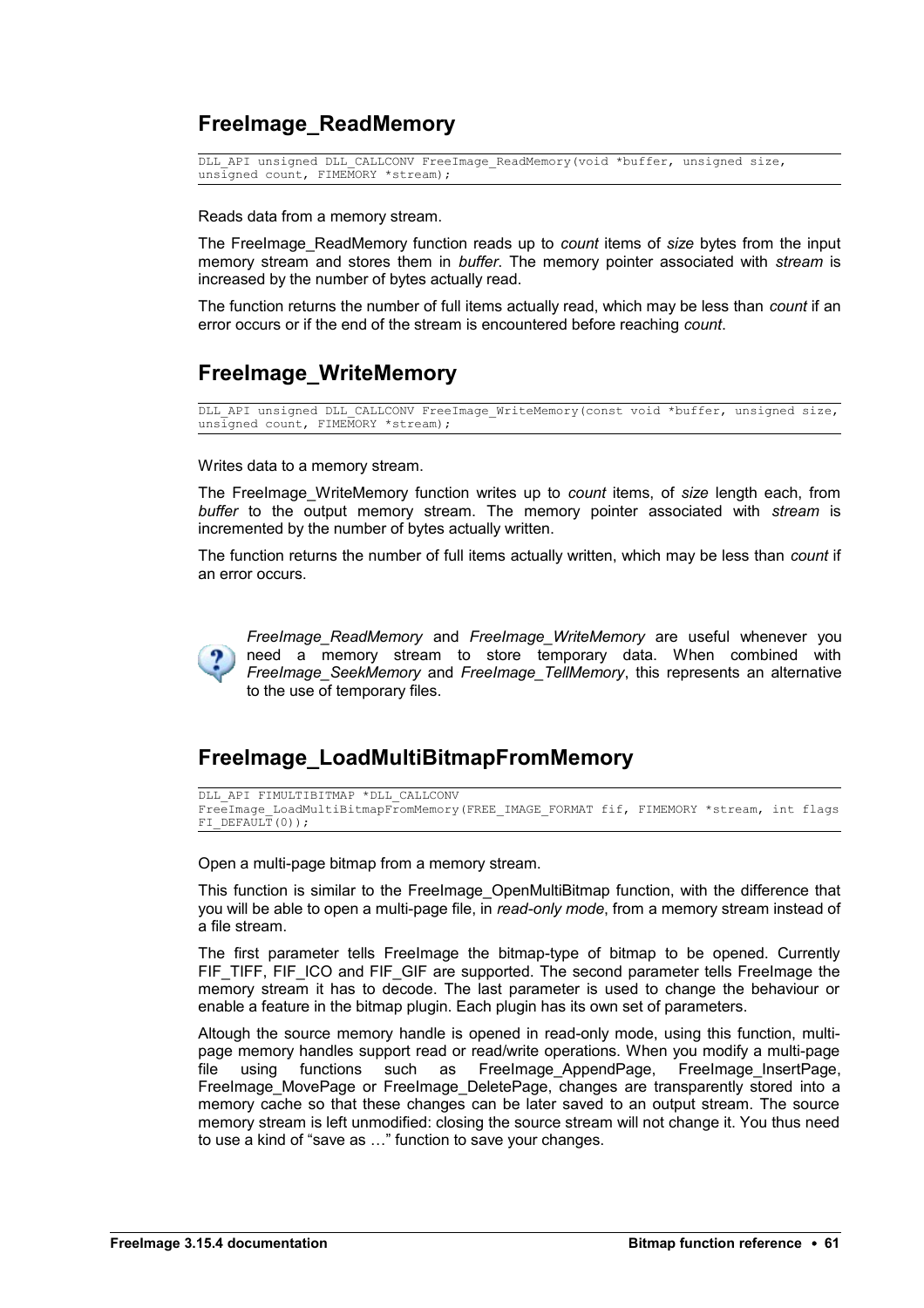## FreeImage_ReadMemory

```
DLL_API unsigned DLL_CALLCONV FreeImage_ReadMemory(void *buffer, unsigned size,
unsigned count, FIMEMORY *stream);
```

Reads data from a memory stream.

The FreeImage_ReadMemory function reads up to *count* items of *size* bytes from the input memory stream and stores them in *buffer*. The memory pointer associated with *stream* is increased by the number of bytes actually read.

The function returns the number of full items actually read, which may be less than *count* if an error occurs or if the end of the stream is encountered before reaching *count*.

## FreeImage_WriteMemory

```
DLL_API unsigned DLL_CALLCONV FreeImage_WriteMemory(const void *buffer, unsigned size,
unsigned count, FIMEMORY *stream);
```

Writes data to a memory stream.

The FreeImage_WriteMemory function writes up to *count* items, of *size* length each, from *buffer* to the output memory stream. The memory pointer associated with *stream* is incremented by the number of bytes actually written.

The function returns the number of full items actually written, which may be less than *count* if an error occurs.

*FreeImage_ReadMemory* and *FreeImage_WriteMemory* are useful whenever you need a memory stream to store temporary data. When combined with *FreeImage_SeekMemory* and *FreeImage_TellMemory*, this represents an alternative to the use of temporary files.

## FreeImage_LoadMultiBitmapFromMemory

```
DLL_API FIMULTIBITMAP *DLL_CALLCONV
FreeImage_LoadMultiBitmapFromMemory(FREE_IMAGE_FORMAT fif, FIMEMORY *stream, int flags
FI_DEFAULT(0));
```

Open a multi-page bitmap from a memory stream.

This function is similar to the FreeImage_OpenMultiBitmap function, with the difference that you will be able to open a multi-page file, in *read-only mode*, from a memory stream instead of a file stream.

The first parameter tells FreeImage the bitmap-type of bitmap to be opened. Currently FIF_TIFF, FIF_ICO and FIF_GIF are supported. The second parameter tells FreeImage the memory stream it has to decode. The last parameter is used to change the behaviour or enable a feature in the bitmap plugin. Each plugin has its own set of parameters.

Altough the source memory handle is opened in read-only mode, using this function, multi-page memory handles support read or read/write operations. When you modify a multi-page file using functions such as FreeImage_AppendPage, FreeImage_InsertPage, FreeImage_MovePage or FreeImage_DeletePage, changes are transparently stored into a memory cache so that these changes can be later saved to an output stream. The source memory stream is left unmodified: closing the source stream will not change it. You thus need to use a kind of “save as …” function to save your changes.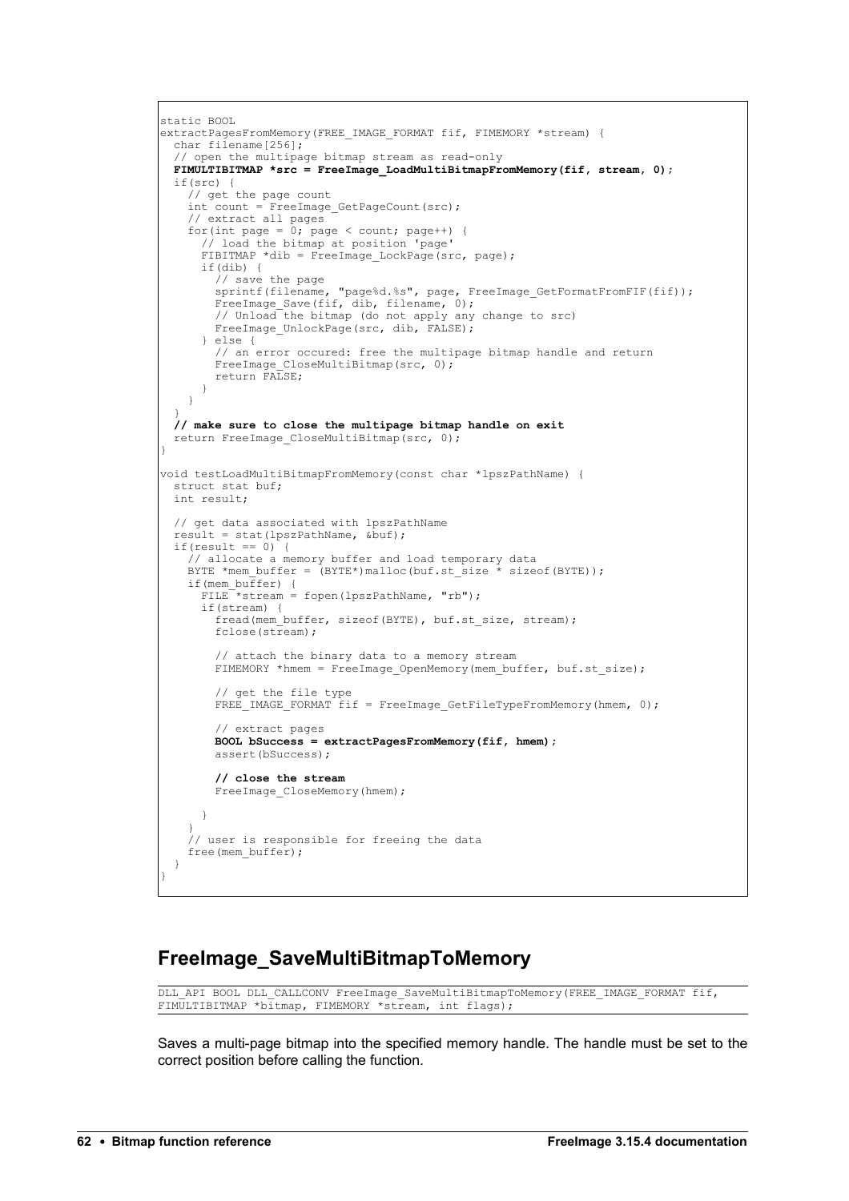```
static BOOL
extractPagesFromMemory(FREE_IMAGE_FORMAT fif, FIMEMORY *stream) {
  char filename[256];
  // open the multipage bitmap stream as read-only
  FIMULTIBITMAP *src = FreeImage_LoadMultiBitmapFromMemory(fif, stream, 0);
  if(src) {
    // get the page count
    int count = FreeImage_GetPageCount(src);
    // extract all pages
    for(int page = 0; page < count; page++) {
      // load the bitmap at position 'page'
      FIBITMAP *dib = FreeImage_LockPage(src, page);
      if(dib) {
        // save the page
        sprintf(filename, "page%d.%s", page, FreeImage_GetFormatFromFIF(fif));
        FreeImage_Save(fif, dib, filename, 0);
        // Unload the bitmap (do not apply any change to src)
        FreeImage_UnlockPage(src, dib, FALSE);
      } else {
        // an error occured: free the multipage bitmap handle and return
        FreeImage_CloseMultiBitmap(src, 0);
        return FALSE;
      }
    }
  }
  // make sure to close the multipage bitmap handle on exit
  return FreeImage_CloseMultiBitmap(src, 0);
}

void testLoadMultiBitmapFromMemory(const char *lpszPathName) {
  struct stat buf;
  int result;

  // get data associated with lpszPathName
  result = stat(lpszPathName, &buf);
  if(result == 0) {
    // allocate a memory buffer and load temporary data
    BYTE *mem_buffer = (BYTE*)malloc(buf.st_size * sizeof(BYTE));
    if(mem_buffer) {
      FILE *stream = fopen(lpszPathName, "rb");
      if(stream) {
        fread(mem_buffer, sizeof(BYTE), buf.st_size, stream);
        fclose(stream);

        // attach the binary data to a memory stream
        FIMEMORY *hmem = FreeImage_OpenMemory(mem_buffer, buf.st_size);

        // get the file type
        FREE_IMAGE_FORMAT fif = FreeImage_GetFileTypeFromMemory(hmem, 0);

        // extract pages
        BOOL bSuccess = extractPagesFromMemory(fif, hmem);
        assert(bSuccess);

        // close the stream
        FreeImage_CloseMemory(hmem);

      }
    }
    // user is responsible for freeing the data
    free(mem_buffer);
  }
}
```

## FreeImage_SaveMultiBitmapToMemory

```
DLL_API BOOL DLL_CALLCONV FreeImage_SaveMultiBitmapToMemory(FREE_IMAGE_FORMAT fif,
FIMULTIBITMAP *bitmap, FIMEMORY *stream, int flags);
```

Saves a multi-page bitmap into the specified memory handle. The handle must be set to the correct position before calling the function.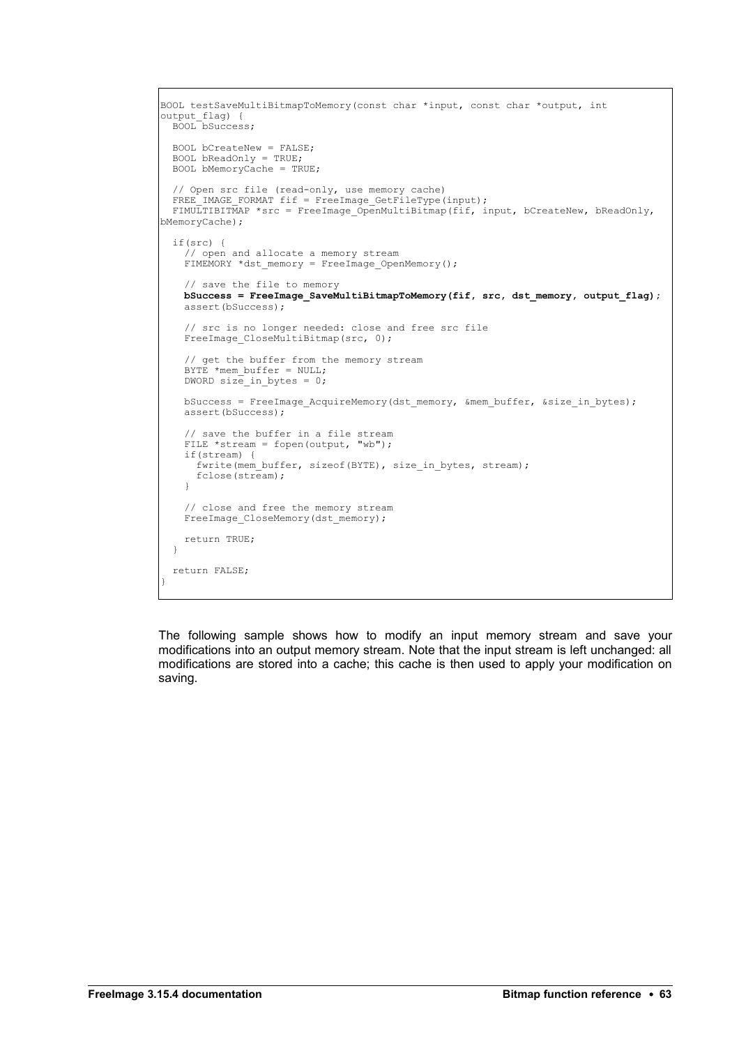```
BOOL testSaveMultiBitmapToMemory(const char *input, const char *output, int
output_flag) {
  BOOL bSuccess;

  BOOL bCreateNew = FALSE;
  BOOL bReadOnly = TRUE;
  BOOL bMemoryCache = TRUE;

  // Open src file (read-only, use memory cache)
  FREE_IMAGE_FORMAT fif = FreeImage_GetFileType(input);
  FIMULTIBITMAP *src = FreeImage_OpenMultiBitmap(fif, input, bCreateNew, bReadOnly,
bMemoryCache);

  if(src) {
    // open and allocate a memory stream
    FIMEMORY *dst_memory = FreeImage_OpenMemory();

    // save the file to memory
    bSuccess = FreeImage_SaveMultiBitmapToMemory(fif, src, dst_memory, output_flag);
    assert(bSuccess);

    // src is no longer needed: close and free src file
    FreeImage_CloseMultiBitmap(src, 0);

    // get the buffer from the memory stream
    BYTE *mem_buffer = NULL;
    DWORD size_in_bytes = 0;

    bSuccess = FreeImage_AcquireMemory(dst_memory, &mem_buffer, &size_in_bytes);
    assert(bSuccess);

    // save the buffer in a file stream
    FILE *stream = fopen(output, "wb");
    if(stream) {
      fwrite(mem_buffer, sizeof(BYTE), size_in_bytes, stream);
      fclose(stream);
    }

    // close and free the memory stream
    FreeImage_CloseMemory(dst_memory);

    return TRUE;
  }

  return FALSE;
}
```

The following sample shows how to modify an input memory stream and save your modifications into an output memory stream. Note that the input stream is left unchanged: all modifications are stored into a cache; this cache is then used to apply your modification on saving.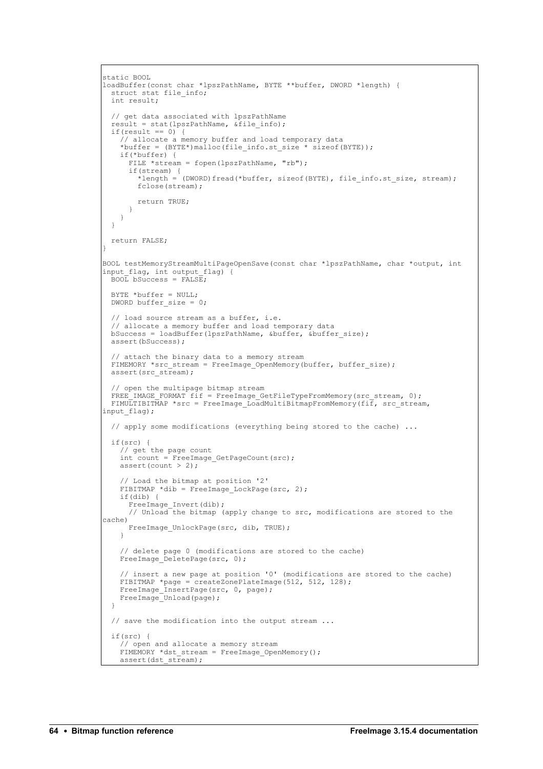```
static BOOL
loadBuffer(const char *lpszPathName, BYTE **buffer, DWORD *length) {
  struct stat file_info;
  int result;

  // get data associated with lpszPathName
  result = stat(lpszPathName, &file_info);
  if(result == 0) {
    // allocate a memory buffer and load temporary data
    *buffer = (BYTE*)malloc(file_info.st_size * sizeof(BYTE));
    if(*buffer) {
      FILE *stream = fopen(lpszPathName, "rb");
      if(stream) {
        *length = (DWORD)fread(*buffer, sizeof(BYTE), file_info.st_size, stream);
        fclose(stream);

        return TRUE;
      }
    }
  }

  return FALSE;
}

BOOL testMemoryStreamMultiPageOpenSave(const char *lpszPathName, char *output, int
input_flag, int output_flag) {
  BOOL bSuccess = FALSE;

  BYTE *buffer = NULL;
  DWORD buffer_size = 0;

  // load source stream as a buffer, i.e.
  // allocate a memory buffer and load temporary data
  bSuccess = loadBuffer(lpszPathName, &buffer, &buffer_size);
  assert(bSuccess);

  // attach the binary data to a memory stream
  FIMEMORY *src_stream = FreeImage_OpenMemory(buffer, buffer_size);
  assert(src_stream);

  // open the multipage bitmap stream
  FREE_IMAGE_FORMAT fif = FreeImage_GetFileTypeFromMemory(src_stream, 0);
  FIMULTIBITMAP *src = FreeImage_LoadMultiBitmapFromMemory(fif, src_stream,
input_flag);

  // apply some modifications (everything being stored to the cache) ...

  if(src) {
    // get the page count
    int count = FreeImage_GetPageCount(src);
    assert(count > 2);

    // Load the bitmap at position '2'
    FIBITMAP *dib = FreeImage_LockPage(src, 2);
    if(dib) {
      FreeImage_Invert(dib);
      // Unload the bitmap (apply change to src, modifications are stored to the
cache)
      FreeImage_UnlockPage(src, dib, TRUE);
    }

    // delete page 0 (modifications are stored to the cache)
    FreeImage_DeletePage(src, 0);

    // insert a new page at position '0' (modifications are stored to the cache)
    FIBITMAP *page = createZonePlateImage(512, 512, 128);
    FreeImage_InsertPage(src, 0, page);
    FreeImage_Unload(page);
  }

  // save the modification into the output stream ...

  if(src) {
    // open and allocate a memory stream
    FIMEMORY *dst_stream = FreeImage_OpenMemory();
    assert(dst_stream);
```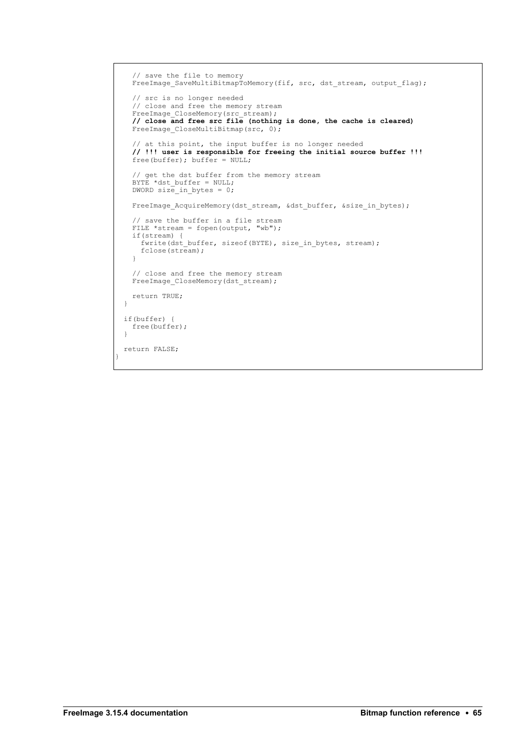```
    // save the file to memory
    FreeImage_SaveMultiBitmapToMemory(fif, src, dst_stream, output_flag);

    // src is no longer needed
    // close and free the memory stream
    FreeImage_CloseMemory(src_stream);
    // close and free src file (nothing is done, the cache is cleared)
    FreeImage_CloseMultiBitmap(src, 0);

    // at this point, the input buffer is no longer needed
    // !!! user is responsible for freeing the initial source buffer !!!
    free(buffer); buffer = NULL;

    // get the dst buffer from the memory stream
    BYTE *dst_buffer = NULL;
    DWORD size_in_bytes = 0;

    FreeImage_AcquireMemory(dst_stream, &dst_buffer, &size_in_bytes);

    // save the buffer in a file stream
    FILE *stream = fopen(output, "wb");
    if(stream) {
      fwrite(dst_buffer, sizeof(BYTE), size_in_bytes, stream);
      fclose(stream);
    }

    // close and free the memory stream
    FreeImage_CloseMemory(dst_stream);

    return TRUE;
  }

  if(buffer) {
    free(buffer);
  }

  return FALSE;
}
```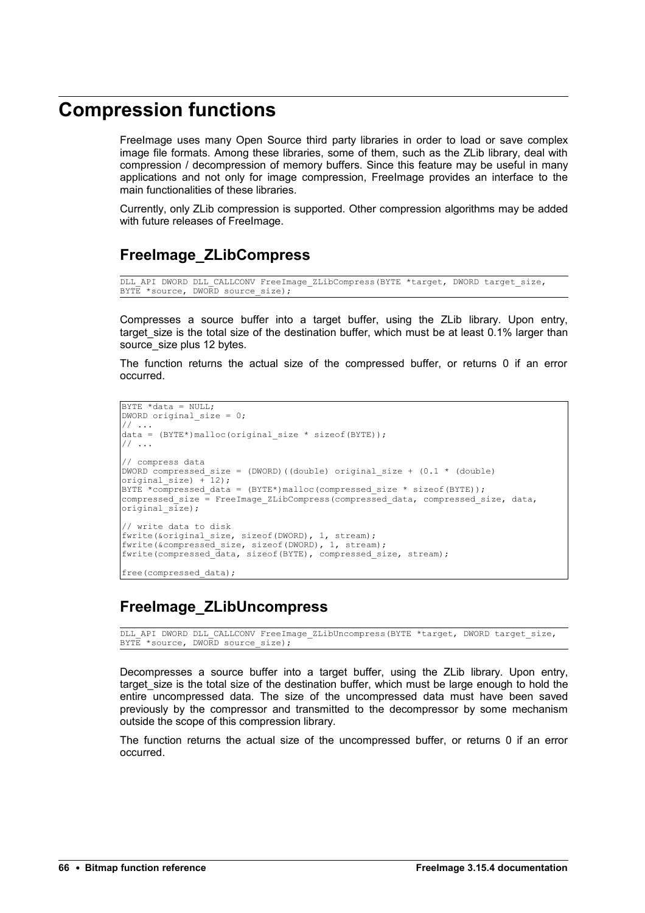# Compression functions

FreeImage uses many Open Source third party libraries in order to load or save complex image file formats. Among these libraries, some of them, such as the ZLib library, deal with compression / decompression of memory buffers. Since this feature may be useful in many applications and not only for image compression, FreeImage provides an interface to the main functionalities of these libraries.

Currently, only ZLib compression is supported. Other compression algorithms may be added with future releases of FreeImage.

## FreeImage_ZLibCompress

```
DLL_API DWORD DLL_CALLCONV FreeImage_ZLibCompress(BYTE *target, DWORD target_size,
BYTE *source, DWORD source_size);
```

Compresses a source buffer into a target buffer, using the ZLib library. Upon entry, target_size is the total size of the destination buffer, which must be at least 0.1% larger than source_size plus 12 bytes.

The function returns the actual size of the compressed buffer, or returns 0 if an error occurred.

```
BYTE *data = NULL;
DWORD original_size = 0;
// ...
data = (BYTE*)malloc(original_size * sizeof(BYTE));
// ...

// compress data
DWORD compressed_size = (DWORD)((double) original_size + (0.1 * (double)
original_size) + 12);
BYTE *compressed_data = (BYTE*)malloc(compressed_size * sizeof(BYTE));
compressed_size = FreeImage_ZLibCompress(compressed_data, compressed_size, data,
original_size);

// write data to disk
fwrite(&original_size, sizeof(DWORD), 1, stream);
fwrite(&compressed_size, sizeof(DWORD), 1, stream);
fwrite(compressed_data, sizeof(BYTE), compressed_size, stream);

free(compressed_data);
```

## FreeImage_ZLibUncompress

```
DLL_API DWORD DLL_CALLCONV FreeImage_ZLibUncompress(BYTE *target, DWORD target_size,
BYTE *source, DWORD source_size);
```

Decompresses a source buffer into a target buffer, using the ZLib library. Upon entry, target_size is the total size of the destination buffer, which must be large enough to hold the entire uncompressed data. The size of the uncompressed data must have been saved previously by the compressor and transmitted to the decompressor by some mechanism outside the scope of this compression library.

The function returns the actual size of the uncompressed buffer, or returns 0 if an error occurred.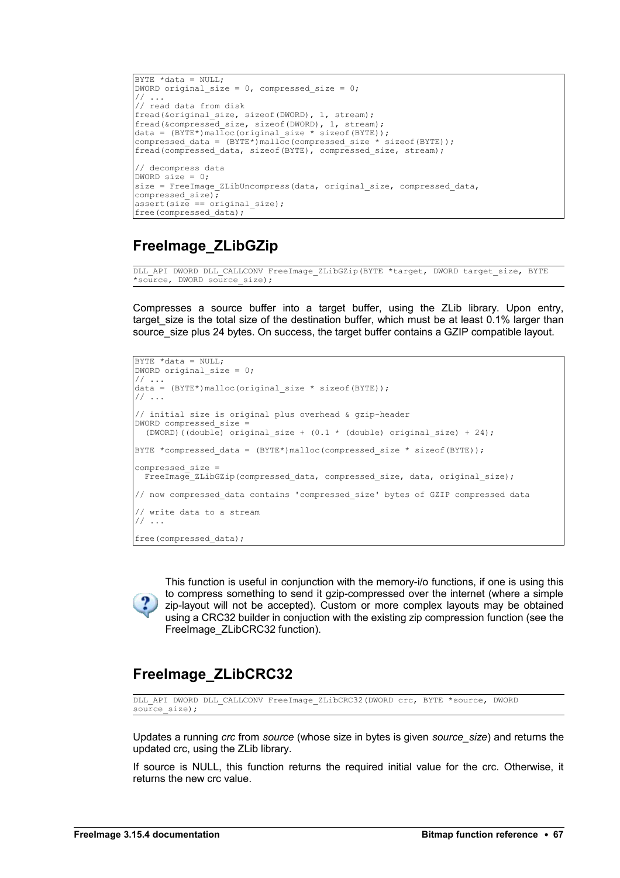```
BYTE *data = NULL;
DWORD original_size = 0, compressed_size = 0;
// ...
// read data from disk
fread(&original_size, sizeof(DWORD), 1, stream);
fread(&compressed_size, sizeof(DWORD), 1, stream);
data = (BYTE*)malloc(original_size * sizeof(BYTE));
compressed_data = (BYTE*)malloc(compressed_size * sizeof(BYTE));
fread(compressed_data, sizeof(BYTE), compressed_size, stream);

// decompress data
DWORD size = 0;
size = FreeImage_ZLibUncompress(data, original_size, compressed_data,
compressed_size);
assert(size == original_size);
free(compressed_data);
```

## FreeImage_ZLibGZip

```
DLL_API DWORD DLL_CALLCONV FreeImage_ZLibGZip(BYTE *target, DWORD target_size, BYTE
*source, DWORD source_size);
```

Compresses a source buffer into a target buffer, using the ZLib library. Upon entry, target_size is the total size of the destination buffer, which must be at least 0.1% larger than source_size plus 24 bytes. On success, the target buffer contains a GZIP compatible layout.

```
BYTE *data = NULL;
DWORD original_size = 0;
// ...
data = (BYTE*)malloc(original_size * sizeof(BYTE));
// ...

// initial size is original plus overhead & gzip-header
DWORD compressed_size =
  (DWORD)((double) original_size + (0.1 * (double) original_size) + 24);

BYTE *compressed_data = (BYTE*)malloc(compressed_size * sizeof(BYTE));

compressed_size =
  FreeImage_ZLibGZip(compressed_data, compressed_size, data, original_size);

// now compressed_data contains 'compressed_size' bytes of GZIP compressed data

// write data to a stream
// ...

free(compressed_data);
```

This function is useful in conjunction with the memory-i/o functions, if one is using this to compress something to send it gzip-compressed over the internet (where a simple zip-layout will not be accepted). Custom or more complex layouts may be obtained using a CRC32 builder in conjuction with the existing zip compression function (see the FreeImage_ZLibCRC32 function).

## FreeImage_ZLibCRC32

```
DLL_API DWORD DLL_CALLCONV FreeImage_ZLibCRC32(DWORD crc, BYTE *source, DWORD
source_size);
```

Updates a running *crc* from *source* (whose size in bytes is given *source_size*) and returns the updated crc, using the ZLib library.

If source is NULL, this function returns the required initial value for the crc. Otherwise, it returns the new crc value.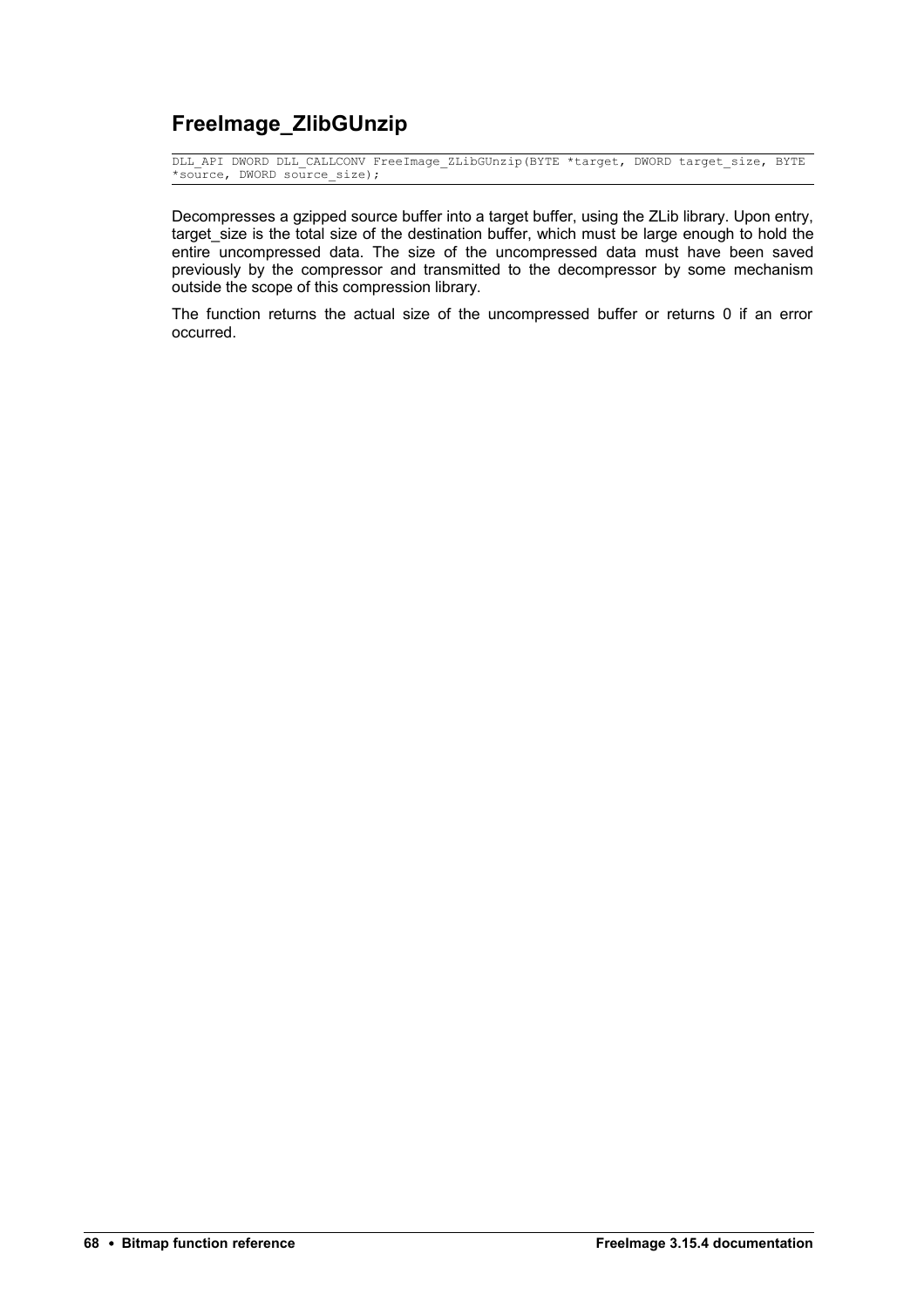## FreeImage_ZlibGUnzip

```
DLL_API DWORD DLL_CALLCONV FreeImage_ZLibGUnzip(BYTE *target, DWORD target_size, BYTE
*source, DWORD source_size);
```

Decompresses a gzipped source buffer into a target buffer, using the ZLib library. Upon entry, target_size is the total size of the destination buffer, which must be large enough to hold the entire uncompressed data. The size of the uncompressed data must have been saved previously by the compressor and transmitted to the decompressor by some mechanism outside the scope of this compression library.

The function returns the actual size of the uncompressed buffer or returns 0 if an error occurred.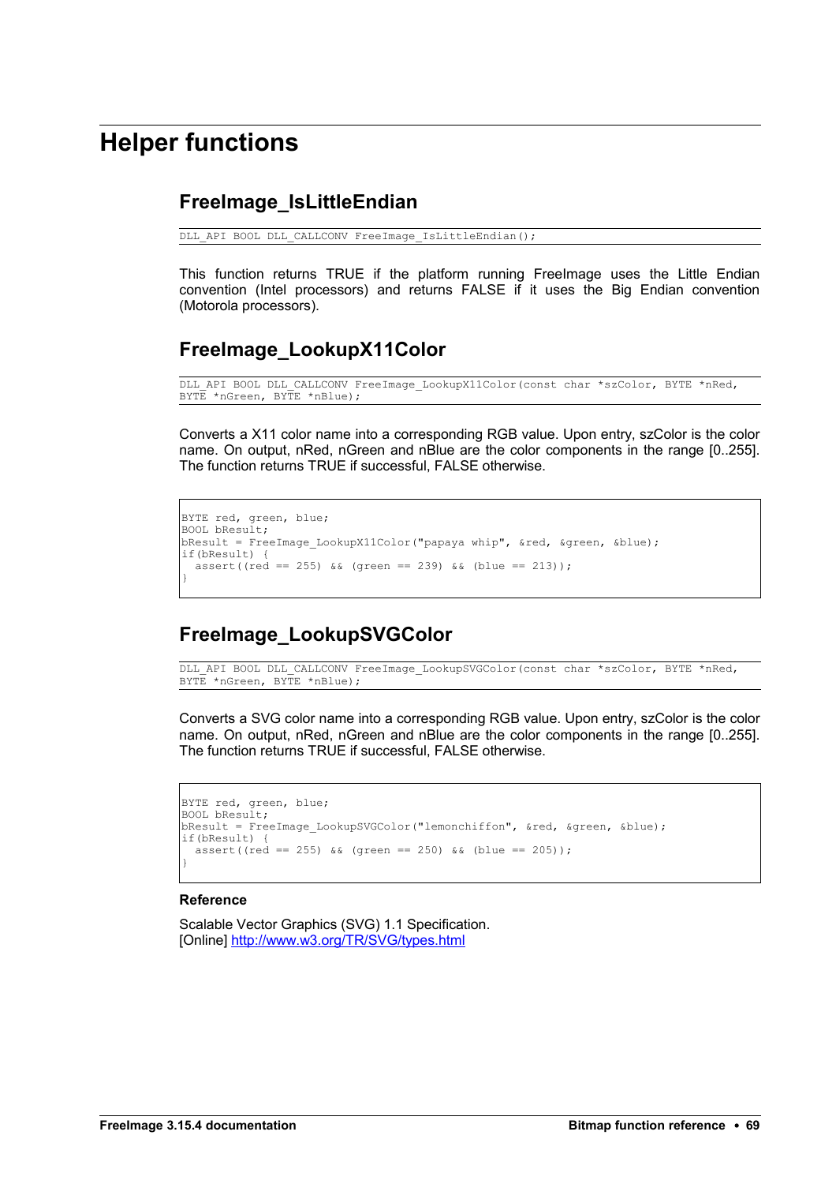# Helper functions

## FreeImage_IsLittleEndian

```
DLL_API BOOL DLL_CALLCONV FreeImage_IsLittleEndian();
```

This function returns TRUE if the platform running FreeImage uses the Little Endian convention (Intel processors) and returns FALSE if it uses the Big Endian convention (Motorola processors).

## FreeImage_LookupX11Color

```
DLL_API BOOL DLL_CALLCONV FreeImage_LookupX11Color(const char *szColor, BYTE *nRed,
BYTE *nGreen, BYTE *nBlue);
```

Converts a X11 color name into a corresponding RGB value. Upon entry, szColor is the color name. On output, nRed, nGreen and nBlue are the color components in the range [0..255]. The function returns TRUE if successful, FALSE otherwise.

```
BYTE red, green, blue;
BOOL bResult;
bResult = FreeImage_LookupX11Color("papaya whip", &red, &green, &blue);
if(bResult) {
  assert((red == 255) && (green == 239) && (blue == 213));
}
```

## FreeImage_LookupSVGColor

```
DLL_API BOOL DLL_CALLCONV FreeImage_LookupSVGColor(const char *szColor, BYTE *nRed,
BYTE *nGreen, BYTE *nBlue);
```

Converts a SVG color name into a corresponding RGB value. Upon entry, szColor is the color name. On output, nRed, nGreen and nBlue are the color components in the range [0..255]. The function returns TRUE if successful, FALSE otherwise.

```
BYTE red, green, blue;
BOOL bResult;
bResult = FreeImage_LookupSVGColor("lemonchiffon", &red, &green, &blue);
if(bResult) {
  assert((red == 255) && (green == 250) && (blue == 205));
}
```

**Reference**

Scalable Vector Graphics (SVG) 1.1 Specification.
[Online] http://www.w3.org/TR/SVG/types.html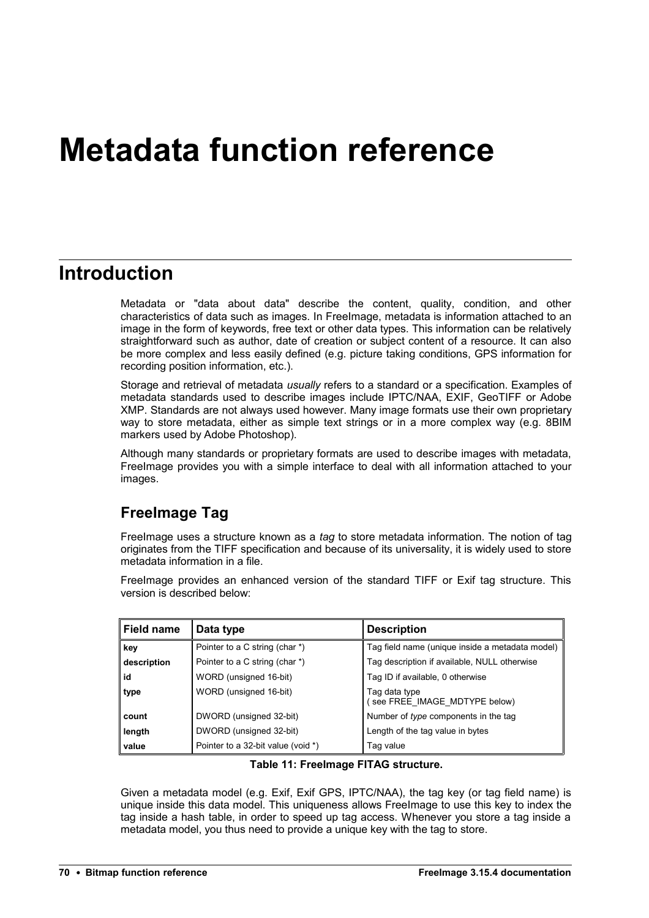# Metadata function reference

## Introduction

Metadata or "data about data" describe the content, quality, condition, and other characteristics of data such as images. In FreeImage, metadata is information attached to an image in the form of keywords, free text or other data types. This information can be relatively straightforward such as author, date of creation or subject content of a resource. It can also be more complex and less easily defined (e.g. picture taking conditions, GPS information for recording position information, etc.).

Storage and retrieval of metadata *usually* refers to a standard or a specification. Examples of metadata standards used to describe images include IPTC/NAA, EXIF, GeoTIFF or Adobe XMP. Standards are not always used however. Many image formats use their own proprietary way to store metadata, either as simple text strings or in a more complex way (e.g. 8BIM markers used by Adobe Photoshop).

Although many standards or proprietary formats are used to describe images with metadata, FreeImage provides you with a simple interface to deal with all information attached to your images.

### FreeImage Tag

FreeImage uses a structure known as a *tag* to store metadata information. The notion of tag originates from the TIFF specification and because of its universality, it is widely used to store metadata information in a file.

FreeImage provides an enhanced version of the standard TIFF or Exif tag structure. This version is described below:

| Field name | Data type | Description |
|---|---|---|
| **key** | Pointer to a C string (char *) | Tag field name (unique inside a metadata model) |
| **description** | Pointer to a C string (char *) | Tag description if available, NULL otherwise |
| **id** | WORD (unsigned 16-bit) | Tag ID if available, 0 otherwise |
| **type** | WORD (unsigned 16-bit) | Tag data type ( see FREE_IMAGE_MDTYPE below) |
| **count** | DWORD (unsigned 32-bit) | Number of *type* components in the tag |
| **length** | DWORD (unsigned 32-bit) | Length of the tag value in bytes |
| **value** | Pointer to a 32-bit value (void *) | Tag value |

**Table 11: FreeImage FITAG structure.**

Given a metadata model (e.g. Exif, Exif GPS, IPTC/NAA), the tag key (or tag field name) is unique inside this data model. This uniqueness allows FreeImage to use this key to index the tag inside a hash table, in order to speed up tag access. Whenever you store a tag inside a metadata model, you thus need to provide a unique key with the tag to store.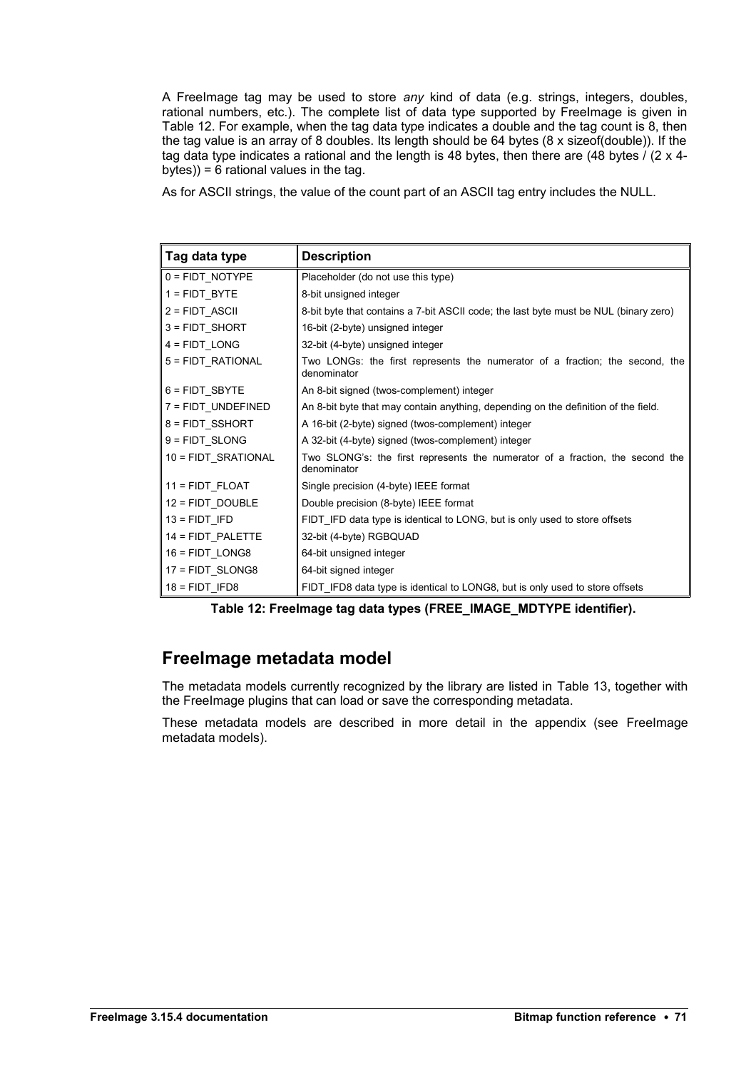A FreeImage tag may be used to store *any* kind of data (e.g. strings, integers, doubles, rational numbers, etc.). The complete list of data type supported by FreeImage is given in Table 12. For example, when the tag data type indicates a double and the tag count is 8, then the tag value is an array of 8 doubles. Its length should be 64 bytes (8 x sizeof(double)). If the tag data type indicates a rational and the length is 48 bytes, then there are (48 bytes / (2 x 4-bytes)) = 6 rational values in the tag.

As for ASCII strings, the value of the count part of an ASCII tag entry includes the NULL.

| Tag data type | Description |
|---|---|
| 0 = FIDT_NOTYPE | Placeholder (do not use this type) |
| 1 = FIDT_BYTE | 8-bit unsigned integer |
| 2 = FIDT_ASCII | 8-bit byte that contains a 7-bit ASCII code; the last byte must be NUL (binary zero) |
| 3 = FIDT_SHORT | 16-bit (2-byte) unsigned integer |
| 4 = FIDT_LONG | 32-bit (4-byte) unsigned integer |
| 5 = FIDT_RATIONAL | Two LONGs: the first represents the numerator of a fraction; the second, the denominator |
| 6 = FIDT_SBYTE | An 8-bit signed (twos-complement) integer |
| 7 = FIDT_UNDEFINED | An 8-bit byte that may contain anything, depending on the definition of the field. |
| 8 = FIDT_SSHORT | A 16-bit (2-byte) signed (twos-complement) integer |
| 9 = FIDT_SLONG | A 32-bit (4-byte) signed (twos-complement) integer |
| 10 = FIDT_SRATIONAL | Two SLONG's: the first represents the numerator of a fraction, the second the denominator |
| 11 = FIDT_FLOAT | Single precision (4-byte) IEEE format |
| 12 = FIDT_DOUBLE | Double precision (8-byte) IEEE format |
| 13 = FIDT_IFD | FIDT_IFD data type is identical to LONG, but is only used to store offsets |
| 14 = FIDT_PALETTE | 32-bit (4-byte) RGBQUAD |
| 16 = FIDT_LONG8 | 64-bit unsigned integer |
| 17 = FIDT_SLONG8 | 64-bit signed integer |
| 18 = FIDT_IFD8 | FIDT_IFD8 data type is identical to LONG8, but is only used to store offsets |

**Table 12: FreeImage tag data types (FREE_IMAGE_MDTYPE identifier).**

## FreeImage metadata model

The metadata models currently recognized by the library are listed in Table 13, together with the FreeImage plugins that can load or save the corresponding metadata.

These metadata models are described in more detail in the appendix (see FreeImage metadata models).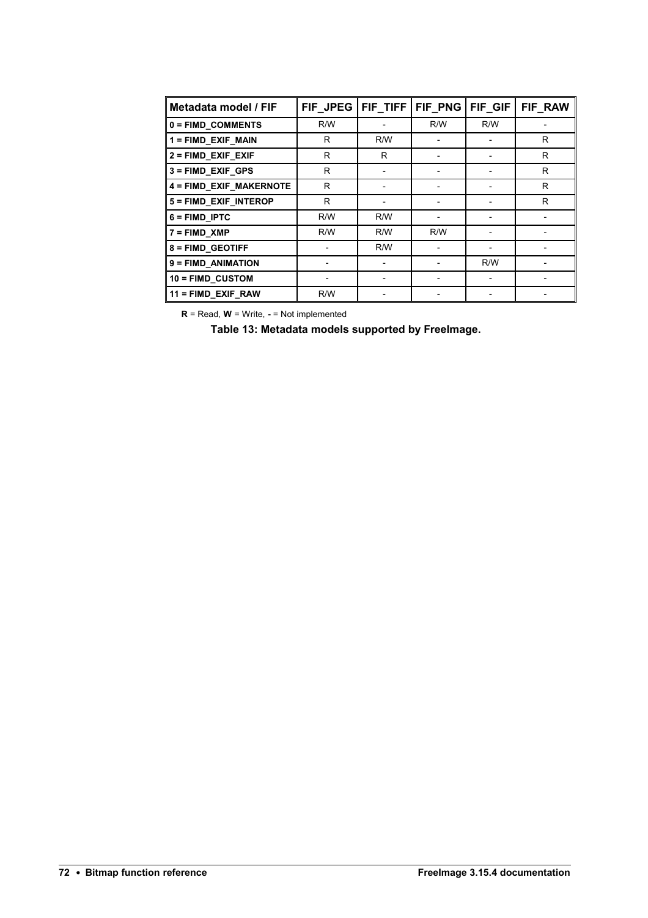| Metadata model / FIF | FIF_JPEG | FIF_TIFF | FIF_PNG | FIF_GIF | FIF_RAW |
|---|---|---|---|---|---|
| **0 = FIMD_COMMENTS** | R/W | - | R/W | R/W | - |
| **1 = FIMD_EXIF_MAIN** | R | R/W | - | - | R |
| **2 = FIMD_EXIF_EXIF** | R | R | - | - | R |
| **3 = FIMD_EXIF_GPS** | R | - | - | - | R |
| **4 = FIMD_EXIF_MAKERNOTE** | R | - | - | - | R |
| **5 = FIMD_EXIF_INTEROP** | R | - | - | - | R |
| **6 = FIMD_IPTC** | R/W | R/W | - | - | - |
| **7 = FIMD_XMP** | R/W | R/W | R/W | - | - |
| **8 = FIMD_GEOTIFF** | - | R/W | - | - | - |
| **9 = FIMD_ANIMATION** | - | - | - | R/W | - |
| **10 = FIMD_CUSTOM** | - | - | - | - | - |
| **11 = FIMD_EXIF_RAW** | R/W | - | - | - | - |

**R** = Read, **W** = Write, **-** = Not implemented

**Table 13: Metadata models supported by FreeImage.**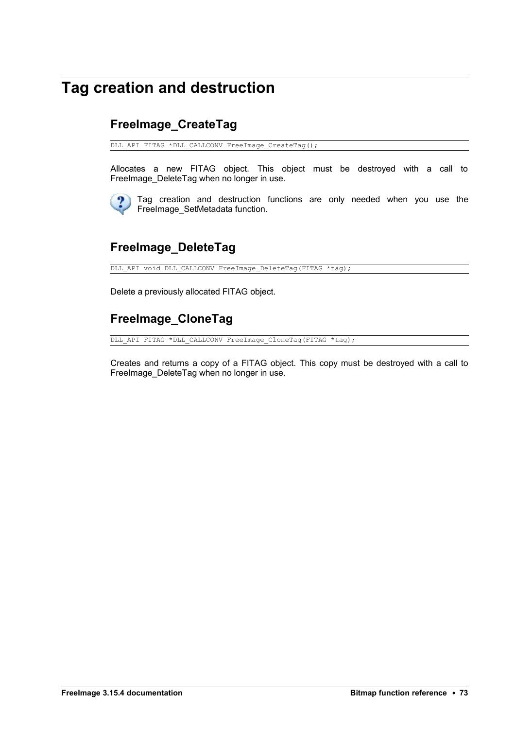# Tag creation and destruction

## FreeImage_CreateTag

```
DLL_API FITAG *DLL_CALLCONV FreeImage_CreateTag();
```

Allocates a new FITAG object. This object must be destroyed with a call to FreeImage_DeleteTag when no longer in use.

Tag creation and destruction functions are only needed when you use the FreeImage_SetMetadata function.

## FreeImage_DeleteTag

```
DLL_API void DLL_CALLCONV FreeImage_DeleteTag(FITAG *tag);
```

Delete a previously allocated FITAG object.

## FreeImage_CloneTag

```
DLL_API FITAG *DLL_CALLCONV FreeImage_CloneTag(FITAG *tag);
```

Creates and returns a copy of a FITAG object. This copy must be destroyed with a call to FreeImage_DeleteTag when no longer in use.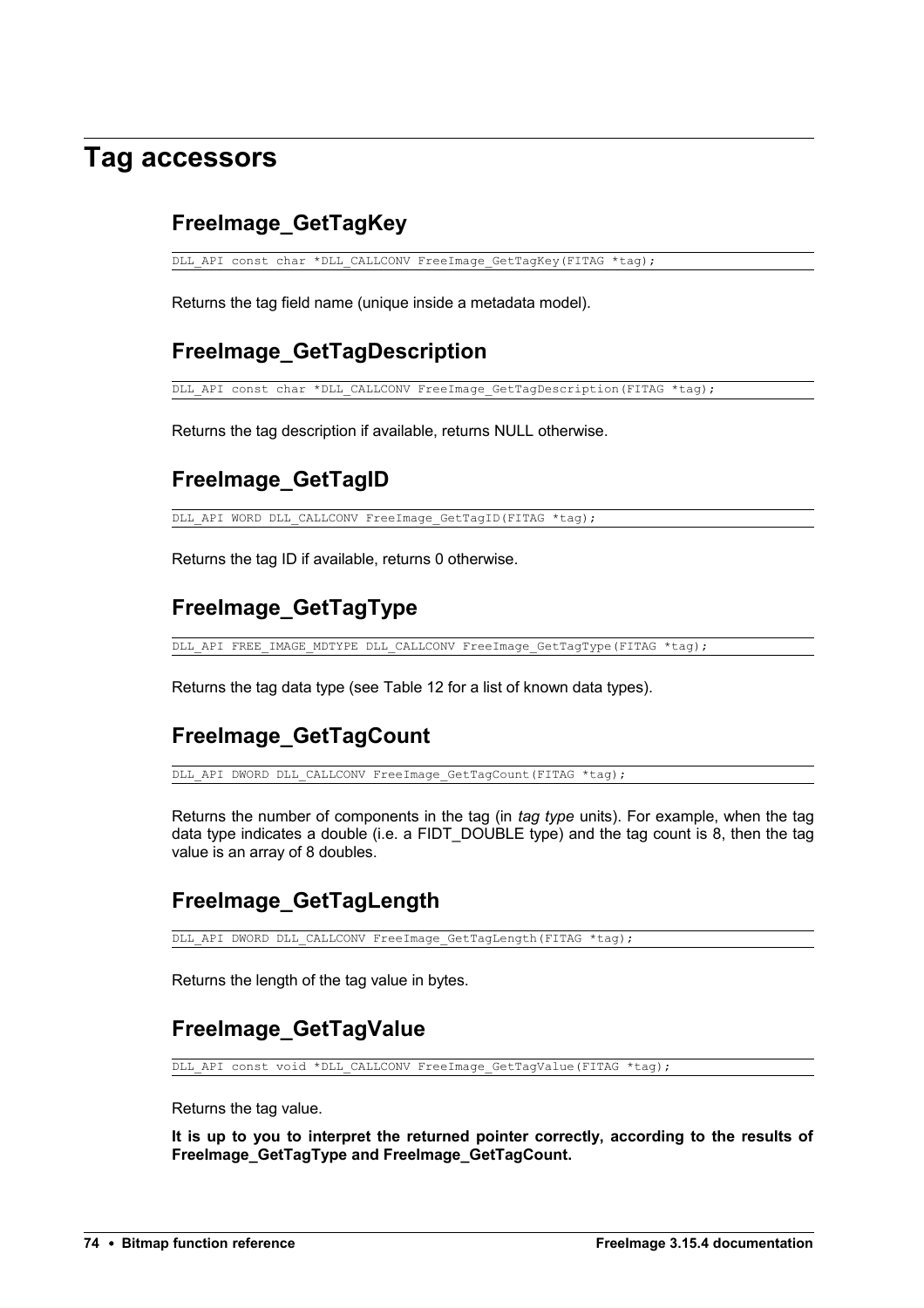# Tag accessors

## FreeImage_GetTagKey

```
DLL_API const char *DLL_CALLCONV FreeImage_GetTagKey(FITAG *tag);
```

Returns the tag field name (unique inside a metadata model).

## FreeImage_GetTagDescription

```
DLL_API const char *DLL_CALLCONV FreeImage_GetTagDescription(FITAG *tag);
```

Returns the tag description if available, returns NULL otherwise.

## FreeImage_GetTagID

```
DLL_API WORD DLL_CALLCONV FreeImage_GetTagID(FITAG *tag);
```

Returns the tag ID if available, returns 0 otherwise.

## FreeImage_GetTagType

```
DLL_API FREE_IMAGE_MDTYPE DLL_CALLCONV FreeImage_GetTagType(FITAG *tag);
```

Returns the tag data type (see Table 12 for a list of known data types).

## FreeImage_GetTagCount

```
DLL_API DWORD DLL_CALLCONV FreeImage_GetTagCount(FITAG *tag);
```

Returns the number of components in the tag (in *tag type* units). For example, when the tag data type indicates a double (i.e. a FIDT_DOUBLE type) and the tag count is 8, then the tag value is an array of 8 doubles.

## FreeImage_GetTagLength

```
DLL_API DWORD DLL_CALLCONV FreeImage_GetTagLength(FITAG *tag);
```

Returns the length of the tag value in bytes.

## FreeImage_GetTagValue

```
DLL_API const void *DLL_CALLCONV FreeImage_GetTagValue(FITAG *tag);
```

Returns the tag value.

**It is up to you to interpret the returned pointer correctly, according to the results of FreeImage_GetTagType and FreeImage_GetTagCount.**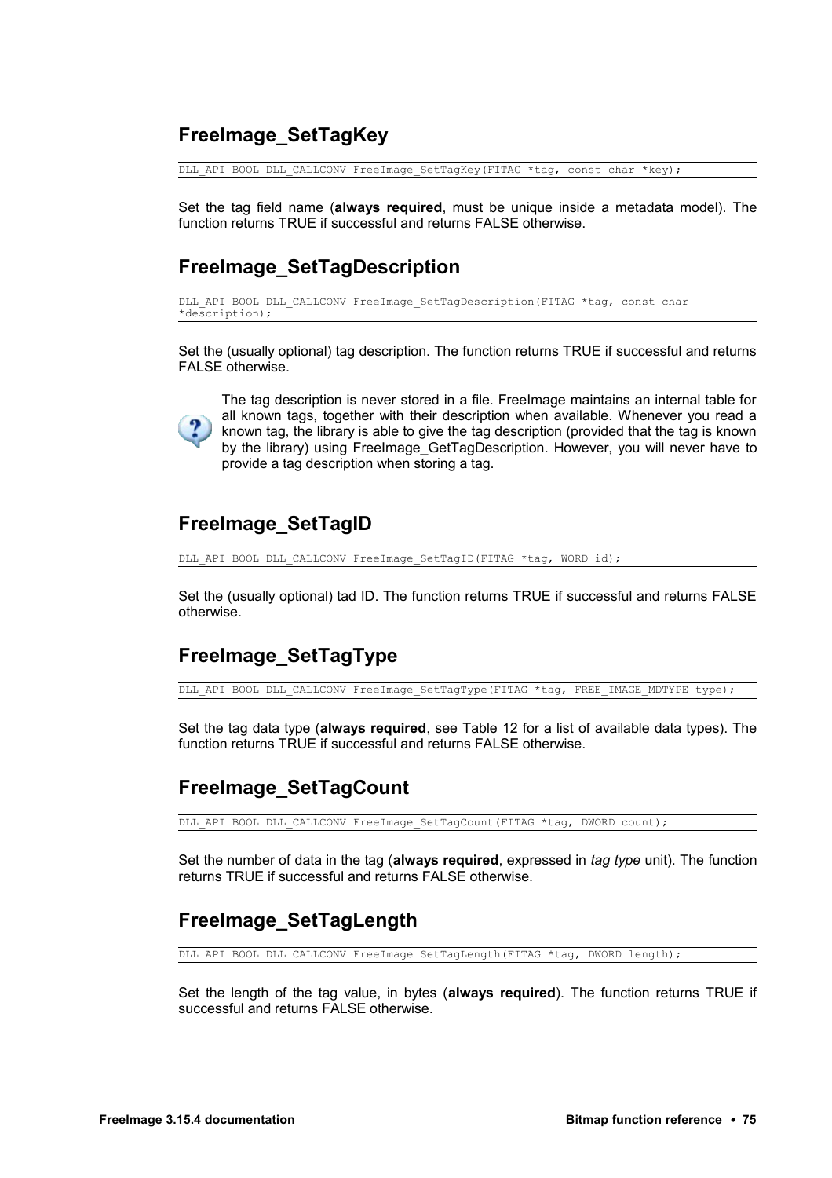## FreeImage_SetTagKey

```
DLL_API BOOL DLL_CALLCONV FreeImage_SetTagKey(FITAG *tag, const char *key);
```

Set the tag field name (**always required**, must be unique inside a metadata model). The function returns TRUE if successful and returns FALSE otherwise.

## FreeImage_SetTagDescription

```
DLL_API BOOL DLL_CALLCONV FreeImage_SetTagDescription(FITAG *tag, const char
*description);
```

Set the (usually optional) tag description. The function returns TRUE if successful and returns FALSE otherwise.

The tag description is never stored in a file. FreeImage maintains an internal table for all known tags, together with their description when available. Whenever you read a known tag, the library is able to give the tag description (provided that the tag is known by the library) using FreeImage_GetTagDescription. However, you will never have to provide a tag description when storing a tag.

## FreeImage_SetTagID

```
DLL_API BOOL DLL_CALLCONV FreeImage_SetTagID(FITAG *tag, WORD id);
```

Set the (usually optional) tad ID. The function returns TRUE if successful and returns FALSE otherwise.

## FreeImage_SetTagType

```
DLL_API BOOL DLL_CALLCONV FreeImage_SetTagType(FITAG *tag, FREE_IMAGE_MDTYPE type);
```

Set the tag data type (**always required**, see Table 12 for a list of available data types). The function returns TRUE if successful and returns FALSE otherwise.

## FreeImage_SetTagCount

```
DLL_API BOOL DLL_CALLCONV FreeImage_SetTagCount(FITAG *tag, DWORD count);
```

Set the number of data in the tag (**always required**, expressed in *tag type* unit). The function returns TRUE if successful and returns FALSE otherwise.

## FreeImage_SetTagLength

```
DLL_API BOOL DLL_CALLCONV FreeImage_SetTagLength(FITAG *tag, DWORD length);
```

Set the length of the tag value, in bytes (**always required**). The function returns TRUE if successful and returns FALSE otherwise.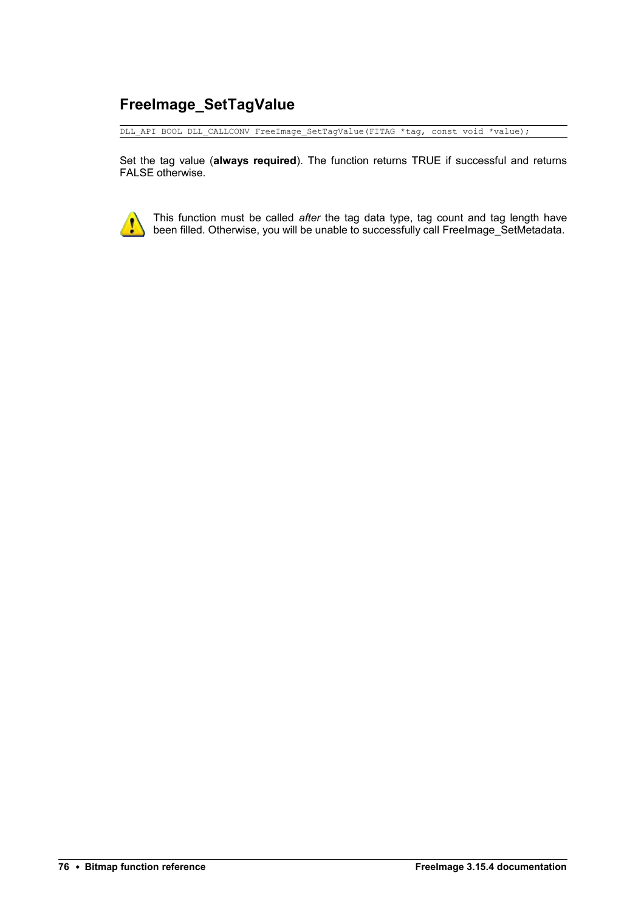## FreeImage_SetTagValue

```
DLL_API BOOL DLL_CALLCONV FreeImage_SetTagValue(FITAG *tag, const void *value);
```

Set the tag value (**always required**). The function returns TRUE if successful and returns FALSE otherwise.

This function must be called *after* the tag data type, tag count and tag length have been filled. Otherwise, you will be unable to successfully call FreeImage_SetMetadata.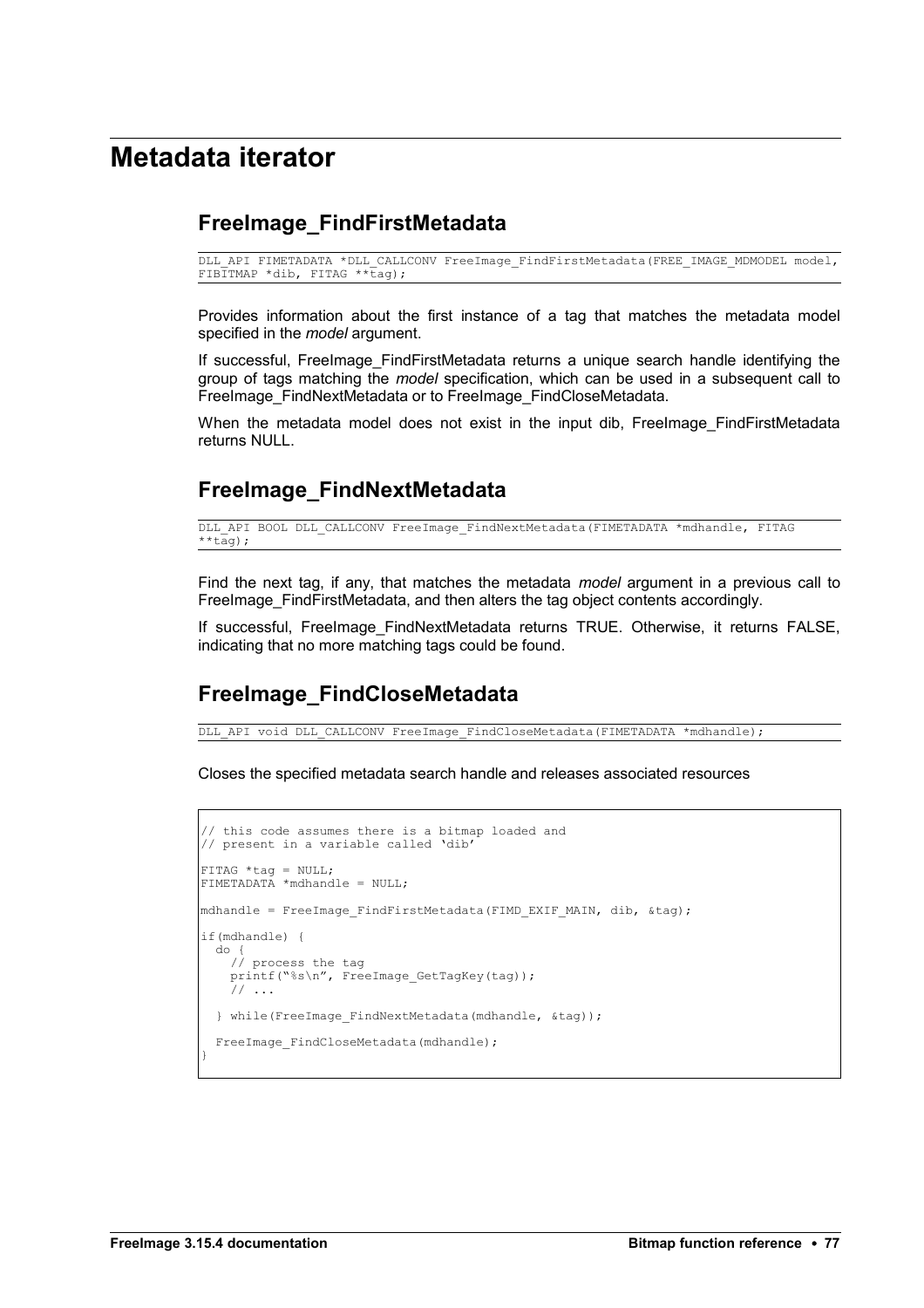# Metadata iterator

## FreeImage_FindFirstMetadata

```
DLL_API FIMETADATA *DLL_CALLCONV FreeImage_FindFirstMetadata(FREE_IMAGE_MDMODEL model,
FIBITMAP *dib, FITAG **tag);
```

Provides information about the first instance of a tag that matches the metadata model specified in the *model* argument.

If successful, FreeImage_FindFirstMetadata returns a unique search handle identifying the group of tags matching the *model* specification, which can be used in a subsequent call to FreeImage_FindNextMetadata or to FreeImage_FindCloseMetadata.

When the metadata model does not exist in the input dib, FreeImage_FindFirstMetadata returns NULL.

## FreeImage_FindNextMetadata

```
DLL_API BOOL DLL_CALLCONV FreeImage_FindNextMetadata(FIMETADATA *mdhandle, FITAG
**tag);
```

Find the next tag, if any, that matches the metadata *model* argument in a previous call to FreeImage_FindFirstMetadata, and then alters the tag object contents accordingly.

If successful, FreeImage_FindNextMetadata returns TRUE. Otherwise, it returns FALSE, indicating that no more matching tags could be found.

## FreeImage_FindCloseMetadata

```
DLL_API void DLL_CALLCONV FreeImage_FindCloseMetadata(FIMETADATA *mdhandle);
```

Closes the specified metadata search handle and releases associated resources

```
// this code assumes there is a bitmap loaded and
// present in a variable called 'dib'

FITAG *tag = NULL;
FIMETADATA *mdhandle = NULL;

mdhandle = FreeImage_FindFirstMetadata(FIMD_EXIF_MAIN, dib, &tag);

if(mdhandle) {
  do {
    // process the tag
    printf("%s\n", FreeImage_GetTagKey(tag));
    // ...

  } while(FreeImage_FindNextMetadata(mdhandle, &tag));

  FreeImage_FindCloseMetadata(mdhandle);
}
```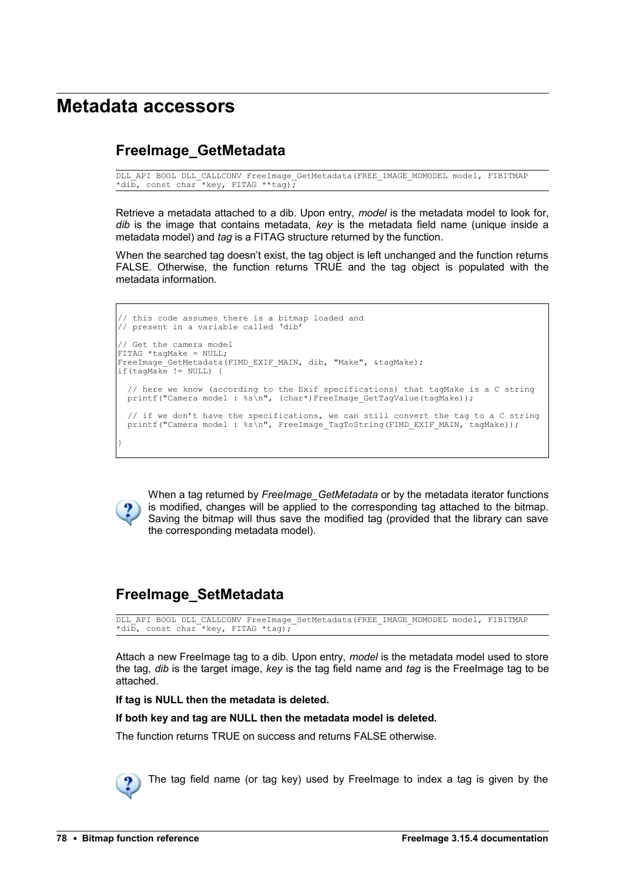# Metadata accessors

## FreeImage_GetMetadata

```
DLL_API BOOL DLL_CALLCONV FreeImage_GetMetadata(FREE_IMAGE_MDMODEL model, FIBITMAP
*dib, const char *key, FITAG **tag);
```

Retrieve a metadata attached to a dib. Upon entry, *model* is the metadata model to look for, *dib* is the image that contains metadata, *key* is the metadata field name (unique inside a metadata model) and *tag* is a FITAG structure returned by the function.

When the searched tag doesn't exist, the tag object is left unchanged and the function returns FALSE. Otherwise, the function returns TRUE and the tag object is populated with the metadata information.

```
// this code assumes there is a bitmap loaded and
// present in a variable called 'dib'

// Get the camera model
FITAG *tagMake = NULL;
FreeImage_GetMetadata(FIMD_EXIF_MAIN, dib, "Make", &tagMake);
if(tagMake != NULL) {

  // here we know (according to the Exif specifications) that tagMake is a C string
  printf("Camera model : %s\n", (char*)FreeImage_GetTagValue(tagMake));

  // if we don't have the specifications, we can still convert the tag to a C string
  printf("Camera model : %s\n", FreeImage_TagToString(FIMD_EXIF_MAIN, tagMake));

}
```

When a tag returned by *FreeImage_GetMetadata* or by the metadata iterator functions is modified, changes will be applied to the corresponding tag attached to the bitmap. Saving the bitmap will thus save the modified tag (provided that the library can save the corresponding metadata model).

## FreeImage_SetMetadata

```
DLL_API BOOL DLL_CALLCONV FreeImage_SetMetadata(FREE_IMAGE_MDMODEL model, FIBITMAP
*dib, const char *key, FITAG *tag);
```

Attach a new FreeImage tag to a dib. Upon entry, *model* is the metadata model used to store the tag, *dib* is the target image, *key* is the tag field name and *tag* is the FreeImage tag to be attached.

**If tag is NULL then the metadata is deleted.**

**If both key and tag are NULL then the metadata model is deleted.**

The function returns TRUE on success and returns FALSE otherwise.

The tag field name (or tag key) used by FreeImage to index a tag is given by the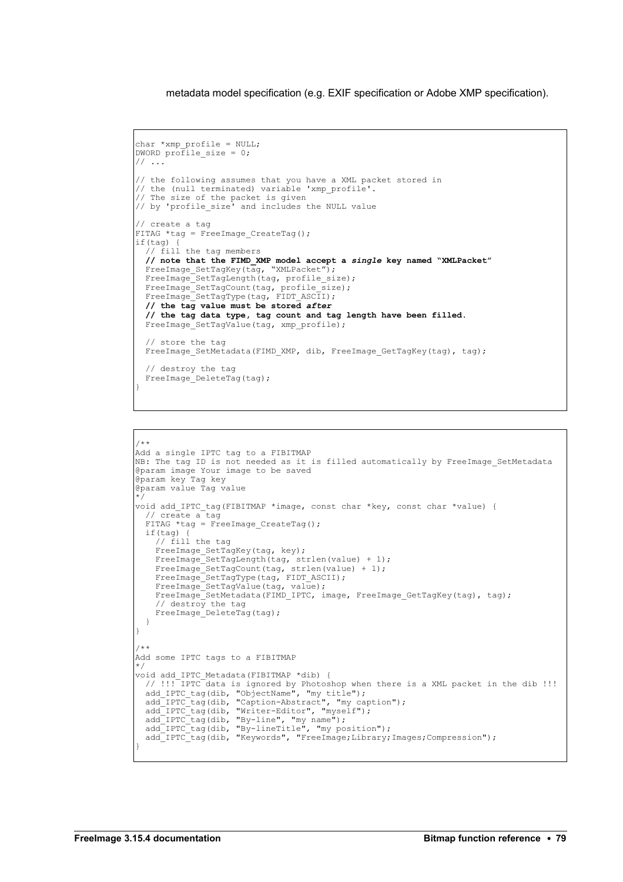metadata model specification (e.g. EXIF specification or Adobe XMP specification).

```
char *xmp_profile = NULL;
DWORD profile_size = 0;
// ...

// the following assumes that you have a XML packet stored in
// the (null terminated) variable 'xmp_profile'.
// The size of the packet is given
// by 'profile_size' and includes the NULL value

// create a tag
FITAG *tag = FreeImage_CreateTag();
if(tag) {
  // fill the tag members
  // note that the FIMD_XMP model accept a single key named "XMLPacket"
  FreeImage_SetTagKey(tag, "XMLPacket");
  FreeImage_SetTagLength(tag, profile_size);
  FreeImage_SetTagCount(tag, profile_size);
  FreeImage_SetTagType(tag, FIDT_ASCII);
  // the tag value must be stored after
  // the tag data type, tag count and tag length have been filled.
  FreeImage_SetTagValue(tag, xmp_profile);

  // store the tag
  FreeImage_SetMetadata(FIMD_XMP, dib, FreeImage_GetTagKey(tag), tag);

  // destroy the tag
  FreeImage_DeleteTag(tag);
}
```

```
/**
Add a single IPTC tag to a FIBITMAP
NB: The tag ID is not needed as it is filled automatically by FreeImage_SetMetadata
@param image Your image to be saved
@param key Tag key
@param value Tag value
*/
void add_IPTC_tag(FIBITMAP *image, const char *key, const char *value) {
  // create a tag
  FITAG *tag = FreeImage_CreateTag();
  if(tag) {
    // fill the tag
    FreeImage_SetTagKey(tag, key);
    FreeImage_SetTagLength(tag, strlen(value) + 1);
    FreeImage_SetTagCount(tag, strlen(value) + 1);
    FreeImage_SetTagType(tag, FIDT_ASCII);
    FreeImage_SetTagValue(tag, value);
    FreeImage_SetMetadata(FIMD_IPTC, image, FreeImage_GetTagKey(tag), tag);
    // destroy the tag
    FreeImage_DeleteTag(tag);
  }
}

/**
Add some IPTC tags to a FIBITMAP
*/
void add_IPTC_Metadata(FIBITMAP *dib) {
  // !!! IPTC data is ignored by Photoshop when there is a XML packet in the dib !!!
  add_IPTC_tag(dib, "ObjectName", "my title");
  add_IPTC_tag(dib, "Caption-Abstract", "my caption");
  add_IPTC_tag(dib, "Writer-Editor", "myself");
  add_IPTC_tag(dib, "By-line", "my name");
  add_IPTC_tag(dib, "By-lineTitle", "my position");
  add_IPTC_tag(dib, "Keywords", "FreeImage;Library;Images;Compression");
}
```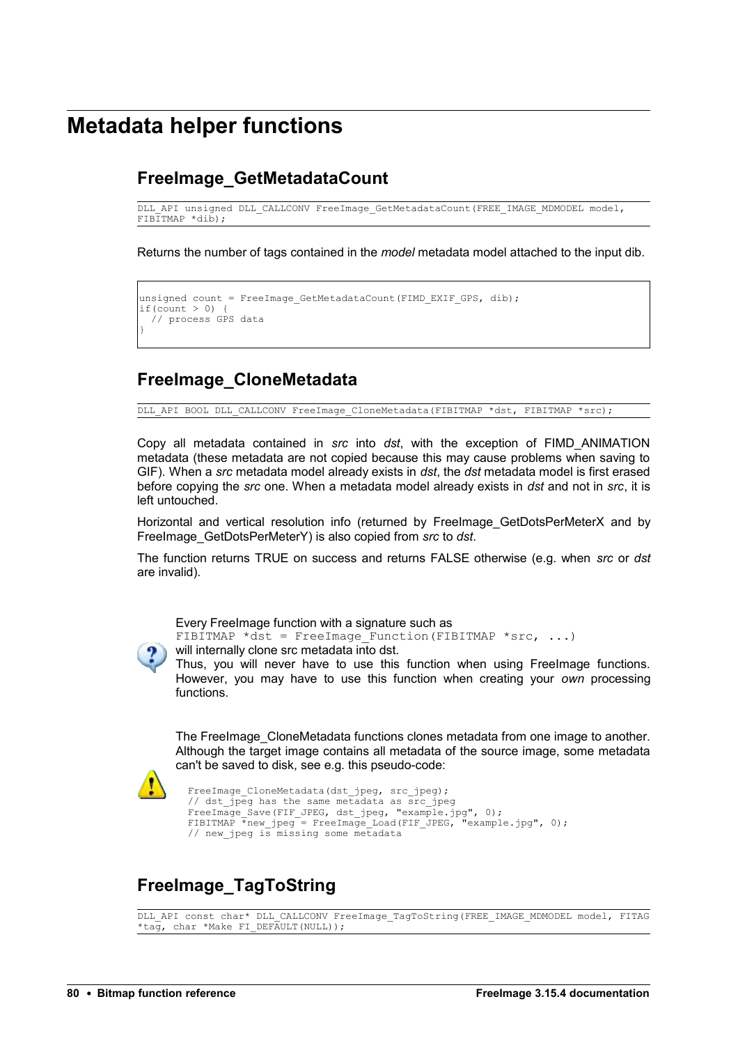# Metadata helper functions

## FreeImage_GetMetadataCount

```
DLL_API unsigned DLL_CALLCONV FreeImage_GetMetadataCount(FREE_IMAGE_MDMODEL model,
FIBITMAP *dib);
```

Returns the number of tags contained in the *model* metadata model attached to the input dib.

```
unsigned count = FreeImage_GetMetadataCount(FIMD_EXIF_GPS, dib);
if(count > 0) {
  // process GPS data
}
```

## FreeImage_CloneMetadata

```
DLL_API BOOL DLL_CALLCONV FreeImage_CloneMetadata(FIBITMAP *dst, FIBITMAP *src);
```

Copy all metadata contained in *src* into *dst*, with the exception of FIMD_ANIMATION metadata (these metadata are not copied because this may cause problems when saving to GIF). When a *src* metadata model already exists in *dst*, the *dst* metadata model is first erased before copying the *src* one. When a metadata model already exists in *dst* and not in *src*, it is left untouched.

Horizontal and vertical resolution info (returned by FreeImage_GetDotsPerMeterX and by FreeImage_GetDotsPerMeterY) is also copied from *src* to *dst*.

The function returns TRUE on success and returns FALSE otherwise (e.g. when *src* or *dst* are invalid).

Every FreeImage function with a signature such as
`FIBITMAP *dst = FreeImage_Function(FIBITMAP *src, ...)`
will internally clone src metadata into dst.
Thus, you will never have to use this function when using FreeImage functions. However, you may have to use this function when creating your *own* processing functions.

The FreeImage_CloneMetadata functions clones metadata from one image to another. Although the target image contains all metadata of the source image, some metadata can't be saved to disk, see e.g. this pseudo-code:

```
FreeImage_CloneMetadata(dst_jpeg, src_jpeg);
// dst_jpeg has the same metadata as src_jpeg
FreeImage_Save(FIF_JPEG, dst_jpeg, "example.jpg", 0);
FIBITMAP *new_jpeg = FreeImage_Load(FIF_JPEG, "example.jpg", 0);
// new_jpeg is missing some metadata
```

## FreeImage_TagToString

```
DLL_API const char* DLL_CALLCONV FreeImage_TagToString(FREE_IMAGE_MDMODEL model, FITAG
*tag, char *Make FI_DEFAULT(NULL));
```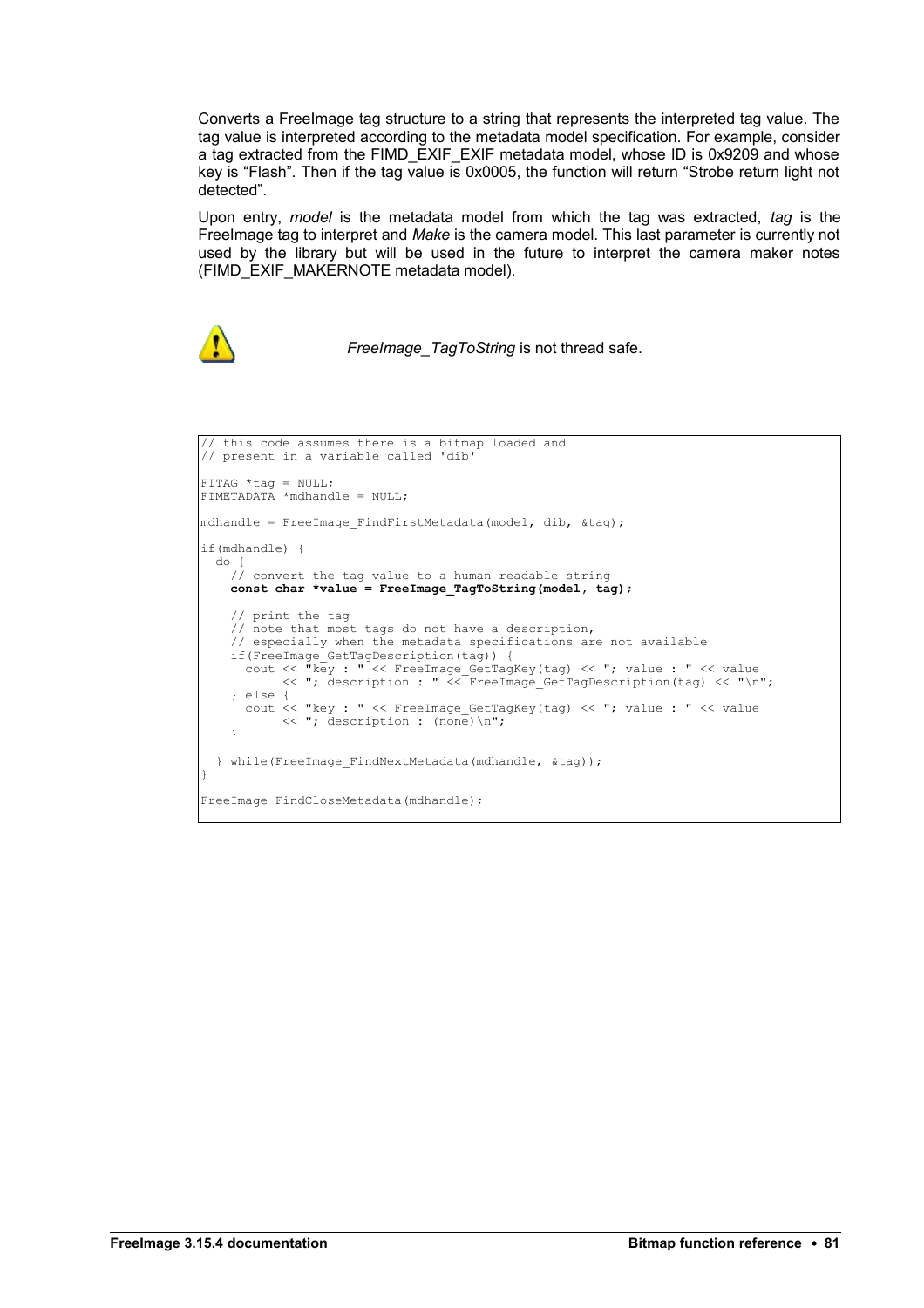Converts a FreeImage tag structure to a string that represents the interpreted tag value. The tag value is interpreted according to the metadata model specification. For example, consider a tag extracted from the FIMD_EXIF_EXIF metadata model, whose ID is 0x9209 and whose key is “Flash”. Then if the tag value is 0x0005, the function will return “Strobe return light not detected”.

Upon entry, *model* is the metadata model from which the tag was extracted, *tag* is the FreeImage tag to interpret and *Make* is the camera model. This last parameter is currently not used by the library but will be used in the future to interpret the camera maker notes (FIMD_EXIF_MAKERNOTE metadata model).

*FreeImage_TagToString* is not thread safe.

```
// this code assumes there is a bitmap loaded and
// present in a variable called 'dib'

FITAG *tag = NULL;
FIMETADATA *mdhandle = NULL;

mdhandle = FreeImage_FindFirstMetadata(model, dib, &tag);

if(mdhandle) {
  do {
    // convert the tag value to a human readable string
    const char *value = FreeImage_TagToString(model, tag);

    // print the tag
    // note that most tags do not have a description,
    // especially when the metadata specifications are not available
    if(FreeImage_GetTagDescription(tag)) {
      cout << "key : " << FreeImage_GetTagKey(tag) << "; value : " << value
           << "; description : " << FreeImage_GetTagDescription(tag) << "\n";
    } else {
      cout << "key : " << FreeImage_GetTagKey(tag) << "; value : " << value
           << "; description : (none)\n";
    }

  } while(FreeImage_FindNextMetadata(mdhandle, &tag));
}

FreeImage_FindCloseMetadata(mdhandle);
```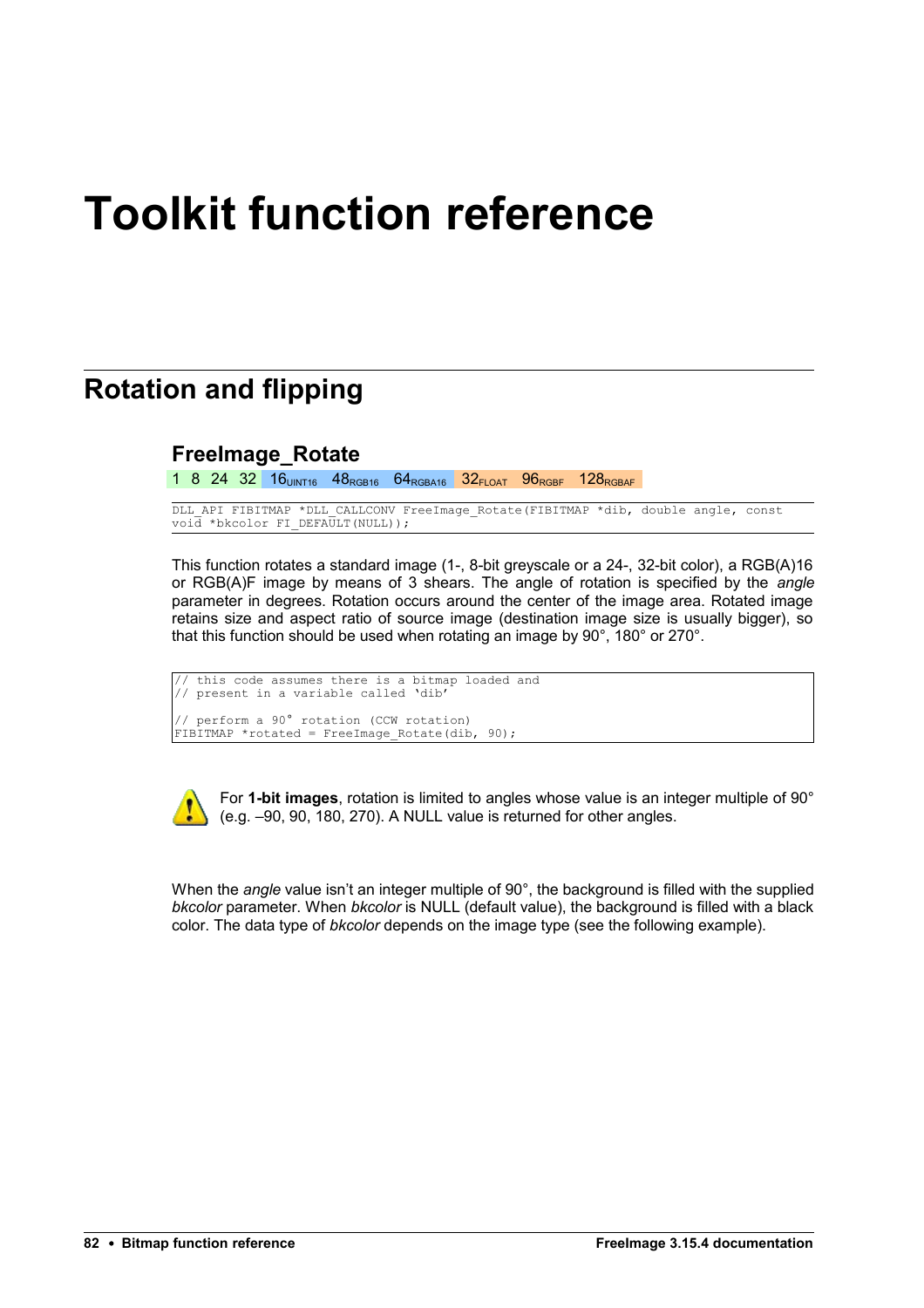# Toolkit function reference

## Rotation and flipping

### FreeImage_Rotate

1 8 24 32 $16_{UINT16}$ $48_{RGB16}$ $64_{RGBA16}$ $32_{FLOAT}$ $96_{RGBF}$ $128_{RGBAF}$

```
DLL_API FIBITMAP *DLL_CALLCONV FreeImage_Rotate(FIBITMAP *dib, double angle, const
void *bkcolor FI_DEFAULT(NULL));
```

This function rotates a standard image (1-, 8-bit greyscale or a 24-, 32-bit color), a RGB(A)16 or RGB(A)F image by means of 3 shears. The angle of rotation is specified by the *angle* parameter in degrees. Rotation occurs around the center of the image area. Rotated image retains size and aspect ratio of source image (destination image size is usually bigger), so that this function should be used when rotating an image by 90°, 180° or 270°.

```
// this code assumes there is a bitmap loaded and
// present in a variable called 'dib'

// perform a 90° rotation (CCW rotation)
FIBITMAP *rotated = FreeImage_Rotate(dib, 90);
```

For **1-bit images**, rotation is limited to angles whose value is an integer multiple of 90° (e.g. –90, 90, 180, 270). A NULL value is returned for other angles.

When the *angle* value isn't an integer multiple of 90°, the background is filled with the supplied *bkcolor* parameter. When *bkcolor* is NULL (default value), the background is filled with a black color. The data type of *bkcolor* depends on the image type (see the following example).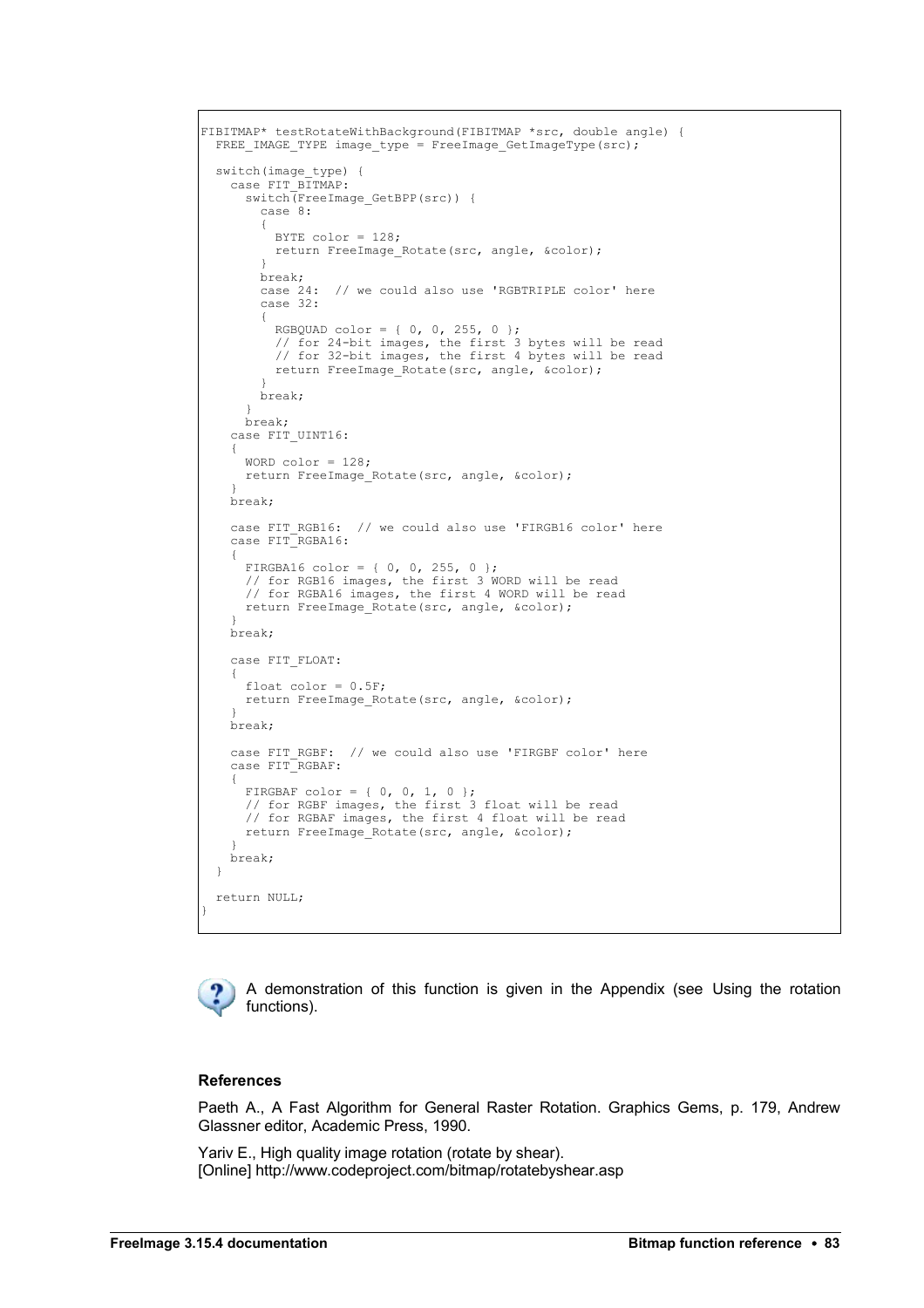```
FIBITMAP* testRotateWithBackground(FIBITMAP *src, double angle) {
  FREE_IMAGE_TYPE image_type = FreeImage_GetImageType(src);

  switch(image_type) {
    case FIT_BITMAP:
      switch(FreeImage_GetBPP(src)) {
        case 8:
        {
          BYTE color = 128;
          return FreeImage_Rotate(src, angle, &color);
        }
        break;
        case 24:  // we could also use 'RGBTRIPLE color' here
        case 32:
        {
          RGBQUAD color = { 0, 0, 255, 0 };
          // for 24-bit images, the first 3 bytes will be read
          // for 32-bit images, the first 4 bytes will be read
          return FreeImage_Rotate(src, angle, &color);
        }
        break;
      }
      break;
    case FIT_UINT16:
    {
      WORD color = 128;
      return FreeImage_Rotate(src, angle, &color);
    }
    break;

    case FIT_RGB16:  // we could also use 'FIRGB16 color' here
    case FIT_RGBA16:
    {
      FIRGBA16 color = { 0, 0, 255, 0 };
      // for RGB16 images, the first 3 WORD will be read
      // for RGBA16 images, the first 4 WORD will be read
      return FreeImage_Rotate(src, angle, &color);
    }
    break;

    case FIT_FLOAT:
    {
      float color = 0.5F;
      return FreeImage_Rotate(src, angle, &color);
    }
    break;

    case FIT_RGBF:  // we could also use 'FIRGBF color' here
    case FIT_RGBAF:
    {
      FIRGBAF color = { 0, 0, 1, 0 };
      // for RGBF images, the first 3 float will be read
      // for RGBAF images, the first 4 float will be read
      return FreeImage_Rotate(src, angle, &color);
    }
    break;
  }

  return NULL;
}
```

A demonstration of this function is given in the Appendix (see Using the rotation functions).

**References**

Paeth A., A Fast Algorithm for General Raster Rotation. Graphics Gems, p. 179, Andrew Glassner editor, Academic Press, 1990.

Yariv E., High quality image rotation (rotate by shear).
[Online] http://www.codeproject.com/bitmap/rotatebyshear.asp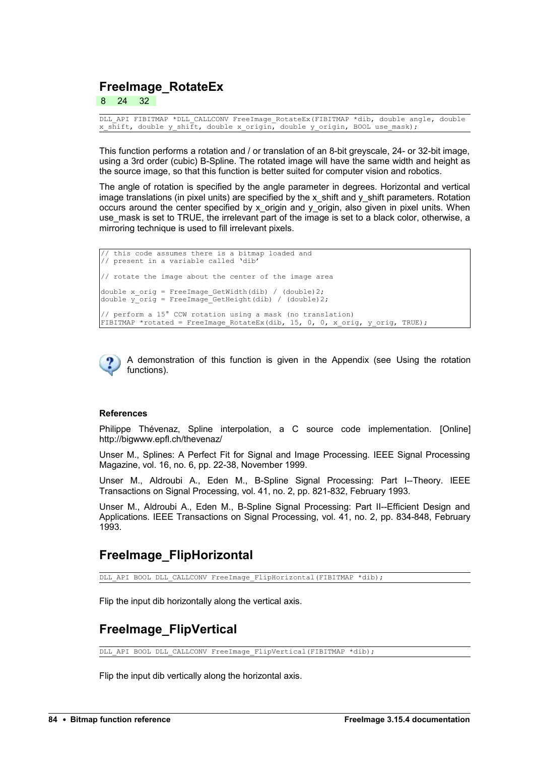## FreeImage_RotateEx

8 24 32

```
DLL_API FIBITMAP *DLL_CALLCONV FreeImage_RotateEx(FIBITMAP *dib, double angle, double
x_shift, double y_shift, double x_origin, double y_origin, BOOL use_mask);
```

This function performs a rotation and / or translation of an 8-bit greyscale, 24- or 32-bit image, using a 3rd order (cubic) B-Spline. The rotated image will have the same width and height as the source image, so that this function is better suited for computer vision and robotics.

The angle of rotation is specified by the angle parameter in degrees. Horizontal and vertical image translations (in pixel units) are specified by the x_shift and y_shift parameters. Rotation occurs around the center specified by x_origin and y_origin, also given in pixel units. When use_mask is set to TRUE, the irrelevant part of the image is set to a black color, otherwise, a mirroring technique is used to fill irrelevant pixels.

```
// this code assumes there is a bitmap loaded and
// present in a variable called 'dib'

// rotate the image about the center of the image area

double x_orig = FreeImage_GetWidth(dib) / (double)2;
double y_orig = FreeImage_GetHeight(dib) / (double)2;

// perform a 15° CCW rotation using a mask (no translation)
FIBITMAP *rotated = FreeImage_RotateEx(dib, 15, 0, 0, x_orig, y_orig, TRUE);
```

A demonstration of this function is given in the Appendix (see Using the rotation functions).

**References**

Philippe Thévenaz, Spline interpolation, a C source code implementation. [Online] http://bigwww.epfl.ch/thevenaz/

Unser M., Splines: A Perfect Fit for Signal and Image Processing. IEEE Signal Processing Magazine, vol. 16, no. 6, pp. 22-38, November 1999.

Unser M., Aldroubi A., Eden M., B-Spline Signal Processing: Part I--Theory. IEEE Transactions on Signal Processing, vol. 41, no. 2, pp. 821-832, February 1993.

Unser M., Aldroubi A., Eden M., B-Spline Signal Processing: Part II--Efficient Design and Applications. IEEE Transactions on Signal Processing, vol. 41, no. 2, pp. 834-848, February 1993.

## FreeImage_FlipHorizontal

```
DLL_API BOOL DLL_CALLCONV FreeImage_FlipHorizontal(FIBITMAP *dib);
```

Flip the input dib horizontally along the vertical axis.

## FreeImage_FlipVertical

```
DLL_API BOOL DLL_CALLCONV FreeImage_FlipVertical(FIBITMAP *dib);
```

Flip the input dib vertically along the horizontal axis.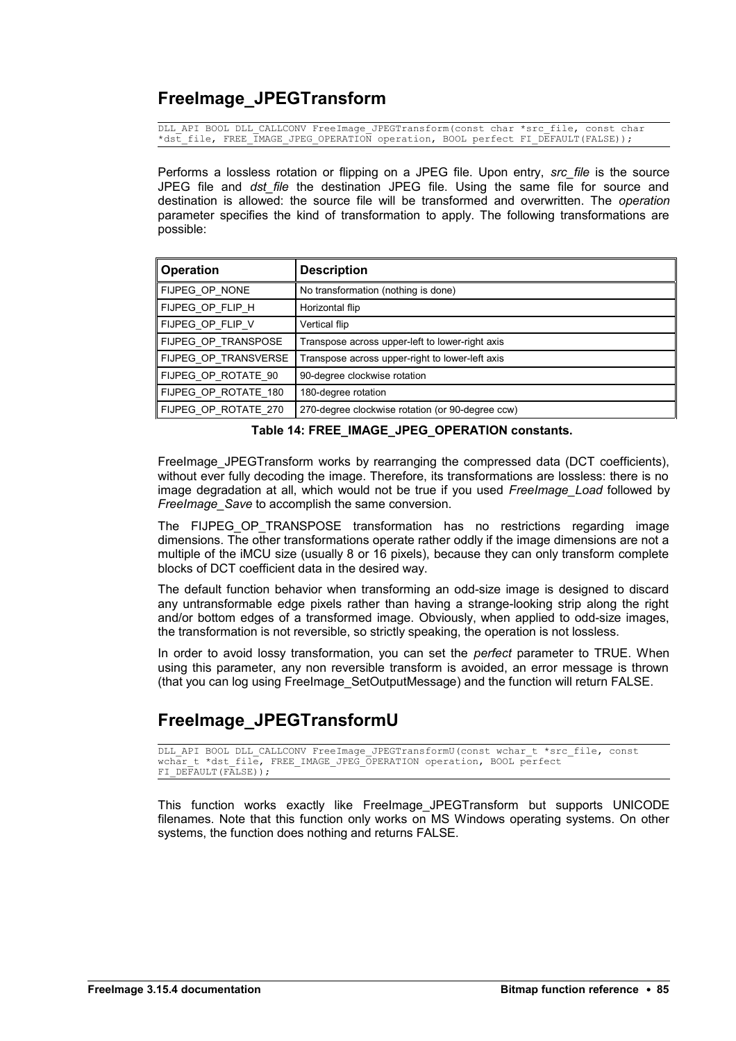## FreeImage_JPEGTransform

```
DLL_API BOOL DLL_CALLCONV FreeImage_JPEGTransform(const char *src_file, const char
*dst_file, FREE_IMAGE_JPEG_OPERATION operation, BOOL perfect FI_DEFAULT(FALSE));
```

Performs a lossless rotation or flipping on a JPEG file. Upon entry, *src_file* is the source JPEG file and *dst_file* the destination JPEG file. Using the same file for source and destination is allowed: the source file will be transformed and overwritten. The *operation* parameter specifies the kind of transformation to apply. The following transformations are possible:

| Operation | Description |
|---|---|
| FIJPEG_OP_NONE | No transformation (nothing is done) |
| FIJPEG_OP_FLIP_H | Horizontal flip |
| FIJPEG_OP_FLIP_V | Vertical flip |
| FIJPEG_OP_TRANSPOSE | Transpose across upper-left to lower-right axis |
| FIJPEG_OP_TRANSVERSE | Transpose across upper-right to lower-left axis |
| FIJPEG_OP_ROTATE_90 | 90-degree clockwise rotation |
| FIJPEG_OP_ROTATE_180 | 180-degree rotation |
| FIJPEG_OP_ROTATE_270 | 270-degree clockwise rotation (or 90-degree ccw) |

**Table 14: FREE_IMAGE_JPEG_OPERATION constants.**

FreeImage_JPEGTransform works by rearranging the compressed data (DCT coefficients), without ever fully decoding the image. Therefore, its transformations are lossless: there is no image degradation at all, which would not be true if you used *FreeImage_Load* followed by *FreeImage_Save* to accomplish the same conversion.

The FIJPEG_OP_TRANSPOSE transformation has no restrictions regarding image dimensions. The other transformations operate rather oddly if the image dimensions are not a multiple of the iMCU size (usually 8 or 16 pixels), because they can only transform complete blocks of DCT coefficient data in the desired way.

The default function behavior when transforming an odd-size image is designed to discard any untransformable edge pixels rather than having a strange-looking strip along the right and/or bottom edges of a transformed image. Obviously, when applied to odd-size images, the transformation is not reversible, so strictly speaking, the operation is not lossless.

In order to avoid lossy transformation, you can set the *perfect* parameter to TRUE. When using this parameter, any non reversible transform is avoided, an error message is thrown (that you can log using FreeImage_SetOutputMessage) and the function will return FALSE.

## FreeImage_JPEGTransformU

```
DLL_API BOOL DLL_CALLCONV FreeImage_JPEGTransformU(const wchar_t *src_file, const
wchar_t *dst_file, FREE_IMAGE_JPEG_OPERATION operation, BOOL perfect
FI_DEFAULT(FALSE));
```

This function works exactly like FreeImage_JPEGTransform but supports UNICODE filenames. Note that this function only works on MS Windows operating systems. On other systems, the function does nothing and returns FALSE.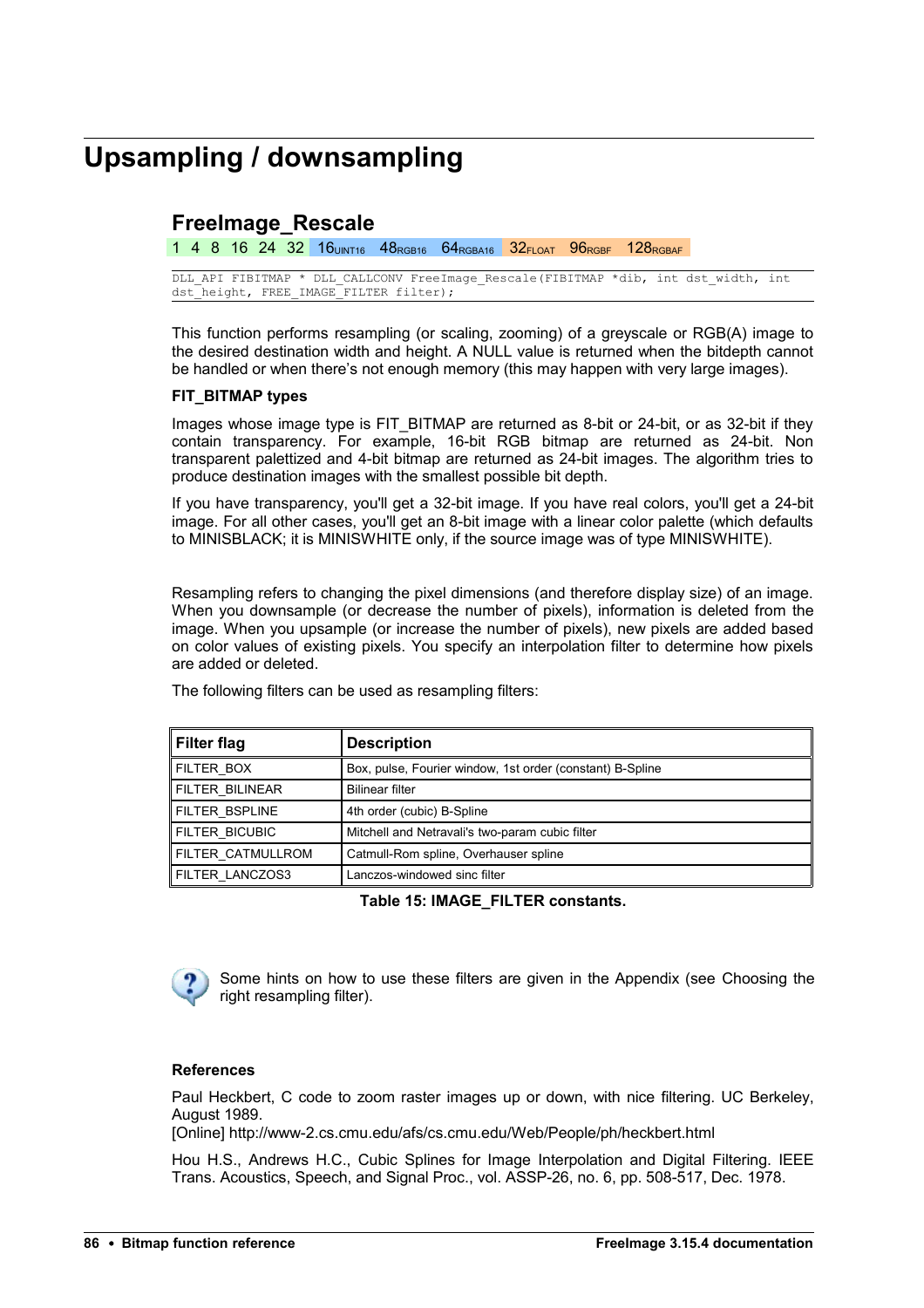# Upsampling / downsampling

## FreeImage_Rescale

1 4 8 16 24 32 16UINT16 48RGB16 64RGBA16 32FLOAT 96RGBF 128RGBAF

```
DLL_API FIBITMAP * DLL_CALLCONV FreeImage_Rescale(FIBITMAP *dib, int dst_width, int dst_height, FREE_IMAGE_FILTER filter);
```

This function performs resampling (or scaling, zooming) of a greyscale or RGB(A) image to the desired destination width and height. A NULL value is returned when the bitdepth cannot be handled or when there's not enough memory (this may happen with very large images).

**FIT_BITMAP types**

Images whose image type is FIT_BITMAP are returned as 8-bit or 24-bit, or as 32-bit if they contain transparency. For example, 16-bit RGB bitmap are returned as 24-bit. Non transparent palettized and 4-bit bitmap are returned as 24-bit images. The algorithm tries to produce destination images with the smallest possible bit depth.

If you have transparency, you'll get a 32-bit image. If you have real colors, you'll get a 24-bit image. For all other cases, you'll get an 8-bit image with a linear color palette (which defaults to MINISBLACK; it is MINISWHITE only, if the source image was of type MINISWHITE).

Resampling refers to changing the pixel dimensions (and therefore display size) of an image. When you downsample (or decrease the number of pixels), information is deleted from the image. When you upsample (or increase the number of pixels), new pixels are added based on color values of existing pixels. You specify an interpolation filter to determine how pixels are added or deleted.

The following filters can be used as resampling filters:

| Filter flag | Description |
|---|---|
| FILTER_BOX | Box, pulse, Fourier window, 1st order (constant) B-Spline |
| FILTER_BILINEAR | Bilinear filter |
| FILTER_BSPLINE | 4th order (cubic) B-Spline |
| FILTER_BICUBIC | Mitchell and Netravali's two-param cubic filter |
| FILTER_CATMULLROM | Catmull-Rom spline, Overhauser spline |
| FILTER_LANCZOS3 | Lanczos-windowed sinc filter |

**Table 15: IMAGE_FILTER constants.**

Some hints on how to use these filters are given in the Appendix (see Choosing the right resampling filter).

**References**

Paul Heckbert, C code to zoom raster images up or down, with nice filtering. UC Berkeley, August 1989.
[Online] http://www-2.cs.cmu.edu/afs/cs.cmu.edu/Web/People/ph/heckbert.html

Hou H.S., Andrews H.C., Cubic Splines for Image Interpolation and Digital Filtering. IEEE Trans. Acoustics, Speech, and Signal Proc., vol. ASSP-26, no. 6, pp. 508-517, Dec. 1978.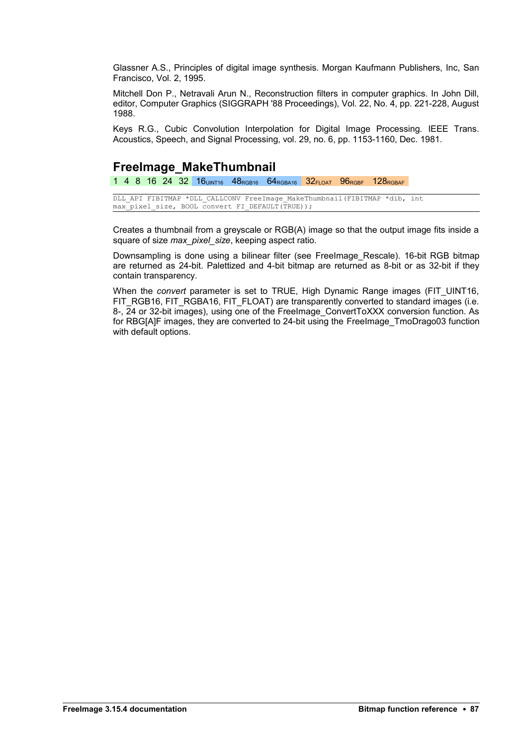Glassner A.S., Principles of digital image synthesis. Morgan Kaufmann Publishers, Inc, San Francisco, Vol. 2, 1995.

Mitchell Don P., Netravali Arun N., Reconstruction filters in computer graphics. In John Dill, editor, Computer Graphics (SIGGRAPH '88 Proceedings), Vol. 22, No. 4, pp. 221-228, August 1988.

Keys R.G., Cubic Convolution Interpolation for Digital Image Processing. IEEE Trans. Acoustics, Speech, and Signal Processing, vol. 29, no. 6, pp. 1153-1160, Dec. 1981.

## FreeImage_MakeThumbnail

1 4 8 16 24 32 $16_{UINT16}$ $48_{RGB16}$ $64_{RGBA16}$ $32_{FLOAT}$ $96_{RGBF}$ $128_{RGBAF}$

```
DLL_API FIBITMAP *DLL_CALLCONV FreeImage_MakeThumbnail(FIBITMAP *dib, int
max_pixel_size, BOOL convert FI_DEFAULT(TRUE));
```

Creates a thumbnail from a greyscale or RGB(A) image so that the output image fits inside a square of size *max_pixel_size*, keeping aspect ratio.

Downsampling is done using a bilinear filter (see FreeImage_Rescale). 16-bit RGB bitmap are returned as 24-bit. Palettized and 4-bit bitmap are returned as 8-bit or as 32-bit if they contain transparency.

When the *convert* parameter is set to TRUE, High Dynamic Range images (FIT_UINT16, FIT_RGB16, FIT_RGBA16, FIT_FLOAT) are transparently converted to standard images (i.e. 8-, 24 or 32-bit images), using one of the FreeImage_ConvertToXXX conversion function. As for RBG[A]F images, they are converted to 24-bit using the FreeImage_TmoDrago03 function with default options.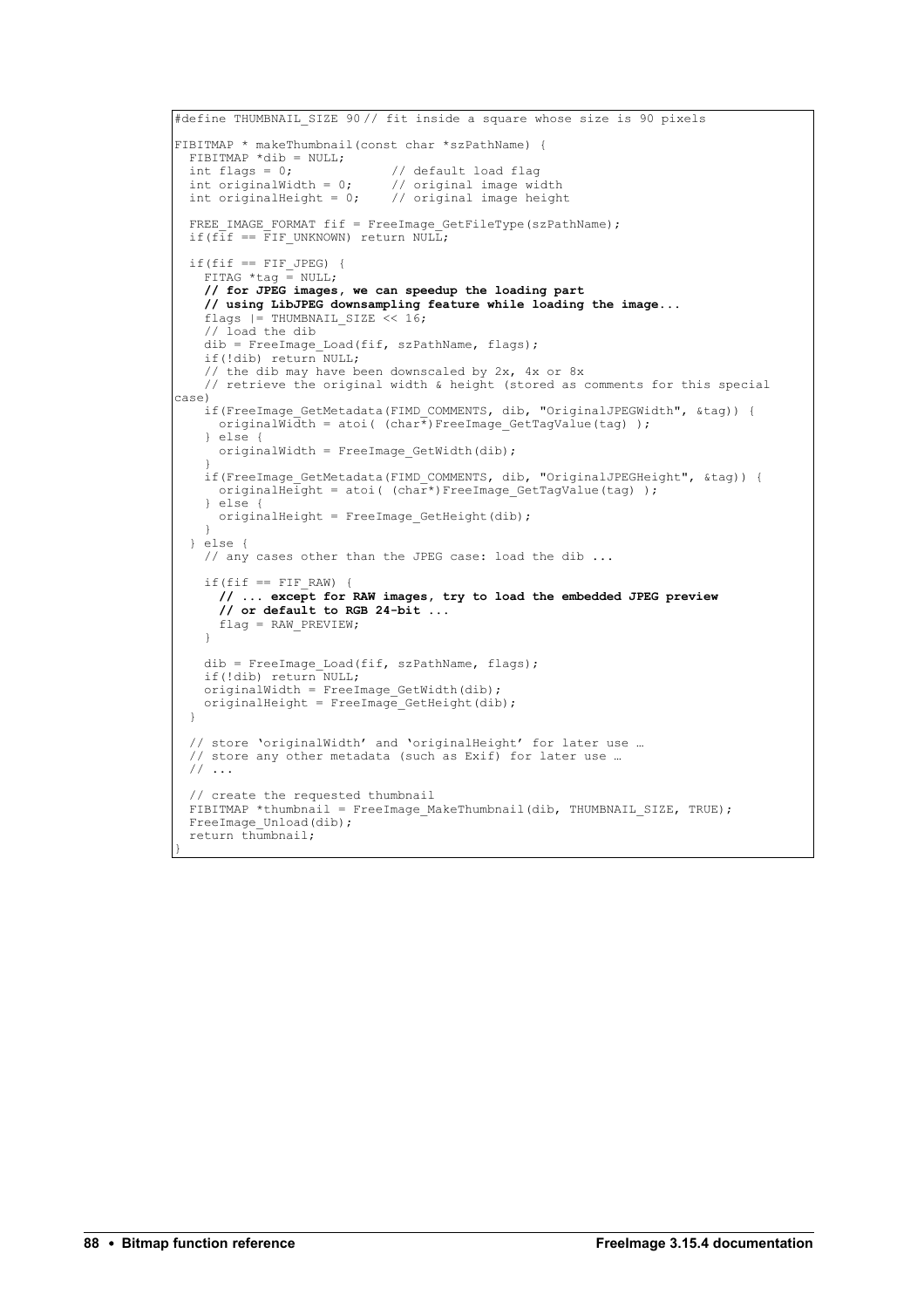```
#define THUMBNAIL_SIZE 90 // fit inside a square whose size is 90 pixels

FIBITMAP * makeThumbnail(const char *szPathName) {
  FIBITMAP *dib = NULL;
  int flags = 0;              // default load flag
  int originalWidth = 0;      // original image width
  int originalHeight = 0;     // original image height

  FREE_IMAGE_FORMAT fif = FreeImage_GetFileType(szPathName);
  if(fif == FIF_UNKNOWN) return NULL;

  if(fif == FIF_JPEG) {
    FITAG *tag = NULL;
    // for JPEG images, we can speedup the loading part
    // using LibJPEG downsampling feature while loading the image...
    flags |= THUMBNAIL_SIZE << 16;
    // load the dib
    dib = FreeImage_Load(fif, szPathName, flags);
    if(!dib) return NULL;
    // the dib may have been downscaled by 2x, 4x or 8x
    // retrieve the original width & height (stored as comments for this special
case)
    if(FreeImage_GetMetadata(FIMD_COMMENTS, dib, "OriginalJPEGWidth", &tag)) {
      originalWidth = atoi( (char*)FreeImage_GetTagValue(tag) );
    } else {
      originalWidth = FreeImage_GetWidth(dib);
    }
    if(FreeImage_GetMetadata(FIMD_COMMENTS, dib, "OriginalJPEGHeight", &tag)) {
      originalHeight = atoi( (char*)FreeImage_GetTagValue(tag) );
    } else {
      originalHeight = FreeImage_GetHeight(dib);
    }
  } else {
    // any cases other than the JPEG case: load the dib ...

    if(fif == FIF_RAW) {
      // ... except for RAW images, try to load the embedded JPEG preview
      // or default to RGB 24-bit ...
      flag = RAW_PREVIEW;
    }

    dib = FreeImage_Load(fif, szPathName, flags);
    if(!dib) return NULL;
    originalWidth = FreeImage_GetWidth(dib);
    originalHeight = FreeImage_GetHeight(dib);
  }

  // store 'originalWidth' and 'originalHeight' for later use …
  // store any other metadata (such as Exif) for later use …
  // ...

  // create the requested thumbnail
  FIBITMAP *thumbnail = FreeImage_MakeThumbnail(dib, THUMBNAIL_SIZE, TRUE);
  FreeImage_Unload(dib);
  return thumbnail;
}
```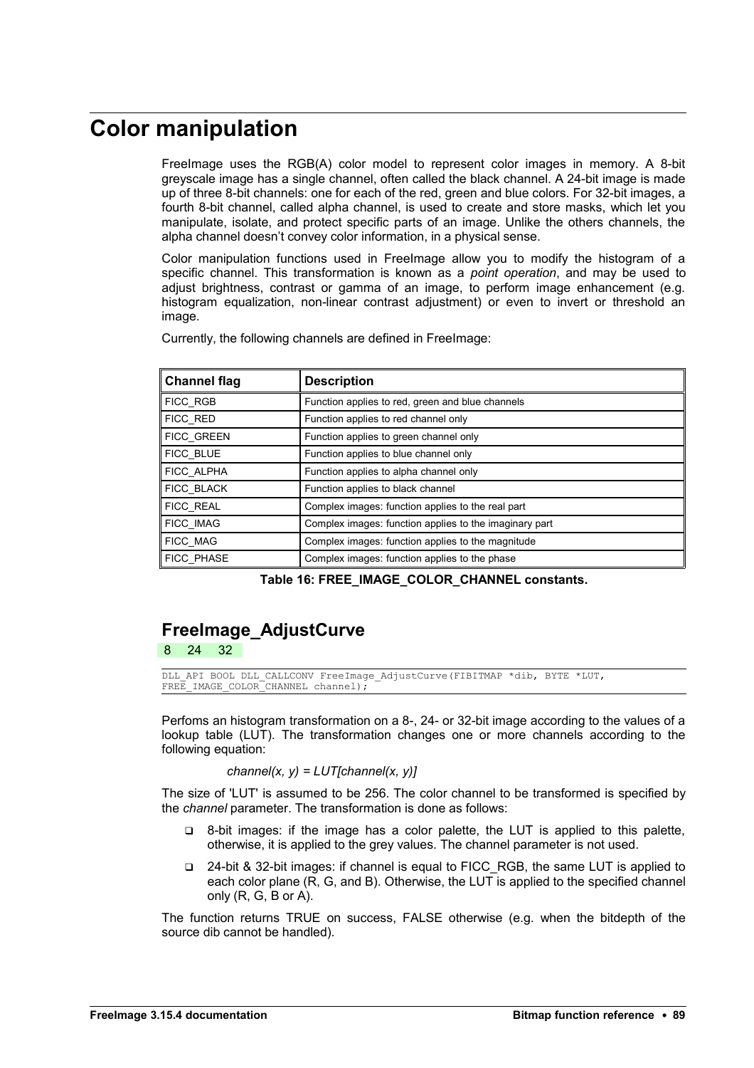# Color manipulation

FreeImage uses the RGB(A) color model to represent color images in memory. A 8-bit greyscale image has a single channel, often called the black channel. A 24-bit image is made up of three 8-bit channels: one for each of the red, green and blue colors. For 32-bit images, a fourth 8-bit channel, called alpha channel, is used to create and store masks, which let you manipulate, isolate, and protect specific parts of an image. Unlike the others channels, the alpha channel doesn't convey color information, in a physical sense.

Color manipulation functions used in FreeImage allow you to modify the histogram of a specific channel. This transformation is known as a *point operation*, and may be used to adjust brightness, contrast or gamma of an image, to perform image enhancement (e.g. histogram equalization, non-linear contrast adjustment) or even to invert or threshold an image.

Currently, the following channels are defined in FreeImage:

| Channel flag | Description |
|---|---|
| FICC_RGB | Function applies to red, green and blue channels |
| FICC_RED | Function applies to red channel only |
| FICC_GREEN | Function applies to green channel only |
| FICC_BLUE | Function applies to blue channel only |
| FICC_ALPHA | Function applies to alpha channel only |
| FICC_BLACK | Function applies to black channel |
| FICC_REAL | Complex images: function applies to the real part |
| FICC_IMAG | Complex images: function applies to the imaginary part |
| FICC_MAG | Complex images: function applies to the magnitude |
| FICC_PHASE | Complex images: function applies to the phase |

**Table 16: FREE_IMAGE_COLOR_CHANNEL constants.**

## FreeImage_AdjustCurve

8 24 32

```
DLL_API BOOL DLL_CALLCONV FreeImage_AdjustCurve(FIBITMAP *dib, BYTE *LUT,
FREE_IMAGE_COLOR_CHANNEL channel);
```

Perfoms an histogram transformation on a 8-, 24- or 32-bit image according to the values of a lookup table (LUT). The transformation changes one or more channels according to the following equation:

*channel(x, y) = LUT[channel(x, y)]*

The size of 'LUT' is assumed to be 256. The color channel to be transformed is specified by the *channel* parameter. The transformation is done as follows:

- 8-bit images: if the image has a color palette, the LUT is applied to this palette, otherwise, it is applied to the grey values. The channel parameter is not used.
- 24-bit & 32-bit images: if channel is equal to FICC_RGB, the same LUT is applied to each color plane (R, G, and B). Otherwise, the LUT is applied to the specified channel only (R, G, B or A).

The function returns TRUE on success, FALSE otherwise (e.g. when the bitdepth of the source dib cannot be handled).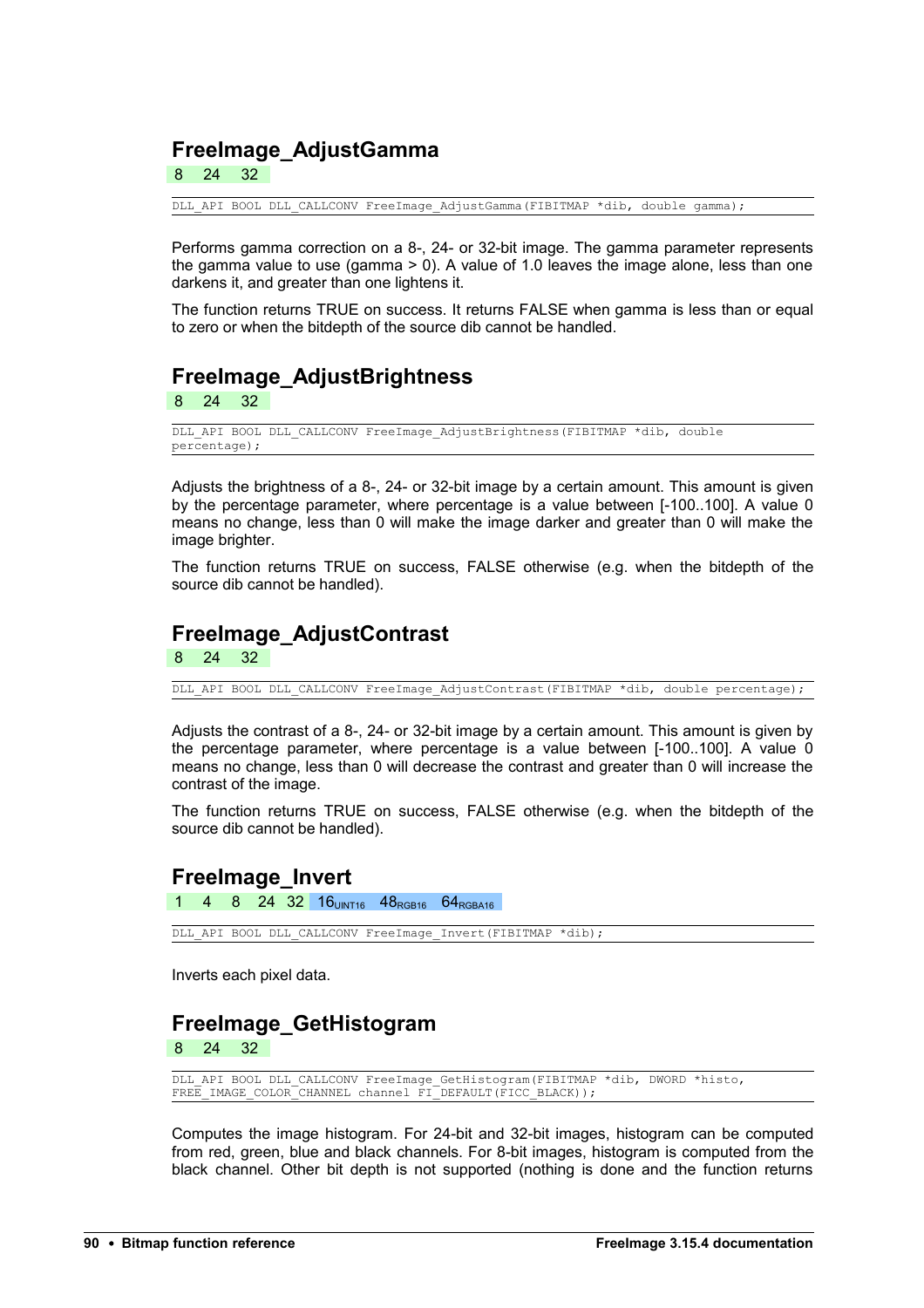## FreeImage_AdjustGamma

8 24 32

```
DLL_API BOOL DLL_CALLCONV FreeImage_AdjustGamma(FIBITMAP *dib, double gamma);
```

Performs gamma correction on a 8-, 24- or 32-bit image. The gamma parameter represents the gamma value to use (gamma > 0). A value of 1.0 leaves the image alone, less than one darkens it, and greater than one lightens it.

The function returns TRUE on success. It returns FALSE when gamma is less than or equal to zero or when the bitdepth of the source dib cannot be handled.

## FreeImage_AdjustBrightness

8 24 32

```
DLL_API BOOL DLL_CALLCONV FreeImage_AdjustBrightness(FIBITMAP *dib, double percentage);
```

Adjusts the brightness of a 8-, 24- or 32-bit image by a certain amount. This amount is given by the percentage parameter, where percentage is a value between [-100..100]. A value 0 means no change, less than 0 will make the image darker and greater than 0 will make the image brighter.

The function returns TRUE on success, FALSE otherwise (e.g. when the bitdepth of the source dib cannot be handled).

## FreeImage_AdjustContrast

8 24 32

```
DLL_API BOOL DLL_CALLCONV FreeImage_AdjustContrast(FIBITMAP *dib, double percentage);
```

Adjusts the contrast of a 8-, 24- or 32-bit image by a certain amount. This amount is given by the percentage parameter, where percentage is a value between [-100..100]. A value 0 means no change, less than 0 will decrease the contrast and greater than 0 will increase the contrast of the image.

The function returns TRUE on success, FALSE otherwise (e.g. when the bitdepth of the source dib cannot be handled).

## FreeImage_Invert

1 4 8 24 32 $16_{UINT16}$ $48_{RGB16}$ $64_{RGBA16}$

```
DLL_API BOOL DLL_CALLCONV FreeImage_Invert(FIBITMAP *dib);
```

Inverts each pixel data.

## FreeImage_GetHistogram

8 24 32

```
DLL_API BOOL DLL_CALLCONV FreeImage_GetHistogram(FIBITMAP *dib, DWORD *histo, FREE_IMAGE_COLOR_CHANNEL channel FI_DEFAULT(FICC_BLACK));
```

Computes the image histogram. For 24-bit and 32-bit images, histogram can be computed from red, green, blue and black channels. For 8-bit images, histogram is computed from the black channel. Other bit depth is not supported (nothing is done and the function returns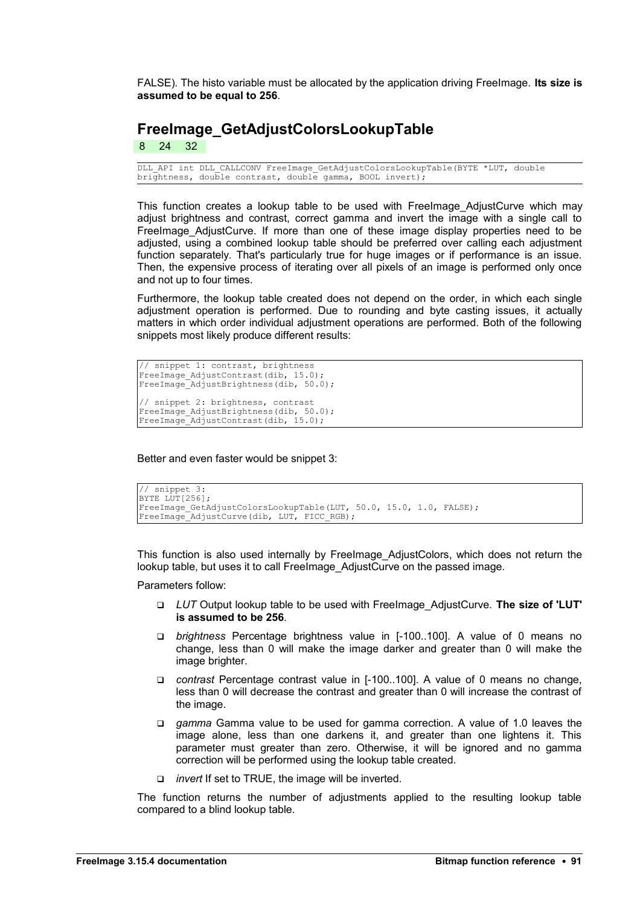FALSE). The histo variable must be allocated by the application driving FreeImage. **Its size is assumed to be equal to 256**.

## FreeImage_GetAdjustColorsLookupTable

8 24 32

```
DLL_API int DLL_CALLCONV FreeImage_GetAdjustColorsLookupTable(BYTE *LUT, double
brightness, double contrast, double gamma, BOOL invert);
```

This function creates a lookup table to be used with FreeImage_AdjustCurve which may adjust brightness and contrast, correct gamma and invert the image with a single call to FreeImage_AdjustCurve. If more than one of these image display properties need to be adjusted, using a combined lookup table should be preferred over calling each adjustment function separately. That's particularly true for huge images or if performance is an issue. Then, the expensive process of iterating over all pixels of an image is performed only once and not up to four times.

Furthermore, the lookup table created does not depend on the order, in which each single adjustment operation is performed. Due to rounding and byte casting issues, it actually matters in which order individual adjustment operations are performed. Both of the following snippets most likely produce different results:

```
// snippet 1: contrast, brightness
FreeImage_AdjustContrast(dib, 15.0);
FreeImage_AdjustBrightness(dib, 50.0);

// snippet 2: brightness, contrast
FreeImage_AdjustBrightness(dib, 50.0);
FreeImage_AdjustContrast(dib, 15.0);
```

Better and even faster would be snippet 3:

```
// snippet 3:
BYTE LUT[256];
FreeImage_GetAdjustColorsLookupTable(LUT, 50.0, 15.0, 1.0, FALSE);
FreeImage_AdjustCurve(dib, LUT, FICC_RGB);
```

This function is also used internally by FreeImage_AdjustColors, which does not return the lookup table, but uses it to call FreeImage_AdjustCurve on the passed image.

Parameters follow:

- *LUT* Output lookup table to be used with FreeImage_AdjustCurve. **The size of 'LUT' is assumed to be 256**.
- *brightness* Percentage brightness value in [-100..100]. A value of 0 means no change, less than 0 will make the image darker and greater than 0 will make the image brighter.
- *contrast* Percentage contrast value in [-100..100]. A value of 0 means no change, less than 0 will decrease the contrast and greater than 0 will increase the contrast of the image.
- *gamma* Gamma value to be used for gamma correction. A value of 1.0 leaves the image alone, less than one darkens it, and greater than one lightens it. This parameter must greater than zero. Otherwise, it will be ignored and no gamma correction will be performed using the lookup table created.
- *invert* If set to TRUE, the image will be inverted.

The function returns the number of adjustments applied to the resulting lookup table compared to a blind lookup table.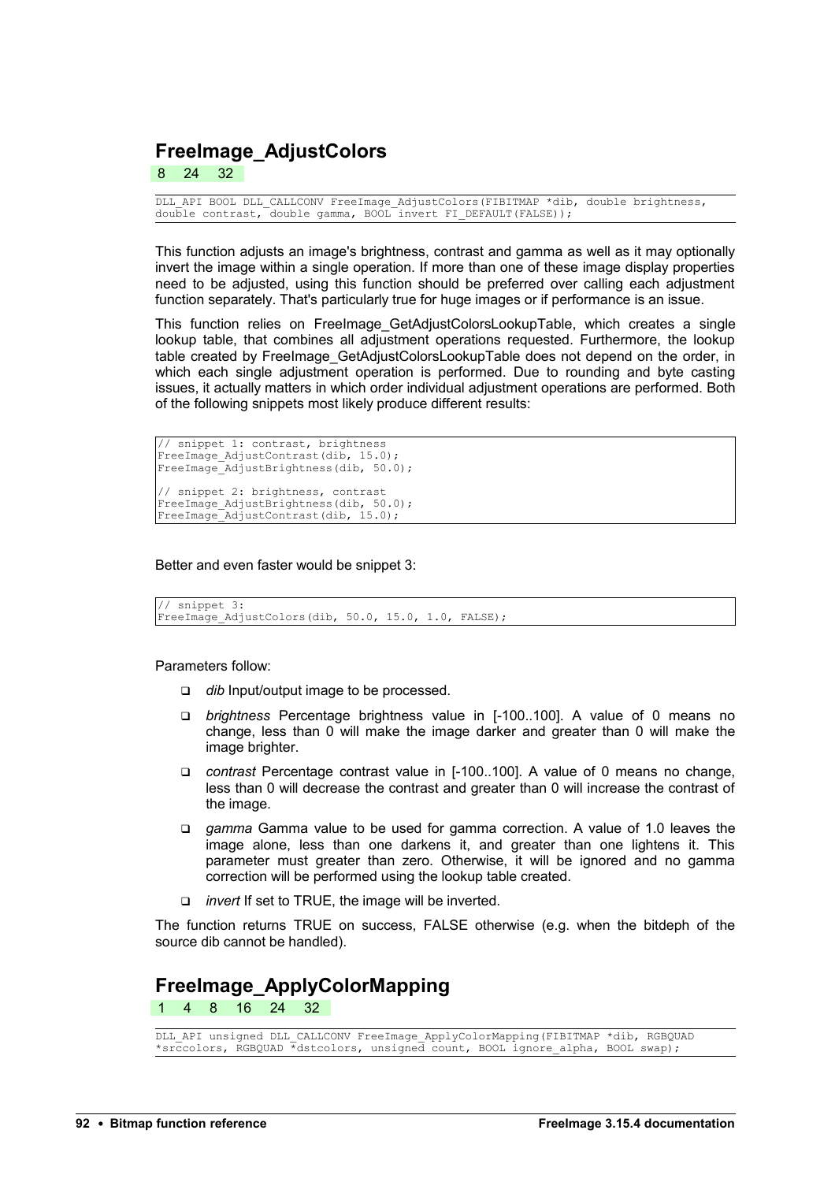## FreeImage_AdjustColors

8 24 32

```
DLL_API BOOL DLL_CALLCONV FreeImage_AdjustColors(FIBITMAP *dib, double brightness,
double contrast, double gamma, BOOL invert FI_DEFAULT(FALSE));
```

This function adjusts an image's brightness, contrast and gamma as well as it may optionally invert the image within a single operation. If more than one of these image display properties need to be adjusted, using this function should be preferred over calling each adjustment function separately. That's particularly true for huge images or if performance is an issue.

This function relies on FreeImage_GetAdjustColorsLookupTable, which creates a single lookup table, that combines all adjustment operations requested. Furthermore, the lookup table created by FreeImage_GetAdjustColorsLookupTable does not depend on the order, in which each single adjustment operation is performed. Due to rounding and byte casting issues, it actually matters in which order individual adjustment operations are performed. Both of the following snippets most likely produce different results:

```
// snippet 1: contrast, brightness
FreeImage_AdjustContrast(dib, 15.0);
FreeImage_AdjustBrightness(dib, 50.0);

// snippet 2: brightness, contrast
FreeImage_AdjustBrightness(dib, 50.0);
FreeImage_AdjustContrast(dib, 15.0);
```

Better and even faster would be snippet 3:

```
// snippet 3:
FreeImage_AdjustColors(dib, 50.0, 15.0, 1.0, FALSE);
```

Parameters follow:

- *dib* Input/output image to be processed.
- *brightness* Percentage brightness value in [-100..100]. A value of 0 means no change, less than 0 will make the image darker and greater than 0 will make the image brighter.
- *contrast* Percentage contrast value in [-100..100]. A value of 0 means no change, less than 0 will decrease the contrast and greater than 0 will increase the contrast of the image.
- *gamma* Gamma value to be used for gamma correction. A value of 1.0 leaves the image alone, less than one darkens it, and greater than one lightens it. This parameter must greater than zero. Otherwise, it will be ignored and no gamma correction will be performed using the lookup table created.
- *invert* If set to TRUE, the image will be inverted.

The function returns TRUE on success, FALSE otherwise (e.g. when the bitdeph of the source dib cannot be handled).

## FreeImage_ApplyColorMapping

1 4 8 16 24 32

```
DLL_API unsigned DLL_CALLCONV FreeImage_ApplyColorMapping(FIBITMAP *dib, RGBQUAD
*srccolors, RGBQUAD *dstcolors, unsigned count, BOOL ignore_alpha, BOOL swap);
```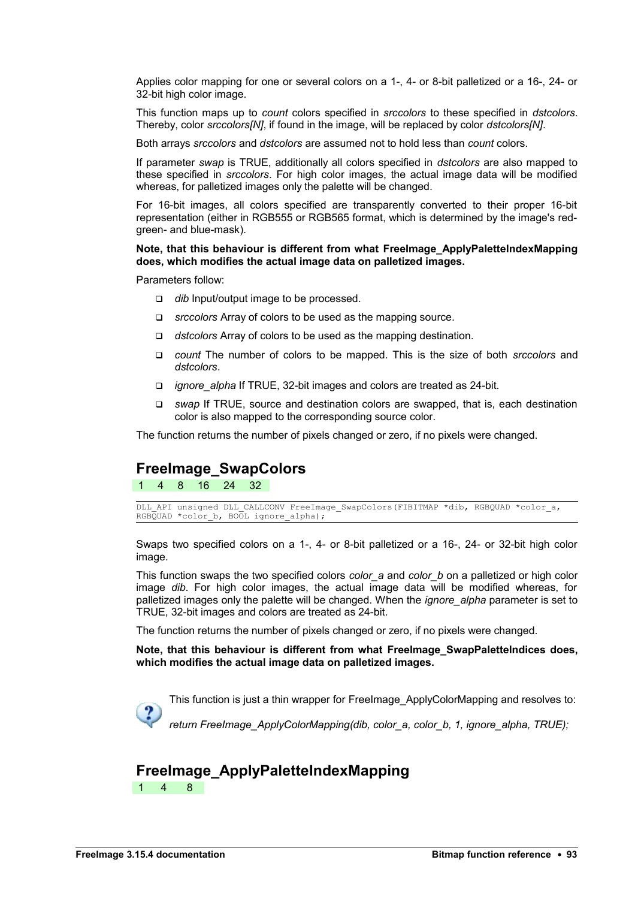Applies color mapping for one or several colors on a 1-, 4- or 8-bit palletized or a 16-, 24- or 32-bit high color image.

This function maps up to *count* colors specified in *srccolors* to these specified in *dstcolors*. Thereby, color *srccolors[N]*, if found in the image, will be replaced by color *dstcolors[N]*.

Both arrays *srccolors* and *dstcolors* are assumed not to hold less than *count* colors.

If parameter *swap* is TRUE, additionally all colors specified in *dstcolors* are also mapped to these specified in *srccolors*. For high color images, the actual image data will be modified whereas, for palletized images only the palette will be changed.

For 16-bit images, all colors specified are transparently converted to their proper 16-bit representation (either in RGB555 or RGB565 format, which is determined by the image's red-green- and blue-mask).

**Note, that this behaviour is different from what FreeImage_ApplyPaletteIndexMapping does, which modifies the actual image data on palletized images.**

Parameters follow:

- *dib* Input/output image to be processed.
- *srccolors* Array of colors to be used as the mapping source.
- *dstcolors* Array of colors to be used as the mapping destination.
- *count* The number of colors to be mapped. This is the size of both *srccolors* and *dstcolors*.
- *ignore_alpha* If TRUE, 32-bit images and colors are treated as 24-bit.
- *swap* If TRUE, source and destination colors are swapped, that is, each destination color is also mapped to the corresponding source color.

The function returns the number of pixels changed or zero, if no pixels were changed.

## FreeImage_SwapColors

1 4 8 16 24 32

```
DLL_API unsigned DLL_CALLCONV FreeImage_SwapColors(FIBITMAP *dib, RGBQUAD *color_a,
RGBQUAD *color_b, BOOL ignore_alpha);
```

Swaps two specified colors on a 1-, 4- or 8-bit palletized or a 16-, 24- or 32-bit high color image.

This function swaps the two specified colors *color_a* and *color_b* on a palletized or high color image *dib*. For high color images, the actual image data will be modified whereas, for palletized images only the palette will be changed. When the *ignore_alpha* parameter is set to TRUE, 32-bit images and colors are treated as 24-bit.

The function returns the number of pixels changed or zero, if no pixels were changed.

**Note, that this behaviour is different from what FreeImage_SwapPaletteIndices does, which modifies the actual image data on palletized images.**

This function is just a thin wrapper for FreeImage_ApplyColorMapping and resolves to:

*return FreeImage_ApplyColorMapping(dib, color_a, color_b, 1, ignore_alpha, TRUE);*

## FreeImage_ApplyPaletteIndexMapping

1 4 8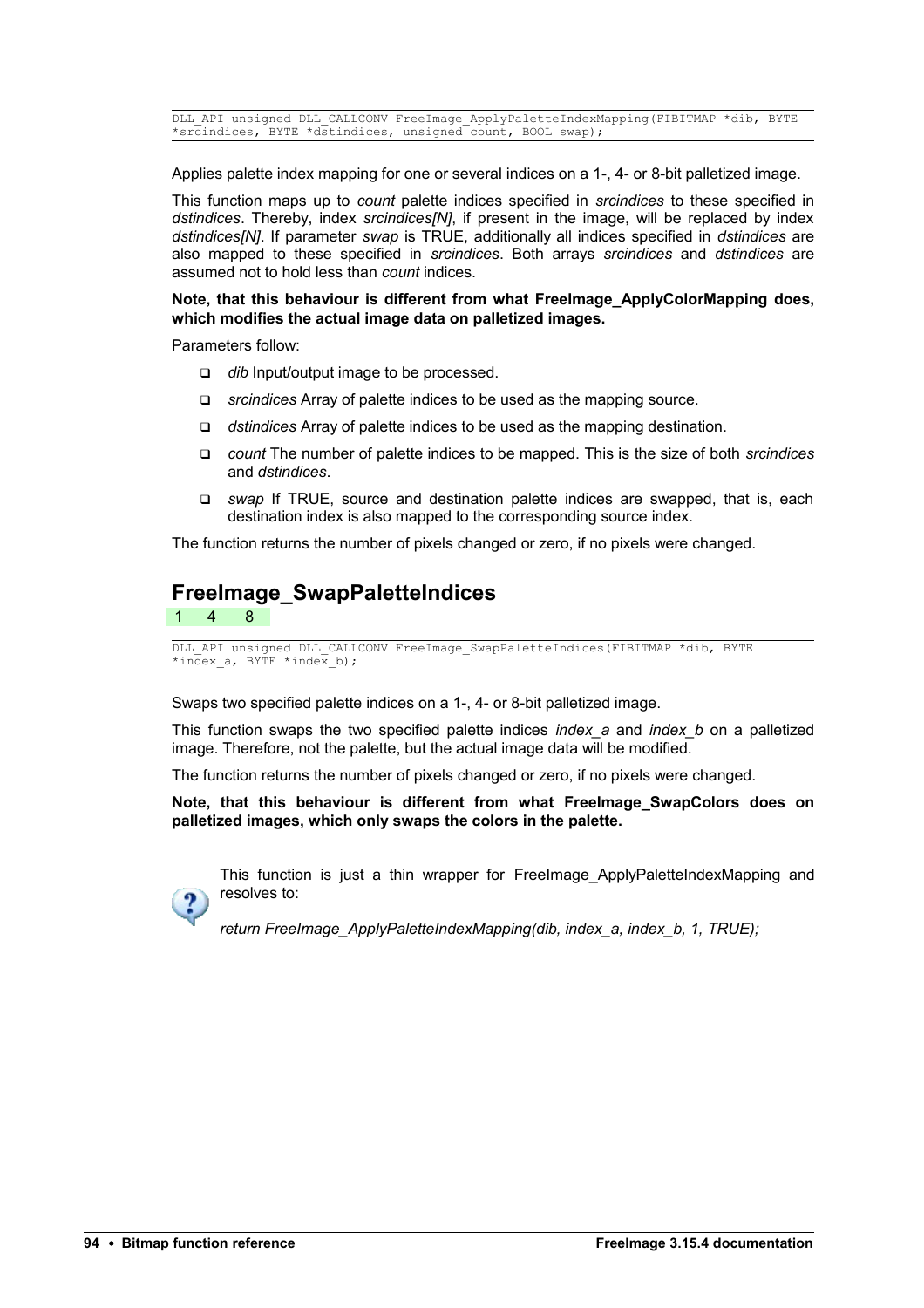```
DLL_API unsigned DLL_CALLCONV FreeImage_ApplyPaletteIndexMapping(FIBITMAP *dib, BYTE
*srcindices, BYTE *dstindices, unsigned count, BOOL swap);
```

Applies palette index mapping for one or several indices on a 1-, 4- or 8-bit palletized image.

This function maps up to *count* palette indices specified in *srcindices* to these specified in *dstindices*. Thereby, index *srcindices[N]*, if present in the image, will be replaced by index *dstindices[N]*. If parameter *swap* is TRUE, additionally all indices specified in *dstindices* are also mapped to these specified in *srcindices*. Both arrays *srcindices* and *dstindices* are assumed not to hold less than *count* indices.

**Note, that this behaviour is different from what FreeImage_ApplyColorMapping does, which modifies the actual image data on palletized images.**

Parameters follow:

- *dib* Input/output image to be processed.
- *srcindices* Array of palette indices to be used as the mapping source.
- *dstindices* Array of palette indices to be used as the mapping destination.
- *count* The number of palette indices to be mapped. This is the size of both *srcindices* and *dstindices*.
- *swap* If TRUE, source and destination palette indices are swapped, that is, each destination index is also mapped to the corresponding source index.

The function returns the number of pixels changed or zero, if no pixels were changed.

## FreeImage_SwapPaletteIndices

1 4 8

```
DLL_API unsigned DLL_CALLCONV FreeImage_SwapPaletteIndices(FIBITMAP *dib, BYTE
*index_a, BYTE *index_b);
```

Swaps two specified palette indices on a 1-, 4- or 8-bit palletized image.

This function swaps the two specified palette indices *index_a* and *index_b* on a palletized image. Therefore, not the palette, but the actual image data will be modified.

The function returns the number of pixels changed or zero, if no pixels were changed.

**Note, that this behaviour is different from what FreeImage_SwapColors does on palletized images, which only swaps the colors in the palette.**

This function is just a thin wrapper for FreeImage_ApplyPaletteIndexMapping and resolves to:

*return FreeImage_ApplyPaletteIndexMapping(dib, index_a, index_b, 1, TRUE);*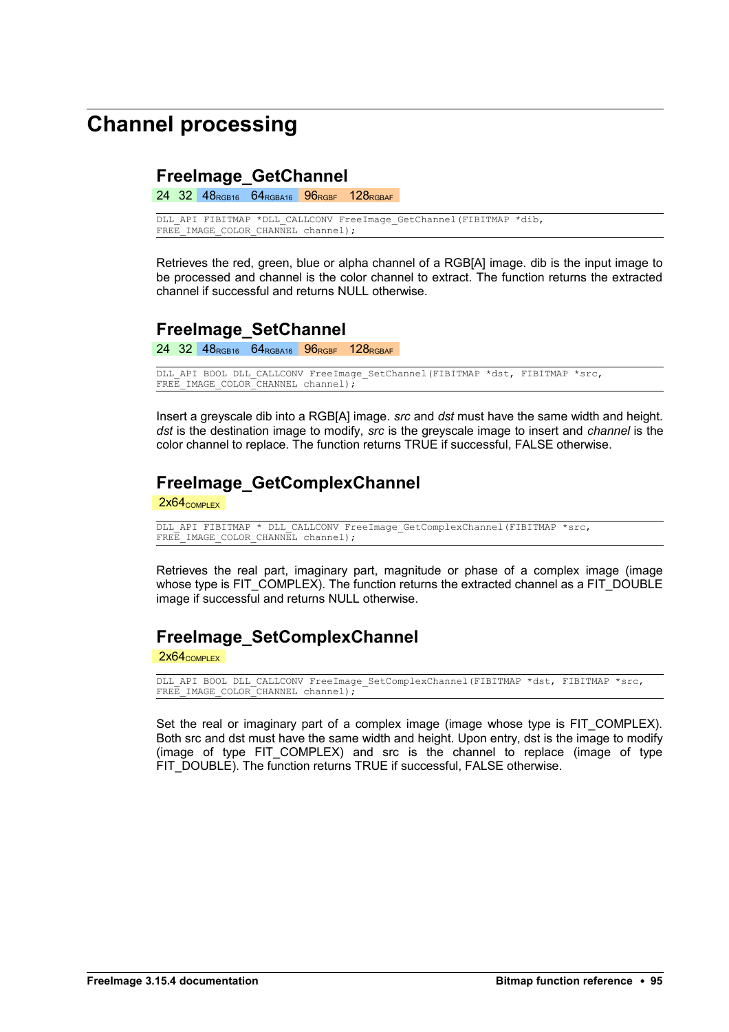# Channel processing

## FreeImage_GetChannel

24 32 48RGB16 64RGBA16 96RGBF 128RGBAF

```
DLL_API FIBITMAP *DLL_CALLCONV FreeImage_GetChannel(FIBITMAP *dib,
FREE_IMAGE_COLOR_CHANNEL channel);
```

Retrieves the red, green, blue or alpha channel of a RGB[A] image. dib is the input image to be processed and channel is the color channel to extract. The function returns the extracted channel if successful and returns NULL otherwise.

## FreeImage_SetChannel

24 32 48RGB16 64RGBA16 96RGBF 128RGBAF

```
DLL_API BOOL DLL_CALLCONV FreeImage_SetChannel(FIBITMAP *dst, FIBITMAP *src,
FREE_IMAGE_COLOR_CHANNEL channel);
```

Insert a greyscale dib into a RGB[A] image. *src* and *dst* must have the same width and height. *dst* is the destination image to modify, *src* is the greyscale image to insert and *channel* is the color channel to replace. The function returns TRUE if successful, FALSE otherwise.

## FreeImage_GetComplexChannel

2x64COMPLEX

```
DLL_API FIBITMAP * DLL_CALLCONV FreeImage_GetComplexChannel(FIBITMAP *src,
FREE_IMAGE_COLOR_CHANNEL channel);
```

Retrieves the real part, imaginary part, magnitude or phase of a complex image (image whose type is FIT_COMPLEX). The function returns the extracted channel as a FIT_DOUBLE image if successful and returns NULL otherwise.

## FreeImage_SetComplexChannel

2x64COMPLEX

```
DLL_API BOOL DLL_CALLCONV FreeImage_SetComplexChannel(FIBITMAP *dst, FIBITMAP *src,
FREE_IMAGE_COLOR_CHANNEL channel);
```

Set the real or imaginary part of a complex image (image whose type is FIT_COMPLEX). Both src and dst must have the same width and height. Upon entry, dst is the image to modify (image of type FIT_COMPLEX) and src is the channel to replace (image of type FIT_DOUBLE). The function returns TRUE if successful, FALSE otherwise.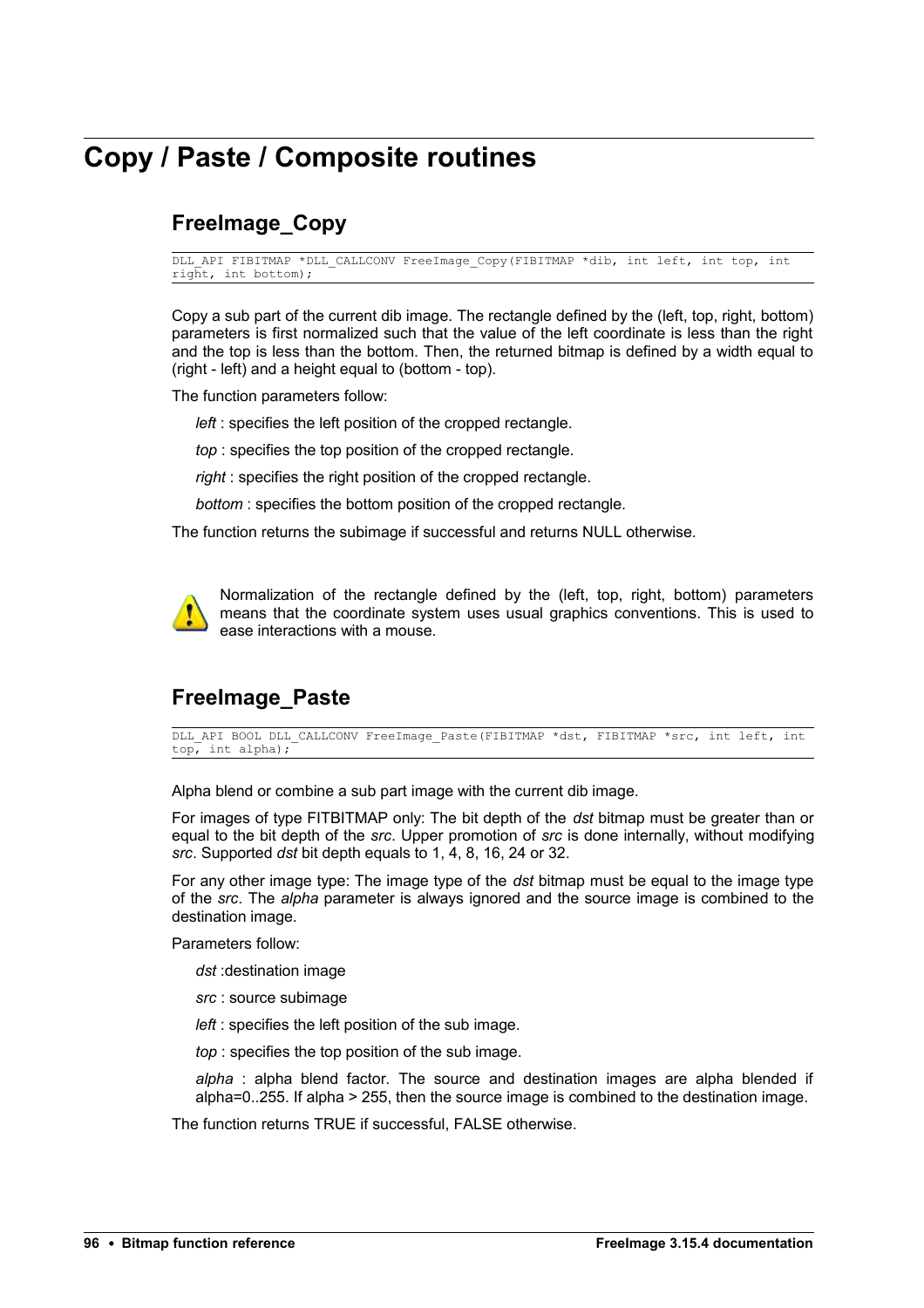# Copy / Paste / Composite routines

## FreeImage_Copy

```
DLL_API FIBITMAP *DLL_CALLCONV FreeImage_Copy(FIBITMAP *dib, int left, int top, int
right, int bottom);
```

Copy a sub part of the current dib image. The rectangle defined by the (left, top, right, bottom) parameters is first normalized such that the value of the left coordinate is less than the right and the top is less than the bottom. Then, the returned bitmap is defined by a width equal to (right - left) and a height equal to (bottom - top).

The function parameters follow:

*left* : specifies the left position of the cropped rectangle.

*top* : specifies the top position of the cropped rectangle.

*right* : specifies the right position of the cropped rectangle.

*bottom* : specifies the bottom position of the cropped rectangle.

The function returns the subimage if successful and returns NULL otherwise.

Normalization of the rectangle defined by the (left, top, right, bottom) parameters means that the coordinate system uses usual graphics conventions. This is used to ease interactions with a mouse.

## FreeImage_Paste

```
DLL_API BOOL DLL_CALLCONV FreeImage_Paste(FIBITMAP *dst, FIBITMAP *src, int left, int
top, int alpha);
```

Alpha blend or combine a sub part image with the current dib image.

For images of type FITBITMAP only: The bit depth of the *dst* bitmap must be greater than or equal to the bit depth of the *src*. Upper promotion of *src* is done internally, without modifying *src*. Supported *dst* bit depth equals to 1, 4, 8, 16, 24 or 32.

For any other image type: The image type of the *dst* bitmap must be equal to the image type of the *src*. The *alpha* parameter is always ignored and the source image is combined to the destination image.

Parameters follow:

*dst* :destination image

*src* : source subimage

*left* : specifies the left position of the sub image.

*top* : specifies the top position of the sub image.

*alpha* : alpha blend factor. The source and destination images are alpha blended if alpha=0..255. If alpha > 255, then the source image is combined to the destination image.

The function returns TRUE if successful, FALSE otherwise.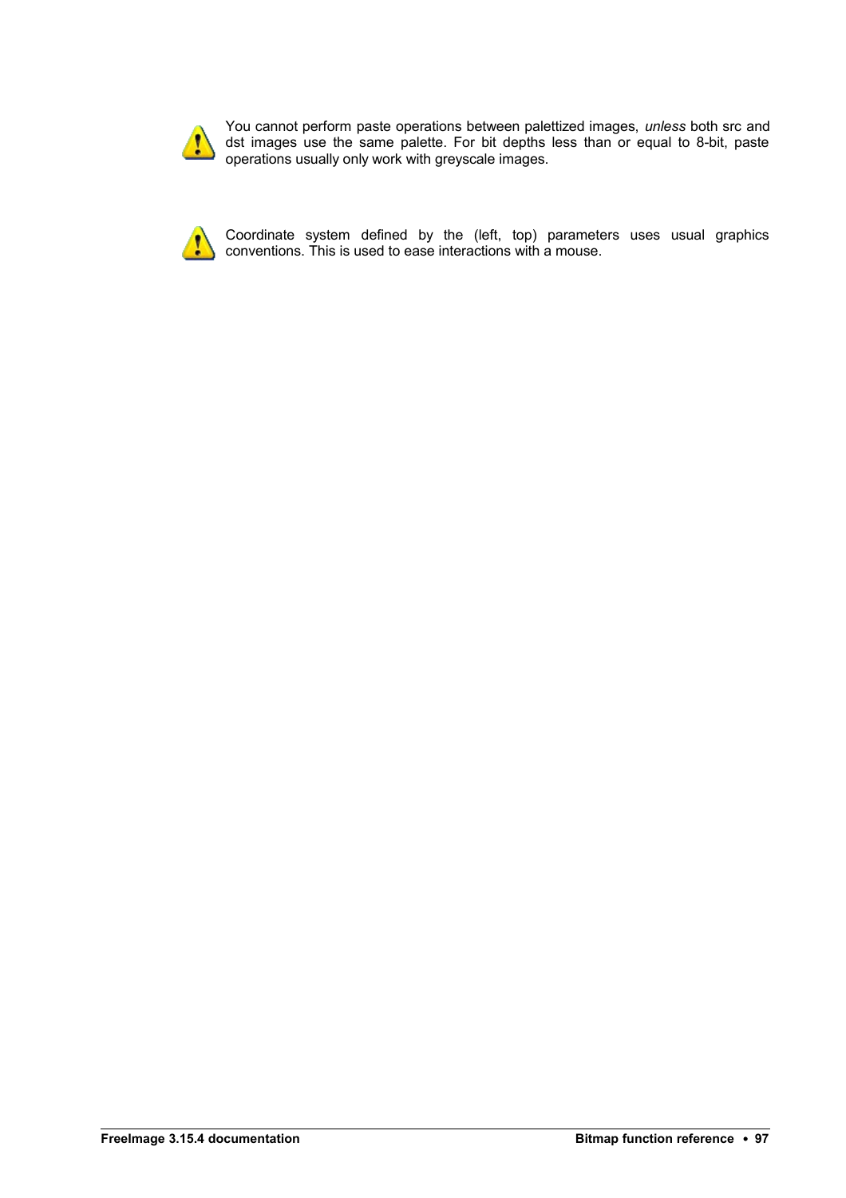You cannot perform paste operations between palettized images, *unless* both src and dst images use the same palette. For bit depths less than or equal to 8-bit, paste operations usually only work with greyscale images.

Coordinate system defined by the (left, top) parameters uses usual graphics conventions. This is used to ease interactions with a mouse.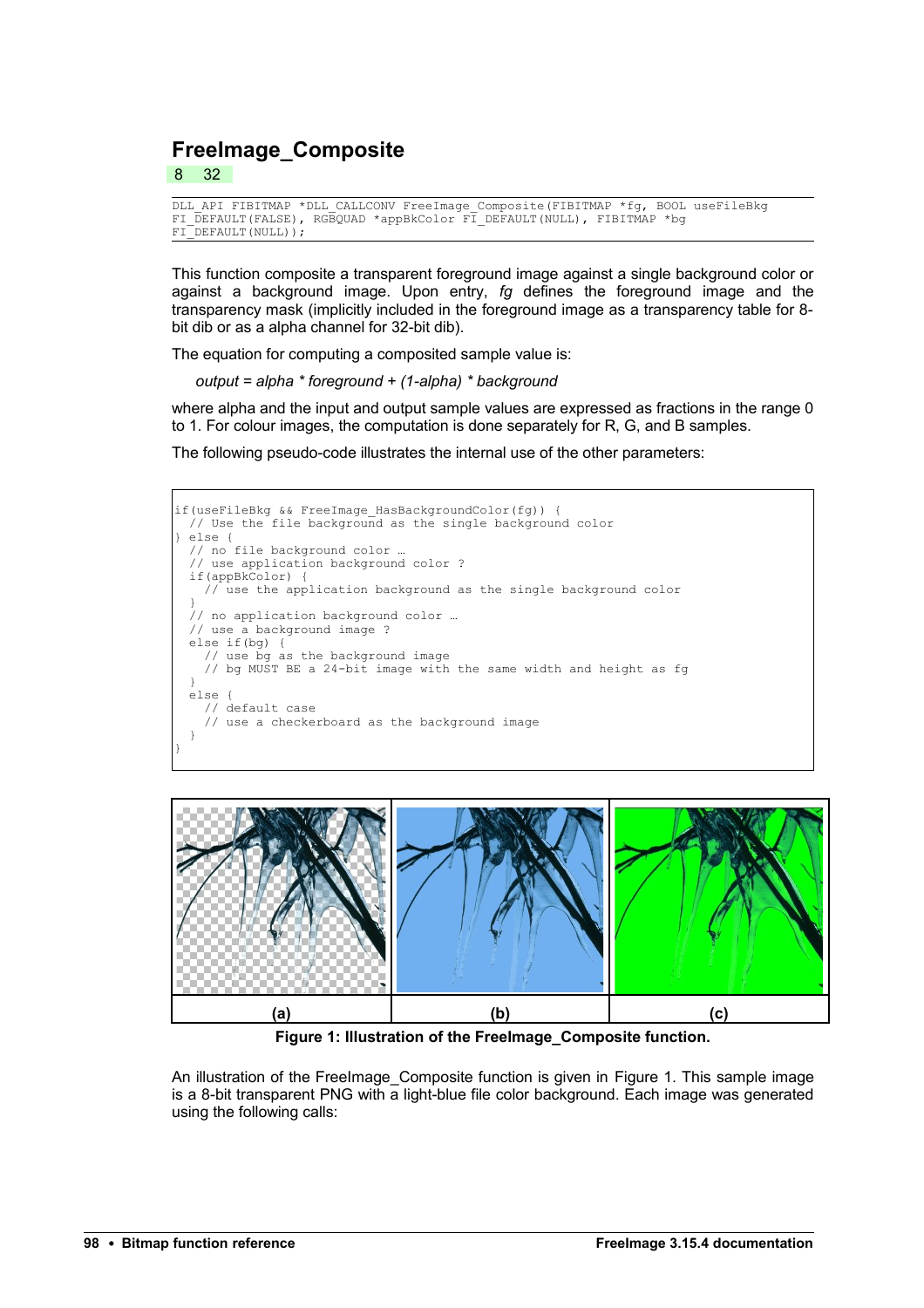## FreeImage_Composite

8 32

```
DLL_API FIBITMAP *DLL_CALLCONV FreeImage_Composite(FIBITMAP *fg, BOOL useFileBkg
FI_DEFAULT(FALSE), RGBQUAD *appBkColor FI_DEFAULT(NULL), FIBITMAP *bg
FI_DEFAULT(NULL));
```

This function composite a transparent foreground image against a single background color or against a background image. Upon entry, *fg* defines the foreground image and the transparency mask (implicitly included in the foreground image as a transparency table for 8-bit dib or as a alpha channel for 32-bit dib).

The equation for computing a composited sample value is:

*output = alpha * foreground + (1-alpha) * background*

where alpha and the input and output sample values are expressed as fractions in the range 0 to 1. For colour images, the computation is done separately for R, G, and B samples.

The following pseudo-code illustrates the internal use of the other parameters:

```
if(useFileBkg && FreeImage_HasBackgroundColor(fg)) {
  // Use the file background as the single background color
} else {
  // no file background color …
  // use application background color ?
  if(appBkColor) {
    // use the application background as the single background color
  }
  // no application background color …
  // use a background image ?
  else if(bg) {
    // use bg as the background image
    // bg MUST BE a 24-bit image with the same width and height as fg
  }
  else {
    // default case
    // use a checkerboard as the background image
  }
}
```

| (a) | (b) | (c) |
|---|---|---|

**Figure 1: Illustration of the FreeImage_Composite function.**

An illustration of the FreeImage_Composite function is given in Figure 1. This sample image is a 8-bit transparent PNG with a light-blue file color background. Each image was generated using the following calls: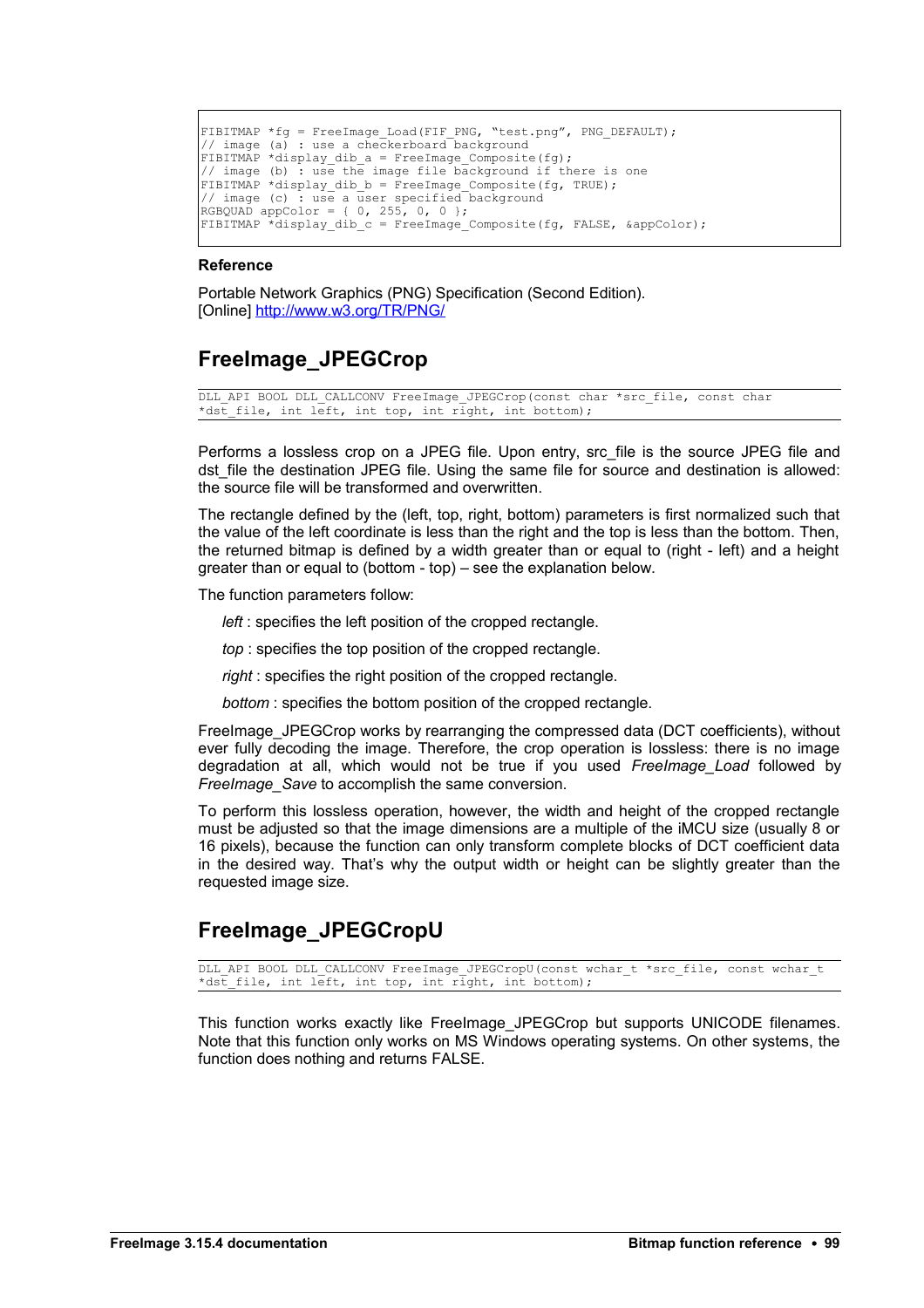```
FIBITMAP *fg = FreeImage_Load(FIF_PNG, "test.png", PNG_DEFAULT);
// image (a) : use a checkerboard background
FIBITMAP *display_dib_a = FreeImage_Composite(fg);
// image (b) : use the image file background if there is one
FIBITMAP *display_dib_b = FreeImage_Composite(fg, TRUE);
// image (c) : use a user specified background
RGBQUAD appColor = { 0, 255, 0, 0 };
FIBITMAP *display_dib_c = FreeImage_Composite(fg, FALSE, &appColor);
```

**Reference**

Portable Network Graphics (PNG) Specification (Second Edition).
[Online] http://www.w3.org/TR/PNG/

## FreeImage_JPEGCrop

```
DLL_API BOOL DLL_CALLCONV FreeImage_JPEGCrop(const char *src_file, const char
*dst_file, int left, int top, int right, int bottom);
```

Performs a lossless crop on a JPEG file. Upon entry, src_file is the source JPEG file and dst_file the destination JPEG file. Using the same file for source and destination is allowed: the source file will be transformed and overwritten.

The rectangle defined by the (left, top, right, bottom) parameters is first normalized such that the value of the left coordinate is less than the right and the top is less than the bottom. Then, the returned bitmap is defined by a width greater than or equal to (right - left) and a height greater than or equal to (bottom - top) – see the explanation below.

The function parameters follow:

*left* : specifies the left position of the cropped rectangle.

*top* : specifies the top position of the cropped rectangle.

*right* : specifies the right position of the cropped rectangle.

*bottom* : specifies the bottom position of the cropped rectangle.

FreeImage_JPEGCrop works by rearranging the compressed data (DCT coefficients), without ever fully decoding the image. Therefore, the crop operation is lossless: there is no image degradation at all, which would not be true if you used *FreeImage_Load* followed by *FreeImage_Save* to accomplish the same conversion.

To perform this lossless operation, however, the width and height of the cropped rectangle must be adjusted so that the image dimensions are a multiple of the iMCU size (usually 8 or 16 pixels), because the function can only transform complete blocks of DCT coefficient data in the desired way. That's why the output width or height can be slightly greater than the requested image size.

## FreeImage_JPEGCropU

```
DLL_API BOOL DLL_CALLCONV FreeImage_JPEGCropU(const wchar_t *src_file, const wchar_t
*dst_file, int left, int top, int right, int bottom);
```

This function works exactly like FreeImage_JPEGCrop but supports UNICODE filenames. Note that this function only works on MS Windows operating systems. On other systems, the function does nothing and returns FALSE.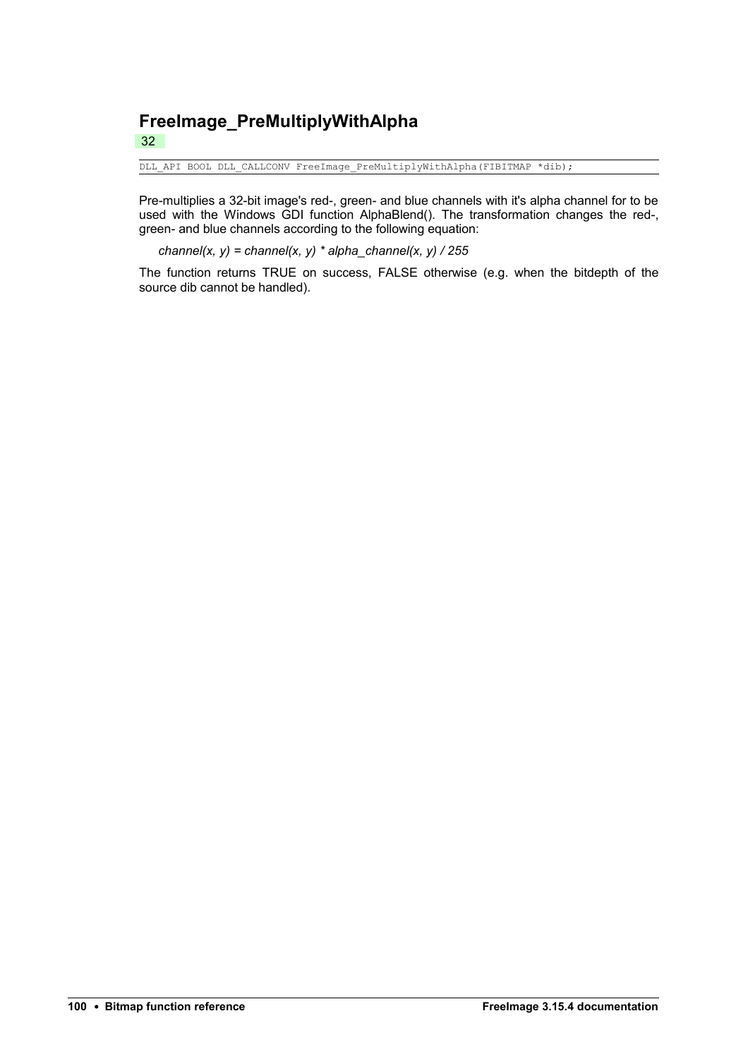## FreeImage_PreMultiplyWithAlpha

32

```
DLL_API BOOL DLL_CALLCONV FreeImage_PreMultiplyWithAlpha(FIBITMAP *dib);
```

Pre-multiplies a 32-bit image's red-, green- and blue channels with it's alpha channel for to be used with the Windows GDI function AlphaBlend(). The transformation changes the red-, green- and blue channels according to the following equation:

*channel(x, y) = channel(x, y) * alpha_channel(x, y) / 255*

The function returns TRUE on success, FALSE otherwise (e.g. when the bitdepth of the source dib cannot be handled).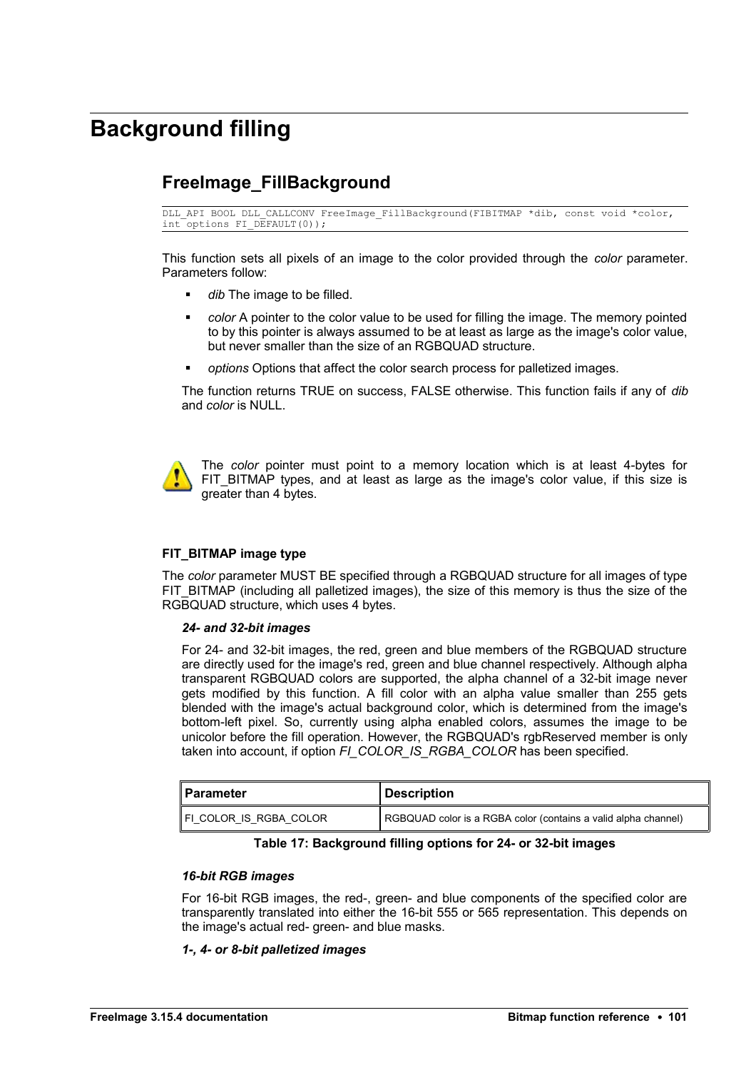# Background filling

## FreeImage_FillBackground

```
DLL_API BOOL DLL_CALLCONV FreeImage_FillBackground(FIBITMAP *dib, const void *color,
int options FI_DEFAULT(0));
```

This function sets all pixels of an image to the color provided through the *color* parameter. Parameters follow:

- *dib* The image to be filled.
- *color* A pointer to the color value to be used for filling the image. The memory pointed to by this pointer is always assumed to be at least as large as the image's color value, but never smaller than the size of an RGBQUAD structure.
- *options* Options that affect the color search process for palletized images.

The function returns TRUE on success, FALSE otherwise. This function fails if any of *dib* and *color* is NULL.

The *color* pointer must point to a memory location which is at least 4-bytes for FIT_BITMAP types, and at least as large as the image's color value, if this size is greater than 4 bytes.

### FIT_BITMAP image type

The *color* parameter MUST BE specified through a RGBQUAD structure for all images of type FIT_BITMAP (including all palletized images), the size of this memory is thus the size of the RGBQUAD structure, which uses 4 bytes.

***24- and 32-bit images***

For 24- and 32-bit images, the red, green and blue members of the RGBQUAD structure are directly used for the image's red, green and blue channel respectively. Although alpha transparent RGBQUAD colors are supported, the alpha channel of a 32-bit image never gets modified by this function. A fill color with an alpha value smaller than 255 gets blended with the image's actual background color, which is determined from the image's bottom-left pixel. So, currently using alpha enabled colors, assumes the image to be unicolor before the fill operation. However, the RGBQUAD's rgbReserved member is only taken into account, if option *FI_COLOR_IS_RGBA_COLOR* has been specified.

| Parameter | Description |
|---|---|
| FI_COLOR_IS_RGBA_COLOR | RGBQUAD color is a RGBA color (contains a valid alpha channel) |

**Table 17: Background filling options for 24- or 32-bit images**

***16-bit RGB images***

For 16-bit RGB images, the red-, green- and blue components of the specified color are transparently translated into either the 16-bit 555 or 565 representation. This depends on the image's actual red- green- and blue masks.

***1-, 4- or 8-bit palletized images***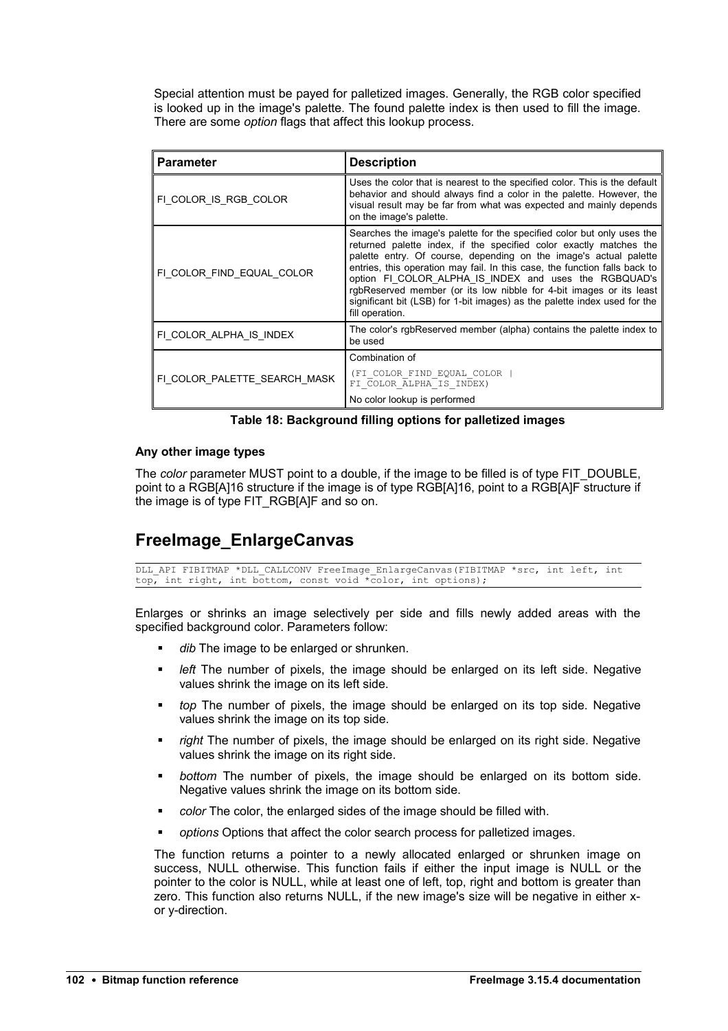Special attention must be payed for palletized images. Generally, the RGB color specified is looked up in the image's palette. The found palette index is then used to fill the image. There are some *option* flags that affect this lookup process.

| Parameter | Description |
|---|---|
| FI_COLOR_IS_RGB_COLOR | Uses the color that is nearest to the specified color. This is the default behavior and should always find a color in the palette. However, the visual result may be far from what was expected and mainly depends on the image's palette. |
| FI_COLOR_FIND_EQUAL_COLOR | Searches the image's palette for the specified color but only uses the returned palette index, if the specified color exactly matches the palette entry. Of course, depending on the image's actual palette entries, this operation may fail. In this case, the function falls back to option FI_COLOR_ALPHA_IS_INDEX and uses the RGBQUAD's rgbReserved member (or its low nibble for 4-bit images or its least significant bit (LSB) for 1-bit images) as the palette index used for the fill operation. |
| FI_COLOR_ALPHA_IS_INDEX | The color's rgbReserved member (alpha) contains the palette index to be used |
| FI_COLOR_PALETTE_SEARCH_MASK | Combination of `(FI_COLOR_FIND_EQUAL_COLOR \| FI_COLOR_ALPHA_IS_INDEX)` No color lookup is performed |

**Table 18: Background filling options for palletized images**

### Any other image types

The *color* parameter MUST point to a double, if the image to be filled is of type FIT_DOUBLE, point to a RGB[A]16 structure if the image is of type RGB[A]16, point to a RGB[A]F structure if the image is of type FIT_RGB[A]F and so on.

## FreeImage_EnlargeCanvas

```
DLL_API FIBITMAP *DLL_CALLCONV FreeImage_EnlargeCanvas(FIBITMAP *src, int left, int 
top, int right, int bottom, const void *color, int options);
```

Enlarges or shrinks an image selectively per side and fills newly added areas with the specified background color. Parameters follow:

- *dib* The image to be enlarged or shrunken.
- *left* The number of pixels, the image should be enlarged on its left side. Negative values shrink the image on its left side.
- *top* The number of pixels, the image should be enlarged on its top side. Negative values shrink the image on its top side.
- *right* The number of pixels, the image should be enlarged on its right side. Negative values shrink the image on its right side.
- *bottom* The number of pixels, the image should be enlarged on its bottom side. Negative values shrink the image on its bottom side.
- *color* The color, the enlarged sides of the image should be filled with.
- *options* Options that affect the color search process for palletized images.

The function returns a pointer to a newly allocated enlarged or shrunken image on success, NULL otherwise. This function fails if either the input image is NULL or the pointer to the color is NULL, while at least one of left, top, right and bottom is greater than zero. This function also returns NULL, if the new image's size will be negative in either x- or y-direction.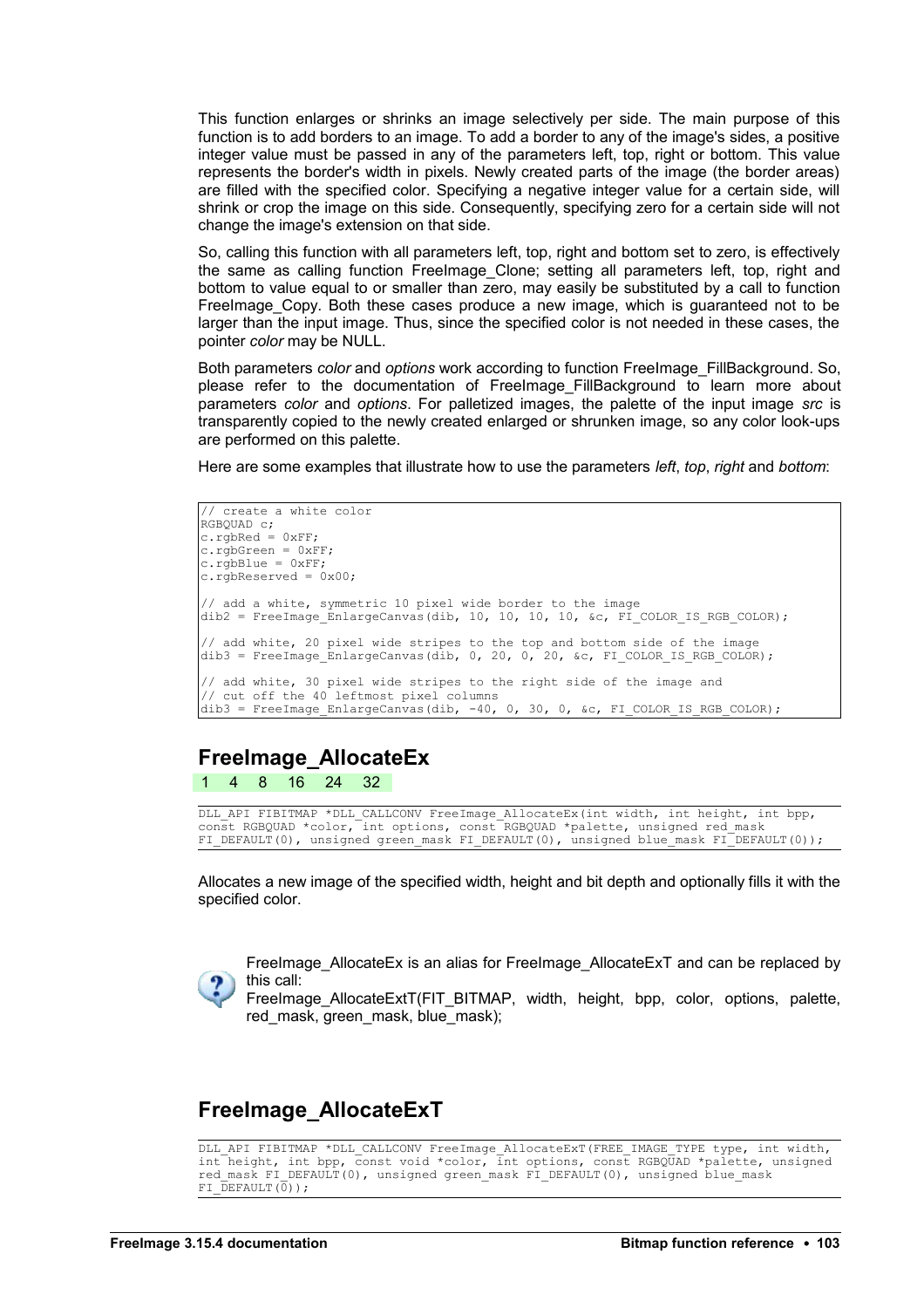This function enlarges or shrinks an image selectively per side. The main purpose of this function is to add borders to an image. To add a border to any of the image's sides, a positive integer value must be passed in any of the parameters left, top, right or bottom. This value represents the border's width in pixels. Newly created parts of the image (the border areas) are filled with the specified color. Specifying a negative integer value for a certain side, will shrink or crop the image on this side. Consequently, specifying zero for a certain side will not change the image's extension on that side.

So, calling this function with all parameters left, top, right and bottom set to zero, is effectively the same as calling function FreeImage_Clone; setting all parameters left, top, right and bottom to value equal to or smaller than zero, may easily be substituted by a call to function FreeImage_Copy. Both these cases produce a new image, which is guaranteed not to be larger than the input image. Thus, since the specified color is not needed in these cases, the pointer *color* may be NULL.

Both parameters *color* and *options* work according to function FreeImage_FillBackground. So, please refer to the documentation of FreeImage_FillBackground to learn more about parameters *color* and *options*. For palletized images, the palette of the input image *src* is transparently copied to the newly created enlarged or shrunken image, so any color look-ups are performed on this palette.

Here are some examples that illustrate how to use the parameters *left*, *top*, *right* and *bottom*:

```
// create a white color
RGBQUAD c;
c.rgbRed = 0xFF;
c.rgbGreen = 0xFF;
c.rgbBlue = 0xFF;
c.rgbReserved = 0x00;

// add a white, symmetric 10 pixel wide border to the image
dib2 = FreeImage_EnlargeCanvas(dib, 10, 10, 10, 10, &c, FI_COLOR_IS_RGB_COLOR);

// add white, 20 pixel wide stripes to the top and bottom side of the image
dib3 = FreeImage_EnlargeCanvas(dib, 0, 20, 0, 20, &c, FI_COLOR_IS_RGB_COLOR);

// add white, 30 pixel wide stripes to the right side of the image and
// cut off the 40 leftmost pixel columns
dib3 = FreeImage_EnlargeCanvas(dib, -40, 0, 30, 0, &c, FI_COLOR_IS_RGB_COLOR);
```

## FreeImage_AllocateEx

1 4 8 16 24 32

```
DLL_API FIBITMAP *DLL_CALLCONV FreeImage_AllocateEx(int width, int height, int bpp,
const RGBQUAD *color, int options, const RGBQUAD *palette, unsigned red_mask
FI_DEFAULT(0), unsigned green_mask FI_DEFAULT(0), unsigned blue_mask FI_DEFAULT(0));
```

Allocates a new image of the specified width, height and bit depth and optionally fills it with the specified color.

FreeImage_AllocateEx is an alias for FreeImage_AllocateExT and can be replaced by this call:
FreeImage_AllocateExtT(FIT_BITMAP, width, height, bpp, color, options, palette, red_mask, green_mask, blue_mask);

## FreeImage_AllocateExT

```
DLL_API FIBITMAP *DLL_CALLCONV FreeImage_AllocateExT(FREE_IMAGE_TYPE type, int width,
int height, int bpp, const void *color, int options, const RGBQUAD *palette, unsigned
red_mask FI_DEFAULT(0), unsigned green_mask FI_DEFAULT(0), unsigned blue_mask
FI_DEFAULT(0));
```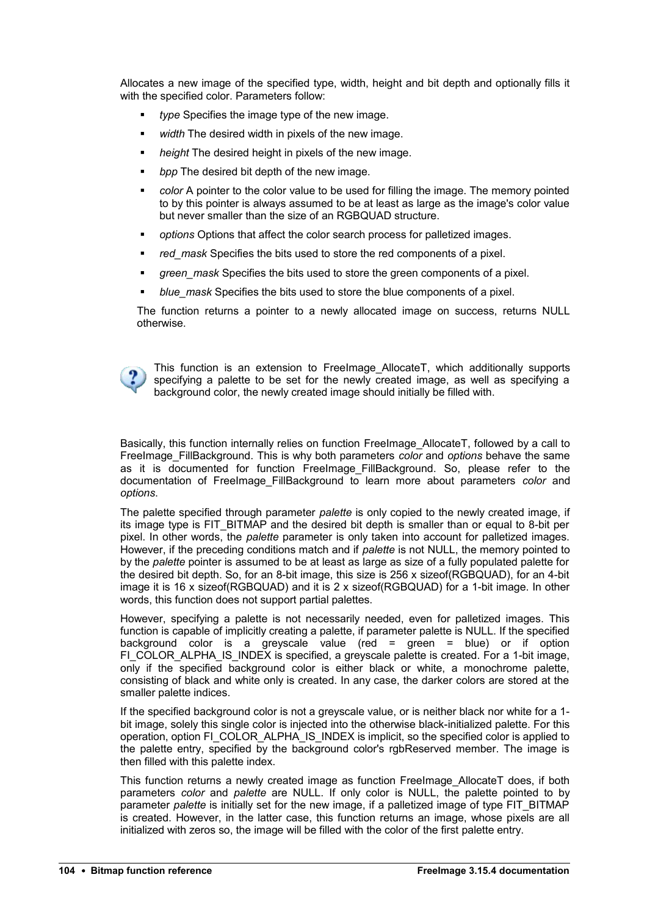Allocates a new image of the specified type, width, height and bit depth and optionally fills it with the specified color. Parameters follow:

- *type* Specifies the image type of the new image.
- *width* The desired width in pixels of the new image.
- *height* The desired height in pixels of the new image.
- *bpp* The desired bit depth of the new image.
- *color* A pointer to the color value to be used for filling the image. The memory pointed to by this pointer is always assumed to be at least as large as the image's color value but never smaller than the size of an RGBQUAD structure.
- *options* Options that affect the color search process for palletized images.
- *red_mask* Specifies the bits used to store the red components of a pixel.
- *green_mask* Specifies the bits used to store the green components of a pixel.
- *blue_mask* Specifies the bits used to store the blue components of a pixel.

The function returns a pointer to a newly allocated image on success, returns NULL otherwise.

This function is an extension to FreeImage_AllocateT, which additionally supports specifying a palette to be set for the newly created image, as well as specifying a background color, the newly created image should initially be filled with.

Basically, this function internally relies on function FreeImage_AllocateT, followed by a call to FreeImage_FillBackground. This is why both parameters *color* and *options* behave the same as it is documented for function FreeImage_FillBackground. So, please refer to the documentation of FreeImage_FillBackground to learn more about parameters *color* and *options*.

The palette specified through parameter *palette* is only copied to the newly created image, if its image type is FIT_BITMAP and the desired bit depth is smaller than or equal to 8-bit per pixel. In other words, the *palette* parameter is only taken into account for palletized images. However, if the preceding conditions match and if *palette* is not NULL, the memory pointed to by the *palette* pointer is assumed to be at least as large as size of a fully populated palette for the desired bit depth. So, for an 8-bit image, this size is 256 x sizeof(RGBQUAD), for an 4-bit image it is 16 x sizeof(RGBQUAD) and it is 2 x sizeof(RGBQUAD) for a 1-bit image. In other words, this function does not support partial palettes.

However, specifying a palette is not necessarily needed, even for palletized images. This function is capable of implicitly creating a palette, if parameter palette is NULL. If the specified background color is a greyscale value (red = green = blue) or if option FI_COLOR_ALPHA_IS_INDEX is specified, a greyscale palette is created. For a 1-bit image, only if the specified background color is either black or white, a monochrome palette, consisting of black and white only is created. In any case, the darker colors are stored at the smaller palette indices.

If the specified background color is not a greyscale value, or is neither black nor white for a 1-bit image, solely this single color is injected into the otherwise black-initialized palette. For this operation, option FI_COLOR_ALPHA_IS_INDEX is implicit, so the specified color is applied to the palette entry, specified by the background color's rgbReserved member. The image is then filled with this palette index.

This function returns a newly created image as function FreeImage_AllocateT does, if both parameters *color* and *palette* are NULL. If only color is NULL, the palette pointed to by parameter *palette* is initially set for the new image, if a palletized image of type FIT_BITMAP is created. However, in the latter case, this function returns an image, whose pixels are all initialized with zeros so, the image will be filled with the color of the first palette entry.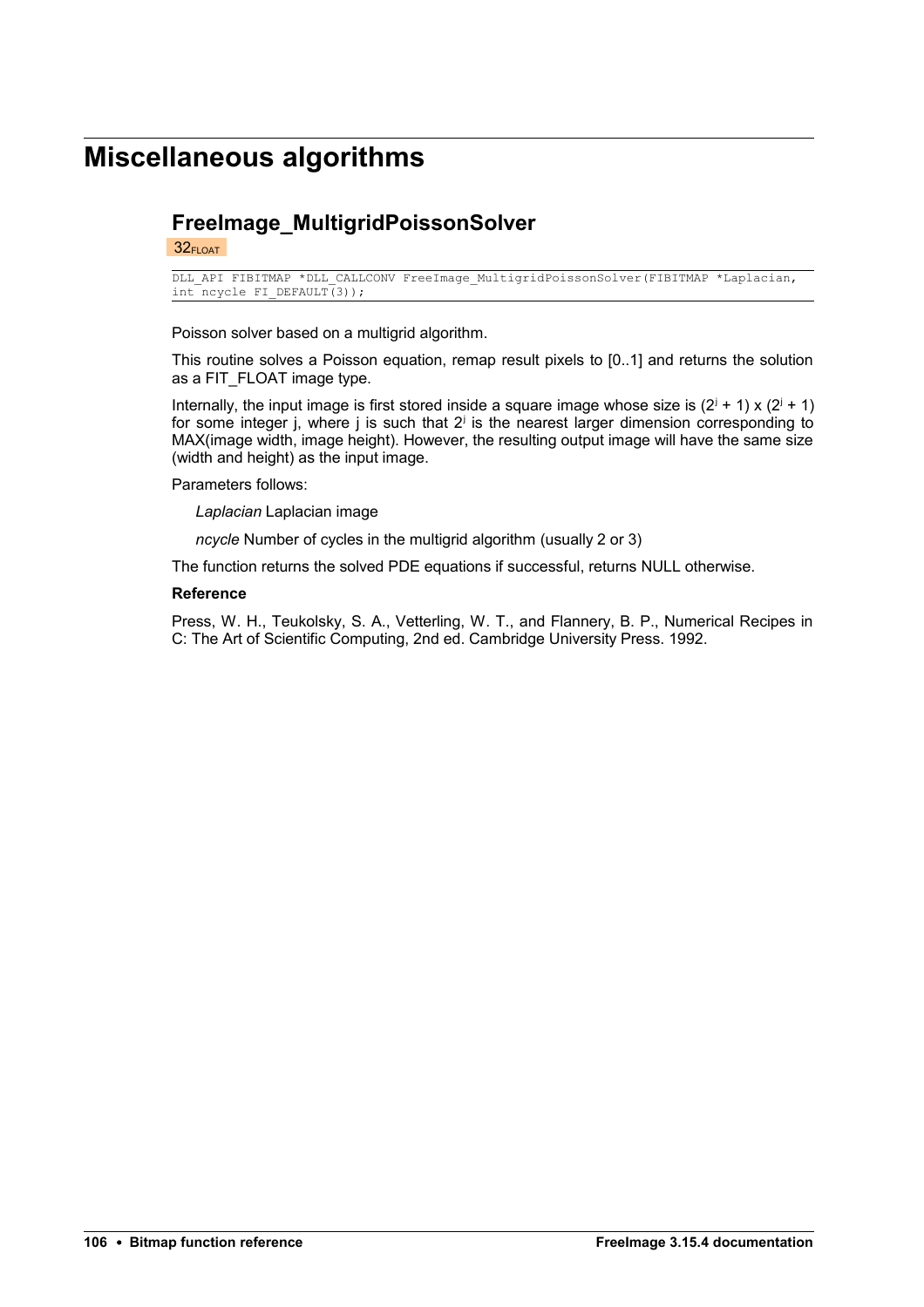# Miscellaneous algorithms

## FreeImage_MultigridPoissonSolver

32FLOAT

```
DLL_API FIBITMAP *DLL_CALLCONV FreeImage_MultigridPoissonSolver(FIBITMAP *Laplacian,
int ncycle FI_DEFAULT(3));
```

Poisson solver based on a multigrid algorithm.

This routine solves a Poisson equation, remap result pixels to [0..1] and returns the solution as a FIT_FLOAT image type.

Internally, the input image is first stored inside a square image whose size is $(2^j + 1) \times (2^j + 1)$ for some integer j, where j is such that $2^j$ is the nearest larger dimension corresponding to MAX(image width, image height). However, the resulting output image will have the same size (width and height) as the input image.

Parameters follows:

*Laplacian* Laplacian image

*ncycle* Number of cycles in the multigrid algorithm (usually 2 or 3)

The function returns the solved PDE equations if successful, returns NULL otherwise.

**Reference**

Press, W. H., Teukolsky, S. A., Vetterling, W. T., and Flannery, B. P., Numerical Recipes in C: The Art of Scientific Computing, 2nd ed. Cambridge University Press. 1992.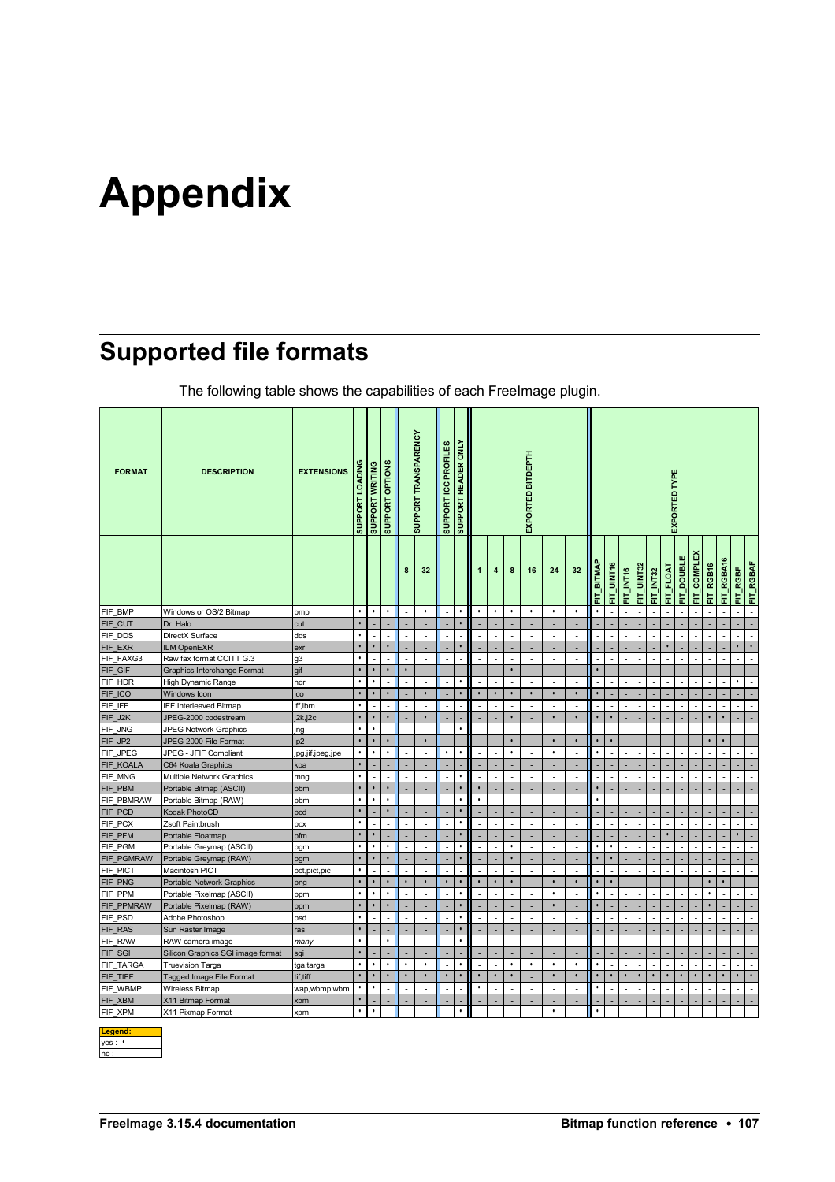# Appendix

## Supported file formats

The following table shows the capabilities of each FreeImage plugin.

| FORMAT | DESCRIPTION | EXTENSIONS | SUPPORT LOADING | SUPPORT WRITING | SUPPORT OPTIONS | SUPPORT TRANSPARENCY | | SUPPORT ICC PROFILES | SUPPORT HEADER ONLY | EXPORTED BITDEPTH | | | | | | EXPORTED TYPE | | | | | | | | | | | |
|---|---|---|---|---|---|---|---|---|---|---|---|---|---|---|---|---|---|---|---|---|---|---|---|---|---|---|---|
| | | | | | | 8 | 32 | | | 1 | 4 | 8 | 16 | 24 | 32 | FIT_BITMAP | FIT_UINT16 | FIT_INT16 | FIT_UINT32 | FIT_INT32 | FIT_FLOAT | FIT_DOUBLE | FIT_COMPLEX | FIT_RGB16 | FIT_RGBA16 | FIT_RGBF | FIT_RGBAF |
| FIF_BMP | Windows or OS/2 Bitmap | bmp | • | • | • | - | • | - | • | • | • | • | • | • | • | • | - | - | - | - | - | - | - | - | - | - | - |
| FIF_CUT | Dr. Halo | cut | • | - | - | - | - | - | • | - | - | - | - | - | - | - | - | - | - | - | - | - | - | - | - | - | - |
| FIF_DDS | DirectX Surface | dds | • | - | - | - | - | - | - | - | - | - | - | - | - | - | - | - | - | - | - | - | - | - | - | - | - |
| FIF_EXR | ILM OpenEXR | exr | • | • | • | - | - | - | • | - | - | - | - | - | - | - | - | - | - | - | • | - | - | - | - | • | • |
| FIF_FAXG3 | Raw fax format CCITT G.3 | g3 | • | - | - | - | - | - | - | - | - | - | - | - | - | - | - | - | - | - | - | - | - | - | - | - | - |
| FIF_GIF | Graphics Interchange Format | gif | • | • | • | • | - | - | - | - | - | • | - | - | - | • | - | - | - | - | - | - | - | - | - | - | - |
| FIF_HDR | High Dynamic Range | hdr | • | • | - | - | - | - | • | - | - | - | - | - | - | - | - | - | - | - | - | - | - | - | - | • | - |
| FIF_ICO | Windows Icon | ico | • | • | • | - | • | - | • | • | • | • | • | • | • | • | - | - | - | - | - | - | - | - | - | - | - |
| FIF_IFF | IFF Interleaved Bitmap | iff,lbm | • | - | - | - | - | - | - | - | - | - | - | - | - | - | - | - | - | - | - | - | - | - | - | - | - |
| FIF_J2K | JPEG-2000 codestream | j2k,j2c | • | • | • | - | • | - | - | - | - | • | - | • | • | • | • | - | - | - | - | - | - | • | • | - | - |
| FIF_JNG | JPEG Network Graphics | jng | • | • | - | - | - | - | • | - | - | - | - | - | - | - | - | - | - | - | - | - | - | - | - | - | - |
| FIF_JP2 | JPEG-2000 File Format | jp2 | • | • | • | - | • | - | - | - | - | • | - | • | • | • | • | - | - | - | - | - | - | • | • | - | - |
| FIF_JPEG | JPEG - JFIF Compliant | jpg,jif,jpeg,jpe | • | • | • | - | - | • | • | - | - | • | - | • | - | • | - | - | - | - | - | - | - | - | - | - | - |
| FIF_KOALA | C64 Koala Graphics | koa | • | - | - | - | - | - | - | - | - | - | - | - | - | - | - | - | - | - | - | - | - | - | - | - | - |
| FIF_MNG | Multiple Network Graphics | mng | • | - | - | - | - | - | • | - | - | - | - | - | - | - | - | - | - | - | - | - | - | - | - | - | - |
| FIF_PBM | Portable Bitmap (ASCII) | pbm | • | • | • | - | - | - | • | • | - | - | - | - | - | • | - | - | - | - | - | - | - | - | - | - | - |
| FIF_PBMRAW | Portable Bitmap (RAW) | pbm | • | • | • | - | - | - | • | • | - | - | - | - | - | • | - | - | - | - | - | - | - | - | - | - | - |
| FIF_PCD | Kodak PhotoCD | pcd | • | - | • | - | - | - | • | - | - | - | - | - | - | - | - | - | - | - | - | - | - | - | - | - | - |
| FIF_PCX | Zsoft Paintbrush | pcx | • | - | - | - | - | - | • | - | - | - | - | - | - | - | - | - | - | - | - | - | - | - | - | - | - |
| FIF_PFM | Portable Floatmap | pfm | • | • | - | - | - | - | • | - | - | - | - | - | - | - | - | - | - | - | • | - | - | - | - | • | - |
| FIF_PGM | Portable Greymap (ASCII) | pgm | • | • | • | - | - | - | • | - | - | • | - | - | - | • | • | - | - | - | - | - | - | - | - | - | - |
| FIF_PGMRAW | Portable Greymap (RAW) | pgm | • | • | • | - | - | - | • | - | - | • | - | - | - | • | • | - | - | - | - | - | - | - | - | - | - |
| FIF_PICT | Macintosh PICT | pct,pict,pic | • | - | - | - | - | - | • | - | - | - | - | - | - | - | - | - | - | - | - | - | - | - | - | - | - |
| FIF_PNG | Portable Network Graphics | png | • | • | • | • | • | • | • | • | • | • | - | • | • | • | • | - | - | - | - | - | - | • | • | - | - |
| FIF_PPM | Portable Pixelmap (ASCII) | ppm | • | • | • | - | - | - | • | - | - | - | - | • | - | • | - | - | - | - | - | - | - | • | - | - | - |
| FIF_PPMRAW | Portable Pixelmap (RAW) | ppm | • | • | • | - | - | - | • | - | - | - | - | • | - | • | - | - | - | - | - | - | - | • | - | - | - |
| FIF_PSD | Adobe Photoshop | psd | • | - | - | - | - | - | • | - | - | - | - | - | - | - | - | - | - | - | - | - | - | - | - | - | - |
| FIF_RAS | Sun Raster Image | ras | • | - | - | - | - | - | • | - | - | - | - | - | - | - | - | - | - | - | - | - | - | - | - | - | - |
| FIF_RAW | RAW camera image | *many* | • | - | • | - | - | - | • | - | - | - | - | - | - | - | - | - | - | - | - | - | - | - | - | - | - |
| FIF_SGI | Silicon Graphics SGI image format | sgi | • | - | - | - | - | - | • | - | - | - | - | - | - | - | - | - | - | - | - | - | - | - | - | - | - |
| FIF_TARGA | Truevision Targa | tga,targa | • | • | • | • | • | - | • | - | - | • | • | • | • | • | - | - | - | - | - | - | - | - | - | - | - |
| FIF_TIFF | Tagged Image File Format | tif,tiff | • | • | • | • | • | • | • | • | • | • | - | • | • | • | • | • | • | • | • | • | • | • | • | • | • |
| FIF_WBMP | Wireless Bitmap | wap,wbmp,wbm | • | • | - | - | - | - | - | • | - | - | - | - | - | • | - | - | - | - | - | - | - | - | - | - | - |
| FIF_XBM | X11 Bitmap Format | xbm | • | - | - | - | - | - | - | - | - | - | - | - | - | - | - | - | - | - | - | - | - | - | - | - | - |
| FIF_XPM | X11 Pixmap Format | xpm | • | • | - | - | - | - | • | - | - | - | - | • | - | • | - | - | - | - | - | - | - | - | - | - | - |

| Legend: |
|---|
| yes : • |
| no : - |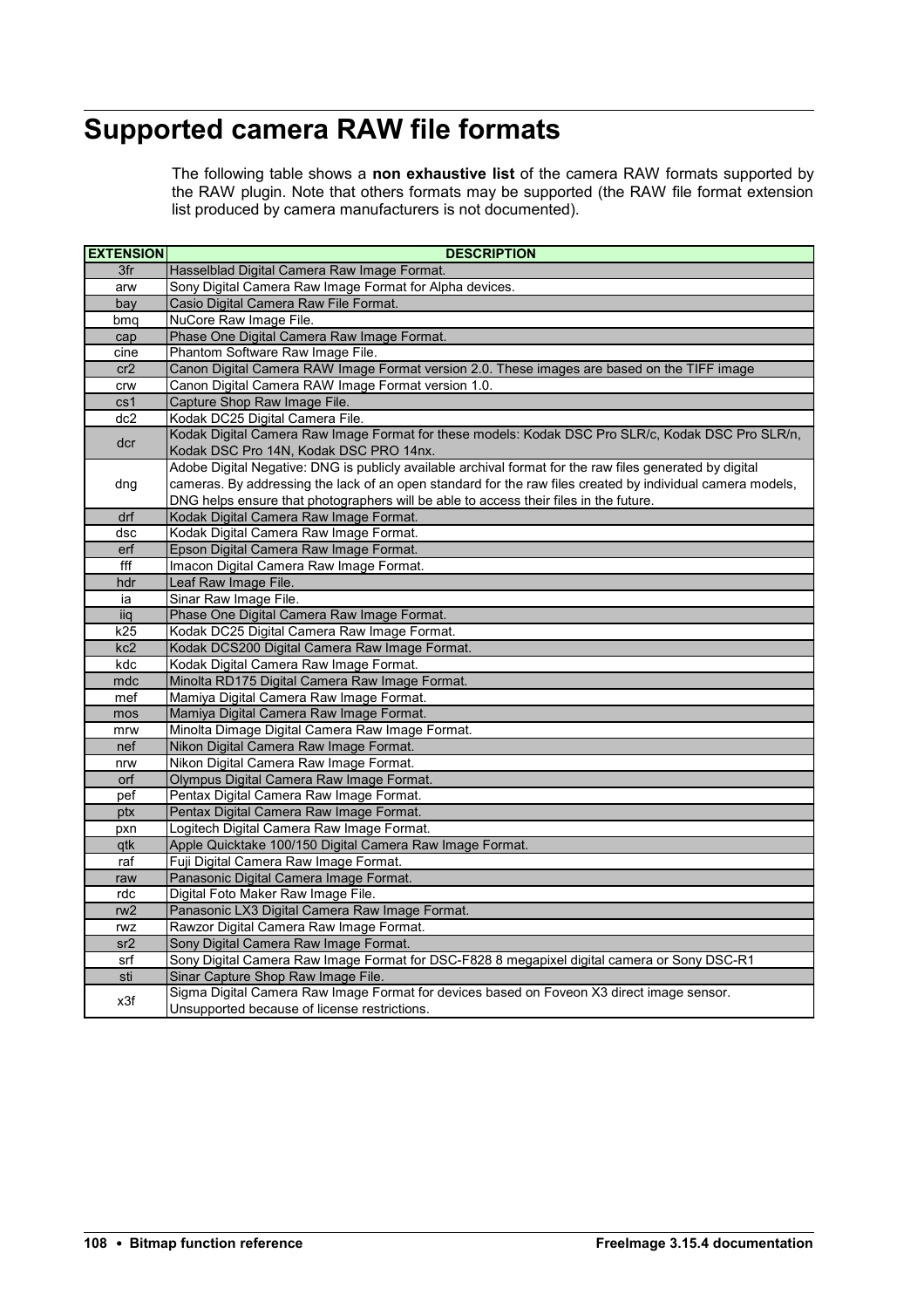# Supported camera RAW file formats

The following table shows a **non exhaustive list** of the camera RAW formats supported by the RAW plugin. Note that others formats may be supported (the RAW file format extension list produced by camera manufacturers is not documented).

| EXTENSION | DESCRIPTION |
|---|---|
| 3fr | Hasselblad Digital Camera Raw Image Format. |
| arw | Sony Digital Camera Raw Image Format for Alpha devices. |
| bay | Casio Digital Camera Raw File Format. |
| bmq | NuCore Raw Image File. |
| cap | Phase One Digital Camera Raw Image Format. |
| cine | Phantom Software Raw Image File. |
| cr2 | Canon Digital Camera RAW Image Format version 2.0. These images are based on the TIFF image |
| crw | Canon Digital Camera RAW Image Format version 1.0. |
| cs1 | Capture Shop Raw Image File. |
| dc2 | Kodak DC25 Digital Camera File. |
| dcr | Kodak Digital Camera Raw Image Format for these models: Kodak DSC Pro SLR/c, Kodak DSC Pro SLR/n, Kodak DSC Pro 14N, Kodak DSC PRO 14nx. |
| dng | Adobe Digital Negative: DNG is publicly available archival format for the raw files generated by digital cameras. By addressing the lack of an open standard for the raw files created by individual camera models, DNG helps ensure that photographers will be able to access their files in the future. |
| drf | Kodak Digital Camera Raw Image Format. |
| dsc | Kodak Digital Camera Raw Image Format. |
| erf | Epson Digital Camera Raw Image Format. |
| fff | Imacon Digital Camera Raw Image Format. |
| hdr | Leaf Raw Image File. |
| ia | Sinar Raw Image File. |
| iiq | Phase One Digital Camera Raw Image Format. |
| k25 | Kodak DC25 Digital Camera Raw Image Format. |
| kc2 | Kodak DCS200 Digital Camera Raw Image Format. |
| kdc | Kodak Digital Camera Raw Image Format. |
| mdc | Minolta RD175 Digital Camera Raw Image Format. |
| mef | Mamiya Digital Camera Raw Image Format. |
| mos | Mamiya Digital Camera Raw Image Format. |
| mrw | Minolta Dimage Digital Camera Raw Image Format. |
| nef | Nikon Digital Camera Raw Image Format. |
| nrw | Nikon Digital Camera Raw Image Format. |
| orf | Olympus Digital Camera Raw Image Format. |
| pef | Pentax Digital Camera Raw Image Format. |
| ptx | Pentax Digital Camera Raw Image Format. |
| pxn | Logitech Digital Camera Raw Image Format. |
| qtk | Apple Quicktake 100/150 Digital Camera Raw Image Format. |
| raf | Fuji Digital Camera Raw Image Format. |
| raw | Panasonic Digital Camera Image Format. |
| rdc | Digital Foto Maker Raw Image File. |
| rw2 | Panasonic LX3 Digital Camera Raw Image Format. |
| rwz | Rawzor Digital Camera Raw Image Format. |
| sr2 | Sony Digital Camera Raw Image Format. |
| srf | Sony Digital Camera Raw Image Format for DSC-F828 8 megapixel digital camera or Sony DSC-R1 |
| sti | Sinar Capture Shop Raw Image File. |
| x3f | Sigma Digital Camera Raw Image Format for devices based on Foveon X3 direct image sensor. Unsupported because of license restrictions. |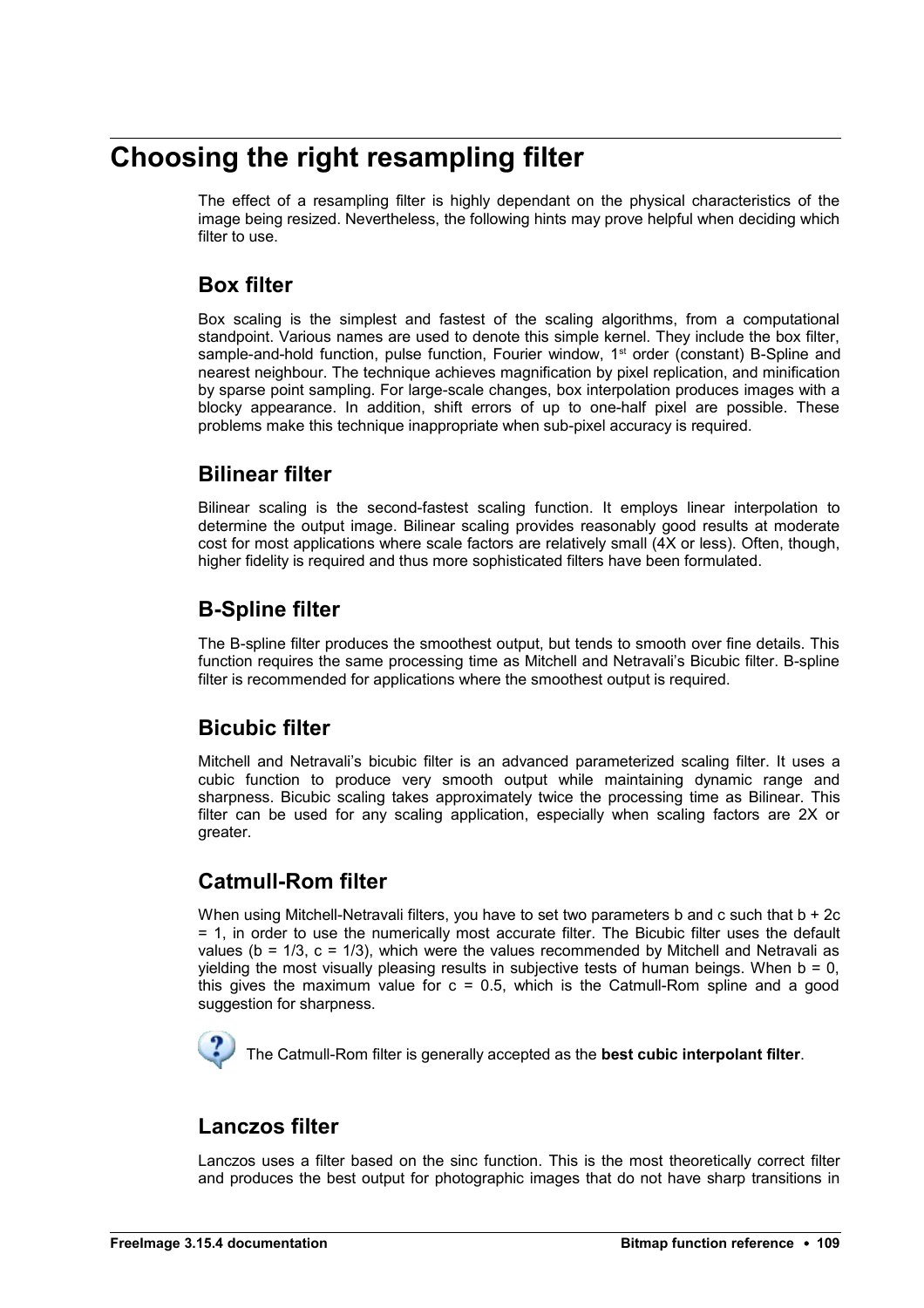# Choosing the right resampling filter

The effect of a resampling filter is highly dependant on the physical characteristics of the image being resized. Nevertheless, the following hints may prove helpful when deciding which filter to use.

## Box filter

Box scaling is the simplest and fastest of the scaling algorithms, from a computational standpoint. Various names are used to denote this simple kernel. They include the box filter, sample-and-hold function, pulse function, Fourier window, 1st order (constant) B-Spline and nearest neighbour. The technique achieves magnification by pixel replication, and minification by sparse point sampling. For large-scale changes, box interpolation produces images with a blocky appearance. In addition, shift errors of up to one-half pixel are possible. These problems make this technique inappropriate when sub-pixel accuracy is required.

## Bilinear filter

Bilinear scaling is the second-fastest scaling function. It employs linear interpolation to determine the output image. Bilinear scaling provides reasonably good results at moderate cost for most applications where scale factors are relatively small (4X or less). Often, though, higher fidelity is required and thus more sophisticated filters have been formulated.

## B-Spline filter

The B-spline filter produces the smoothest output, but tends to smooth over fine details. This function requires the same processing time as Mitchell and Netravali's Bicubic filter. B-spline filter is recommended for applications where the smoothest output is required.

## Bicubic filter

Mitchell and Netravali's bicubic filter is an advanced parameterized scaling filter. It uses a cubic function to produce very smooth output while maintaining dynamic range and sharpness. Bicubic scaling takes approximately twice the processing time as Bilinear. This filter can be used for any scaling application, especially when scaling factors are 2X or greater.

## Catmull-Rom filter

When using Mitchell-Netravali filters, you have to set two parameters b and c such that $b + 2c = 1$, in order to use the numerically most accurate filter. The Bicubic filter uses the default values ($b = 1/3$, $c = 1/3$), which were the values recommended by Mitchell and Netravali as yielding the most visually pleasing results in subjective tests of human beings. When $b = 0$, this gives the maximum value for $c = 0.5$, which is the Catmull-Rom spline and a good suggestion for sharpness.

The Catmull-Rom filter is generally accepted as the **best cubic interpolant filter**.

## Lanczos filter

Lanczos uses a filter based on the sinc function. This is the most theoretically correct filter and produces the best output for photographic images that do not have sharp transitions in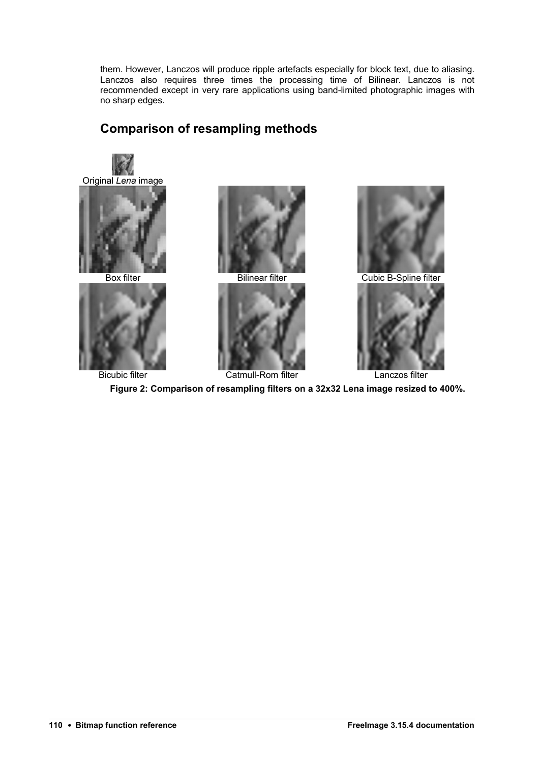them. However, Lanczos will produce ripple artefacts especially for block text, due to aliasing. Lanczos also requires three times the processing time of Bilinear. Lanczos is not recommended except in very rare applications using band-limited photographic images with no sharp edges.

## Comparison of resampling methods

Original *Lena* image

Box filter

Bilinear filter

Cubic B-Spline filter

Bicubic filter

Catmull-Rom filter

Lanczos filter

**Figure 2: Comparison of resampling filters on a 32x32 Lena image resized to 400%.**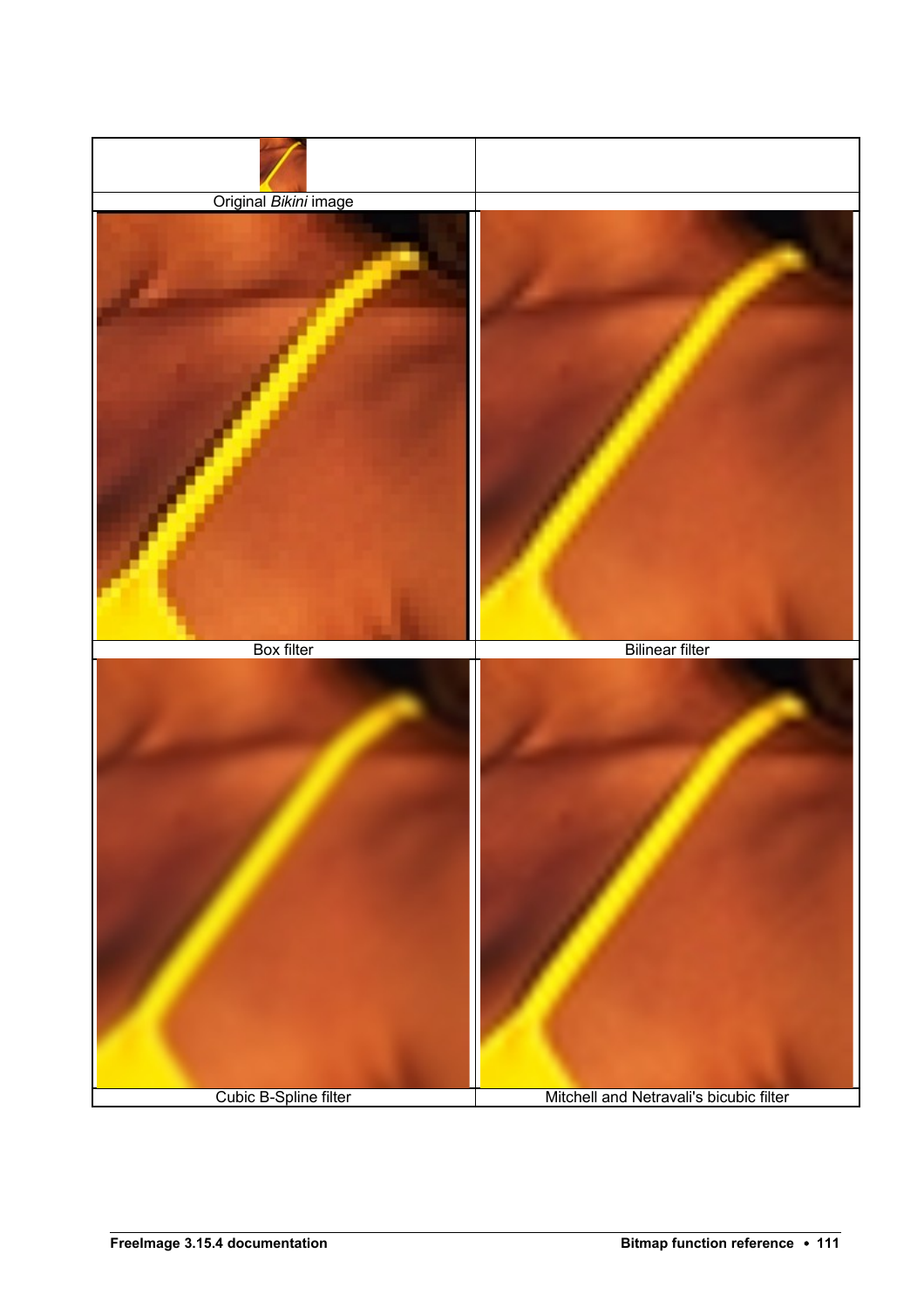| Original *Bikini* image | |
|---|---|
| Box filter | Bilinear filter |
| Cubic B-Spline filter | Mitchell and Netravali's bicubic filter |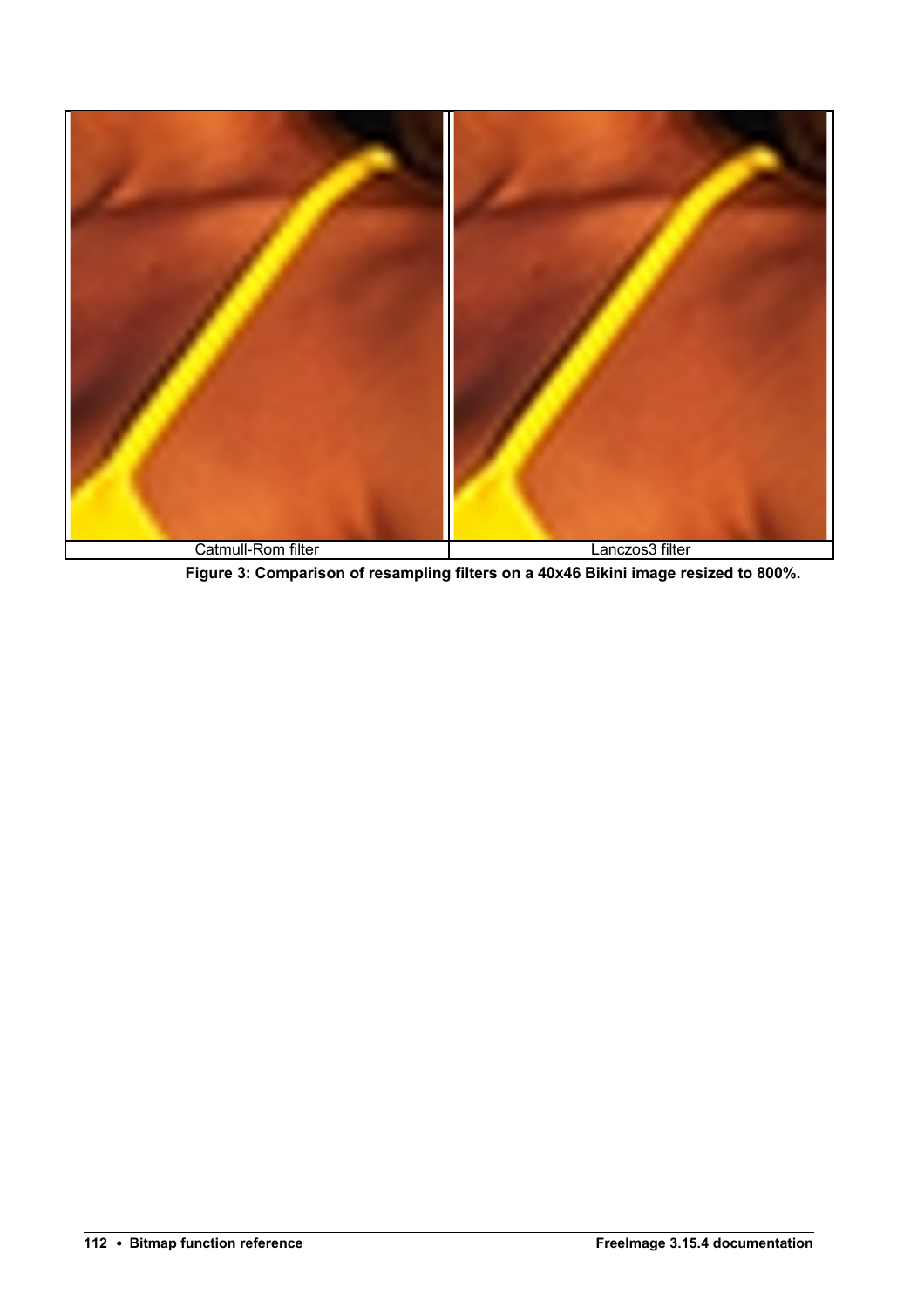| Catmull-Rom filter | Lanczos3 filter |
|---|---|

**Figure 3: Comparison of resampling filters on a 40x46 Bikini image resized to 800%.**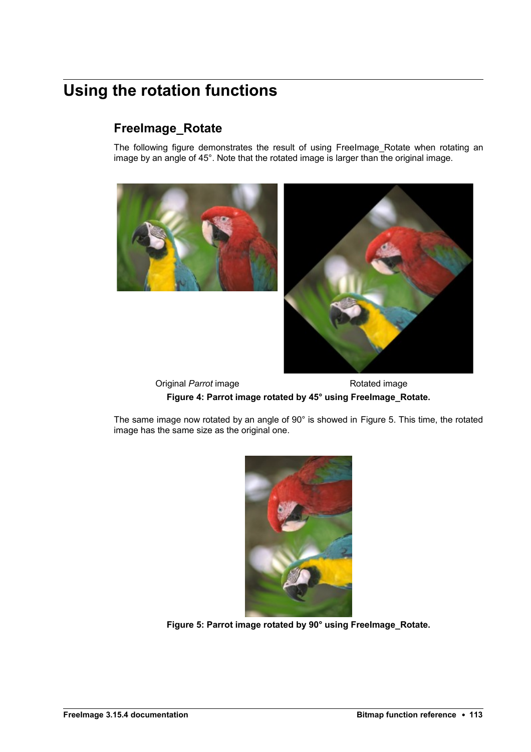# Using the rotation functions

## FreeImage_Rotate

The following figure demonstrates the result of using FreeImage_Rotate when rotating an image by an angle of 45°. Note that the rotated image is larger than the original image.

Original *Parrot* image Rotated image

**Figure 4: Parrot image rotated by 45° using FreeImage_Rotate.**

The same image now rotated by an angle of 90° is showed in Figure 5. This time, the rotated image has the same size as the original one.

**Figure 5: Parrot image rotated by 90° using FreeImage_Rotate.**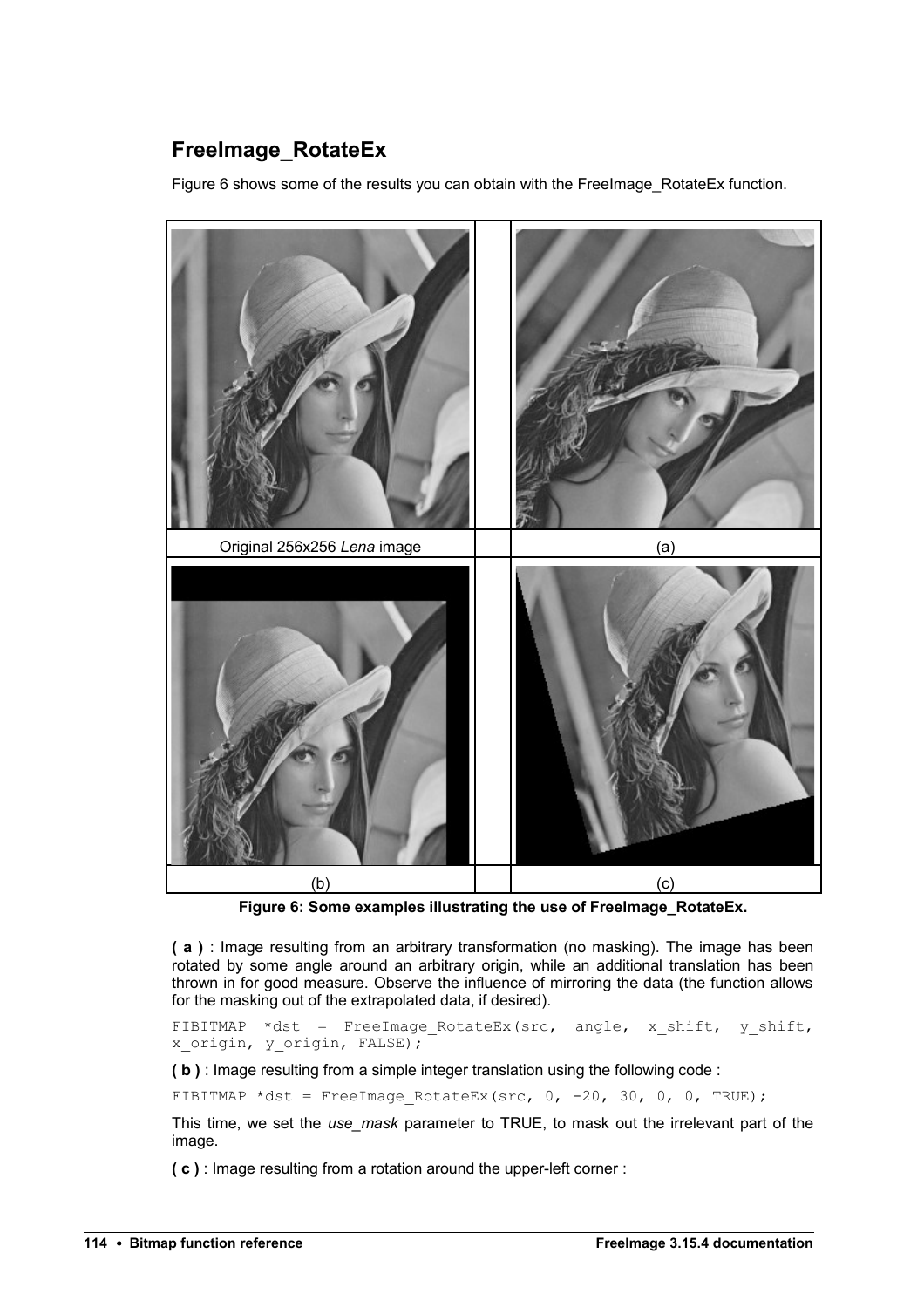## FreeImage_RotateEx

Figure 6 shows some of the results you can obtain with the FreeImage_RotateEx function.

| Original 256x256 *Lena* image | | (a) |
|---|---|---|
| (b) | | (c) |

**Figure 6: Some examples illustrating the use of FreeImage_RotateEx.**

**( a )** : Image resulting from an arbitrary transformation (no masking). The image has been rotated by some angle around an arbitrary origin, while an additional translation has been thrown in for good measure. Observe the influence of mirroring the data (the function allows for the masking out of the extrapolated data, if desired).

```
FIBITMAP *dst = FreeImage_RotateEx(src, angle, x_shift, y_shift,
x_origin, y_origin, FALSE);
```

**( b )** : Image resulting from a simple integer translation using the following code :

```
FIBITMAP *dst = FreeImage_RotateEx(src, 0, -20, 30, 0, 0, TRUE);
```

This time, we set the *use_mask* parameter to TRUE, to mask out the irrelevant part of the image.

**( c )** : Image resulting from a rotation around the upper-left corner :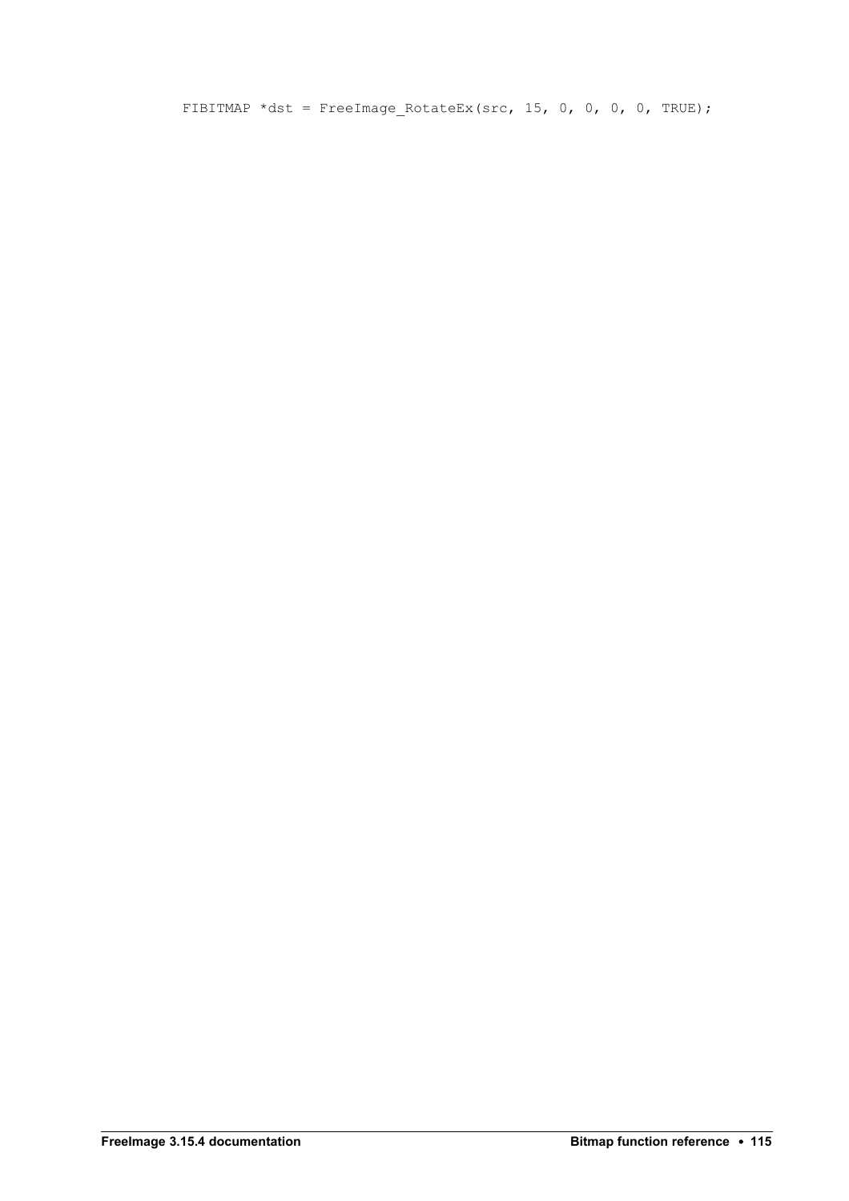```
FIBITMAP *dst = FreeImage_RotateEx(src, 15, 0, 0, 0, 0, TRUE);
```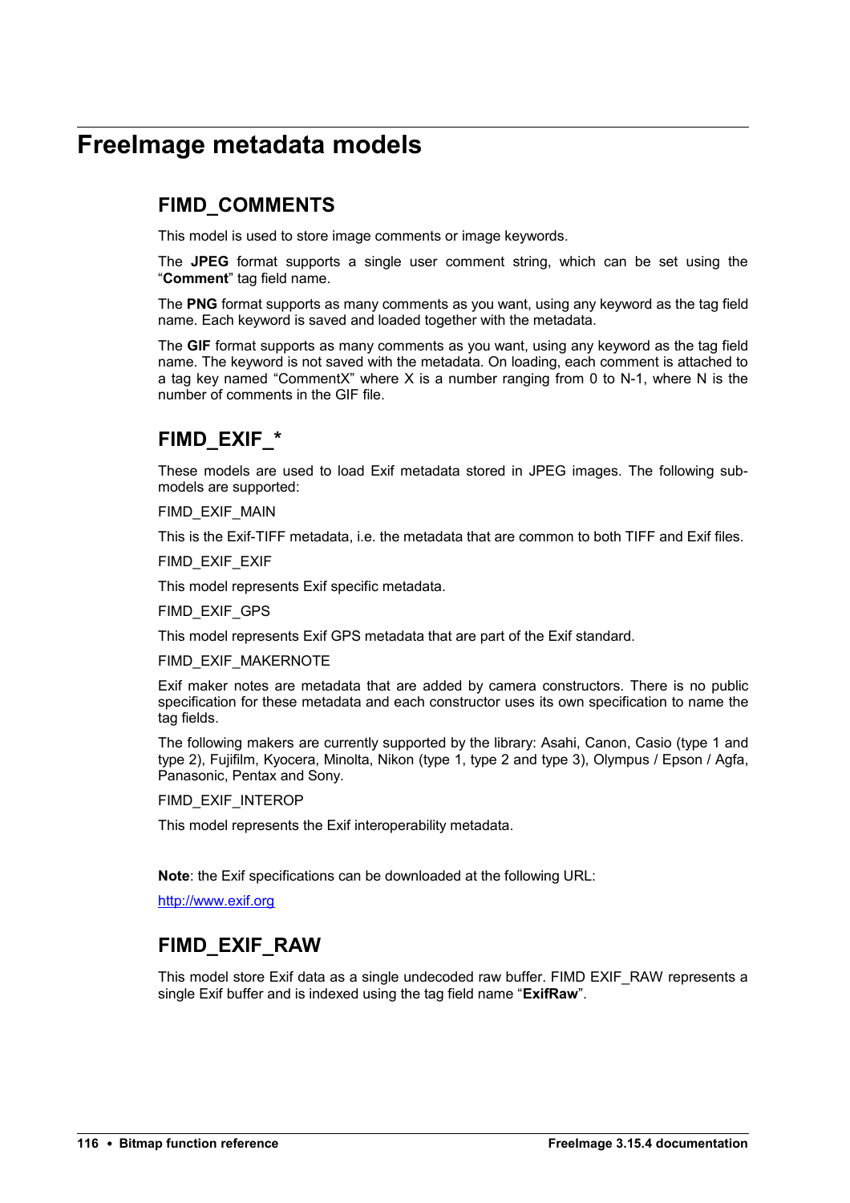# FreeImage metadata models

## FIMD_COMMENTS

This model is used to store image comments or image keywords.

The **JPEG** format supports a single user comment string, which can be set using the "**Comment**" tag field name.

The **PNG** format supports as many comments as you want, using any keyword as the tag field name. Each keyword is saved and loaded together with the metadata.

The **GIF** format supports as many comments as you want, using any keyword as the tag field name. The keyword is not saved with the metadata. On loading, each comment is attached to a tag key named "CommentX" where X is a number ranging from 0 to N-1, where N is the number of comments in the GIF file.

## FIMD_EXIF_*

These models are used to load Exif metadata stored in JPEG images. The following sub-models are supported:

FIMD_EXIF_MAIN

This is the Exif-TIFF metadata, i.e. the metadata that are common to both TIFF and Exif files.

FIMD_EXIF_EXIF

This model represents Exif specific metadata.

FIMD_EXIF_GPS

This model represents Exif GPS metadata that are part of the Exif standard.

FIMD_EXIF_MAKERNOTE

Exif maker notes are metadata that are added by camera constructors. There is no public specification for these metadata and each constructor uses its own specification to name the tag fields.

The following makers are currently supported by the library: Asahi, Canon, Casio (type 1 and type 2), Fujifilm, Kyocera, Minolta, Nikon (type 1, type 2 and type 3), Olympus / Epson / Agfa, Panasonic, Pentax and Sony.

FIMD_EXIF_INTEROP

This model represents the Exif interoperability metadata.

**Note**: the Exif specifications can be downloaded at the following URL:

http://www.exif.org

## FIMD_EXIF_RAW

This model store Exif data as a single undecoded raw buffer. FIMD EXIF_RAW represents a single Exif buffer and is indexed using the tag field name "**ExifRaw**".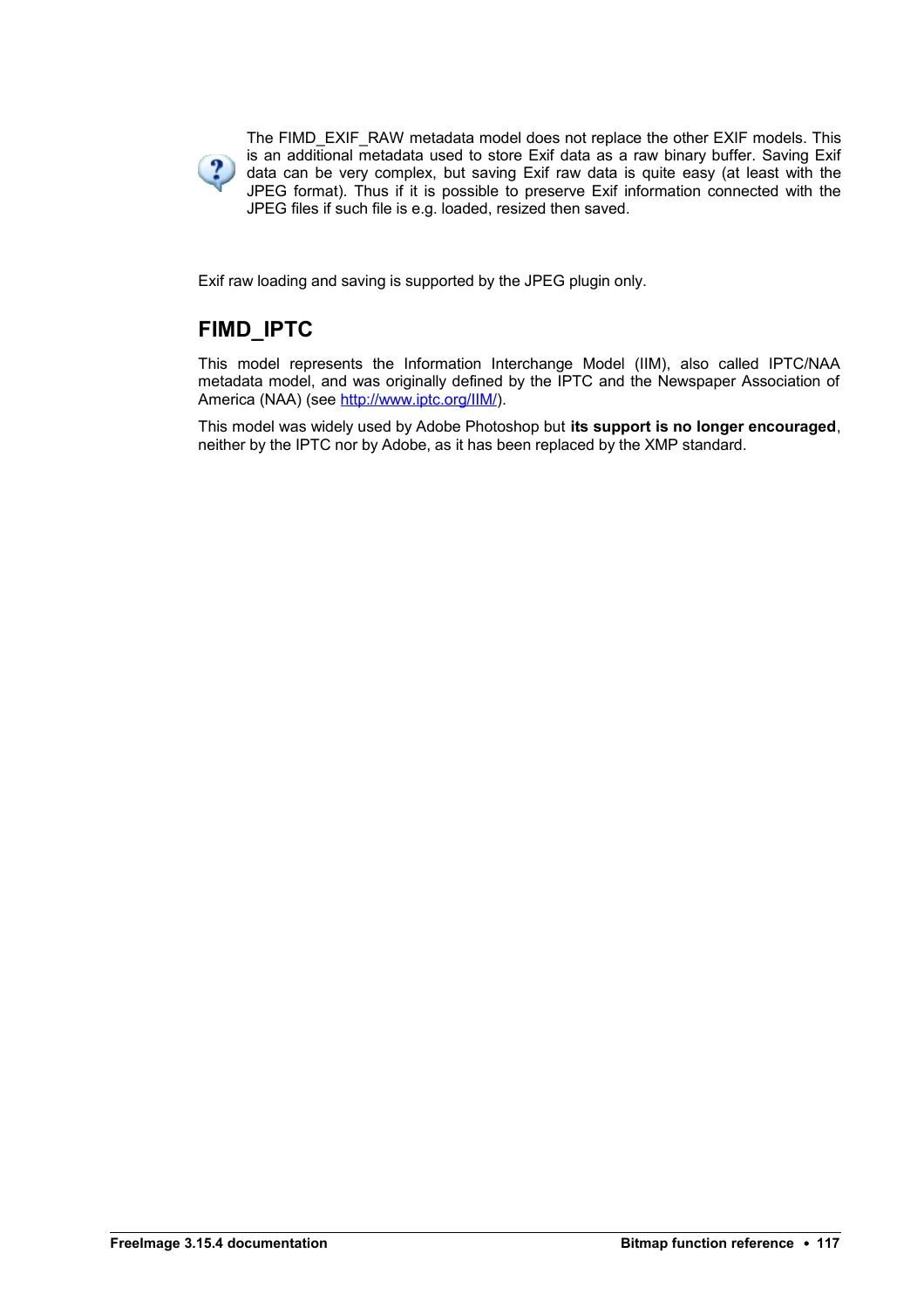The FIMD_EXIF_RAW metadata model does not replace the other EXIF models. This is an additional metadata used to store Exif data as a raw binary buffer. Saving Exif data can be very complex, but saving Exif raw data is quite easy (at least with the JPEG format). Thus if it is possible to preserve Exif information connected with the JPEG files if such file is e.g. loaded, resized then saved.

Exif raw loading and saving is supported by the JPEG plugin only.

## FIMD_IPTC

This model represents the Information Interchange Model (IIM), also called IPTC/NAA metadata model, and was originally defined by the IPTC and the Newspaper Association of America (NAA) (see http://www.iptc.org/IIM/).

This model was widely used by Adobe Photoshop but **its support is no longer encouraged**, neither by the IPTC nor by Adobe, as it has been replaced by the XMP standard.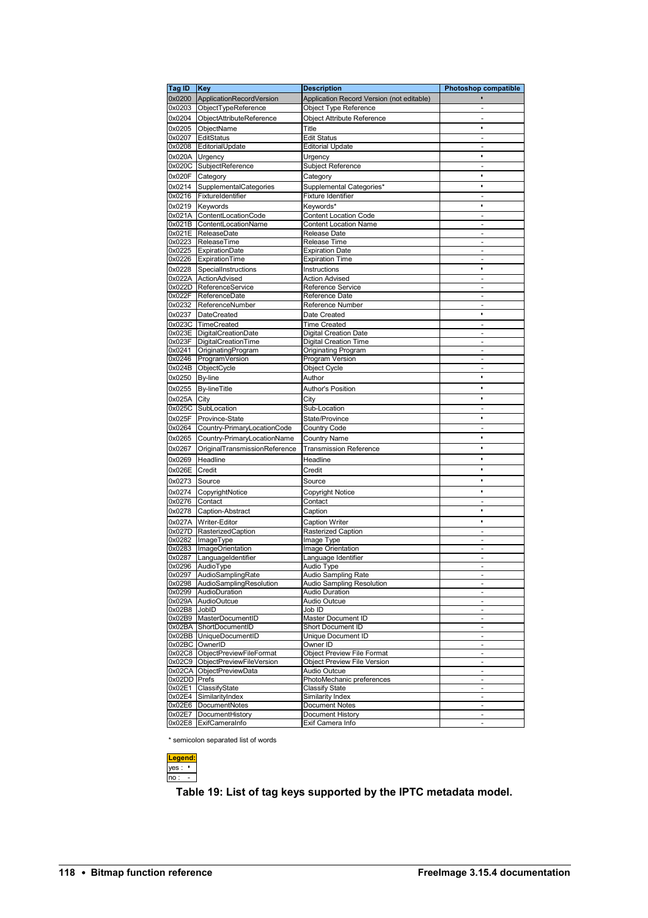| Tag ID | Key | Description | Photoshop compatible |
|---|---|---|---|
| 0x0200 | ApplicationRecordVersion | Application Record Version (not editable) | • |
| 0x0203 | ObjectTypeReference | Object Type Reference | - |
| 0x0204 | ObjectAttributeReference | Object Attribute Reference | - |
| 0x0205 | ObjectName | Title | • |
| 0x0207 | EditStatus | Edit Status | - |
| 0x0208 | EditorialUpdate | Editorial Update | - |
| 0x020A | Urgency | Urgency | • |
| 0x020C | SubjectReference | Subject Reference | - |
| 0x020F | Category | Category | • |
| 0x0214 | SupplementalCategories | Supplemental Categories* | • |
| 0x0216 | FixtureIdentifier | Fixture Identifier | - |
| 0x0219 | Keywords | Keywords* | • |
| 0x021A | ContentLocationCode | Content Location Code | - |
| 0x021B | ContentLocationName | Content Location Name | - |
| 0x021E | ReleaseDate | Release Date | - |
| 0x0223 | ReleaseTime | Release Time | - |
| 0x0225 | ExpirationDate | Expiration Date | - |
| 0x0226 | ExpirationTime | Expiration Time | - |
| 0x0228 | SpecialInstructions | Instructions | • |
| 0x022A | ActionAdvised | Action Advised | - |
| 0x022D | ReferenceService | Reference Service | - |
| 0x022F | ReferenceDate | Reference Date | - |
| 0x0232 | ReferenceNumber | Reference Number | - |
| 0x0237 | DateCreated | Date Created | • |
| 0x023C | TimeCreated | Time Created | - |
| 0x023E | DigitalCreationDate | Digital Creation Date | - |
| 0x023F | DigitalCreationTime | Digital Creation Time | - |
| 0x0241 | OriginatingProgram | Originating Program | - |
| 0x0246 | ProgramVersion | Program Version | - |
| 0x024B | ObjectCycle | Object Cycle | - |
| 0x0250 | By-line | Author | • |
| 0x0255 | By-lineTitle | Author's Position | • |
| 0x025A | City | City | • |
| 0x025C | SubLocation | Sub-Location | - |
| 0x025F | Province-State | State/Province | • |
| 0x0264 | Country-PrimaryLocationCode | Country Code | - |
| 0x0265 | Country-PrimaryLocationName | Country Name | • |
| 0x0267 | OriginalTransmissionReference | Transmission Reference | • |
| 0x0269 | Headline | Headline | • |
| 0x026E | Credit | Credit | • |
| 0x0273 | Source | Source | • |
| 0x0274 | CopyrightNotice | Copyright Notice | • |
| 0x0276 | Contact | Contact | - |
| 0x0278 | Caption-Abstract | Caption | • |
| 0x027A | Writer-Editor | Caption Writer | • |
| 0x027D | RasterizedCaption | Rasterized Caption | - |
| 0x0282 | ImageType | Image Type | - |
| 0x0283 | ImageOrientation | Image Orientation | - |
| 0x0287 | LanguageIdentifier | Language Identifier | - |
| 0x0296 | AudioType | Audio Type | - |
| 0x0297 | AudioSamplingRate | Audio Sampling Rate | - |
| 0x0298 | AudioSamplingResolution | Audio Sampling Resolution | - |
| 0x0299 | AudioDuration | Audio Duration | - |
| 0x029A | AudioOutcue | Audio Outcue | - |
| 0x02B8 | JobID | Job ID | - |
| 0x02B9 | MasterDocumentID | Master Document ID | - |
| 0x02BA | ShortDocumentID | Short Document ID | - |
| 0x02BB | UniqueDocumentID | Unique Document ID | - |
| 0x02BC | OwnerID | Owner ID | - |
| 0x02C8 | ObjectPreviewFileFormat | Object Preview File Format | - |
| 0x02C9 | ObjectPreviewFileVersion | Object Preview File Version | - |
| 0x02CA | ObjectPreviewData | Audio Outcue | - |
| 0x02DD | Prefs | PhotoMechanic preferences | - |
| 0x02E1 | ClassifyState | Classify State | - |
| 0x02E4 | SimilarityIndex | Similarity Index | - |
| 0x02E6 | DocumentNotes | Document Notes | - |
| 0x02E7 | DocumentHistory | Document History | - |
| 0x02E8 | ExifCameraInfo | Exif Camera Info | - |

* semicolon separated list of words

| Legend: |
|---|
| yes : • |
| no : - |

**Table 19: List of tag keys supported by the IPTC metadata model.**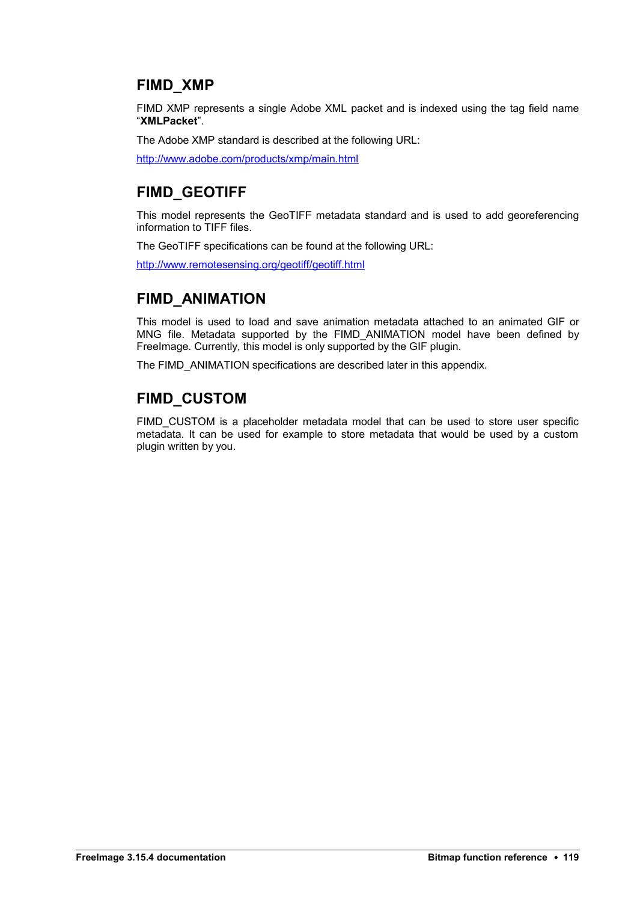## FIMD_XMP

FIMD XMP represents a single Adobe XML packet and is indexed using the tag field name "**XMLPacket**".

The Adobe XMP standard is described at the following URL:

http://www.adobe.com/products/xmp/main.html

## FIMD_GEOTIFF

This model represents the GeoTIFF metadata standard and is used to add georeferencing information to TIFF files.

The GeoTIFF specifications can be found at the following URL:

http://www.remotesensing.org/geotiff/geotiff.html

## FIMD_ANIMATION

This model is used to load and save animation metadata attached to an animated GIF or MNG file. Metadata supported by the FIMD_ANIMATION model have been defined by FreeImage. Currently, this model is only supported by the GIF plugin.

The FIMD_ANIMATION specifications are described later in this appendix.

## FIMD_CUSTOM

FIMD_CUSTOM is a placeholder metadata model that can be used to store user specific metadata. It can be used for example to store metadata that would be used by a custom plugin written by you.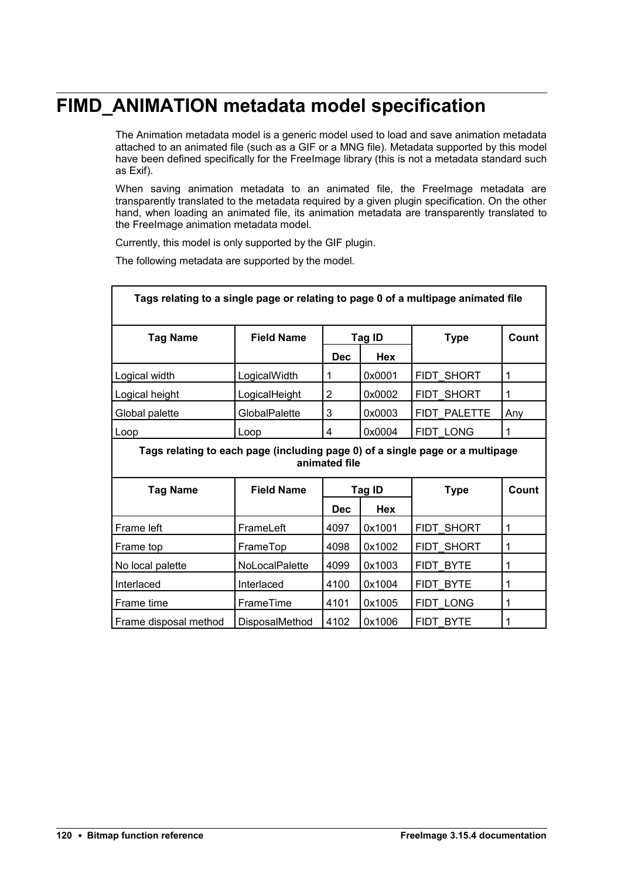# FIMD_ANIMATION metadata model specification

The Animation metadata model is a generic model used to load and save animation metadata attached to an animated file (such as a GIF or a MNG file). Metadata supported by this model have been defined specifically for the FreeImage library (this is not a metadata standard such as Exif).

When saving animation metadata to an animated file, the FreeImage metadata are transparently translated to the metadata required by a given plugin specification. On the other hand, when loading an animated file, its animation metadata are transparently translated to the FreeImage animation metadata model.

Currently, this model is only supported by the GIF plugin.

The following metadata are supported by the model.

| Tags relating to a single page or relating to page 0 of a multipage animated file | | | | | |
|---|---|---|---|---|---|
| **Tag Name** | **Field Name** | **Tag ID** | | **Type** | **Count** |
| | | **Dec** | **Hex** | | |
| Logical width | LogicalWidth | 1 | 0x0001 | FIDT_SHORT | 1 |
| Logical height | LogicalHeight | 2 | 0x0002 | FIDT_SHORT | 1 |
| Global palette | GlobalPalette | 3 | 0x0003 | FIDT_PALETTE | Any |
| Loop | Loop | 4 | 0x0004 | FIDT_LONG | 1 |
| **Tags relating to each page (including page 0) of a single page or a multipage animated file** | | | | | |
| **Tag Name** | **Field Name** | **Tag ID** | | **Type** | **Count** |
| | | **Dec** | **Hex** | | |
| Frame left | FrameLeft | 4097 | 0x1001 | FIDT_SHORT | 1 |
| Frame top | FrameTop | 4098 | 0x1002 | FIDT_SHORT | 1 |
| No local palette | NoLocalPalette | 4099 | 0x1003 | FIDT_BYTE | 1 |
| Interlaced | Interlaced | 4100 | 0x1004 | FIDT_BYTE | 1 |
| Frame time | FrameTime | 4101 | 0x1005 | FIDT_LONG | 1 |
| Frame disposal method | DisposalMethod | 4102 | 0x1006 | FIDT_BYTE | 1 |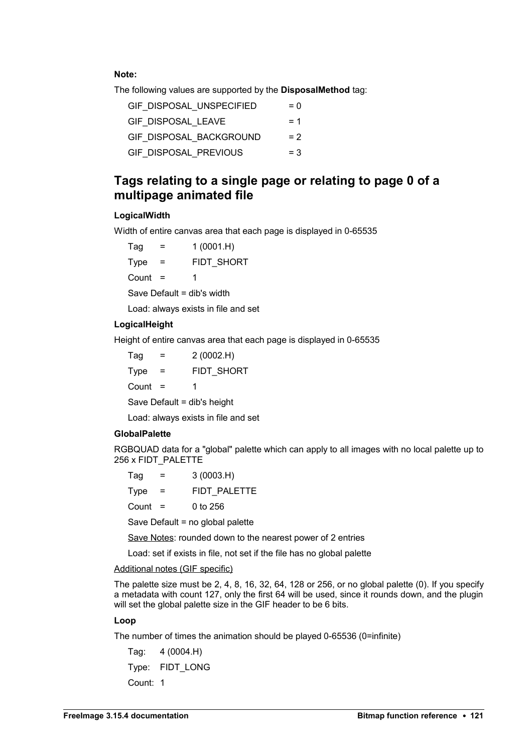**Note:**

The following values are supported by the **DisposalMethod** tag:

| | |
|---|---|
| GIF_DISPOSAL_UNSPECIFIED | = 0 |
| GIF_DISPOSAL_LEAVE | = 1 |
| GIF_DISPOSAL_BACKGROUND | = 2 |
| GIF_DISPOSAL_PREVIOUS | = 3 |

## Tags relating to a single page or relating to page 0 of a multipage animated file

**LogicalWidth**

Width of entire canvas area that each page is displayed in 0-65535

Tag = 1 (0001.H)

Type = FIDT_SHORT

Count = 1

Save Default = dib's width

Load: always exists in file and set

**LogicalHeight**

Height of entire canvas area that each page is displayed in 0-65535

Tag = 2 (0002.H)

Type = FIDT_SHORT

Count = 1

Save Default = dib's height

Load: always exists in file and set

**GlobalPalette**

RGBQUAD data for a "global" palette which can apply to all images with no local palette up to 256 x FIDT_PALETTE

Tag = 3 (0003.H)

Type = FIDT_PALETTE

Count = 0 to 256

Save Default = no global palette

Save Notes: rounded down to the nearest power of 2 entries

Load: set if exists in file, not set if the file has no global palette

Additional notes (GIF specific)

The palette size must be 2, 4, 8, 16, 32, 64, 128 or 256, or no global palette (0). If you specify a metadata with count 127, only the first 64 will be used, since it rounds down, and the plugin will set the global palette size in the GIF header to be 6 bits.

**Loop**

The number of times the animation should be played 0-65536 (0=infinite)

Tag: 4 (0004.H)

Type: FIDT_LONG

Count: 1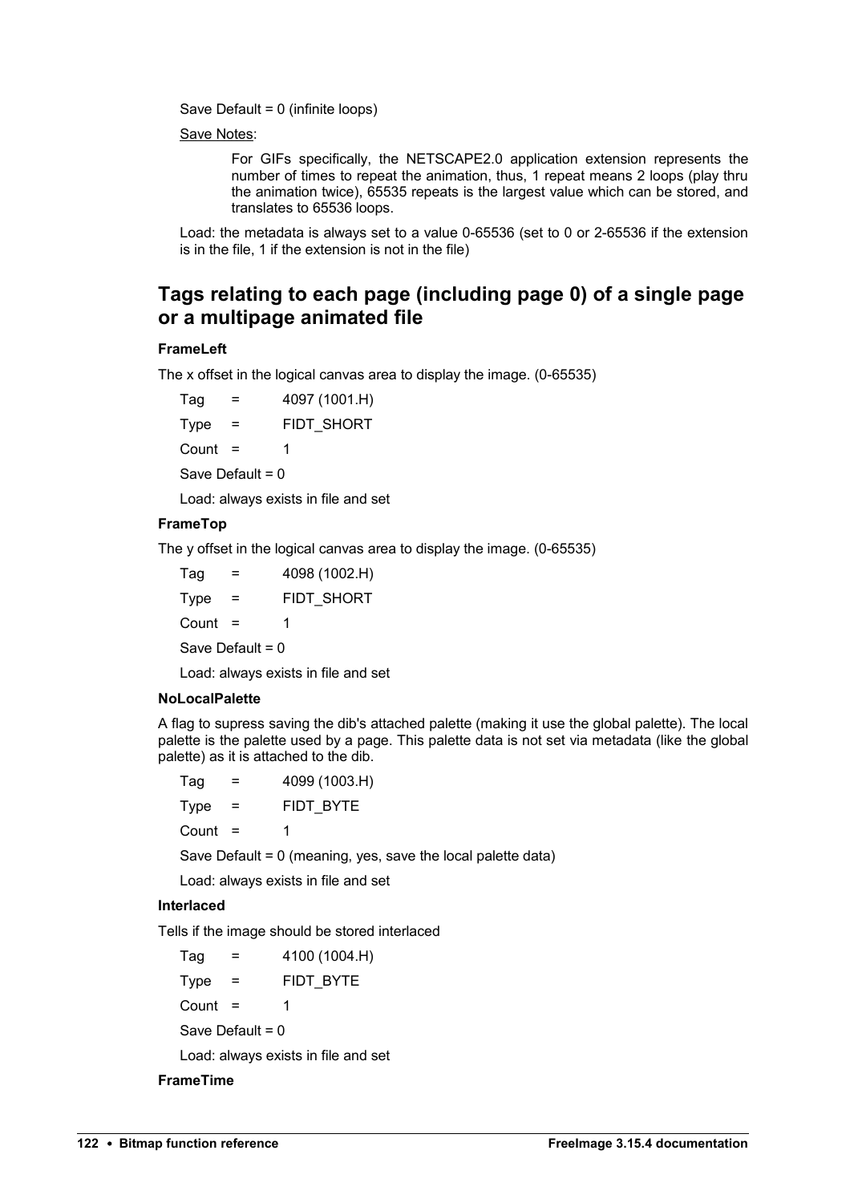Save Default = 0 (infinite loops)

Save Notes:

> For GIFs specifically, the NETSCAPE2.0 application extension represents the number of times to repeat the animation, thus, 1 repeat means 2 loops (play thru the animation twice), 65535 repeats is the largest value which can be stored, and translates to 65536 loops.

Load: the metadata is always set to a value 0-65536 (set to 0 or 2-65536 if the extension is in the file, 1 if the extension is not in the file)

## Tags relating to each page (including page 0) of a single page or a multipage animated file

**FrameLeft**

The x offset in the logical canvas area to display the image. (0-65535)

Tag = 4097 (1001.H)

Type = FIDT_SHORT

Count = 1

Save Default = 0

Load: always exists in file and set

**FrameTop**

The y offset in the logical canvas area to display the image. (0-65535)

Tag = 4098 (1002.H)

Type = FIDT_SHORT

Count = 1

Save Default = 0

Load: always exists in file and set

**NoLocalPalette**

A flag to supress saving the dib's attached palette (making it use the global palette). The local palette is the palette used by a page. This palette data is not set via metadata (like the global palette) as it is attached to the dib.

Tag = 4099 (1003.H)

Type = FIDT_BYTE

Count = 1

Save Default = 0 (meaning, yes, save the local palette data)

Load: always exists in file and set

**Interlaced**

Tells if the image should be stored interlaced

Tag = 4100 (1004.H)

Type = FIDT_BYTE

Count = 1

Save Default = 0

Load: always exists in file and set

**FrameTime**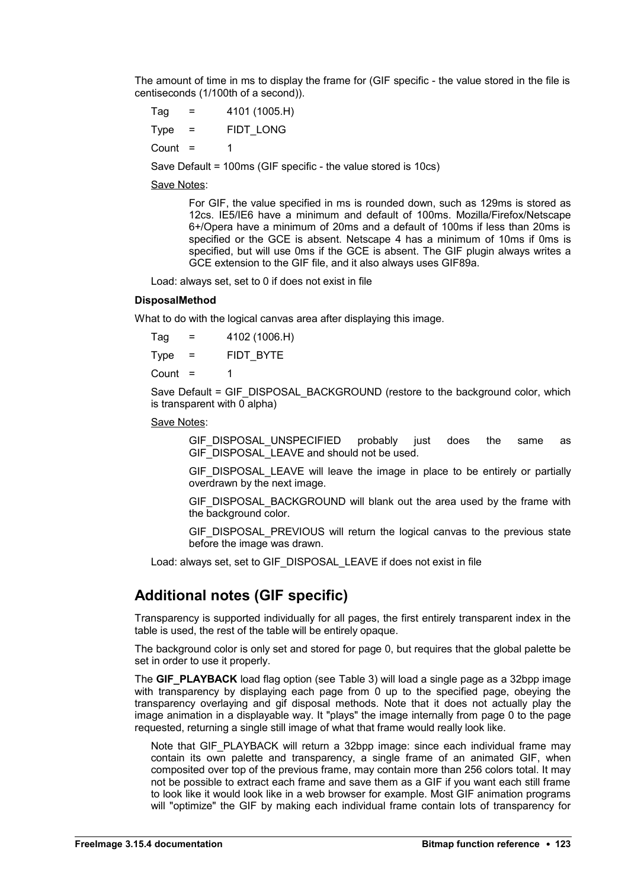The amount of time in ms to display the frame for (GIF specific - the value stored in the file is centiseconds (1/100th of a second)).

Tag = 4101 (1005.H)

Type = FIDT_LONG

Count = 1

Save Default = 100ms (GIF specific - the value stored is 10cs)

Save Notes:

> For GIF, the value specified in ms is rounded down, such as 129ms is stored as 12cs. IE5/IE6 have a minimum and default of 100ms. Mozilla/Firefox/Netscape 6+/Opera have a minimum of 20ms and a default of 100ms if less than 20ms is specified or the GCE is absent. Netscape 4 has a minimum of 10ms if 0ms is specified, but will use 0ms if the GCE is absent. The GIF plugin always writes a GCE extension to the GIF file, and it also always uses GIF89a.

Load: always set, set to 0 if does not exist in file

**DisposalMethod**

What to do with the logical canvas area after displaying this image.

Tag = 4102 (1006.H)

Type = FIDT_BYTE

Count = 1

Save Default = GIF_DISPOSAL_BACKGROUND (restore to the background color, which is transparent with 0 alpha)

Save Notes:

> GIF_DISPOSAL_UNSPECIFIED probably just does the same as GIF_DISPOSAL_LEAVE and should not be used.
>
> GIF_DISPOSAL_LEAVE will leave the image in place to be entirely or partially overdrawn by the next image.
>
> GIF_DISPOSAL_BACKGROUND will blank out the area used by the frame with the background color.
>
> GIF_DISPOSAL_PREVIOUS will return the logical canvas to the previous state before the image was drawn.

Load: always set, set to GIF_DISPOSAL_LEAVE if does not exist in file

## Additional notes (GIF specific)

Transparency is supported individually for all pages, the first entirely transparent index in the table is used, the rest of the table will be entirely opaque.

The background color is only set and stored for page 0, but requires that the global palette be set in order to use it properly.

The **GIF_PLAYBACK** load flag option (see Table 3) will load a single page as a 32bpp image with transparency by displaying each page from 0 up to the specified page, obeying the transparency overlaying and gif disposal methods. Note that it does not actually play the image animation in a displayable way. It "plays" the image internally from page 0 to the page requested, returning a single still image of what that frame would really look like.

> Note that GIF_PLAYBACK will return a 32bpp image: since each individual frame may contain its own palette and transparency, a single frame of an animated GIF, when composited over top of the previous frame, may contain more than 256 colors total. It may not be possible to extract each frame and save them as a GIF if you want each still frame to look like it would look like in a web browser for example. Most GIF animation programs will "optimize" the GIF by making each individual frame contain lots of transparency for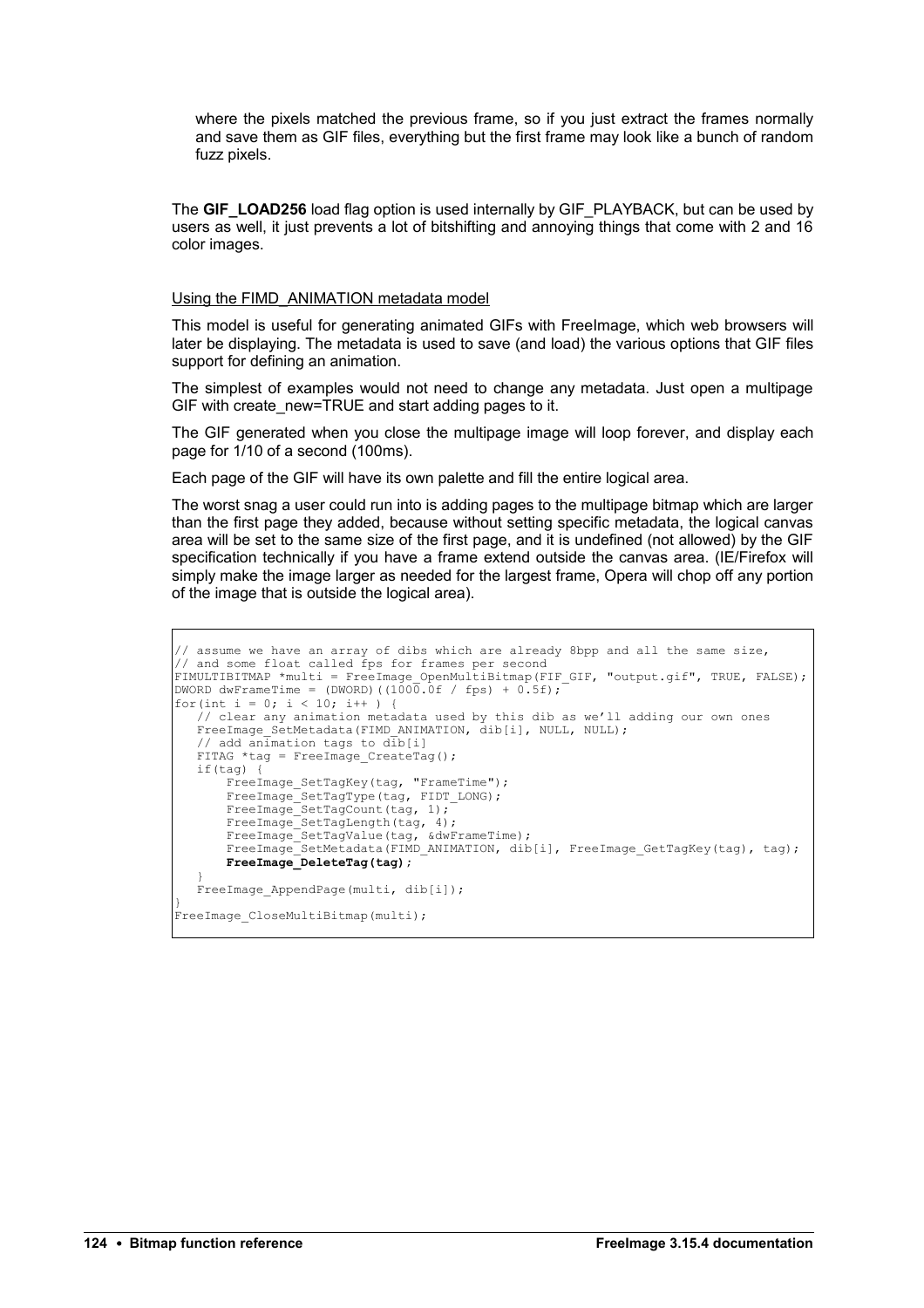where the pixels matched the previous frame, so if you just extract the frames normally and save them as GIF files, everything but the first frame may look like a bunch of random fuzz pixels.

The **GIF_LOAD256** load flag option is used internally by GIF_PLAYBACK, but can be used by users as well, it just prevents a lot of bitshifting and annoying things that come with 2 and 16 color images.

Using the FIMD_ANIMATION metadata model

This model is useful for generating animated GIFs with FreeImage, which web browsers will later be displaying. The metadata is used to save (and load) the various options that GIF files support for defining an animation.

The simplest of examples would not need to change any metadata. Just open a multipage GIF with create_new=TRUE and start adding pages to it.

The GIF generated when you close the multipage image will loop forever, and display each page for 1/10 of a second (100ms).

Each page of the GIF will have its own palette and fill the entire logical area.

The worst snag a user could run into is adding pages to the multipage bitmap which are larger than the first page they added, because without setting specific metadata, the logical canvas area will be set to the same size of the first page, and it is undefined (not allowed) by the GIF specification technically if you have a frame extend outside the canvas area. (IE/Firefox will simply make the image larger as needed for the largest frame, Opera will chop off any portion of the image that is outside the logical area).

```
// assume we have an array of dibs which are already 8bpp and all the same size,
// and some float called fps for frames per second
FIMULTIBITMAP *multi = FreeImage_OpenMultiBitmap(FIF_GIF, "output.gif", TRUE, FALSE);
DWORD dwFrameTime = (DWORD)((1000.0f / fps) + 0.5f);
for(int i = 0; i < 10; i++ ) {
   // clear any animation metadata used by this dib as we'll adding our own ones
   FreeImage_SetMetadata(FIMD_ANIMATION, dib[i], NULL, NULL);
   // add animation tags to dib[i]
   FITAG *tag = FreeImage_CreateTag();
   if(tag) {
       FreeImage_SetTagKey(tag, "FrameTime");
       FreeImage_SetTagType(tag, FIDT_LONG);
       FreeImage_SetTagCount(tag, 1);
       FreeImage_SetTagLength(tag, 4);
       FreeImage_SetTagValue(tag, &dwFrameTime);
       FreeImage_SetMetadata(FIMD_ANIMATION, dib[i], FreeImage_GetTagKey(tag), tag);
       FreeImage_DeleteTag(tag);
   }
   FreeImage_AppendPage(multi, dib[i]);
}
FreeImage_CloseMultiBitmap(multi);
```